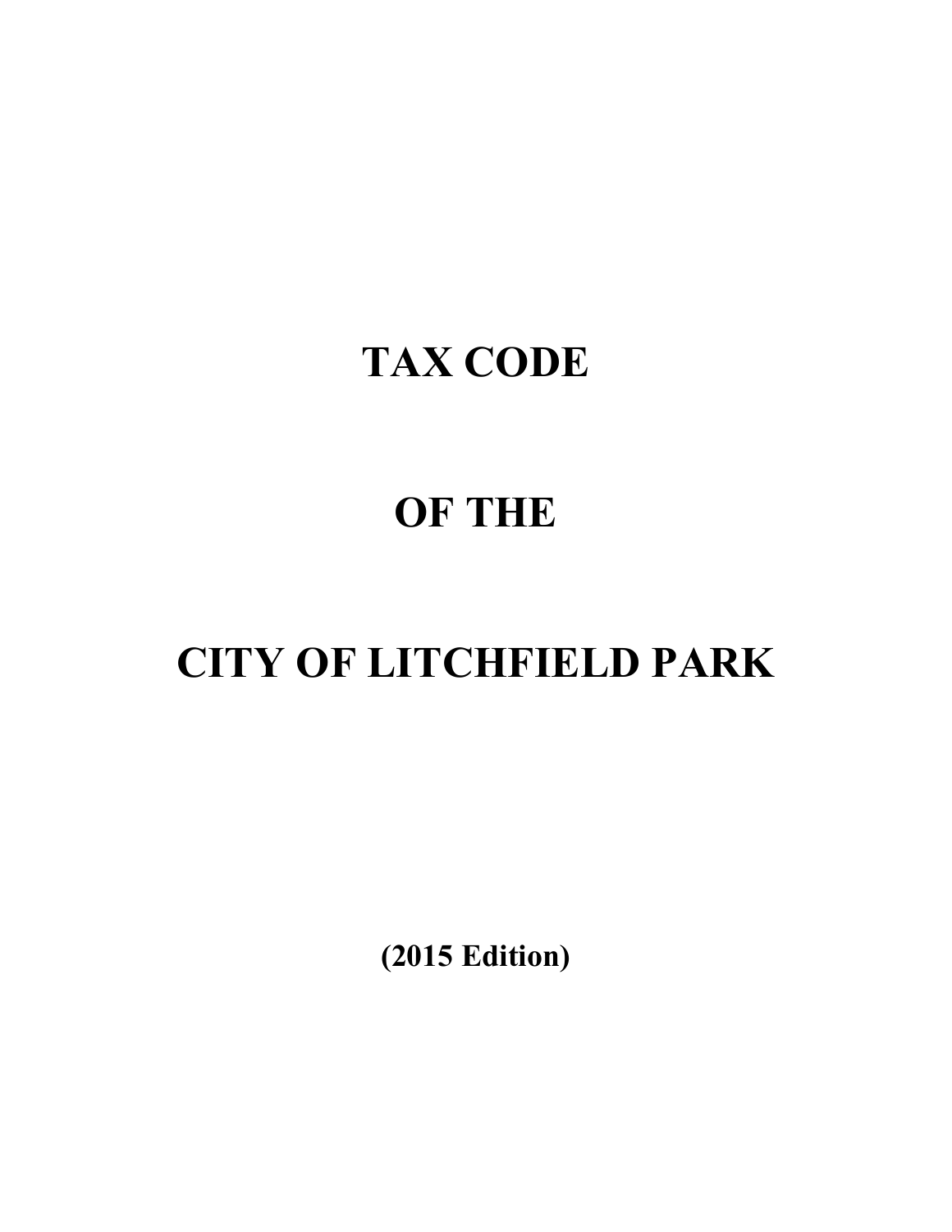# TAX CODE

# OF THE

# CITY OF LITCHFIELD PARK

**(2015 Edition)**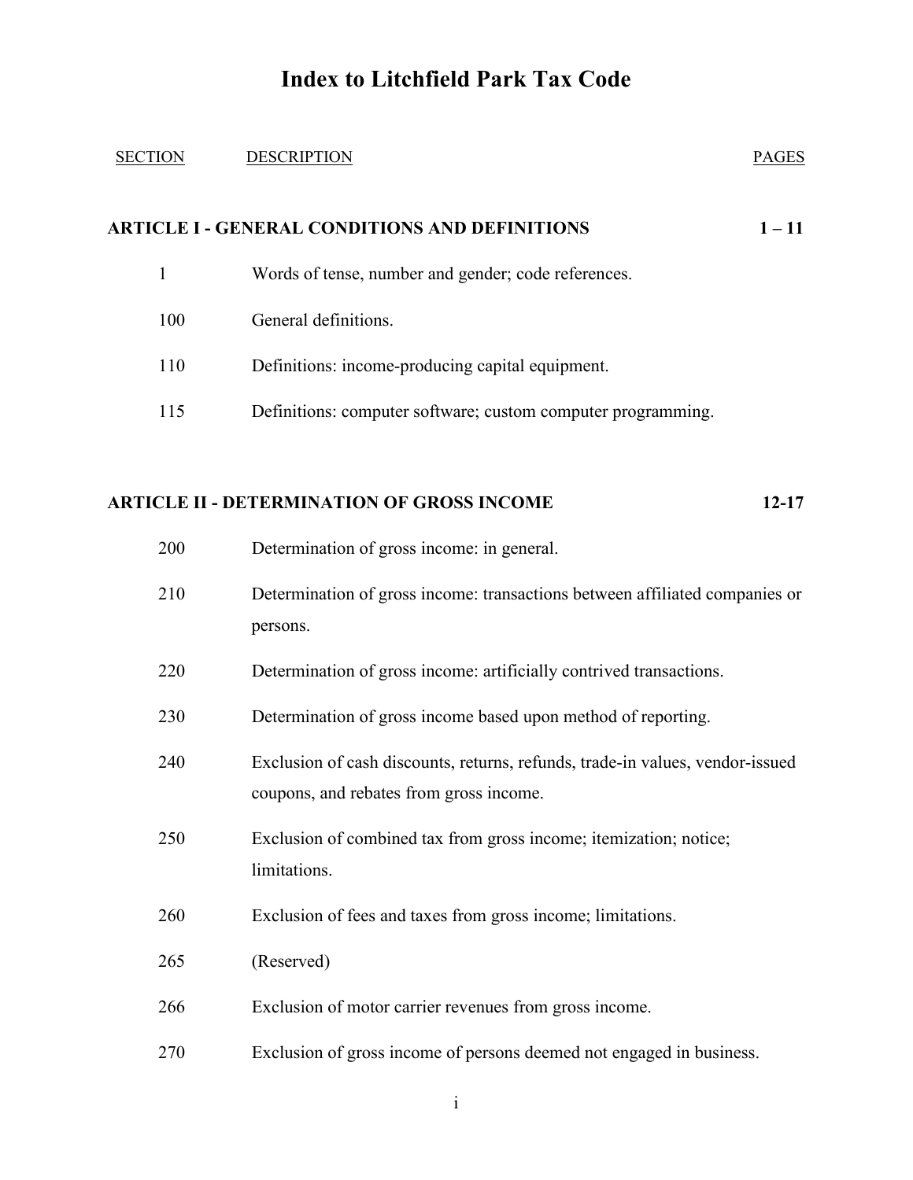# Index to Litchfield Park Tax Code

| SECTION | DESCRIPTION | PAGES |
| --- | --- | --- |
| **ARTICLE I - GENERAL CONDITIONS AND DEFINITIONS** | | **1 – 11** |
| 1 | Words of tense, number and gender; code references. | |
| 100 | General definitions. | |
| 110 | Definitions: income-producing capital equipment. | |
| 115 | Definitions: computer software; custom computer programming. | |
| **ARTICLE II - DETERMINATION OF GROSS INCOME** | | **12-17** |
| 200 | Determination of gross income: in general. | |
| 210 | Determination of gross income: transactions between affiliated companies or persons. | |
| 220 | Determination of gross income: artificially contrived transactions. | |
| 230 | Determination of gross income based upon method of reporting. | |
| 240 | Exclusion of cash discounts, returns, refunds, trade-in values, vendor-issued coupons, and rebates from gross income. | |
| 250 | Exclusion of combined tax from gross income; itemization; notice; limitations. | |
| 260 | Exclusion of fees and taxes from gross income; limitations. | |
| 265 | (Reserved) | |
| 266 | Exclusion of motor carrier revenues from gross income. | |
| 270 | Exclusion of gross income of persons deemed not engaged in business. | |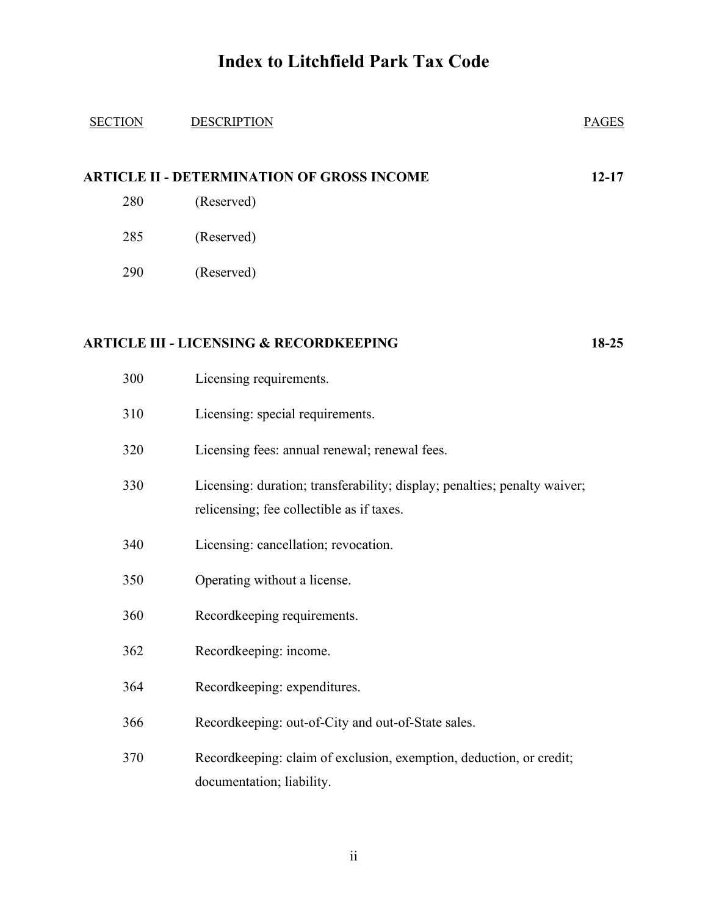# Index to Litchfield Park Tax Code

| SECTION | DESCRIPTION | PAGES |
|---|---|---|
| **ARTICLE II - DETERMINATION OF GROSS INCOME** | | **12-17** |
| 280 | (Reserved) | |
| 285 | (Reserved) | |
| 290 | (Reserved) | |
| **ARTICLE III - LICENSING & RECORDKEEPING** | | **18-25** |
| 300 | Licensing requirements. | |
| 310 | Licensing: special requirements. | |
| 320 | Licensing fees: annual renewal; renewal fees. | |
| 330 | Licensing: duration; transferability; display; penalties; penalty waiver; relicensing; fee collectible as if taxes. | |
| 340 | Licensing: cancellation; revocation. | |
| 350 | Operating without a license. | |
| 360 | Recordkeeping requirements. | |
| 362 | Recordkeeping: income. | |
| 364 | Recordkeeping: expenditures. | |
| 366 | Recordkeeping: out-of-City and out-of-State sales. | |
| 370 | Recordkeeping: claim of exclusion, exemption, deduction, or credit; documentation; liability. | |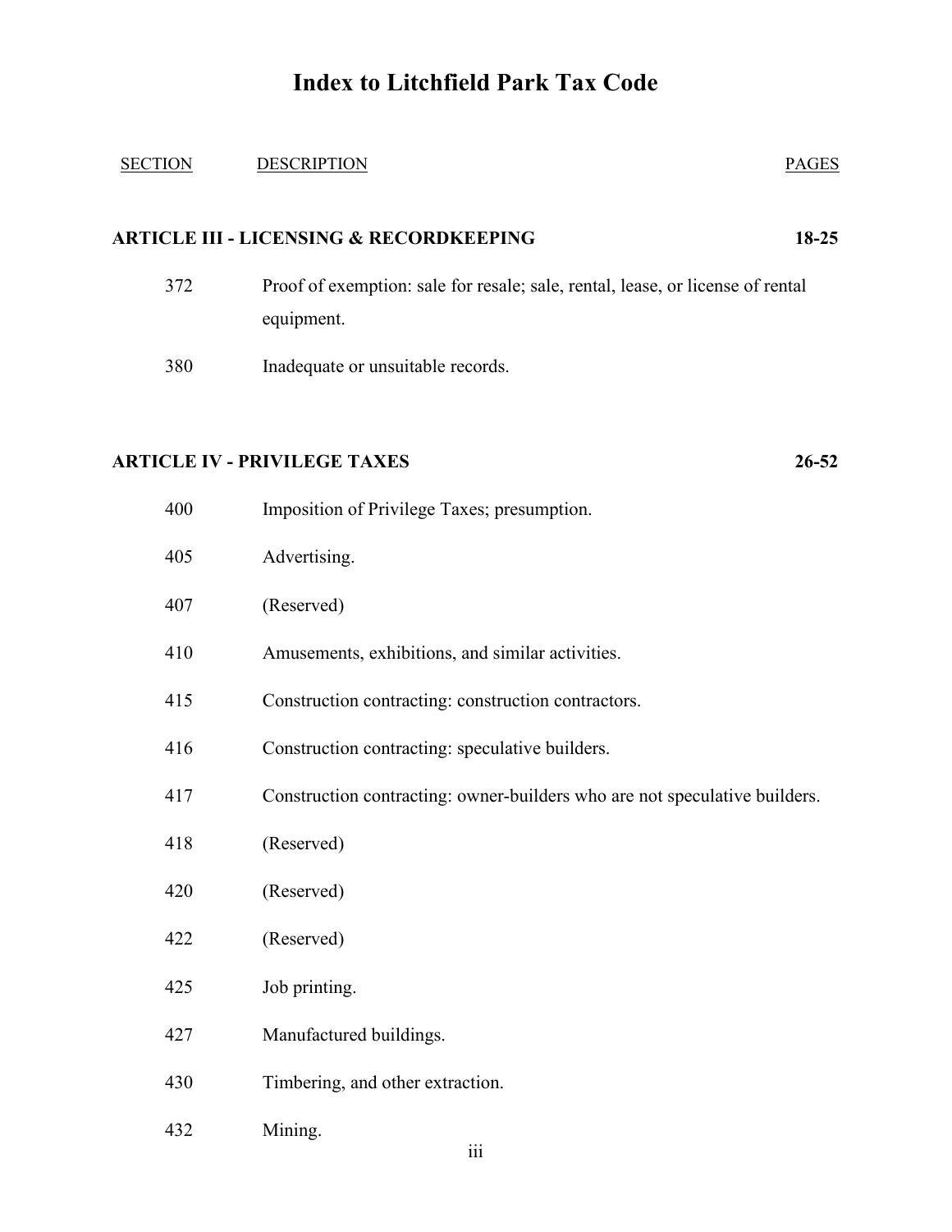# Index to Litchfield Park Tax Code

| SECTION | DESCRIPTION | PAGES |
|---|---|---|
| **ARTICLE III - LICENSING & RECORDKEEPING** | | **18-25** |
| 372 | Proof of exemption: sale for resale; sale, rental, lease, or license of rental equipment. | |
| 380 | Inadequate or unsuitable records. | |
| **ARTICLE IV - PRIVILEGE TAXES** | | **26-52** |
| 400 | Imposition of Privilege Taxes; presumption. | |
| 405 | Advertising. | |
| 407 | (Reserved) | |
| 410 | Amusements, exhibitions, and similar activities. | |
| 415 | Construction contracting: construction contractors. | |
| 416 | Construction contracting: speculative builders. | |
| 417 | Construction contracting: owner-builders who are not speculative builders. | |
| 418 | (Reserved) | |
| 420 | (Reserved) | |
| 422 | (Reserved) | |
| 425 | Job printing. | |
| 427 | Manufactured buildings. | |
| 430 | Timbering, and other extraction. | |
| 432 | Mining. | |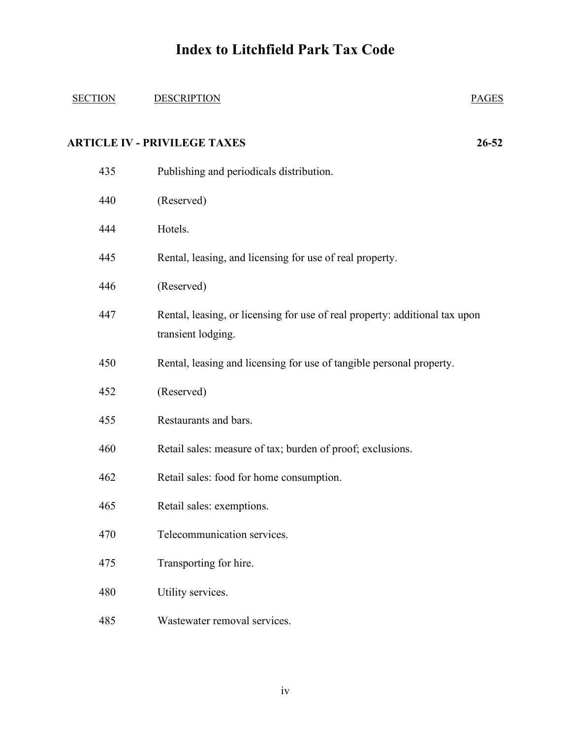# Index to Litchfield Park Tax Code

| SECTION | DESCRIPTION | PAGES |
|---|---|---|
| **ARTICLE IV - PRIVILEGE TAXES** | | **26-52** |
| 435 | Publishing and periodicals distribution. | |
| 440 | (Reserved) | |
| 444 | Hotels. | |
| 445 | Rental, leasing, and licensing for use of real property. | |
| 446 | (Reserved) | |
| 447 | Rental, leasing, or licensing for use of real property: additional tax upon transient lodging. | |
| 450 | Rental, leasing and licensing for use of tangible personal property. | |
| 452 | (Reserved) | |
| 455 | Restaurants and bars. | |
| 460 | Retail sales: measure of tax; burden of proof; exclusions. | |
| 462 | Retail sales: food for home consumption. | |
| 465 | Retail sales: exemptions. | |
| 470 | Telecommunication services. | |
| 475 | Transporting for hire. | |
| 480 | Utility services. | |
| 485 | Wastewater removal services. | |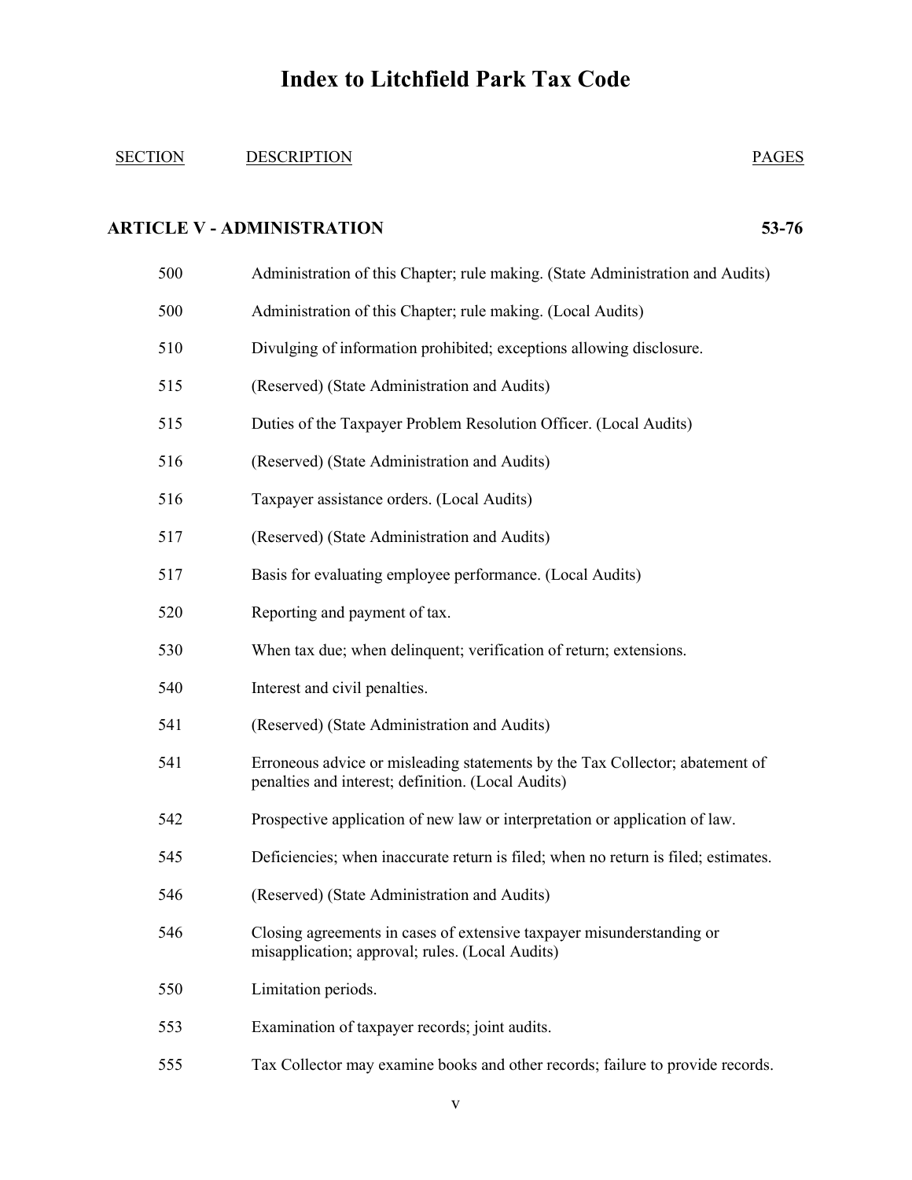# Index to Litchfield Park Tax Code

| SECTION | DESCRIPTION | PAGES |
| --- | --- | --- |
| **ARTICLE V - ADMINISTRATION** | | **53-76** |
| 500 | Administration of this Chapter; rule making. (State Administration and Audits) | |
| 500 | Administration of this Chapter; rule making. (Local Audits) | |
| 510 | Divulging of information prohibited; exceptions allowing disclosure. | |
| 515 | (Reserved) (State Administration and Audits) | |
| 515 | Duties of the Taxpayer Problem Resolution Officer. (Local Audits) | |
| 516 | (Reserved) (State Administration and Audits) | |
| 516 | Taxpayer assistance orders. (Local Audits) | |
| 517 | (Reserved) (State Administration and Audits) | |
| 517 | Basis for evaluating employee performance. (Local Audits) | |
| 520 | Reporting and payment of tax. | |
| 530 | When tax due; when delinquent; verification of return; extensions. | |
| 540 | Interest and civil penalties. | |
| 541 | (Reserved) (State Administration and Audits) | |
| 541 | Erroneous advice or misleading statements by the Tax Collector; abatement of penalties and interest; definition. (Local Audits) | |
| 542 | Prospective application of new law or interpretation or application of law. | |
| 545 | Deficiencies; when inaccurate return is filed; when no return is filed; estimates. | |
| 546 | (Reserved) (State Administration and Audits) | |
| 546 | Closing agreements in cases of extensive taxpayer misunderstanding or misapplication; approval; rules. (Local Audits) | |
| 550 | Limitation periods. | |
| 553 | Examination of taxpayer records; joint audits. | |
| 555 | Tax Collector may examine books and other records; failure to provide records. | |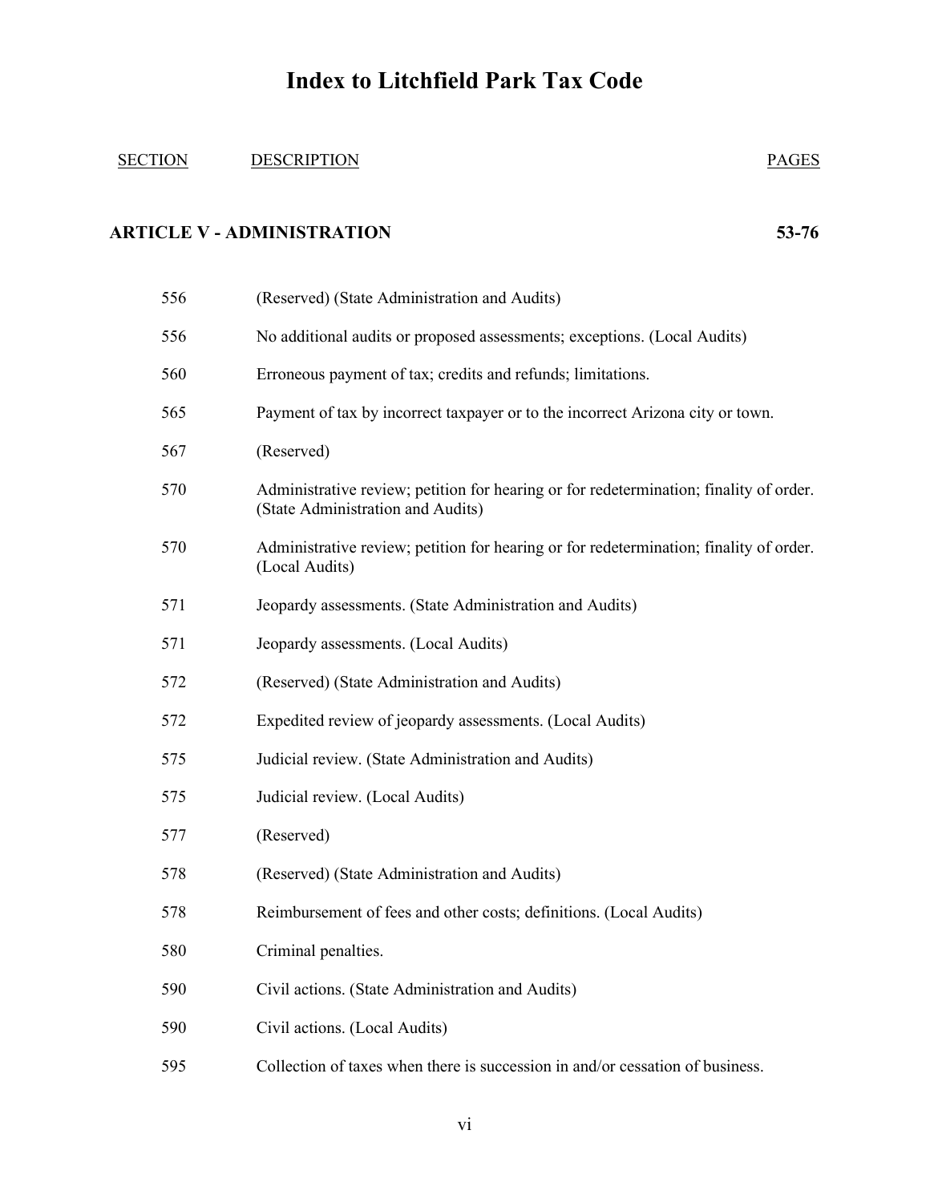# Index to Litchfield Park Tax Code

| SECTION | DESCRIPTION | PAGES |
|---|---|---|
| **ARTICLE V - ADMINISTRATION** | | **53-76** |
| 556 | (Reserved) (State Administration and Audits) | |
| 556 | No additional audits or proposed assessments; exceptions. (Local Audits) | |
| 560 | Erroneous payment of tax; credits and refunds; limitations. | |
| 565 | Payment of tax by incorrect taxpayer or to the incorrect Arizona city or town. | |
| 567 | (Reserved) | |
| 570 | Administrative review; petition for hearing or for redetermination; finality of order. (State Administration and Audits) | |
| 570 | Administrative review; petition for hearing or for redetermination; finality of order. (Local Audits) | |
| 571 | Jeopardy assessments. (State Administration and Audits) | |
| 571 | Jeopardy assessments. (Local Audits) | |
| 572 | (Reserved) (State Administration and Audits) | |
| 572 | Expedited review of jeopardy assessments. (Local Audits) | |
| 575 | Judicial review. (State Administration and Audits) | |
| 575 | Judicial review. (Local Audits) | |
| 577 | (Reserved) | |
| 578 | (Reserved) (State Administration and Audits) | |
| 578 | Reimbursement of fees and other costs; definitions. (Local Audits) | |
| 580 | Criminal penalties. | |
| 590 | Civil actions. (State Administration and Audits) | |
| 590 | Civil actions. (Local Audits) | |
| 595 | Collection of taxes when there is succession in and/or cessation of business. | |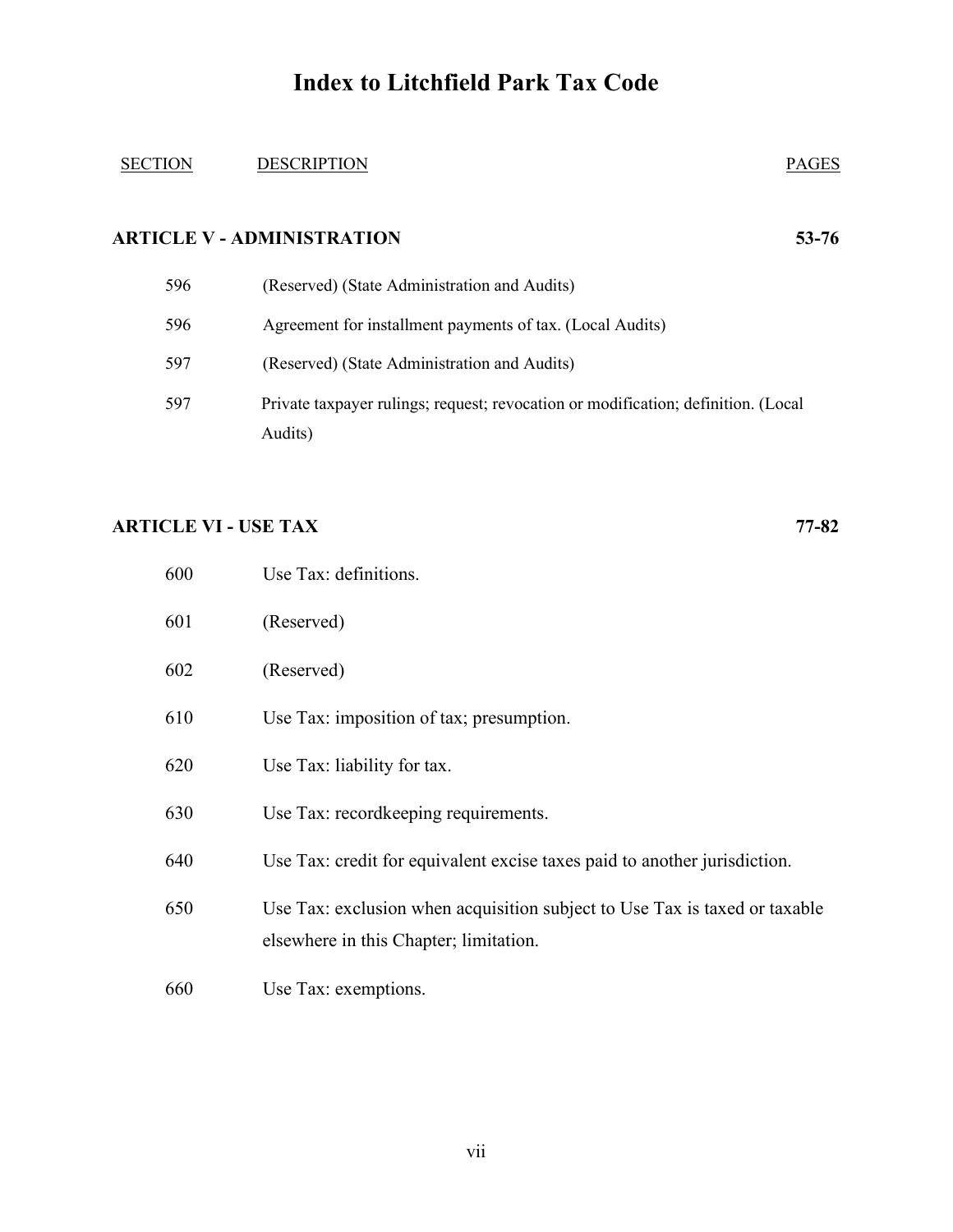# Index to Litchfield Park Tax Code

| SECTION | DESCRIPTION | PAGES |
|---|---|---|
| **ARTICLE V - ADMINISTRATION** | | **53-76** |
| 596 | (Reserved) (State Administration and Audits) | |
| 596 | Agreement for installment payments of tax. (Local Audits) | |
| 597 | (Reserved) (State Administration and Audits) | |
| 597 | Private taxpayer rulings; request; revocation or modification; definition. (Local Audits) | |
| **ARTICLE VI - USE TAX** | | **77-82** |
| 600 | Use Tax: definitions. | |
| 601 | (Reserved) | |
| 602 | (Reserved) | |
| 610 | Use Tax: imposition of tax; presumption. | |
| 620 | Use Tax: liability for tax. | |
| 630 | Use Tax: recordkeeping requirements. | |
| 640 | Use Tax: credit for equivalent excise taxes paid to another jurisdiction. | |
| 650 | Use Tax: exclusion when acquisition subject to Use Tax is taxed or taxable elsewhere in this Chapter; limitation. | |
| 660 | Use Tax: exemptions. | |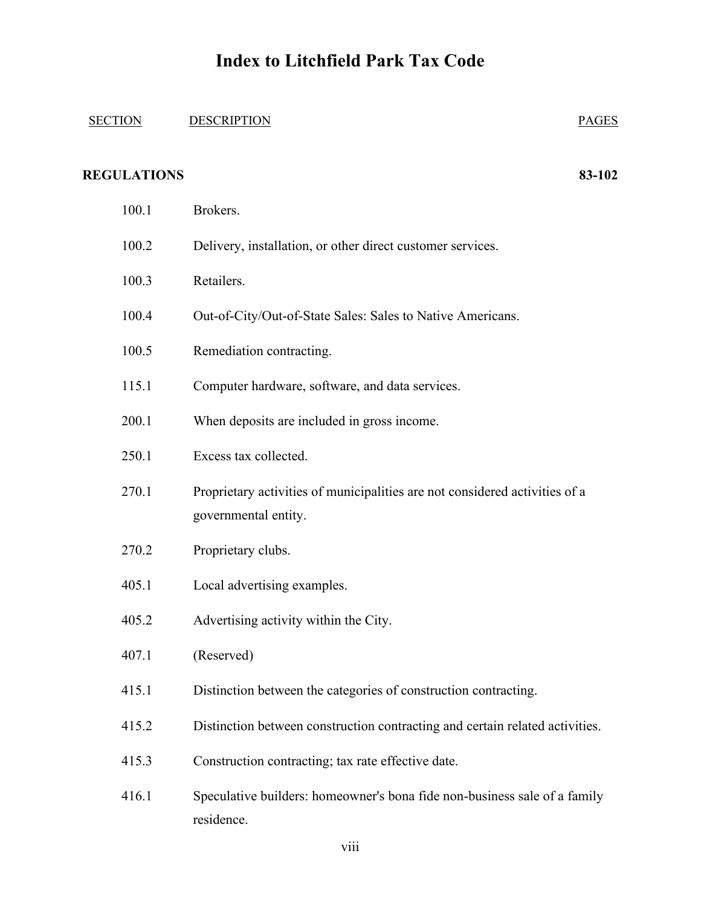# Index to Litchfield Park Tax Code

| SECTION | DESCRIPTION | PAGES |
| --- | --- | --- |
| **REGULATIONS** | | **83-102** |
| 100.1 | Brokers. | |
| 100.2 | Delivery, installation, or other direct customer services. | |
| 100.3 | Retailers. | |
| 100.4 | Out-of-City/Out-of-State Sales: Sales to Native Americans. | |
| 100.5 | Remediation contracting. | |
| 115.1 | Computer hardware, software, and data services. | |
| 200.1 | When deposits are included in gross income. | |
| 250.1 | Excess tax collected. | |
| 270.1 | Proprietary activities of municipalities are not considered activities of a governmental entity. | |
| 270.2 | Proprietary clubs. | |
| 405.1 | Local advertising examples. | |
| 405.2 | Advertising activity within the City. | |
| 407.1 | (Reserved) | |
| 415.1 | Distinction between the categories of construction contracting. | |
| 415.2 | Distinction between construction contracting and certain related activities. | |
| 415.3 | Construction contracting; tax rate effective date. | |
| 416.1 | Speculative builders: homeowner's bona fide non-business sale of a family residence. | |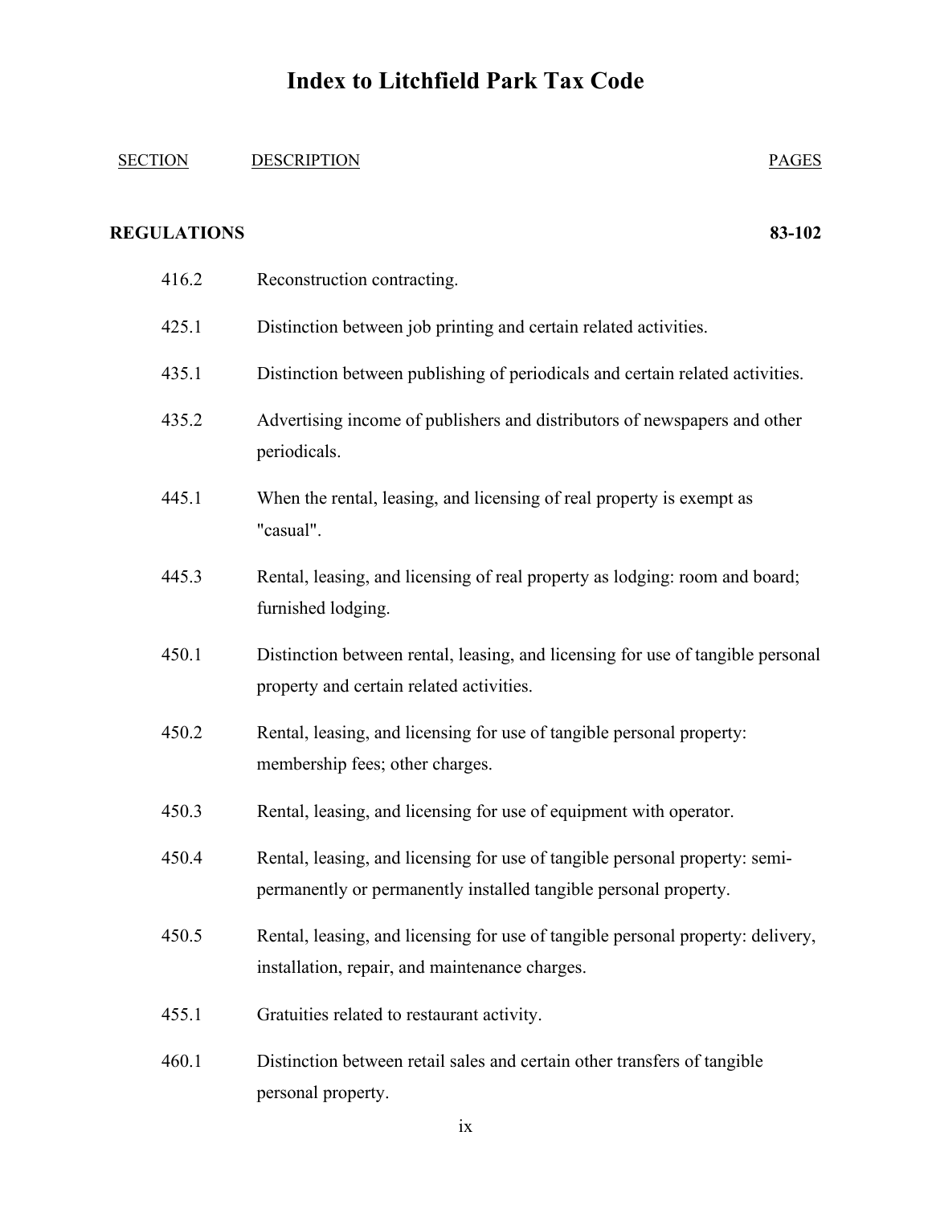# Index to Litchfield Park Tax Code

| SECTION | DESCRIPTION | PAGES |
|---|---|---|
| **REGULATIONS** | | **83-102** |
| 416.2 | Reconstruction contracting. | |
| 425.1 | Distinction between job printing and certain related activities. | |
| 435.1 | Distinction between publishing of periodicals and certain related activities. | |
| 435.2 | Advertising income of publishers and distributors of newspapers and other periodicals. | |
| 445.1 | When the rental, leasing, and licensing of real property is exempt as "casual". | |
| 445.3 | Rental, leasing, and licensing of real property as lodging: room and board; furnished lodging. | |
| 450.1 | Distinction between rental, leasing, and licensing for use of tangible personal property and certain related activities. | |
| 450.2 | Rental, leasing, and licensing for use of tangible personal property: membership fees; other charges. | |
| 450.3 | Rental, leasing, and licensing for use of equipment with operator. | |
| 450.4 | Rental, leasing, and licensing for use of tangible personal property: semi-permanently or permanently installed tangible personal property. | |
| 450.5 | Rental, leasing, and licensing for use of tangible personal property: delivery, installation, repair, and maintenance charges. | |
| 455.1 | Gratuities related to restaurant activity. | |
| 460.1 | Distinction between retail sales and certain other transfers of tangible personal property. | |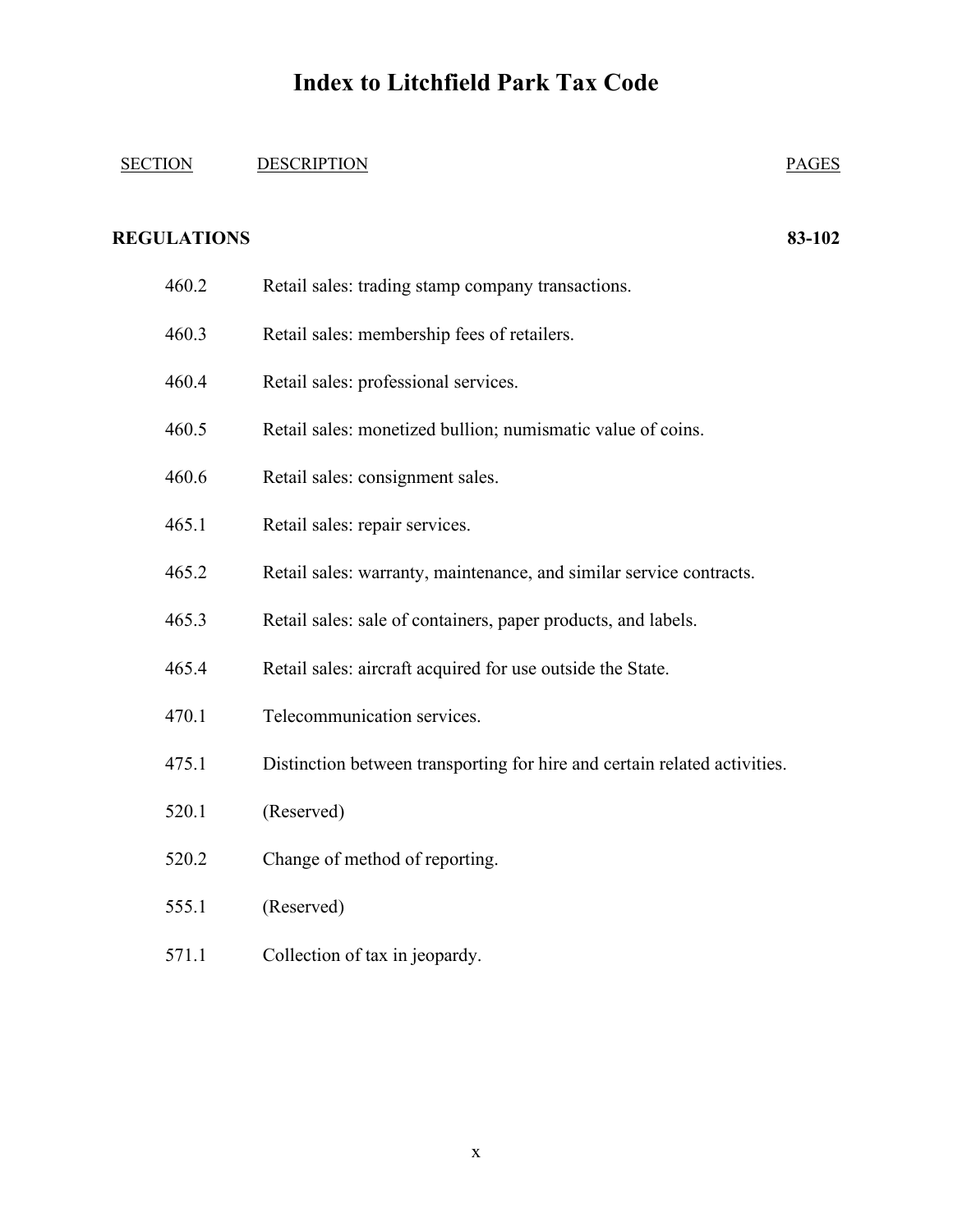# Index to Litchfield Park Tax Code

| SECTION | DESCRIPTION | PAGES |
|---|---|---|
| **REGULATIONS** | | **83-102** |
| 460.2 | Retail sales: trading stamp company transactions. | |
| 460.3 | Retail sales: membership fees of retailers. | |
| 460.4 | Retail sales: professional services. | |
| 460.5 | Retail sales: monetized bullion; numismatic value of coins. | |
| 460.6 | Retail sales: consignment sales. | |
| 465.1 | Retail sales: repair services. | |
| 465.2 | Retail sales: warranty, maintenance, and similar service contracts. | |
| 465.3 | Retail sales: sale of containers, paper products, and labels. | |
| 465.4 | Retail sales: aircraft acquired for use outside the State. | |
| 470.1 | Telecommunication services. | |
| 475.1 | Distinction between transporting for hire and certain related activities. | |
| 520.1 | (Reserved) | |
| 520.2 | Change of method of reporting. | |
| 555.1 | (Reserved) | |
| 571.1 | Collection of tax in jeopardy. | |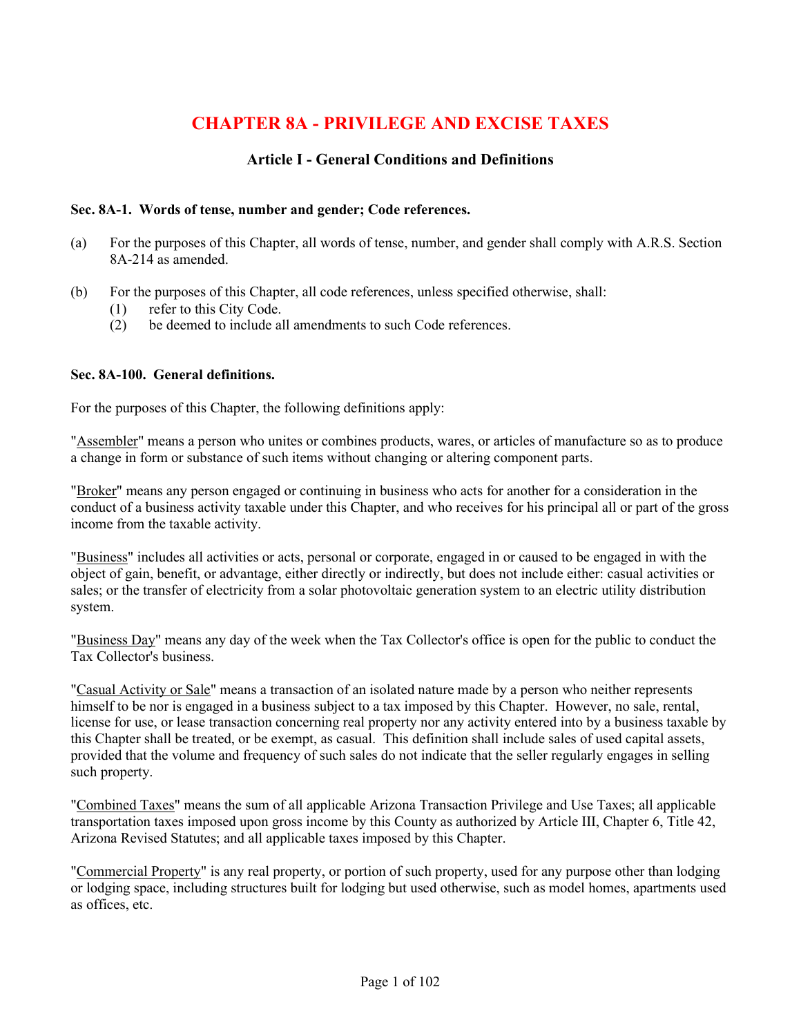# CHAPTER 8A - PRIVILEGE AND EXCISE TAXES

## Article I - General Conditions and Definitions

### Sec. 8A-1. Words of tense, number and gender; Code references.

(a) For the purposes of this Chapter, all words of tense, number, and gender shall comply with A.R.S. Section 8A-214 as amended.

(b) For the purposes of this Chapter, all code references, unless specified otherwise, shall:
  (1) refer to this City Code.
  (2) be deemed to include all amendments to such Code references.

### Sec. 8A-100. General definitions.

For the purposes of this Chapter, the following definitions apply:

"Assembler" means a person who unites or combines products, wares, or articles of manufacture so as to produce a change in form or substance of such items without changing or altering component parts.

"Broker" means any person engaged or continuing in business who acts for another for a consideration in the conduct of a business activity taxable under this Chapter, and who receives for his principal all or part of the gross income from the taxable activity.

"Business" includes all activities or acts, personal or corporate, engaged in or caused to be engaged in with the object of gain, benefit, or advantage, either directly or indirectly, but does not include either: casual activities or sales; or the transfer of electricity from a solar photovoltaic generation system to an electric utility distribution system.

"Business Day" means any day of the week when the Tax Collector's office is open for the public to conduct the Tax Collector's business.

"Casual Activity or Sale" means a transaction of an isolated nature made by a person who neither represents himself to be nor is engaged in a business subject to a tax imposed by this Chapter. However, no sale, rental, license for use, or lease transaction concerning real property nor any activity entered into by a business taxable by this Chapter shall be treated, or be exempt, as casual. This definition shall include sales of used capital assets, provided that the volume and frequency of such sales do not indicate that the seller regularly engages in selling such property.

"Combined Taxes" means the sum of all applicable Arizona Transaction Privilege and Use Taxes; all applicable transportation taxes imposed upon gross income by this County as authorized by Article III, Chapter 6, Title 42, Arizona Revised Statutes; and all applicable taxes imposed by this Chapter.

"Commercial Property" is any real property, or portion of such property, used for any purpose other than lodging or lodging space, including structures built for lodging but used otherwise, such as model homes, apartments used as offices, etc.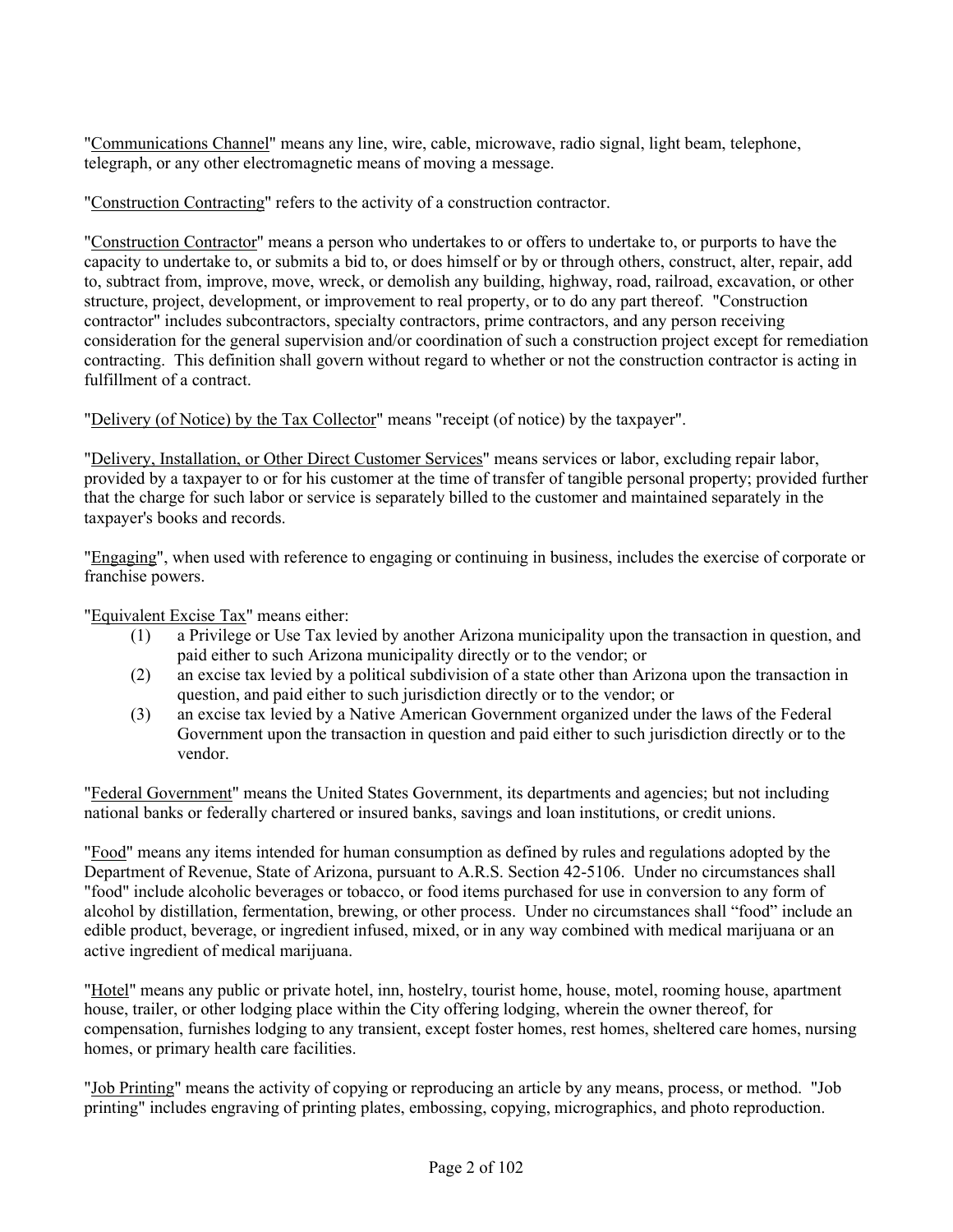"Communications Channel" means any line, wire, cable, microwave, radio signal, light beam, telephone, telegraph, or any other electromagnetic means of moving a message.

"Construction Contracting" refers to the activity of a construction contractor.

"Construction Contractor" means a person who undertakes to or offers to undertake to, or purports to have the capacity to undertake to, or submits a bid to, or does himself or by or through others, construct, alter, repair, add to, subtract from, improve, move, wreck, or demolish any building, highway, road, railroad, excavation, or other structure, project, development, or improvement to real property, or to do any part thereof. "Construction contractor" includes subcontractors, specialty contractors, prime contractors, and any person receiving consideration for the general supervision and/or coordination of such a construction project except for remediation contracting. This definition shall govern without regard to whether or not the construction contractor is acting in fulfillment of a contract.

"Delivery (of Notice) by the Tax Collector" means "receipt (of notice) by the taxpayer".

"Delivery, Installation, or Other Direct Customer Services" means services or labor, excluding repair labor, provided by a taxpayer to or for his customer at the time of transfer of tangible personal property; provided further that the charge for such labor or service is separately billed to the customer and maintained separately in the taxpayer's books and records.

"Engaging", when used with reference to engaging or continuing in business, includes the exercise of corporate or franchise powers.

"Equivalent Excise Tax" means either:

(1) a Privilege or Use Tax levied by another Arizona municipality upon the transaction in question, and paid either to such Arizona municipality directly or to the vendor; or

(2) an excise tax levied by a political subdivision of a state other than Arizona upon the transaction in question, and paid either to such jurisdiction directly or to the vendor; or

(3) an excise tax levied by a Native American Government organized under the laws of the Federal Government upon the transaction in question and paid either to such jurisdiction directly or to the vendor.

"Federal Government" means the United States Government, its departments and agencies; but not including national banks or federally chartered or insured banks, savings and loan institutions, or credit unions.

"Food" means any items intended for human consumption as defined by rules and regulations adopted by the Department of Revenue, State of Arizona, pursuant to A.R.S. Section 42-5106. Under no circumstances shall "food" include alcoholic beverages or tobacco, or food items purchased for use in conversion to any form of alcohol by distillation, fermentation, brewing, or other process. Under no circumstances shall "food" include an edible product, beverage, or ingredient infused, mixed, or in any way combined with medical marijuana or an active ingredient of medical marijuana.

"Hotel" means any public or private hotel, inn, hostelry, tourist home, house, motel, rooming house, apartment house, trailer, or other lodging place within the City offering lodging, wherein the owner thereof, for compensation, furnishes lodging to any transient, except foster homes, rest homes, sheltered care homes, nursing homes, or primary health care facilities.

"Job Printing" means the activity of copying or reproducing an article by any means, process, or method. "Job printing" includes engraving of printing plates, embossing, copying, micrographics, and photo reproduction.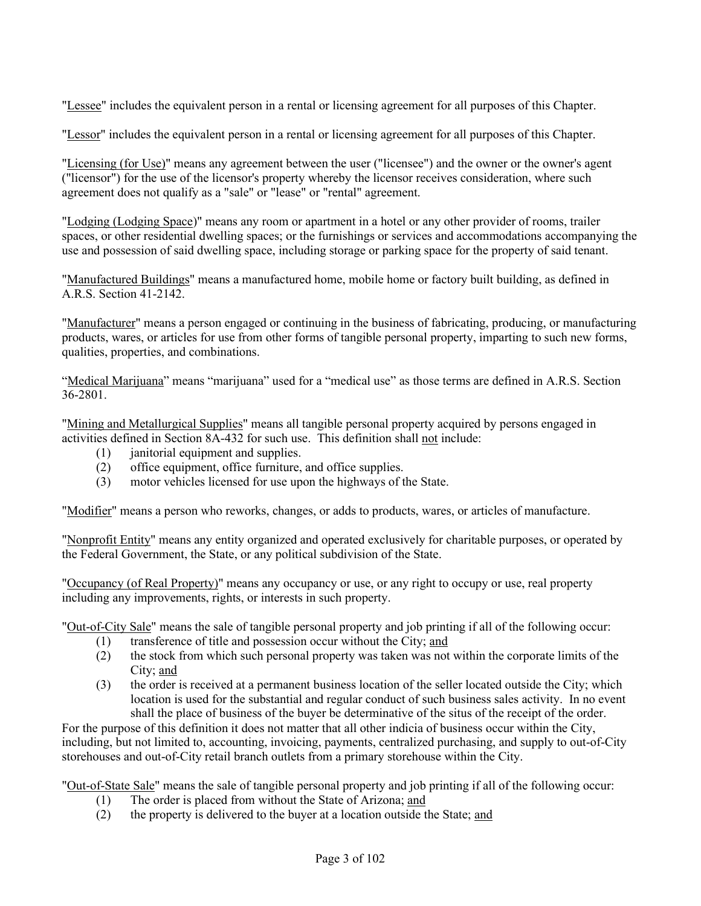"Lessee" includes the equivalent person in a rental or licensing agreement for all purposes of this Chapter.

"Lessor" includes the equivalent person in a rental or licensing agreement for all purposes of this Chapter.

"Licensing (for Use)" means any agreement between the user ("licensee") and the owner or the owner's agent ("licensor") for the use of the licensor's property whereby the licensor receives consideration, where such agreement does not qualify as a "sale" or "lease" or "rental" agreement.

"Lodging (Lodging Space)" means any room or apartment in a hotel or any other provider of rooms, trailer spaces, or other residential dwelling spaces; or the furnishings or services and accommodations accompanying the use and possession of said dwelling space, including storage or parking space for the property of said tenant.

"Manufactured Buildings" means a manufactured home, mobile home or factory built building, as defined in A.R.S. Section 41-2142.

"Manufacturer" means a person engaged or continuing in the business of fabricating, producing, or manufacturing products, wares, or articles for use from other forms of tangible personal property, imparting to such new forms, qualities, properties, and combinations.

"Medical Marijuana" means "marijuana" used for a "medical use" as those terms are defined in A.R.S. Section 36-2801.

"Mining and Metallurgical Supplies" means all tangible personal property acquired by persons engaged in activities defined in Section 8A-432 for such use. This definition shall not include:

(1) janitorial equipment and supplies.
(2) office equipment, office furniture, and office supplies.
(3) motor vehicles licensed for use upon the highways of the State.

"Modifier" means a person who reworks, changes, or adds to products, wares, or articles of manufacture.

"Nonprofit Entity" means any entity organized and operated exclusively for charitable purposes, or operated by the Federal Government, the State, or any political subdivision of the State.

"Occupancy (of Real Property)" means any occupancy or use, or any right to occupy or use, real property including any improvements, rights, or interests in such property.

"Out-of-City Sale" means the sale of tangible personal property and job printing if all of the following occur:

(1) transference of title and possession occur without the City; and
(2) the stock from which such personal property was taken was not within the corporate limits of the City; and
(3) the order is received at a permanent business location of the seller located outside the City; which location is used for the substantial and regular conduct of such business sales activity. In no event shall the place of business of the buyer be determinative of the situs of the receipt of the order.

For the purpose of this definition it does not matter that all other indicia of business occur within the City, including, but not limited to, accounting, invoicing, payments, centralized purchasing, and supply to out-of-City storehouses and out-of-City retail branch outlets from a primary storehouse within the City.

"Out-of-State Sale" means the sale of tangible personal property and job printing if all of the following occur:

(1) The order is placed from without the State of Arizona; and
(2) the property is delivered to the buyer at a location outside the State; and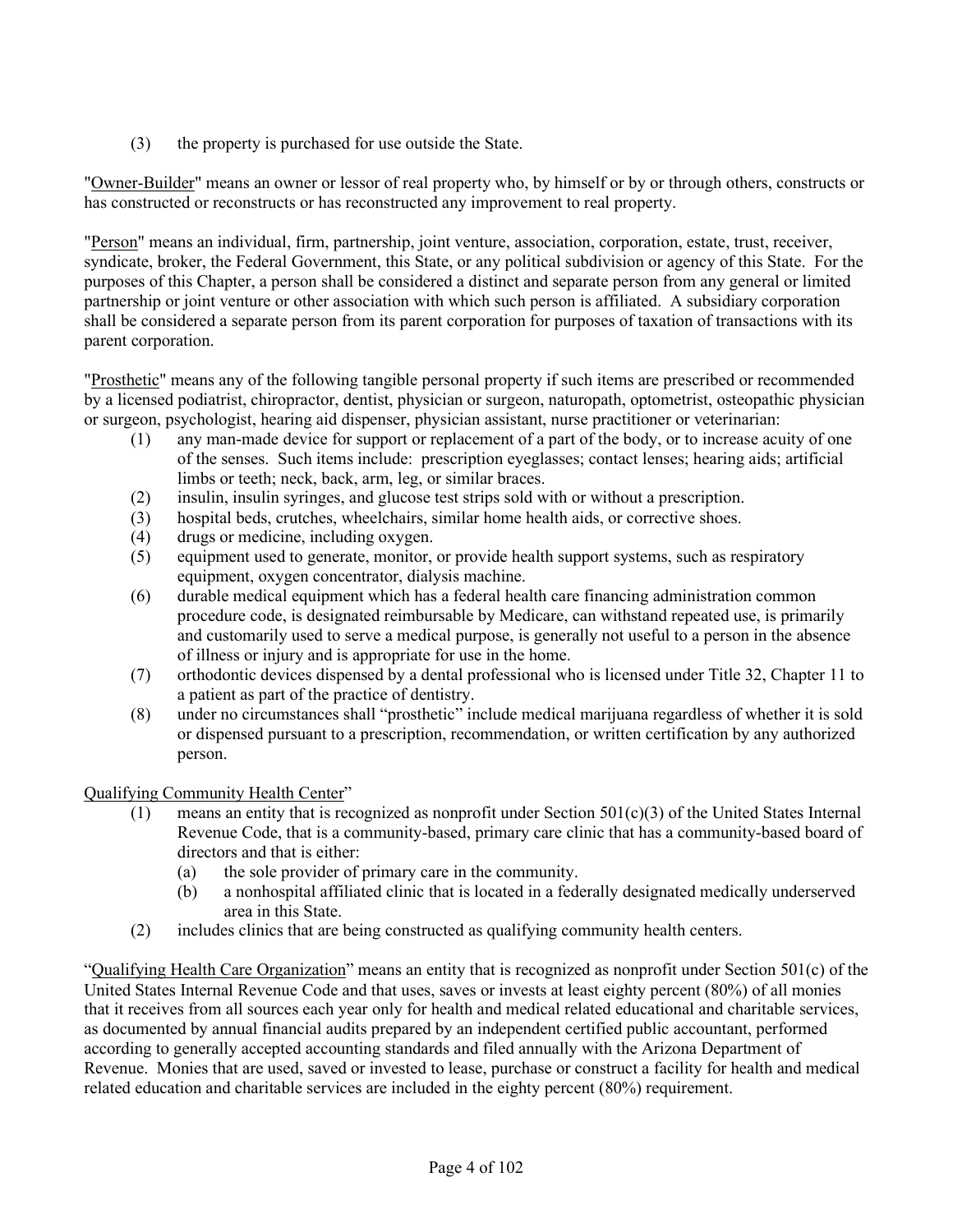(3) the property is purchased for use outside the State.

"Owner-Builder" means an owner or lessor of real property who, by himself or by or through others, constructs or has constructed or reconstructs or has reconstructed any improvement to real property.

"Person" means an individual, firm, partnership, joint venture, association, corporation, estate, trust, receiver, syndicate, broker, the Federal Government, this State, or any political subdivision or agency of this State. For the purposes of this Chapter, a person shall be considered a distinct and separate person from any general or limited partnership or joint venture or other association with which such person is affiliated. A subsidiary corporation shall be considered a separate person from its parent corporation for purposes of taxation of transactions with its parent corporation.

"Prosthetic" means any of the following tangible personal property if such items are prescribed or recommended by a licensed podiatrist, chiropractor, dentist, physician or surgeon, naturopath, optometrist, osteopathic physician or surgeon, psychologist, hearing aid dispenser, physician assistant, nurse practitioner or veterinarian:

(1) any man-made device for support or replacement of a part of the body, or to increase acuity of one of the senses. Such items include: prescription eyeglasses; contact lenses; hearing aids; artificial limbs or teeth; neck, back, arm, leg, or similar braces.
(2) insulin, insulin syringes, and glucose test strips sold with or without a prescription.
(3) hospital beds, crutches, wheelchairs, similar home health aids, or corrective shoes.
(4) drugs or medicine, including oxygen.
(5) equipment used to generate, monitor, or provide health support systems, such as respiratory equipment, oxygen concentrator, dialysis machine.
(6) durable medical equipment which has a federal health care financing administration common procedure code, is designated reimbursable by Medicare, can withstand repeated use, is primarily and customarily used to serve a medical purpose, is generally not useful to a person in the absence of illness or injury and is appropriate for use in the home.
(7) orthodontic devices dispensed by a dental professional who is licensed under Title 32, Chapter 11 to a patient as part of the practice of dentistry.
(8) under no circumstances shall "prosthetic" include medical marijuana regardless of whether it is sold or dispensed pursuant to a prescription, recommendation, or written certification by any authorized person.

Qualifying Community Health Center"

(1) means an entity that is recognized as nonprofit under Section 501(c)(3) of the United States Internal Revenue Code, that is a community-based, primary care clinic that has a community-based board of directors and that is either:
    (a) the sole provider of primary care in the community.
    (b) a nonhospital affiliated clinic that is located in a federally designated medically underserved area in this State.
(2) includes clinics that are being constructed as qualifying community health centers.

"Qualifying Health Care Organization" means an entity that is recognized as nonprofit under Section 501(c) of the United States Internal Revenue Code and that uses, saves or invests at least eighty percent (80%) of all monies that it receives from all sources each year only for health and medical related educational and charitable services, as documented by annual financial audits prepared by an independent certified public accountant, performed according to generally accepted accounting standards and filed annually with the Arizona Department of Revenue. Monies that are used, saved or invested to lease, purchase or construct a facility for health and medical related education and charitable services are included in the eighty percent (80%) requirement.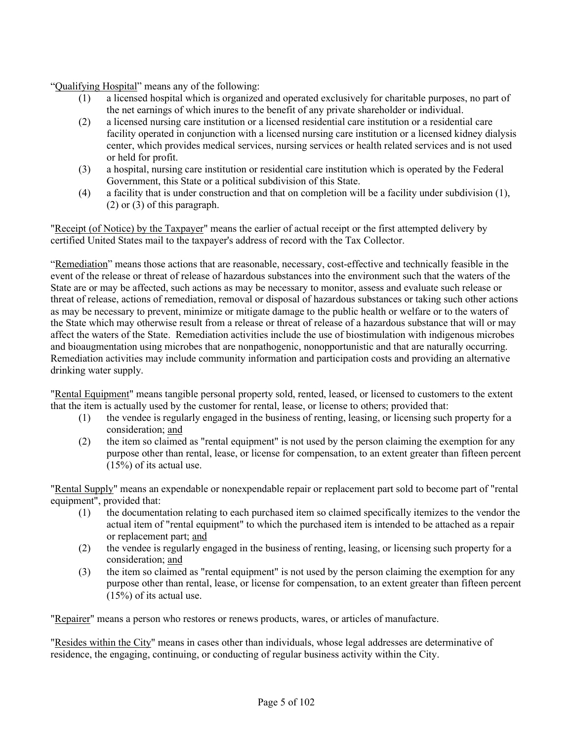"Qualifying Hospital" means any of the following:

(1) a licensed hospital which is organized and operated exclusively for charitable purposes, no part of the net earnings of which inures to the benefit of any private shareholder or individual.
(2) a licensed nursing care institution or a licensed residential care institution or a residential care facility operated in conjunction with a licensed nursing care institution or a licensed kidney dialysis center, which provides medical services, nursing services or health related services and is not used or held for profit.
(3) a hospital, nursing care institution or residential care institution which is operated by the Federal Government, this State or a political subdivision of this State.
(4) a facility that is under construction and that on completion will be a facility under subdivision (1), (2) or (3) of this paragraph.

"Receipt (of Notice) by the Taxpayer" means the earlier of actual receipt or the first attempted delivery by certified United States mail to the taxpayer's address of record with the Tax Collector.

"Remediation" means those actions that are reasonable, necessary, cost-effective and technically feasible in the event of the release or threat of release of hazardous substances into the environment such that the waters of the State are or may be affected, such actions as may be necessary to monitor, assess and evaluate such release or threat of release, actions of remediation, removal or disposal of hazardous substances or taking such other actions as may be necessary to prevent, minimize or mitigate damage to the public health or welfare or to the waters of the State which may otherwise result from a release or threat of release of a hazardous substance that will or may affect the waters of the State. Remediation activities include the use of biostimulation with indigenous microbes and bioaugmentation using microbes that are nonpathogenic, nonopportunistic and that are naturally occurring. Remediation activities may include community information and participation costs and providing an alternative drinking water supply.

"Rental Equipment" means tangible personal property sold, rented, leased, or licensed to customers to the extent that the item is actually used by the customer for rental, lease, or license to others; provided that:

(1) the vendee is regularly engaged in the business of renting, leasing, or licensing such property for a consideration; and
(2) the item so claimed as "rental equipment" is not used by the person claiming the exemption for any purpose other than rental, lease, or license for compensation, to an extent greater than fifteen percent (15%) of its actual use.

"Rental Supply" means an expendable or nonexpendable repair or replacement part sold to become part of "rental equipment", provided that:

(1) the documentation relating to each purchased item so claimed specifically itemizes to the vendor the actual item of "rental equipment" to which the purchased item is intended to be attached as a repair or replacement part; and
(2) the vendee is regularly engaged in the business of renting, leasing, or licensing such property for a consideration; and
(3) the item so claimed as "rental equipment" is not used by the person claiming the exemption for any purpose other than rental, lease, or license for compensation, to an extent greater than fifteen percent (15%) of its actual use.

"Repairer" means a person who restores or renews products, wares, or articles of manufacture.

"Resides within the City" means in cases other than individuals, whose legal addresses are determinative of residence, the engaging, continuing, or conducting of regular business activity within the City.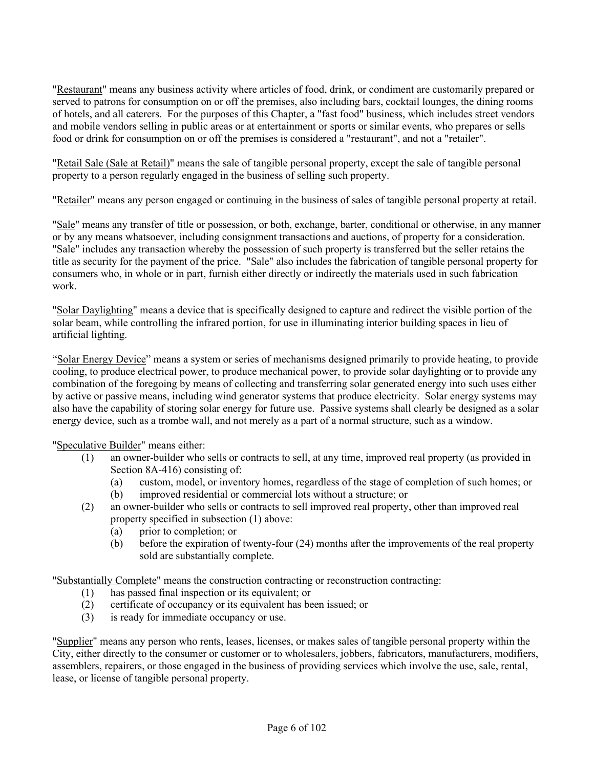"Restaurant" means any business activity where articles of food, drink, or condiment are customarily prepared or served to patrons for consumption on or off the premises, also including bars, cocktail lounges, the dining rooms of hotels, and all caterers. For the purposes of this Chapter, a "fast food" business, which includes street vendors and mobile vendors selling in public areas or at entertainment or sports or similar events, who prepares or sells food or drink for consumption on or off the premises is considered a "restaurant", and not a "retailer".

"Retail Sale (Sale at Retail)" means the sale of tangible personal property, except the sale of tangible personal property to a person regularly engaged in the business of selling such property.

"Retailer" means any person engaged or continuing in the business of sales of tangible personal property at retail.

"Sale" means any transfer of title or possession, or both, exchange, barter, conditional or otherwise, in any manner or by any means whatsoever, including consignment transactions and auctions, of property for a consideration. "Sale" includes any transaction whereby the possession of such property is transferred but the seller retains the title as security for the payment of the price. "Sale" also includes the fabrication of tangible personal property for consumers who, in whole or in part, furnish either directly or indirectly the materials used in such fabrication work.

"Solar Daylighting" means a device that is specifically designed to capture and redirect the visible portion of the solar beam, while controlling the infrared portion, for use in illuminating interior building spaces in lieu of artificial lighting.

"Solar Energy Device" means a system or series of mechanisms designed primarily to provide heating, to provide cooling, to produce electrical power, to produce mechanical power, to provide solar daylighting or to provide any combination of the foregoing by means of collecting and transferring solar generated energy into such uses either by active or passive means, including wind generator systems that produce electricity. Solar energy systems may also have the capability of storing solar energy for future use. Passive systems shall clearly be designed as a solar energy device, such as a trombe wall, and not merely as a part of a normal structure, such as a window.

"Speculative Builder" means either:

(1) an owner-builder who sells or contracts to sell, at any time, improved real property (as provided in Section 8A-416) consisting of:
   (a) custom, model, or inventory homes, regardless of the stage of completion of such homes; or
   (b) improved residential or commercial lots without a structure; or
(2) an owner-builder who sells or contracts to sell improved real property, other than improved real property specified in subsection (1) above:
   (a) prior to completion; or
   (b) before the expiration of twenty-four (24) months after the improvements of the real property sold are substantially complete.

"Substantially Complete" means the construction contracting or reconstruction contracting:

(1) has passed final inspection or its equivalent; or
(2) certificate of occupancy or its equivalent has been issued; or
(3) is ready for immediate occupancy or use.

"Supplier" means any person who rents, leases, licenses, or makes sales of tangible personal property within the City, either directly to the consumer or customer or to wholesalers, jobbers, fabricators, manufacturers, modifiers, assemblers, repairers, or those engaged in the business of providing services which involve the use, sale, rental, lease, or license of tangible personal property.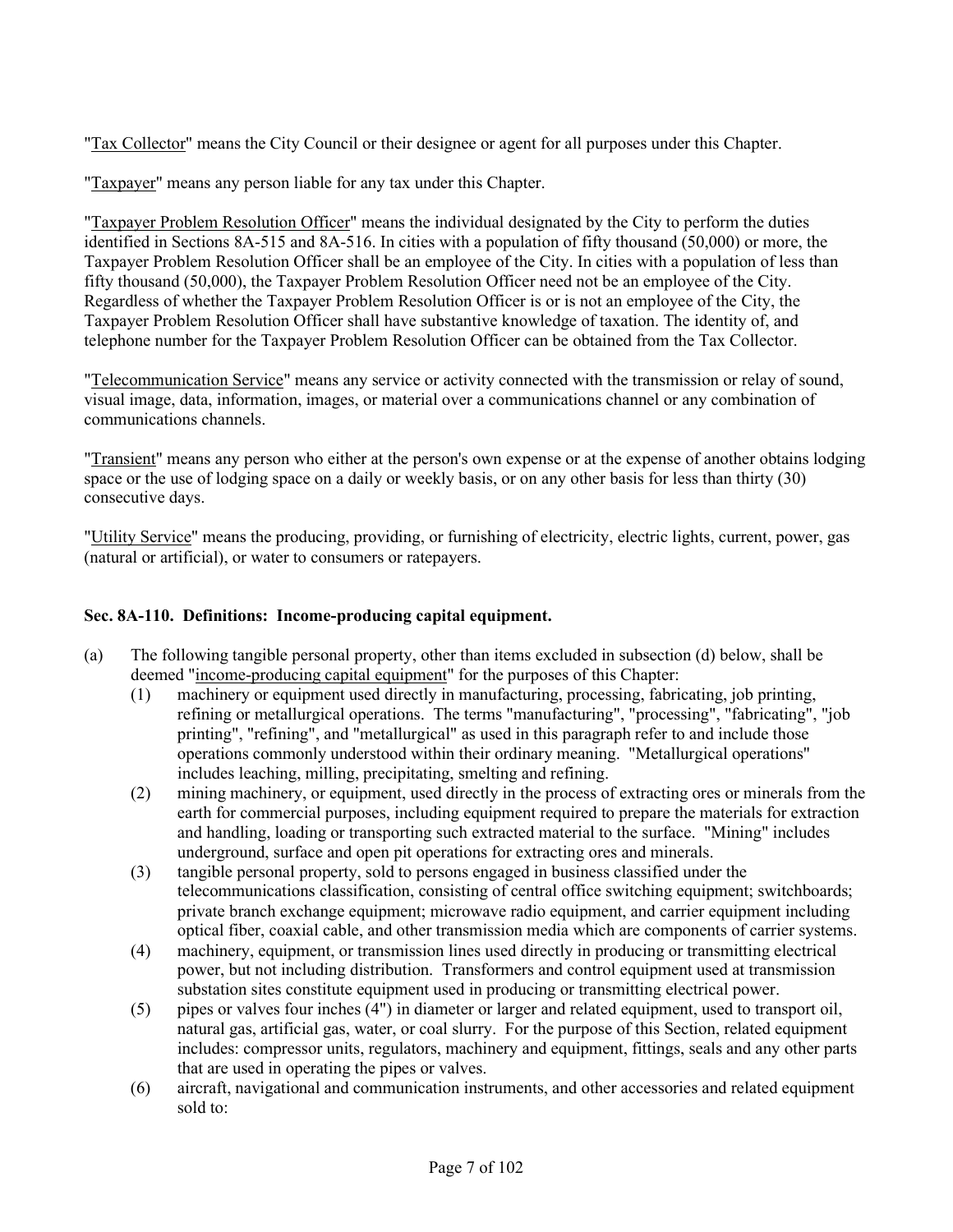"Tax Collector" means the City Council or their designee or agent for all purposes under this Chapter.

"Taxpayer" means any person liable for any tax under this Chapter.

"Taxpayer Problem Resolution Officer" means the individual designated by the City to perform the duties identified in Sections 8A-515 and 8A-516. In cities with a population of fifty thousand (50,000) or more, the Taxpayer Problem Resolution Officer shall be an employee of the City. In cities with a population of less than fifty thousand (50,000), the Taxpayer Problem Resolution Officer need not be an employee of the City. Regardless of whether the Taxpayer Problem Resolution Officer is or is not an employee of the City, the Taxpayer Problem Resolution Officer shall have substantive knowledge of taxation. The identity of, and telephone number for the Taxpayer Problem Resolution Officer can be obtained from the Tax Collector.

"Telecommunication Service" means any service or activity connected with the transmission or relay of sound, visual image, data, information, images, or material over a communications channel or any combination of communications channels.

"Transient" means any person who either at the person's own expense or at the expense of another obtains lodging space or the use of lodging space on a daily or weekly basis, or on any other basis for less than thirty (30) consecutive days.

"Utility Service" means the producing, providing, or furnishing of electricity, electric lights, current, power, gas (natural or artificial), or water to consumers or ratepayers.

**Sec. 8A-110. Definitions: Income-producing capital equipment.**

(a) The following tangible personal property, other than items excluded in subsection (d) below, shall be deemed "income-producing capital equipment" for the purposes of this Chapter:

(1) machinery or equipment used directly in manufacturing, processing, fabricating, job printing, refining or metallurgical operations. The terms "manufacturing", "processing", "fabricating", "job printing", "refining", and "metallurgical" as used in this paragraph refer to and include those operations commonly understood within their ordinary meaning. "Metallurgical operations" includes leaching, milling, precipitating, smelting and refining.

(2) mining machinery, or equipment, used directly in the process of extracting ores or minerals from the earth for commercial purposes, including equipment required to prepare the materials for extraction and handling, loading or transporting such extracted material to the surface. "Mining" includes underground, surface and open pit operations for extracting ores and minerals.

(3) tangible personal property, sold to persons engaged in business classified under the telecommunications classification, consisting of central office switching equipment; switchboards; private branch exchange equipment; microwave radio equipment, and carrier equipment including optical fiber, coaxial cable, and other transmission media which are components of carrier systems.

(4) machinery, equipment, or transmission lines used directly in producing or transmitting electrical power, but not including distribution. Transformers and control equipment used at transmission substation sites constitute equipment used in producing or transmitting electrical power.

(5) pipes or valves four inches (4") in diameter or larger and related equipment, used to transport oil, natural gas, artificial gas, water, or coal slurry. For the purpose of this Section, related equipment includes: compressor units, regulators, machinery and equipment, fittings, seals and any other parts that are used in operating the pipes or valves.

(6) aircraft, navigational and communication instruments, and other accessories and related equipment sold to: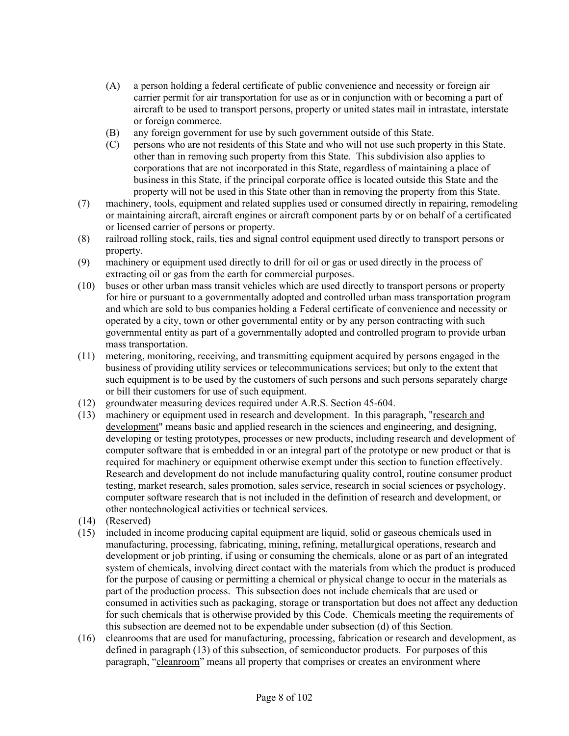(A) a person holding a federal certificate of public convenience and necessity or foreign air carrier permit for air transportation for use as or in conjunction with or becoming a part of aircraft to be used to transport persons, property or united states mail in intrastate, interstate or foreign commerce.

(B) any foreign government for use by such government outside of this State.

(C) persons who are not residents of this State and who will not use such property in this State. other than in removing such property from this State. This subdivision also applies to corporations that are not incorporated in this State, regardless of maintaining a place of business in this State, if the principal corporate office is located outside this State and the property will not be used in this State other than in removing the property from this State.

(7) machinery, tools, equipment and related supplies used or consumed directly in repairing, remodeling or maintaining aircraft, aircraft engines or aircraft component parts by or on behalf of a certificated or licensed carrier of persons or property.

(8) railroad rolling stock, rails, ties and signal control equipment used directly to transport persons or property.

(9) machinery or equipment used directly to drill for oil or gas or used directly in the process of extracting oil or gas from the earth for commercial purposes.

(10) buses or other urban mass transit vehicles which are used directly to transport persons or property for hire or pursuant to a governmentally adopted and controlled urban mass transportation program and which are sold to bus companies holding a Federal certificate of convenience and necessity or operated by a city, town or other governmental entity or by any person contracting with such governmental entity as part of a governmentally adopted and controlled program to provide urban mass transportation.

(11) metering, monitoring, receiving, and transmitting equipment acquired by persons engaged in the business of providing utility services or telecommunications services; but only to the extent that such equipment is to be used by the customers of such persons and such persons separately charge or bill their customers for use of such equipment.

(12) groundwater measuring devices required under A.R.S. Section 45-604.

(13) machinery or equipment used in research and development. In this paragraph, "research and development" means basic and applied research in the sciences and engineering, and designing, developing or testing prototypes, processes or new products, including research and development of computer software that is embedded in or an integral part of the prototype or new product or that is required for machinery or equipment otherwise exempt under this section to function effectively. Research and development do not include manufacturing quality control, routine consumer product testing, market research, sales promotion, sales service, research in social sciences or psychology, computer software research that is not included in the definition of research and development, or other nontechnological activities or technical services.

(14) (Reserved)

(15) included in income producing capital equipment are liquid, solid or gaseous chemicals used in manufacturing, processing, fabricating, mining, refining, metallurgical operations, research and development or job printing, if using or consuming the chemicals, alone or as part of an integrated system of chemicals, involving direct contact with the materials from which the product is produced for the purpose of causing or permitting a chemical or physical change to occur in the materials as part of the production process. This subsection does not include chemicals that are used or consumed in activities such as packaging, storage or transportation but does not affect any deduction for such chemicals that is otherwise provided by this Code. Chemicals meeting the requirements of this subsection are deemed not to be expendable under subsection (d) of this Section.

(16) cleanrooms that are used for manufacturing, processing, fabrication or research and development, as defined in paragraph (13) of this subsection, of semiconductor products. For purposes of this paragraph, "cleanroom" means all property that comprises or creates an environment where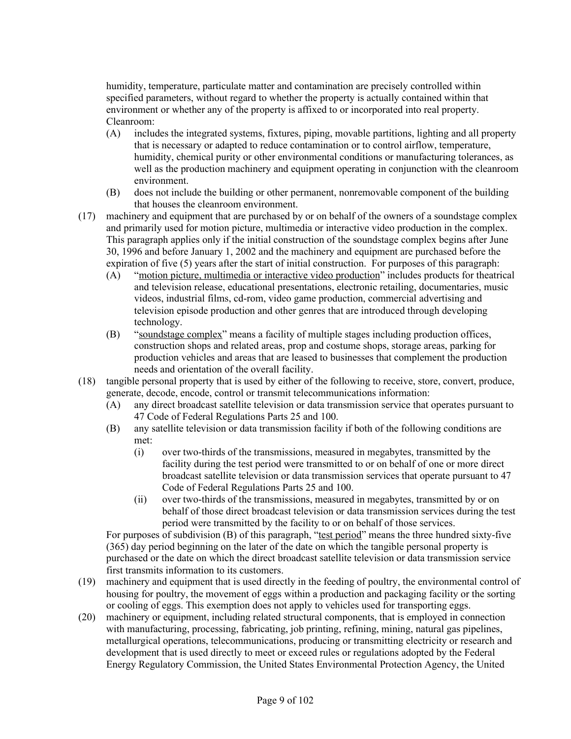humidity, temperature, particulate matter and contamination are precisely controlled within specified parameters, without regard to whether the property is actually contained within that environment or whether any of the property is affixed to or incorporated into real property. Cleanroom:

- (A) includes the integrated systems, fixtures, piping, movable partitions, lighting and all property that is necessary or adapted to reduce contamination or to control airflow, temperature, humidity, chemical purity or other environmental conditions or manufacturing tolerances, as well as the production machinery and equipment operating in conjunction with the cleanroom environment.
- (B) does not include the building or other permanent, nonremovable component of the building that houses the cleanroom environment.

(17) machinery and equipment that are purchased by or on behalf of the owners of a soundstage complex and primarily used for motion picture, multimedia or interactive video production in the complex. This paragraph applies only if the initial construction of the soundstage complex begins after June 30, 1996 and before January 1, 2002 and the machinery and equipment are purchased before the expiration of five (5) years after the start of initial construction. For purposes of this paragraph:

- (A) "motion picture, multimedia or interactive video production" includes products for theatrical and television release, educational presentations, electronic retailing, documentaries, music videos, industrial films, cd-rom, video game production, commercial advertising and television episode production and other genres that are introduced through developing technology.
- (B) "soundstage complex" means a facility of multiple stages including production offices, construction shops and related areas, prop and costume shops, storage areas, parking for production vehicles and areas that are leased to businesses that complement the production needs and orientation of the overall facility.

(18) tangible personal property that is used by either of the following to receive, store, convert, produce, generate, decode, encode, control or transmit telecommunications information:

- (A) any direct broadcast satellite television or data transmission service that operates pursuant to 47 Code of Federal Regulations Parts 25 and 100.
- (B) any satellite television or data transmission facility if both of the following conditions are met:
  - (i) over two-thirds of the transmissions, measured in megabytes, transmitted by the facility during the test period were transmitted to or on behalf of one or more direct broadcast satellite television or data transmission services that operate pursuant to 47 Code of Federal Regulations Parts 25 and 100.
  - (ii) over two-thirds of the transmissions, measured in megabytes, transmitted by or on behalf of those direct broadcast television or data transmission services during the test period were transmitted by the facility to or on behalf of those services.

For purposes of subdivision (B) of this paragraph, "test period" means the three hundred sixty-five (365) day period beginning on the later of the date on which the tangible personal property is purchased or the date on which the direct broadcast satellite television or data transmission service first transmits information to its customers.

(19) machinery and equipment that is used directly in the feeding of poultry, the environmental control of housing for poultry, the movement of eggs within a production and packaging facility or the sorting or cooling of eggs. This exemption does not apply to vehicles used for transporting eggs.

(20) machinery or equipment, including related structural components, that is employed in connection with manufacturing, processing, fabricating, job printing, refining, mining, natural gas pipelines, metallurgical operations, telecommunications, producing or transmitting electricity or research and development that is used directly to meet or exceed rules or regulations adopted by the Federal Energy Regulatory Commission, the United States Environmental Protection Agency, the United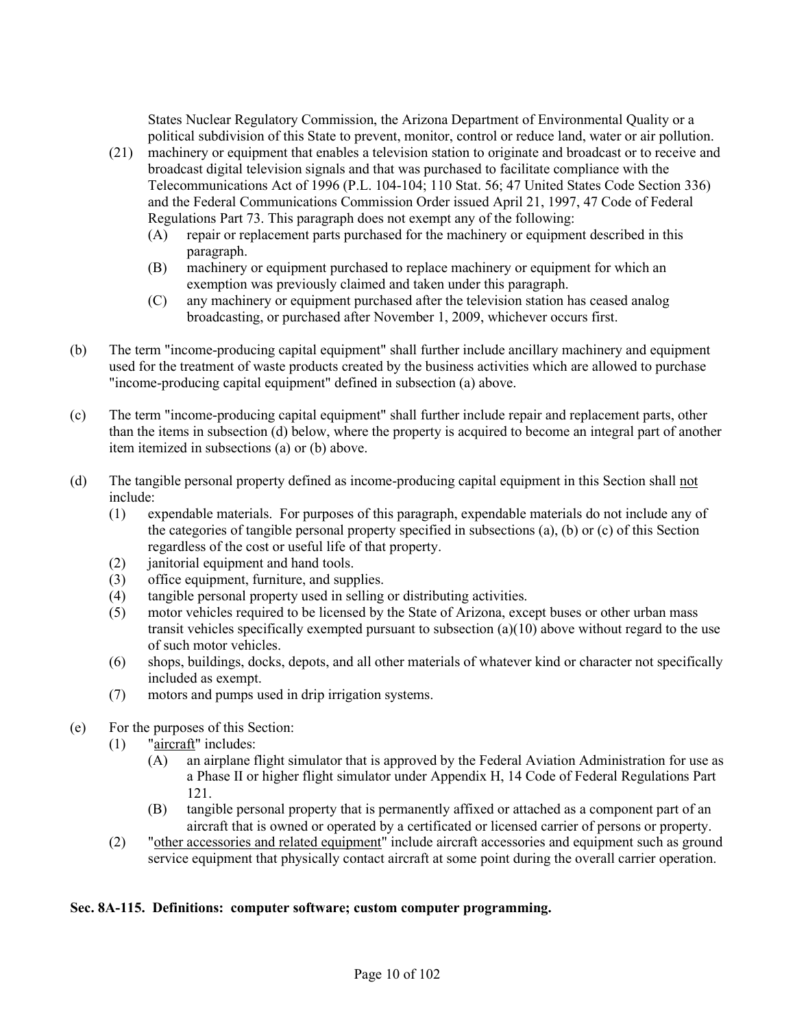States Nuclear Regulatory Commission, the Arizona Department of Environmental Quality or a political subdivision of this State to prevent, monitor, control or reduce land, water or air pollution.

(21) machinery or equipment that enables a television station to originate and broadcast or to receive and broadcast digital television signals and that was purchased to facilitate compliance with the Telecommunications Act of 1996 (P.L. 104-104; 110 Stat. 56; 47 United States Code Section 336) and the Federal Communications Commission Order issued April 21, 1997, 47 Code of Federal Regulations Part 73. This paragraph does not exempt any of the following:

(A) repair or replacement parts purchased for the machinery or equipment described in this paragraph.

(B) machinery or equipment purchased to replace machinery or equipment for which an exemption was previously claimed and taken under this paragraph.

(C) any machinery or equipment purchased after the television station has ceased analog broadcasting, or purchased after November 1, 2009, whichever occurs first.

(b) The term "income-producing capital equipment" shall further include ancillary machinery and equipment used for the treatment of waste products created by the business activities which are allowed to purchase "income-producing capital equipment" defined in subsection (a) above.

(c) The term "income-producing capital equipment" shall further include repair and replacement parts, other than the items in subsection (d) below, where the property is acquired to become an integral part of another item itemized in subsections (a) or (b) above.

(d) The tangible personal property defined as income-producing capital equipment in this Section shall not include:

(1) expendable materials. For purposes of this paragraph, expendable materials do not include any of the categories of tangible personal property specified in subsections (a), (b) or (c) of this Section regardless of the cost or useful life of that property.

(2) janitorial equipment and hand tools.

(3) office equipment, furniture, and supplies.

(4) tangible personal property used in selling or distributing activities.

(5) motor vehicles required to be licensed by the State of Arizona, except buses or other urban mass transit vehicles specifically exempted pursuant to subsection (a)(10) above without regard to the use of such motor vehicles.

(6) shops, buildings, docks, depots, and all other materials of whatever kind or character not specifically included as exempt.

(7) motors and pumps used in drip irrigation systems.

(e) For the purposes of this Section:

(1) "aircraft" includes:

(A) an airplane flight simulator that is approved by the Federal Aviation Administration for use as a Phase II or higher flight simulator under Appendix H, 14 Code of Federal Regulations Part 121.

(B) tangible personal property that is permanently affixed or attached as a component part of an aircraft that is owned or operated by a certificated or licensed carrier of persons or property.

(2) "other accessories and related equipment" include aircraft accessories and equipment such as ground service equipment that physically contact aircraft at some point during the overall carrier operation.

**Sec. 8A-115. Definitions: computer software; custom computer programming.**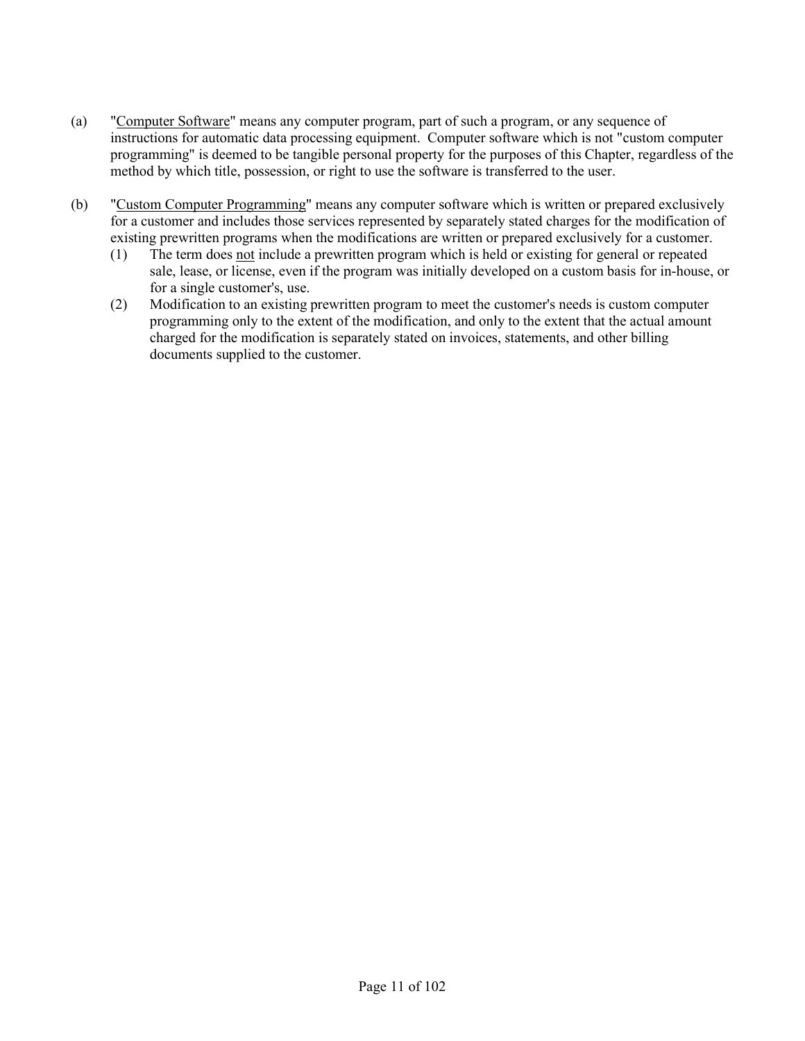(a) "<u>Computer Software</u>" means any computer program, part of such a program, or any sequence of instructions for automatic data processing equipment. Computer software which is not "custom computer programming" is deemed to be tangible personal property for the purposes of this Chapter, regardless of the method by which title, possession, or right to use the software is transferred to the user.

(b) "<u>Custom Computer Programming</u>" means any computer software which is written or prepared exclusively for a customer and includes those services represented by separately stated charges for the modification of existing prewritten programs when the modifications are written or prepared exclusively for a customer.

(1) The term does <u>not</u> include a prewritten program which is held or existing for general or repeated sale, lease, or license, even if the program was initially developed on a custom basis for in-house, or for a single customer's, use.

(2) Modification to an existing prewritten program to meet the customer's needs is custom computer programming only to the extent of the modification, and only to the extent that the actual amount charged for the modification is separately stated on invoices, statements, and other billing documents supplied to the customer.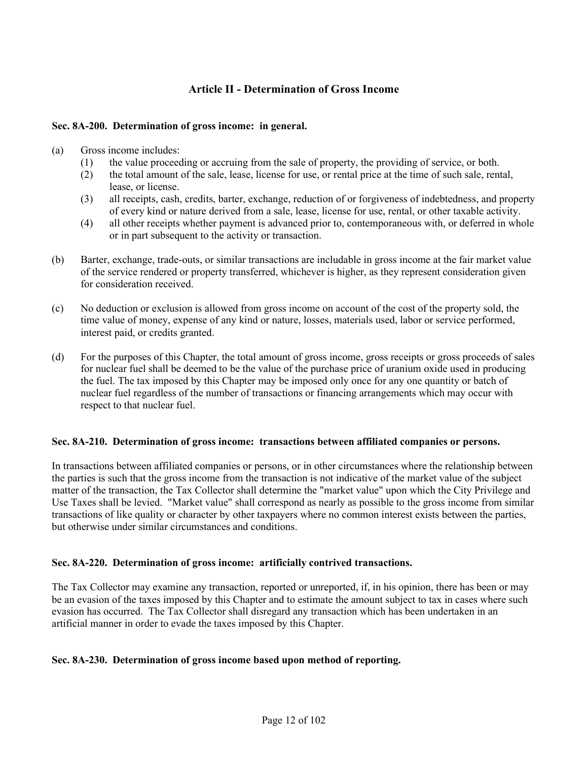## Article II - Determination of Gross Income

### Sec. 8A-200. Determination of gross income: in general.

(a) Gross income includes:

  (1) the value proceeding or accruing from the sale of property, the providing of service, or both.
  
  (2) the total amount of the sale, lease, license for use, or rental price at the time of such sale, rental, lease, or license.
  
  (3) all receipts, cash, credits, barter, exchange, reduction of or forgiveness of indebtedness, and property of every kind or nature derived from a sale, lease, license for use, rental, or other taxable activity.
  
  (4) all other receipts whether payment is advanced prior to, contemporaneous with, or deferred in whole or in part subsequent to the activity or transaction.

(b) Barter, exchange, trade-outs, or similar transactions are includable in gross income at the fair market value of the service rendered or property transferred, whichever is higher, as they represent consideration given for consideration received.

(c) No deduction or exclusion is allowed from gross income on account of the cost of the property sold, the time value of money, expense of any kind or nature, losses, materials used, labor or service performed, interest paid, or credits granted.

(d) For the purposes of this Chapter, the total amount of gross income, gross receipts or gross proceeds of sales for nuclear fuel shall be deemed to be the value of the purchase price of uranium oxide used in producing the fuel. The tax imposed by this Chapter may be imposed only once for any one quantity or batch of nuclear fuel regardless of the number of transactions or financing arrangements which may occur with respect to that nuclear fuel.

### Sec. 8A-210. Determination of gross income: transactions between affiliated companies or persons.

In transactions between affiliated companies or persons, or in other circumstances where the relationship between the parties is such that the gross income from the transaction is not indicative of the market value of the subject matter of the transaction, the Tax Collector shall determine the "market value" upon which the City Privilege and Use Taxes shall be levied. "Market value" shall correspond as nearly as possible to the gross income from similar transactions of like quality or character by other taxpayers where no common interest exists between the parties, but otherwise under similar circumstances and conditions.

### Sec. 8A-220. Determination of gross income: artificially contrived transactions.

The Tax Collector may examine any transaction, reported or unreported, if, in his opinion, there has been or may be an evasion of the taxes imposed by this Chapter and to estimate the amount subject to tax in cases where such evasion has occurred. The Tax Collector shall disregard any transaction which has been undertaken in an artificial manner in order to evade the taxes imposed by this Chapter.

### Sec. 8A-230. Determination of gross income based upon method of reporting.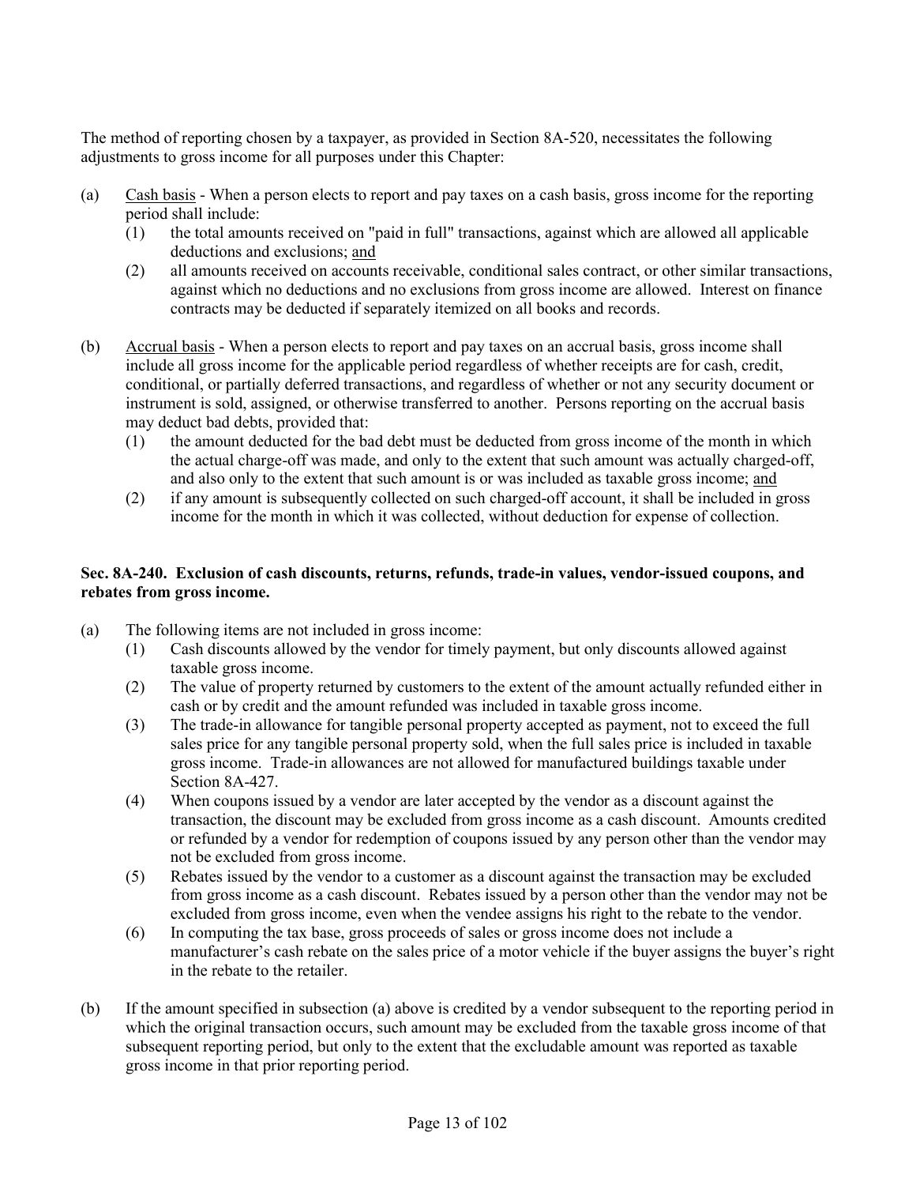The method of reporting chosen by a taxpayer, as provided in Section 8A-520, necessitates the following adjustments to gross income for all purposes under this Chapter:

(a) Cash basis - When a person elects to report and pay taxes on a cash basis, gross income for the reporting period shall include:
   (1) the total amounts received on "paid in full" transactions, against which are allowed all applicable deductions and exclusions; and
   (2) all amounts received on accounts receivable, conditional sales contract, or other similar transactions, against which no deductions and no exclusions from gross income are allowed. Interest on finance contracts may be deducted if separately itemized on all books and records.

(b) Accrual basis - When a person elects to report and pay taxes on an accrual basis, gross income shall include all gross income for the applicable period regardless of whether receipts are for cash, credit, conditional, or partially deferred transactions, and regardless of whether or not any security document or instrument is sold, assigned, or otherwise transferred to another. Persons reporting on the accrual basis may deduct bad debts, provided that:
   (1) the amount deducted for the bad debt must be deducted from gross income of the month in which the actual charge-off was made, and only to the extent that such amount was actually charged-off, and also only to the extent that such amount is or was included as taxable gross income; and
   (2) if any amount is subsequently collected on such charged-off account, it shall be included in gross income for the month in which it was collected, without deduction for expense of collection.

**Sec. 8A-240. Exclusion of cash discounts, returns, refunds, trade-in values, vendor-issued coupons, and rebates from gross income.**

(a) The following items are not included in gross income:
   (1) Cash discounts allowed by the vendor for timely payment, but only discounts allowed against taxable gross income.
   (2) The value of property returned by customers to the extent of the amount actually refunded either in cash or by credit and the amount refunded was included in taxable gross income.
   (3) The trade-in allowance for tangible personal property accepted as payment, not to exceed the full sales price for any tangible personal property sold, when the full sales price is included in taxable gross income. Trade-in allowances are not allowed for manufactured buildings taxable under Section 8A-427.
   (4) When coupons issued by a vendor are later accepted by the vendor as a discount against the transaction, the discount may be excluded from gross income as a cash discount. Amounts credited or refunded by a vendor for redemption of coupons issued by any person other than the vendor may not be excluded from gross income.
   (5) Rebates issued by the vendor to a customer as a discount against the transaction may be excluded from gross income as a cash discount. Rebates issued by a person other than the vendor may not be excluded from gross income, even when the vendee assigns his right to the rebate to the vendor.
   (6) In computing the tax base, gross proceeds of sales or gross income does not include a manufacturer's cash rebate on the sales price of a motor vehicle if the buyer assigns the buyer's right in the rebate to the retailer.

(b) If the amount specified in subsection (a) above is credited by a vendor subsequent to the reporting period in which the original transaction occurs, such amount may be excluded from the taxable gross income of that subsequent reporting period, but only to the extent that the excludable amount was reported as taxable gross income in that prior reporting period.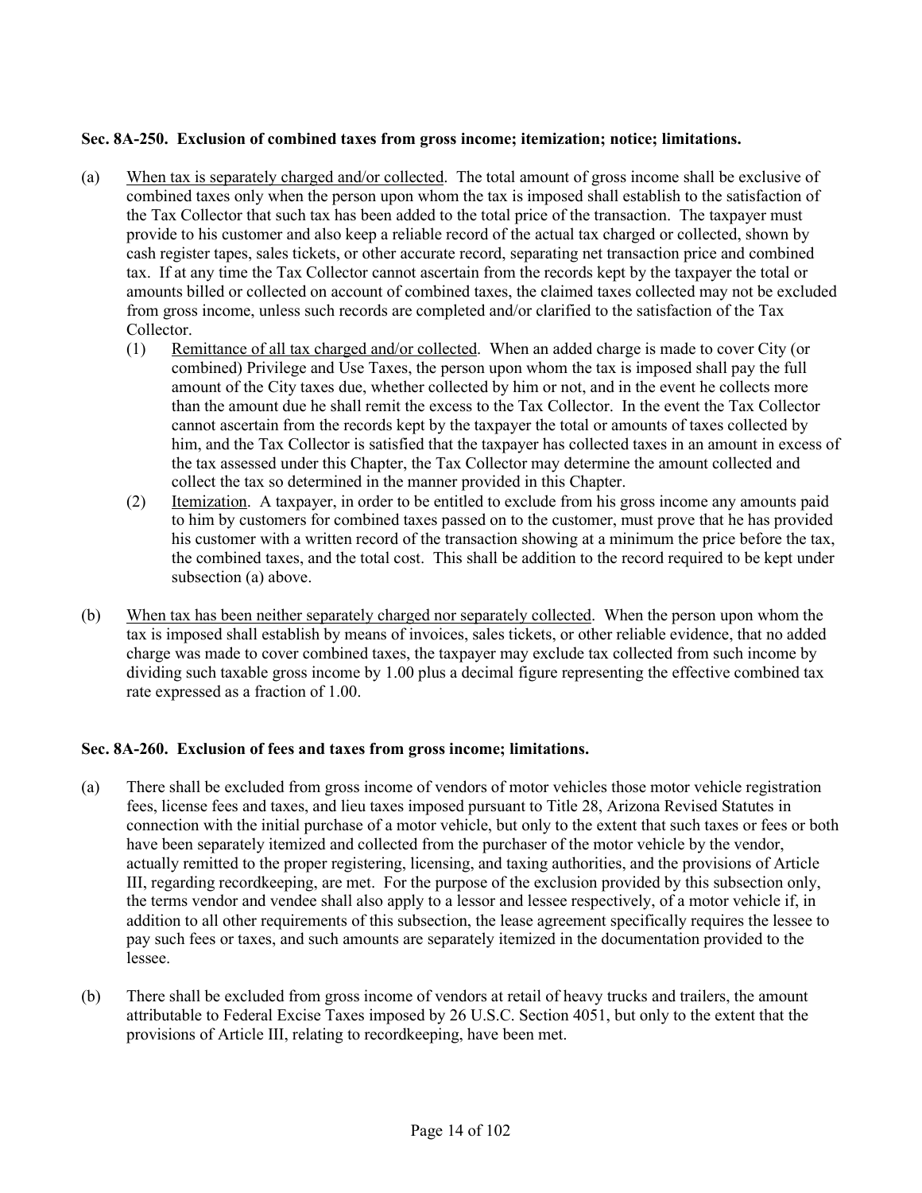**Sec. 8A-250. Exclusion of combined taxes from gross income; itemization; notice; limitations.**

(a) When tax is separately charged and/or collected. The total amount of gross income shall be exclusive of combined taxes only when the person upon whom the tax is imposed shall establish to the satisfaction of the Tax Collector that such tax has been added to the total price of the transaction. The taxpayer must provide to his customer and also keep a reliable record of the actual tax charged or collected, shown by cash register tapes, sales tickets, or other accurate record, separating net transaction price and combined tax. If at any time the Tax Collector cannot ascertain from the records kept by the taxpayer the total or amounts billed or collected on account of combined taxes, the claimed taxes collected may not be excluded from gross income, unless such records are completed and/or clarified to the satisfaction of the Tax Collector.

(1) Remittance of all tax charged and/or collected. When an added charge is made to cover City (or combined) Privilege and Use Taxes, the person upon whom the tax is imposed shall pay the full amount of the City taxes due, whether collected by him or not, and in the event he collects more than the amount due he shall remit the excess to the Tax Collector. In the event the Tax Collector cannot ascertain from the records kept by the taxpayer the total or amounts of taxes collected by him, and the Tax Collector is satisfied that the taxpayer has collected taxes in an amount in excess of the tax assessed under this Chapter, the Tax Collector may determine the amount collected and collect the tax so determined in the manner provided in this Chapter.

(2) Itemization. A taxpayer, in order to be entitled to exclude from his gross income any amounts paid to him by customers for combined taxes passed on to the customer, must prove that he has provided his customer with a written record of the transaction showing at a minimum the price before the tax, the combined taxes, and the total cost. This shall be addition to the record required to be kept under subsection (a) above.

(b) When tax has been neither separately charged nor separately collected. When the person upon whom the tax is imposed shall establish by means of invoices, sales tickets, or other reliable evidence, that no added charge was made to cover combined taxes, the taxpayer may exclude tax collected from such income by dividing such taxable gross income by 1.00 plus a decimal figure representing the effective combined tax rate expressed as a fraction of 1.00.

**Sec. 8A-260. Exclusion of fees and taxes from gross income; limitations.**

(a) There shall be excluded from gross income of vendors of motor vehicles those motor vehicle registration fees, license fees and taxes, and lieu taxes imposed pursuant to Title 28, Arizona Revised Statutes in connection with the initial purchase of a motor vehicle, but only to the extent that such taxes or fees or both have been separately itemized and collected from the purchaser of the motor vehicle by the vendor, actually remitted to the proper registering, licensing, and taxing authorities, and the provisions of Article III, regarding recordkeeping, are met. For the purpose of the exclusion provided by this subsection only, the terms vendor and vendee shall also apply to a lessor and lessee respectively, of a motor vehicle if, in addition to all other requirements of this subsection, the lease agreement specifically requires the lessee to pay such fees or taxes, and such amounts are separately itemized in the documentation provided to the lessee.

(b) There shall be excluded from gross income of vendors at retail of heavy trucks and trailers, the amount attributable to Federal Excise Taxes imposed by 26 U.S.C. Section 4051, but only to the extent that the provisions of Article III, relating to recordkeeping, have been met.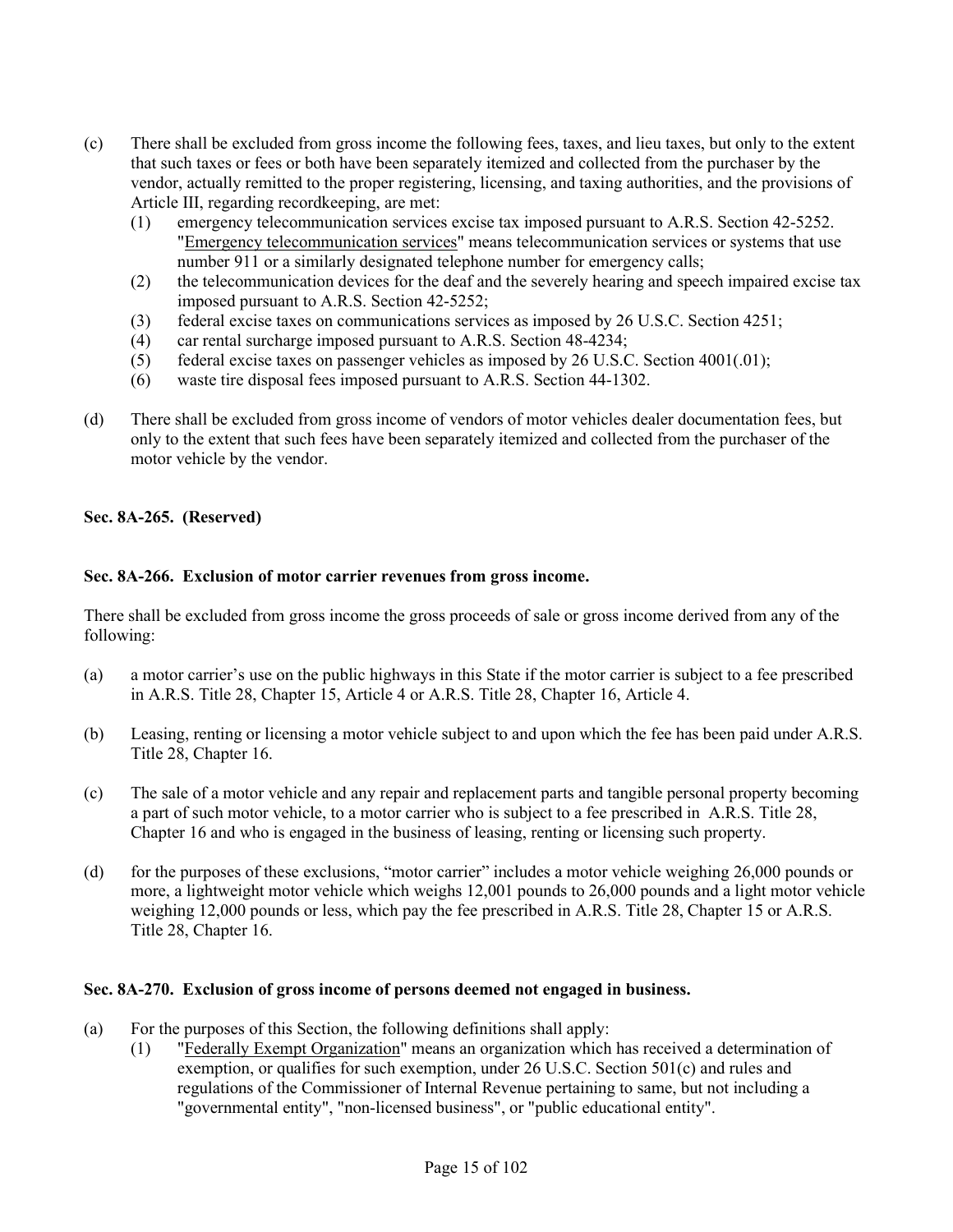(c) There shall be excluded from gross income the following fees, taxes, and lieu taxes, but only to the extent that such taxes or fees or both have been separately itemized and collected from the purchaser by the vendor, actually remitted to the proper registering, licensing, and taxing authorities, and the provisions of Article III, regarding recordkeeping, are met:
   - (1) emergency telecommunication services excise tax imposed pursuant to A.R.S. Section 42-5252. "Emergency telecommunication services" means telecommunication services or systems that use number 911 or a similarly designated telephone number for emergency calls;
   - (2) the telecommunication devices for the deaf and the severely hearing and speech impaired excise tax imposed pursuant to A.R.S. Section 42-5252;
   - (3) federal excise taxes on communications services as imposed by 26 U.S.C. Section 4251;
   - (4) car rental surcharge imposed pursuant to A.R.S. Section 48-4234;
   - (5) federal excise taxes on passenger vehicles as imposed by 26 U.S.C. Section 4001(.01);
   - (6) waste tire disposal fees imposed pursuant to A.R.S. Section 44-1302.

(d) There shall be excluded from gross income of vendors of motor vehicles dealer documentation fees, but only to the extent that such fees have been separately itemized and collected from the purchaser of the motor vehicle by the vendor.

**Sec. 8A-265. (Reserved)**

**Sec. 8A-266. Exclusion of motor carrier revenues from gross income.**

There shall be excluded from gross income the gross proceeds of sale or gross income derived from any of the following:

(a) a motor carrier's use on the public highways in this State if the motor carrier is subject to a fee prescribed in A.R.S. Title 28, Chapter 15, Article 4 or A.R.S. Title 28, Chapter 16, Article 4.

(b) Leasing, renting or licensing a motor vehicle subject to and upon which the fee has been paid under A.R.S. Title 28, Chapter 16.

(c) The sale of a motor vehicle and any repair and replacement parts and tangible personal property becoming a part of such motor vehicle, to a motor carrier who is subject to a fee prescribed in A.R.S. Title 28, Chapter 16 and who is engaged in the business of leasing, renting or licensing such property.

(d) for the purposes of these exclusions, "motor carrier" includes a motor vehicle weighing 26,000 pounds or more, a lightweight motor vehicle which weighs 12,001 pounds to 26,000 pounds and a light motor vehicle weighing 12,000 pounds or less, which pay the fee prescribed in A.R.S. Title 28, Chapter 15 or A.R.S. Title 28, Chapter 16.

**Sec. 8A-270. Exclusion of gross income of persons deemed not engaged in business.**

(a) For the purposes of this Section, the following definitions shall apply:
   - (1) "Federally Exempt Organization" means an organization which has received a determination of exemption, or qualifies for such exemption, under 26 U.S.C. Section 501(c) and rules and regulations of the Commissioner of Internal Revenue pertaining to same, but not including a "governmental entity", "non-licensed business", or "public educational entity".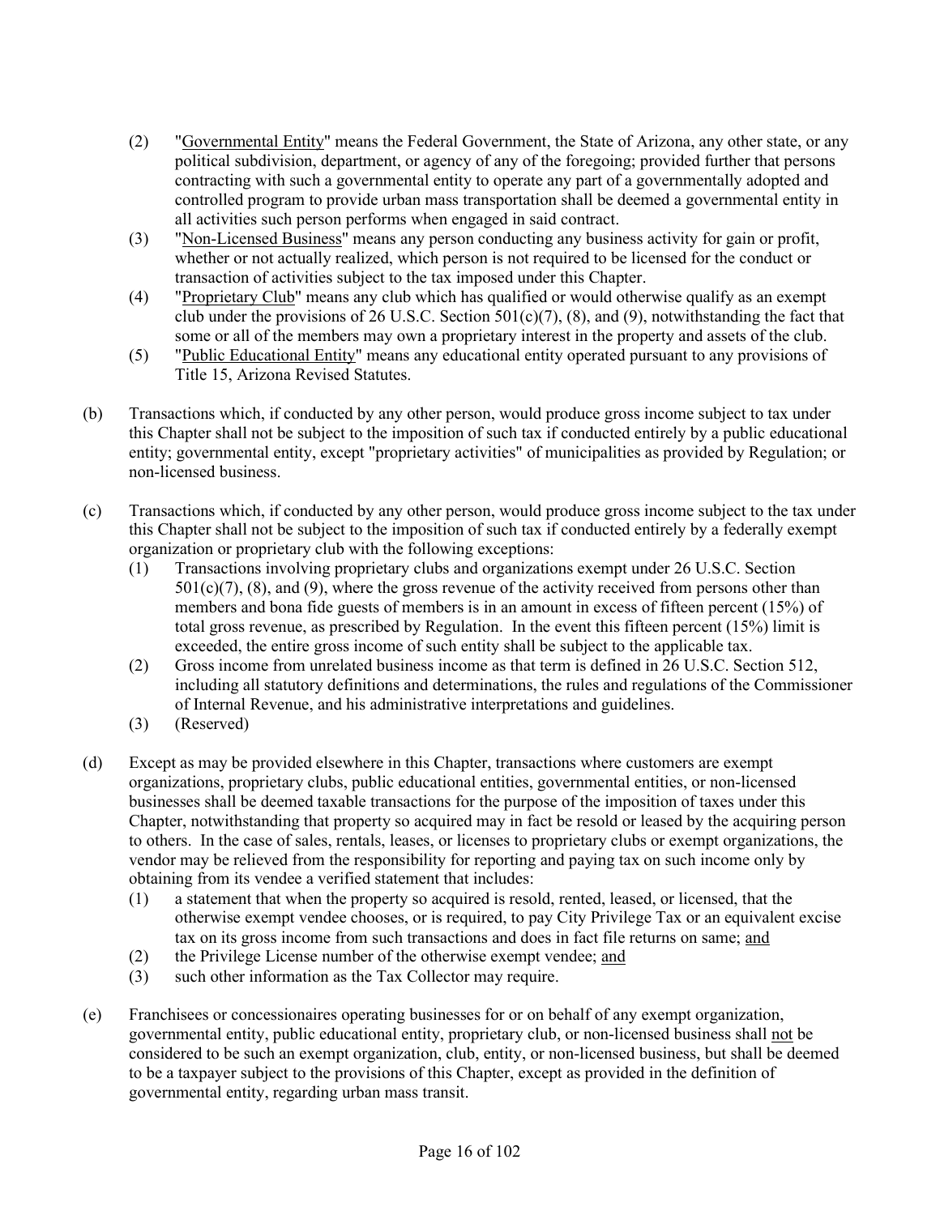(2) "Governmental Entity" means the Federal Government, the State of Arizona, any other state, or any political subdivision, department, or agency of any of the foregoing; provided further that persons contracting with such a governmental entity to operate any part of a governmentally adopted and controlled program to provide urban mass transportation shall be deemed a governmental entity in all activities such person performs when engaged in said contract.

(3) "Non-Licensed Business" means any person conducting any business activity for gain or profit, whether or not actually realized, which person is not required to be licensed for the conduct or transaction of activities subject to the tax imposed under this Chapter.

(4) "Proprietary Club" means any club which has qualified or would otherwise qualify as an exempt club under the provisions of 26 U.S.C. Section 501(c)(7), (8), and (9), notwithstanding the fact that some or all of the members may own a proprietary interest in the property and assets of the club.

(5) "Public Educational Entity" means any educational entity operated pursuant to any provisions of Title 15, Arizona Revised Statutes.

(b) Transactions which, if conducted by any other person, would produce gross income subject to tax under this Chapter shall not be subject to the imposition of such tax if conducted entirely by a public educational entity; governmental entity, except "proprietary activities" of municipalities as provided by Regulation; or non-licensed business.

(c) Transactions which, if conducted by any other person, would produce gross income subject to the tax under this Chapter shall not be subject to the imposition of such tax if conducted entirely by a federally exempt organization or proprietary club with the following exceptions:

(1) Transactions involving proprietary clubs and organizations exempt under 26 U.S.C. Section 501(c)(7), (8), and (9), where the gross revenue of the activity received from persons other than members and bona fide guests of members is in an amount in excess of fifteen percent (15%) of total gross revenue, as prescribed by Regulation. In the event this fifteen percent (15%) limit is exceeded, the entire gross income of such entity shall be subject to the applicable tax.

(2) Gross income from unrelated business income as that term is defined in 26 U.S.C. Section 512, including all statutory definitions and determinations, the rules and regulations of the Commissioner of Internal Revenue, and his administrative interpretations and guidelines.

(3) (Reserved)

(d) Except as may be provided elsewhere in this Chapter, transactions where customers are exempt organizations, proprietary clubs, public educational entities, governmental entities, or non-licensed businesses shall be deemed taxable transactions for the purpose of the imposition of taxes under this Chapter, notwithstanding that property so acquired may in fact be resold or leased by the acquiring person to others. In the case of sales, rentals, leases, or licenses to proprietary clubs or exempt organizations, the vendor may be relieved from the responsibility for reporting and paying tax on such income only by obtaining from its vendee a verified statement that includes:

(1) a statement that when the property so acquired is resold, rented, leased, or licensed, that the otherwise exempt vendee chooses, or is required, to pay City Privilege Tax or an equivalent excise tax on its gross income from such transactions and does in fact file returns on same; and

(2) the Privilege License number of the otherwise exempt vendee; and

(3) such other information as the Tax Collector may require.

(e) Franchisees or concessionaires operating businesses for or on behalf of any exempt organization, governmental entity, public educational entity, proprietary club, or non-licensed business shall not be considered to be such an exempt organization, club, entity, or non-licensed business, but shall be deemed to be a taxpayer subject to the provisions of this Chapter, except as provided in the definition of governmental entity, regarding urban mass transit.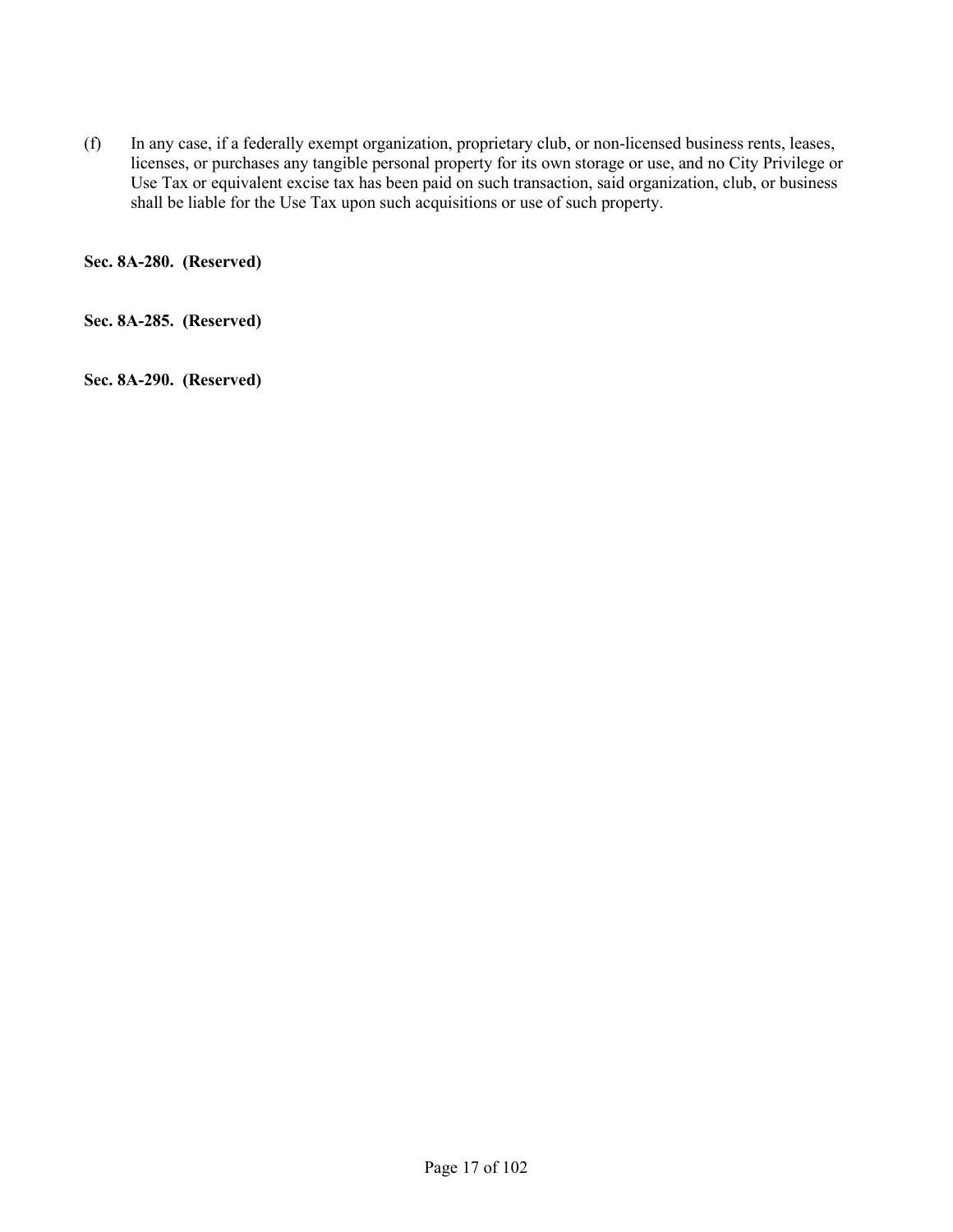(f) In any case, if a federally exempt organization, proprietary club, or non-licensed business rents, leases, licenses, or purchases any tangible personal property for its own storage or use, and no City Privilege or Use Tax or equivalent excise tax has been paid on such transaction, said organization, club, or business shall be liable for the Use Tax upon such acquisitions or use of such property.

**Sec. 8A-280. (Reserved)**

**Sec. 8A-285. (Reserved)**

**Sec. 8A-290. (Reserved)**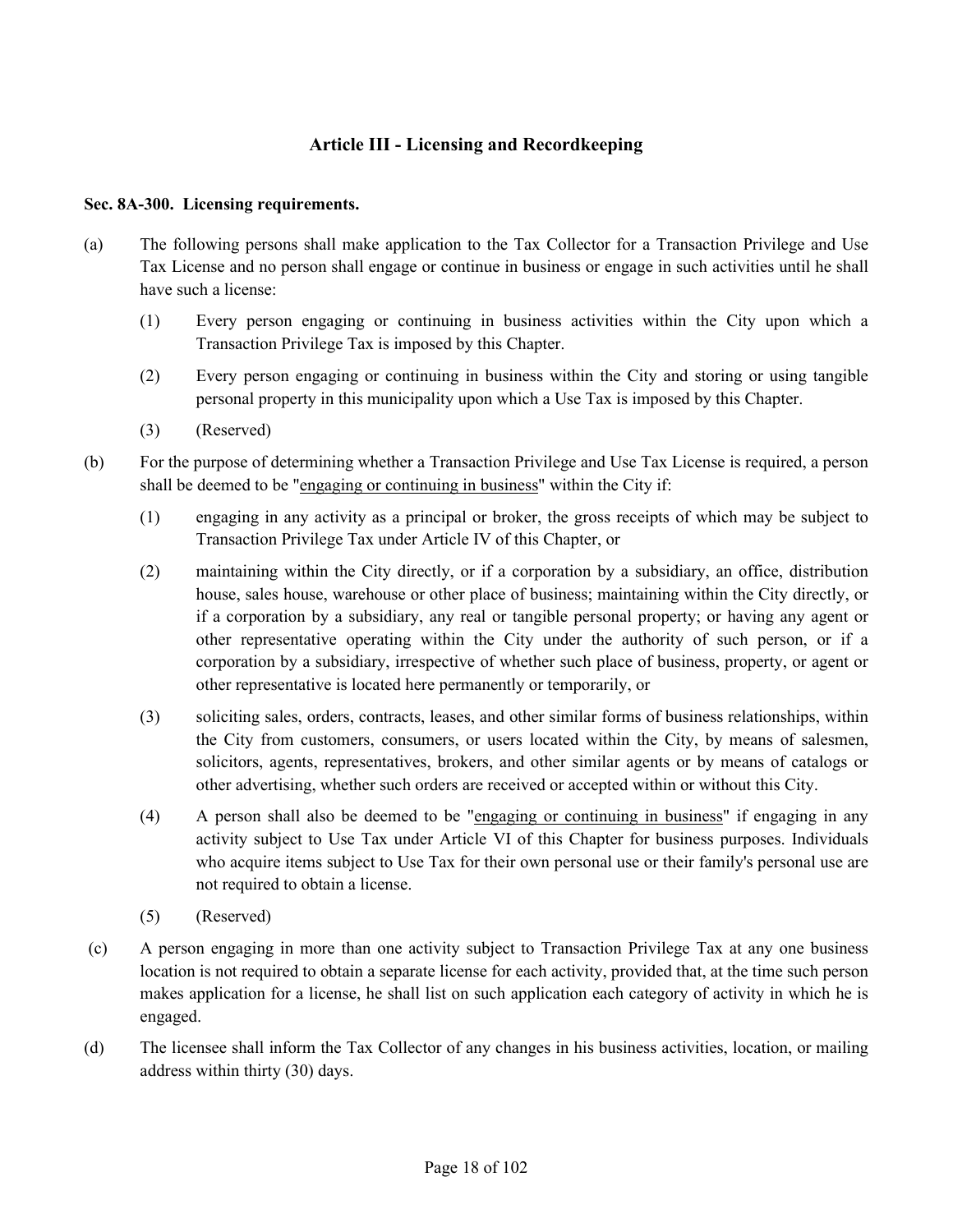## Article III - Licensing and Recordkeeping

**Sec. 8A-300. Licensing requirements.**

(a) The following persons shall make application to the Tax Collector for a Transaction Privilege and Use Tax License and no person shall engage or continue in business or engage in such activities until he shall have such a license:

(1) Every person engaging or continuing in business activities within the City upon which a Transaction Privilege Tax is imposed by this Chapter.

(2) Every person engaging or continuing in business within the City and storing or using tangible personal property in this municipality upon which a Use Tax is imposed by this Chapter.

(3) (Reserved)

(b) For the purpose of determining whether a Transaction Privilege and Use Tax License is required, a person shall be deemed to be "<u>engaging or continuing in business</u>" within the City if:

(1) engaging in any activity as a principal or broker, the gross receipts of which may be subject to Transaction Privilege Tax under Article IV of this Chapter, or

(2) maintaining within the City directly, or if a corporation by a subsidiary, an office, distribution house, sales house, warehouse or other place of business; maintaining within the City directly, or if a corporation by a subsidiary, any real or tangible personal property; or having any agent or other representative operating within the City under the authority of such person, or if a corporation by a subsidiary, irrespective of whether such place of business, property, or agent or other representative is located here permanently or temporarily, or

(3) soliciting sales, orders, contracts, leases, and other similar forms of business relationships, within the City from customers, consumers, or users located within the City, by means of salesmen, solicitors, agents, representatives, brokers, and other similar agents or by means of catalogs or other advertising, whether such orders are received or accepted within or without this City.

(4) A person shall also be deemed to be "<u>engaging or continuing in business</u>" if engaging in any activity subject to Use Tax under Article VI of this Chapter for business purposes. Individuals who acquire items subject to Use Tax for their own personal use or their family's personal use are not required to obtain a license.

(5) (Reserved)

(c) A person engaging in more than one activity subject to Transaction Privilege Tax at any one business location is not required to obtain a separate license for each activity, provided that, at the time such person makes application for a license, he shall list on such application each category of activity in which he is engaged.

(d) The licensee shall inform the Tax Collector of any changes in his business activities, location, or mailing address within thirty (30) days.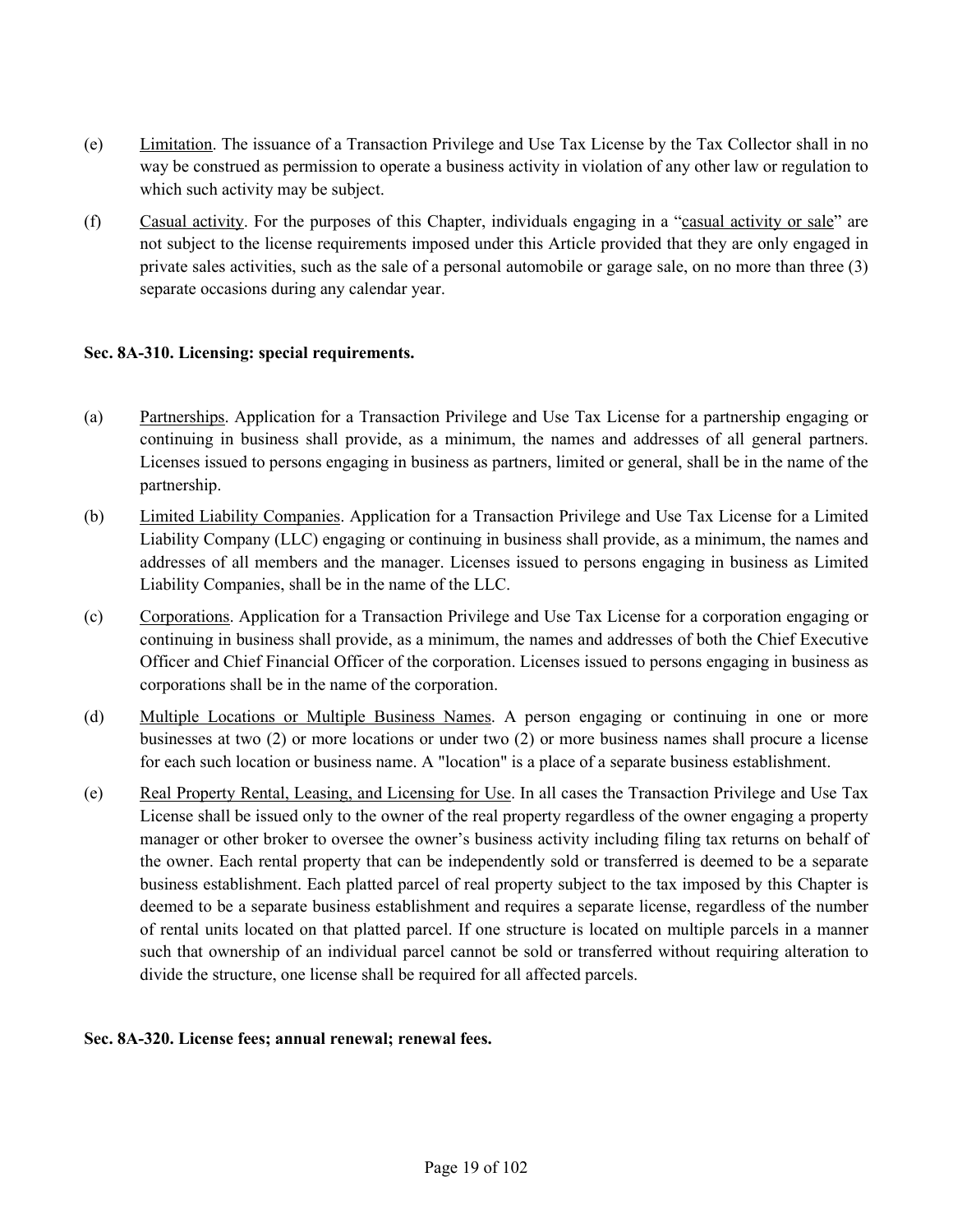(e) Limitation. The issuance of a Transaction Privilege and Use Tax License by the Tax Collector shall in no way be construed as permission to operate a business activity in violation of any other law or regulation to which such activity may be subject.

(f) Casual activity. For the purposes of this Chapter, individuals engaging in a "casual activity or sale" are not subject to the license requirements imposed under this Article provided that they are only engaged in private sales activities, such as the sale of a personal automobile or garage sale, on no more than three (3) separate occasions during any calendar year.

**Sec. 8A-310. Licensing: special requirements.**

(a) Partnerships. Application for a Transaction Privilege and Use Tax License for a partnership engaging or continuing in business shall provide, as a minimum, the names and addresses of all general partners. Licenses issued to persons engaging in business as partners, limited or general, shall be in the name of the partnership.

(b) Limited Liability Companies. Application for a Transaction Privilege and Use Tax License for a Limited Liability Company (LLC) engaging or continuing in business shall provide, as a minimum, the names and addresses of all members and the manager. Licenses issued to persons engaging in business as Limited Liability Companies, shall be in the name of the LLC.

(c) Corporations. Application for a Transaction Privilege and Use Tax License for a corporation engaging or continuing in business shall provide, as a minimum, the names and addresses of both the Chief Executive Officer and Chief Financial Officer of the corporation. Licenses issued to persons engaging in business as corporations shall be in the name of the corporation.

(d) Multiple Locations or Multiple Business Names. A person engaging or continuing in one or more businesses at two (2) or more locations or under two (2) or more business names shall procure a license for each such location or business name. A "location" is a place of a separate business establishment.

(e) Real Property Rental, Leasing, and Licensing for Use. In all cases the Transaction Privilege and Use Tax License shall be issued only to the owner of the real property regardless of the owner engaging a property manager or other broker to oversee the owner's business activity including filing tax returns on behalf of the owner. Each rental property that can be independently sold or transferred is deemed to be a separate business establishment. Each platted parcel of real property subject to the tax imposed by this Chapter is deemed to be a separate business establishment and requires a separate license, regardless of the number of rental units located on that platted parcel. If one structure is located on multiple parcels in a manner such that ownership of an individual parcel cannot be sold or transferred without requiring alteration to divide the structure, one license shall be required for all affected parcels.

**Sec. 8A-320. License fees; annual renewal; renewal fees.**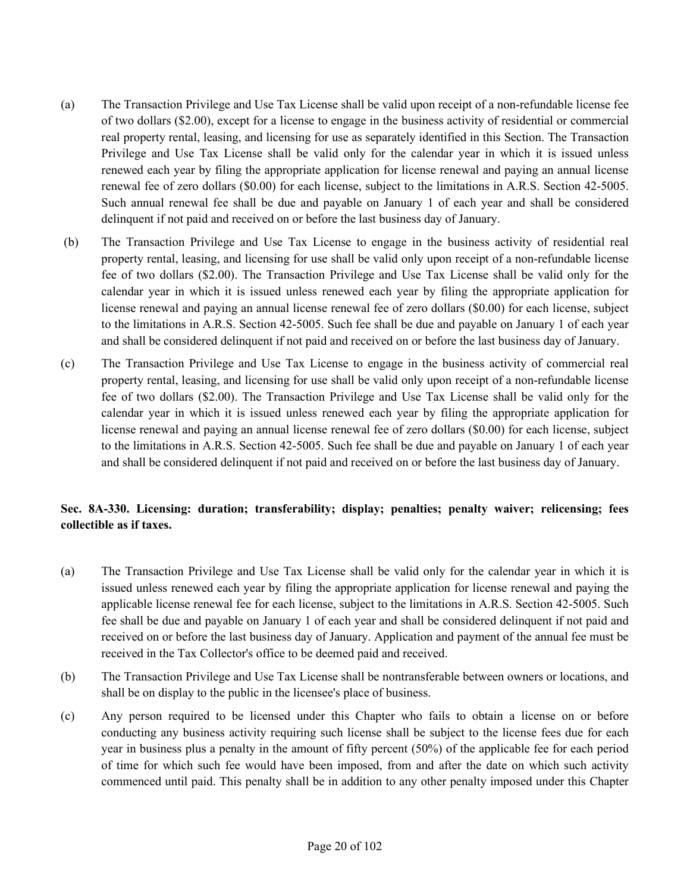(a) The Transaction Privilege and Use Tax License shall be valid upon receipt of a non-refundable license fee of two dollars ($2.00), except for a license to engage in the business activity of residential or commercial real property rental, leasing, and licensing for use as separately identified in this Section. The Transaction Privilege and Use Tax License shall be valid only for the calendar year in which it is issued unless renewed each year by filing the appropriate application for license renewal and paying an annual license renewal fee of zero dollars ($0.00) for each license, subject to the limitations in A.R.S. Section 42-5005. Such annual renewal fee shall be due and payable on January 1 of each year and shall be considered delinquent if not paid and received on or before the last business day of January.

(b) The Transaction Privilege and Use Tax License to engage in the business activity of residential real property rental, leasing, and licensing for use shall be valid only upon receipt of a non-refundable license fee of two dollars ($2.00). The Transaction Privilege and Use Tax License shall be valid only for the calendar year in which it is issued unless renewed each year by filing the appropriate application for license renewal and paying an annual license renewal fee of zero dollars ($0.00) for each license, subject to the limitations in A.R.S. Section 42-5005. Such fee shall be due and payable on January 1 of each year and shall be considered delinquent if not paid and received on or before the last business day of January.

(c) The Transaction Privilege and Use Tax License to engage in the business activity of commercial real property rental, leasing, and licensing for use shall be valid only upon receipt of a non-refundable license fee of two dollars ($2.00). The Transaction Privilege and Use Tax License shall be valid only for the calendar year in which it is issued unless renewed each year by filing the appropriate application for license renewal and paying an annual license renewal fee of zero dollars ($0.00) for each license, subject to the limitations in A.R.S. Section 42-5005. Such fee shall be due and payable on January 1 of each year and shall be considered delinquent if not paid and received on or before the last business day of January.

**Sec. 8A-330. Licensing: duration; transferability; display; penalties; penalty waiver; relicensing; fees collectible as if taxes.**

(a) The Transaction Privilege and Use Tax License shall be valid only for the calendar year in which it is issued unless renewed each year by filing the appropriate application for license renewal and paying the applicable license renewal fee for each license, subject to the limitations in A.R.S. Section 42-5005. Such fee shall be due and payable on January 1 of each year and shall be considered delinquent if not paid and received on or before the last business day of January. Application and payment of the annual fee must be received in the Tax Collector's office to be deemed paid and received.

(b) The Transaction Privilege and Use Tax License shall be nontransferable between owners or locations, and shall be on display to the public in the licensee's place of business.

(c) Any person required to be licensed under this Chapter who fails to obtain a license on or before conducting any business activity requiring such license shall be subject to the license fees due for each year in business plus a penalty in the amount of fifty percent (50%) of the applicable fee for each period of time for which such fee would have been imposed, from and after the date on which such activity commenced until paid. This penalty shall be in addition to any other penalty imposed under this Chapter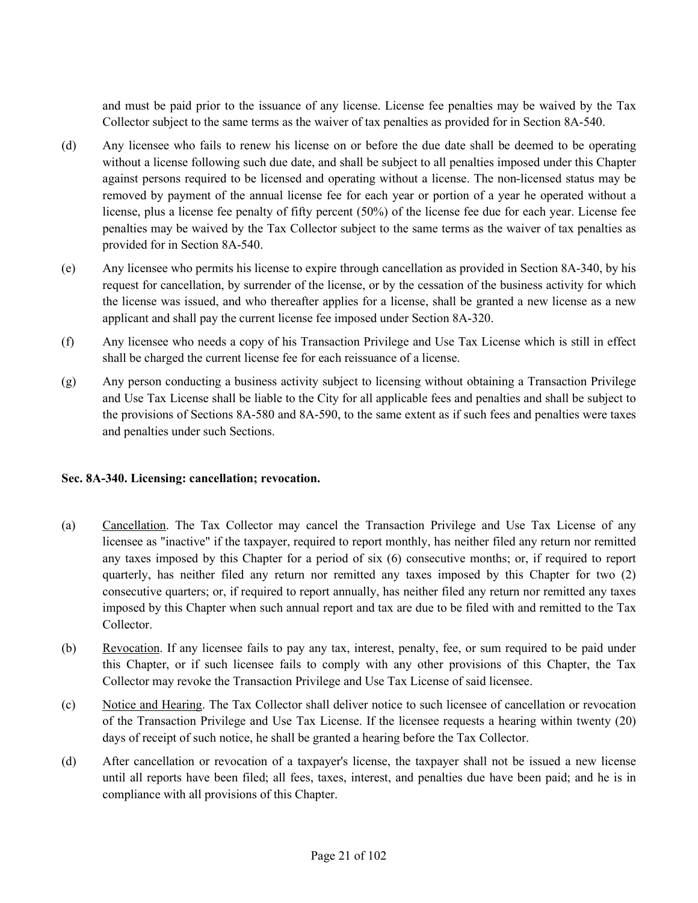and must be paid prior to the issuance of any license. License fee penalties may be waived by the Tax Collector subject to the same terms as the waiver of tax penalties as provided for in Section 8A-540.

(d) Any licensee who fails to renew his license on or before the due date shall be deemed to be operating without a license following such due date, and shall be subject to all penalties imposed under this Chapter against persons required to be licensed and operating without a license. The non-licensed status may be removed by payment of the annual license fee for each year or portion of a year he operated without a license, plus a license fee penalty of fifty percent (50%) of the license fee due for each year. License fee penalties may be waived by the Tax Collector subject to the same terms as the waiver of tax penalties as provided for in Section 8A-540.

(e) Any licensee who permits his license to expire through cancellation as provided in Section 8A-340, by his request for cancellation, by surrender of the license, or by the cessation of the business activity for which the license was issued, and who thereafter applies for a license, shall be granted a new license as a new applicant and shall pay the current license fee imposed under Section 8A-320.

(f) Any licensee who needs a copy of his Transaction Privilege and Use Tax License which is still in effect shall be charged the current license fee for each reissuance of a license.

(g) Any person conducting a business activity subject to licensing without obtaining a Transaction Privilege and Use Tax License shall be liable to the City for all applicable fees and penalties and shall be subject to the provisions of Sections 8A-580 and 8A-590, to the same extent as if such fees and penalties were taxes and penalties under such Sections.

**Sec. 8A-340. Licensing: cancellation; revocation.**

(a) Cancellation. The Tax Collector may cancel the Transaction Privilege and Use Tax License of any licensee as "inactive" if the taxpayer, required to report monthly, has neither filed any return nor remitted any taxes imposed by this Chapter for a period of six (6) consecutive months; or, if required to report quarterly, has neither filed any return nor remitted any taxes imposed by this Chapter for two (2) consecutive quarters; or, if required to report annually, has neither filed any return nor remitted any taxes imposed by this Chapter when such annual report and tax are due to be filed with and remitted to the Tax Collector.

(b) Revocation. If any licensee fails to pay any tax, interest, penalty, fee, or sum required to be paid under this Chapter, or if such licensee fails to comply with any other provisions of this Chapter, the Tax Collector may revoke the Transaction Privilege and Use Tax License of said licensee.

(c) Notice and Hearing. The Tax Collector shall deliver notice to such licensee of cancellation or revocation of the Transaction Privilege and Use Tax License. If the licensee requests a hearing within twenty (20) days of receipt of such notice, he shall be granted a hearing before the Tax Collector.

(d) After cancellation or revocation of a taxpayer's license, the taxpayer shall not be issued a new license until all reports have been filed; all fees, taxes, interest, and penalties due have been paid; and he is in compliance with all provisions of this Chapter.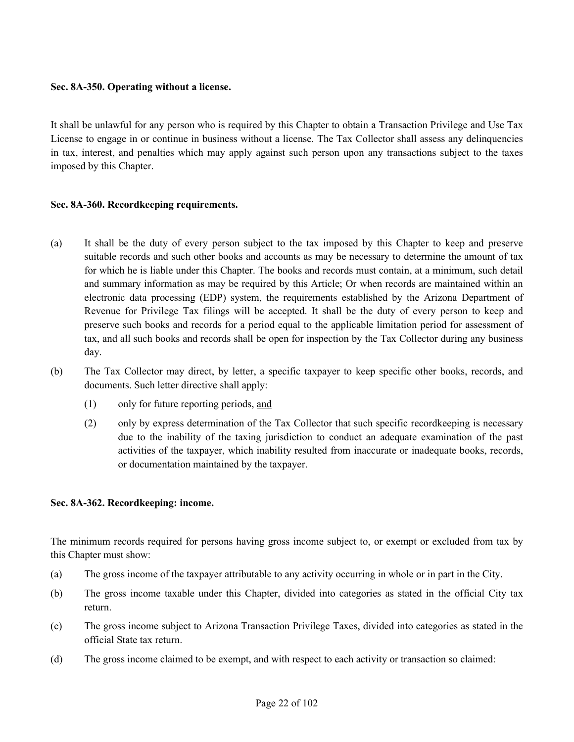**Sec. 8A-350. Operating without a license.**

It shall be unlawful for any person who is required by this Chapter to obtain a Transaction Privilege and Use Tax License to engage in or continue in business without a license. The Tax Collector shall assess any delinquencies in tax, interest, and penalties which may apply against such person upon any transactions subject to the taxes imposed by this Chapter.

**Sec. 8A-360. Recordkeeping requirements.**

(a) It shall be the duty of every person subject to the tax imposed by this Chapter to keep and preserve suitable records and such other books and accounts as may be necessary to determine the amount of tax for which he is liable under this Chapter. The books and records must contain, at a minimum, such detail and summary information as may be required by this Article; Or when records are maintained within an electronic data processing (EDP) system, the requirements established by the Arizona Department of Revenue for Privilege Tax filings will be accepted. It shall be the duty of every person to keep and preserve such books and records for a period equal to the applicable limitation period for assessment of tax, and all such books and records shall be open for inspection by the Tax Collector during any business day.

(b) The Tax Collector may direct, by letter, a specific taxpayer to keep specific other books, records, and documents. Such letter directive shall apply:

  (1) only for future reporting periods, <u>and</u>

  (2) only by express determination of the Tax Collector that such specific recordkeeping is necessary due to the inability of the taxing jurisdiction to conduct an adequate examination of the past activities of the taxpayer, which inability resulted from inaccurate or inadequate books, records, or documentation maintained by the taxpayer.

**Sec. 8A-362. Recordkeeping: income.**

The minimum records required for persons having gross income subject to, or exempt or excluded from tax by this Chapter must show:

(a) The gross income of the taxpayer attributable to any activity occurring in whole or in part in the City.

(b) The gross income taxable under this Chapter, divided into categories as stated in the official City tax return.

(c) The gross income subject to Arizona Transaction Privilege Taxes, divided into categories as stated in the official State tax return.

(d) The gross income claimed to be exempt, and with respect to each activity or transaction so claimed: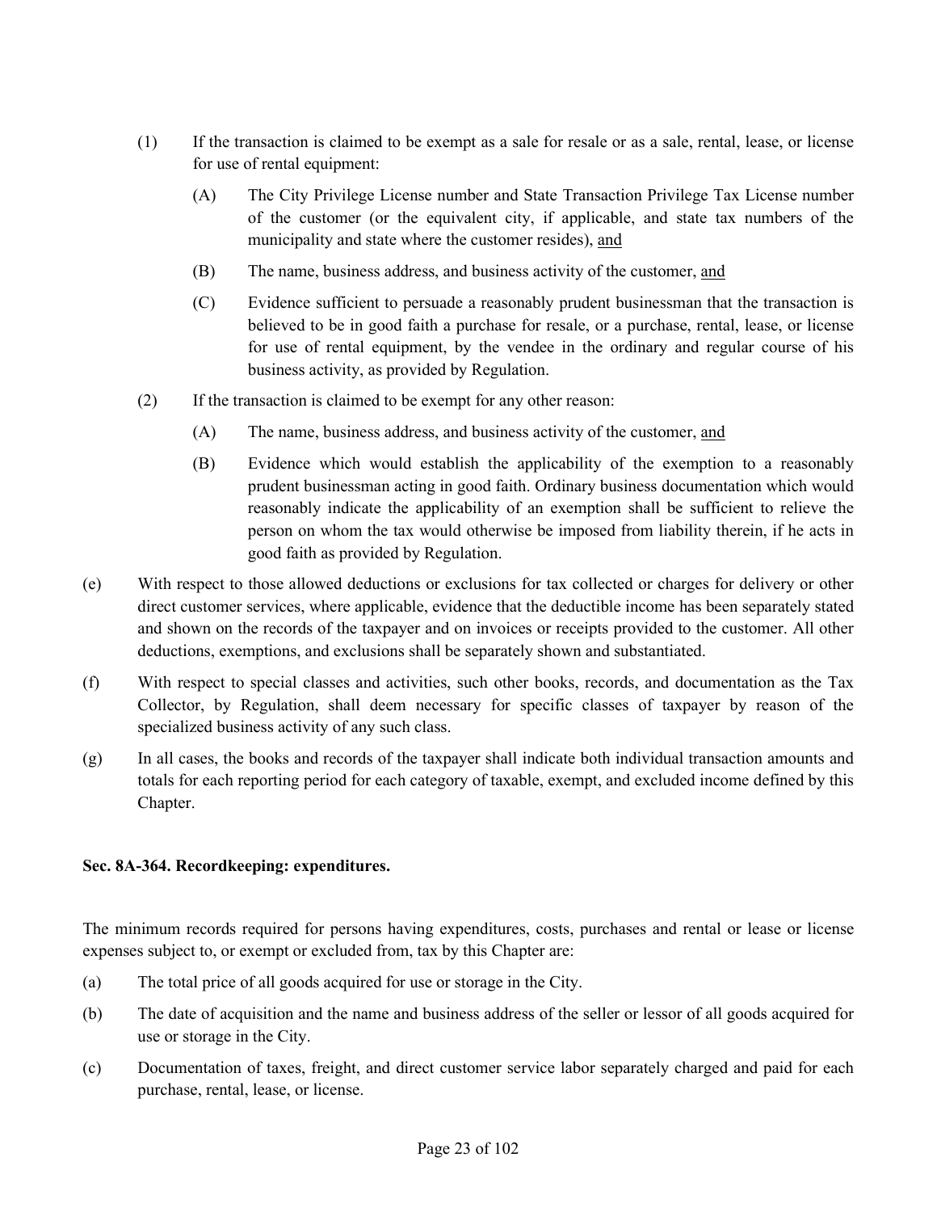(1) If the transaction is claimed to be exempt as a sale for resale or as a sale, rental, lease, or license for use of rental equipment:

   (A) The City Privilege License number and State Transaction Privilege Tax License number of the customer (or the equivalent city, if applicable, and state tax numbers of the municipality and state where the customer resides), and

   (B) The name, business address, and business activity of the customer, and

   (C) Evidence sufficient to persuade a reasonably prudent businessman that the transaction is believed to be in good faith a purchase for resale, or a purchase, rental, lease, or license for use of rental equipment, by the vendee in the ordinary and regular course of his business activity, as provided by Regulation.

(2) If the transaction is claimed to be exempt for any other reason:

   (A) The name, business address, and business activity of the customer, and

   (B) Evidence which would establish the applicability of the exemption to a reasonably prudent businessman acting in good faith. Ordinary business documentation which would reasonably indicate the applicability of an exemption shall be sufficient to relieve the person on whom the tax would otherwise be imposed from liability therein, if he acts in good faith as provided by Regulation.

(e) With respect to those allowed deductions or exclusions for tax collected or charges for delivery or other direct customer services, where applicable, evidence that the deductible income has been separately stated and shown on the records of the taxpayer and on invoices or receipts provided to the customer. All other deductions, exemptions, and exclusions shall be separately shown and substantiated.

(f) With respect to special classes and activities, such other books, records, and documentation as the Tax Collector, by Regulation, shall deem necessary for specific classes of taxpayer by reason of the specialized business activity of any such class.

(g) In all cases, the books and records of the taxpayer shall indicate both individual transaction amounts and totals for each reporting period for each category of taxable, exempt, and excluded income defined by this Chapter.

**Sec. 8A-364. Recordkeeping: expenditures.**

The minimum records required for persons having expenditures, costs, purchases and rental or lease or license expenses subject to, or exempt or excluded from, tax by this Chapter are:

(a) The total price of all goods acquired for use or storage in the City.

(b) The date of acquisition and the name and business address of the seller or lessor of all goods acquired for use or storage in the City.

(c) Documentation of taxes, freight, and direct customer service labor separately charged and paid for each purchase, rental, lease, or license.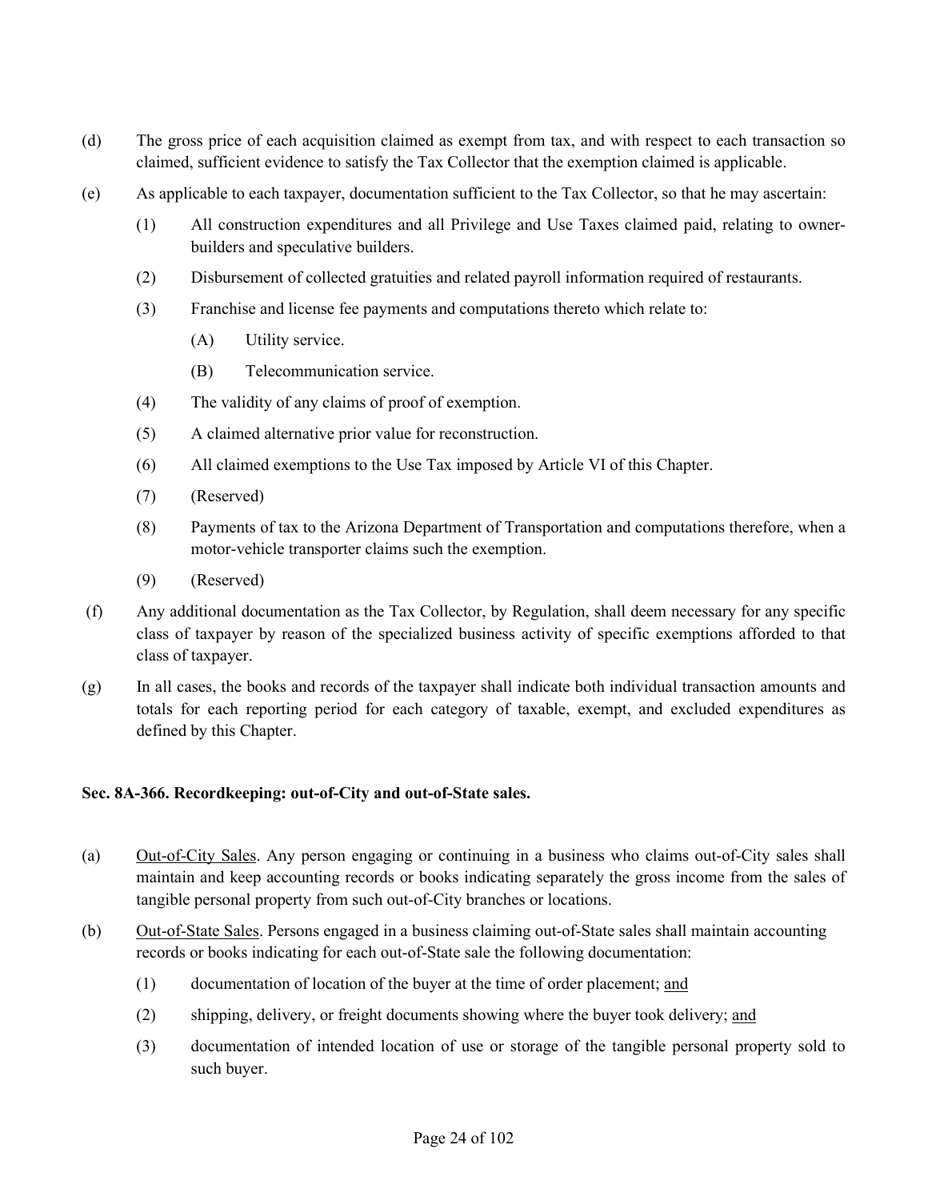(d) The gross price of each acquisition claimed as exempt from tax, and with respect to each transaction so claimed, sufficient evidence to satisfy the Tax Collector that the exemption claimed is applicable.

(e) As applicable to each taxpayer, documentation sufficient to the Tax Collector, so that he may ascertain:

- (1) All construction expenditures and all Privilege and Use Taxes claimed paid, relating to owner-builders and speculative builders.
- (2) Disbursement of collected gratuities and related payroll information required of restaurants.
- (3) Franchise and license fee payments and computations thereto which relate to:
  - (A) Utility service.
  - (B) Telecommunication service.
- (4) The validity of any claims of proof of exemption.
- (5) A claimed alternative prior value for reconstruction.
- (6) All claimed exemptions to the Use Tax imposed by Article VI of this Chapter.
- (7) (Reserved)
- (8) Payments of tax to the Arizona Department of Transportation and computations therefore, when a motor-vehicle transporter claims such the exemption.
- (9) (Reserved)

(f) Any additional documentation as the Tax Collector, by Regulation, shall deem necessary for any specific class of taxpayer by reason of the specialized business activity of specific exemptions afforded to that class of taxpayer.

(g) In all cases, the books and records of the taxpayer shall indicate both individual transaction amounts and totals for each reporting period for each category of taxable, exempt, and excluded expenditures as defined by this Chapter.

**Sec. 8A-366. Recordkeeping: out-of-City and out-of-State sales.**

(a) <u>Out-of-City Sales</u>. Any person engaging or continuing in a business who claims out-of-City sales shall maintain and keep accounting records or books indicating separately the gross income from the sales of tangible personal property from such out-of-City branches or locations.

(b) <u>Out-of-State Sales</u>. Persons engaged in a business claiming out-of-State sales shall maintain accounting records or books indicating for each out-of-State sale the following documentation:

- (1) documentation of location of the buyer at the time of order placement; <u>and</u>
- (2) shipping, delivery, or freight documents showing where the buyer took delivery; <u>and</u>
- (3) documentation of intended location of use or storage of the tangible personal property sold to such buyer.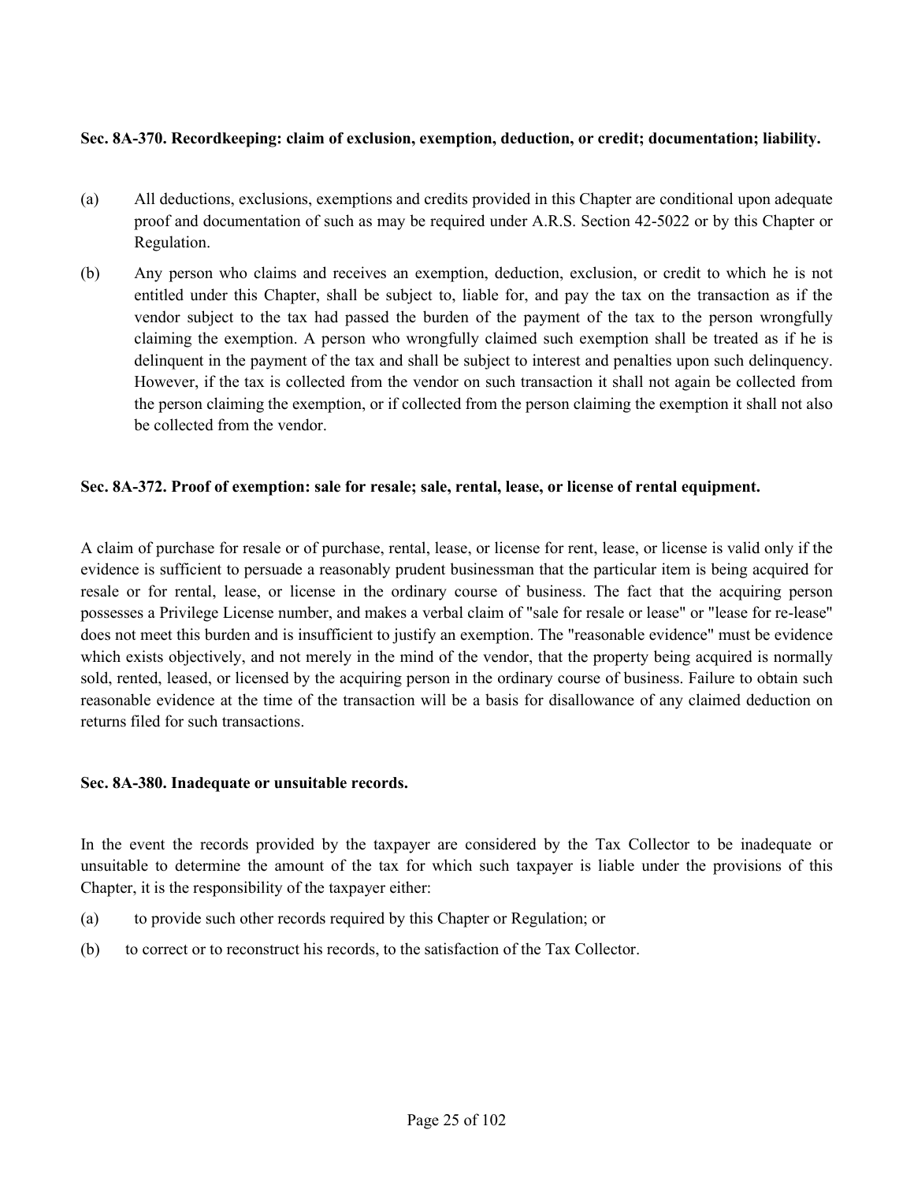**Sec. 8A-370. Recordkeeping: claim of exclusion, exemption, deduction, or credit; documentation; liability.**

(a) All deductions, exclusions, exemptions and credits provided in this Chapter are conditional upon adequate proof and documentation of such as may be required under A.R.S. Section 42-5022 or by this Chapter or Regulation.

(b) Any person who claims and receives an exemption, deduction, exclusion, or credit to which he is not entitled under this Chapter, shall be subject to, liable for, and pay the tax on the transaction as if the vendor subject to the tax had passed the burden of the payment of the tax to the person wrongfully claiming the exemption. A person who wrongfully claimed such exemption shall be treated as if he is delinquent in the payment of the tax and shall be subject to interest and penalties upon such delinquency. However, if the tax is collected from the vendor on such transaction it shall not again be collected from the person claiming the exemption, or if collected from the person claiming the exemption it shall not also be collected from the vendor.

**Sec. 8A-372. Proof of exemption: sale for resale; sale, rental, lease, or license of rental equipment.**

A claim of purchase for resale or of purchase, rental, lease, or license for rent, lease, or license is valid only if the evidence is sufficient to persuade a reasonably prudent businessman that the particular item is being acquired for resale or for rental, lease, or license in the ordinary course of business. The fact that the acquiring person possesses a Privilege License number, and makes a verbal claim of "sale for resale or lease" or "lease for re-lease" does not meet this burden and is insufficient to justify an exemption. The "reasonable evidence" must be evidence which exists objectively, and not merely in the mind of the vendor, that the property being acquired is normally sold, rented, leased, or licensed by the acquiring person in the ordinary course of business. Failure to obtain such reasonable evidence at the time of the transaction will be a basis for disallowance of any claimed deduction on returns filed for such transactions.

**Sec. 8A-380. Inadequate or unsuitable records.**

In the event the records provided by the taxpayer are considered by the Tax Collector to be inadequate or unsuitable to determine the amount of the tax for which such taxpayer is liable under the provisions of this Chapter, it is the responsibility of the taxpayer either:

(a) to provide such other records required by this Chapter or Regulation; or

(b) to correct or to reconstruct his records, to the satisfaction of the Tax Collector.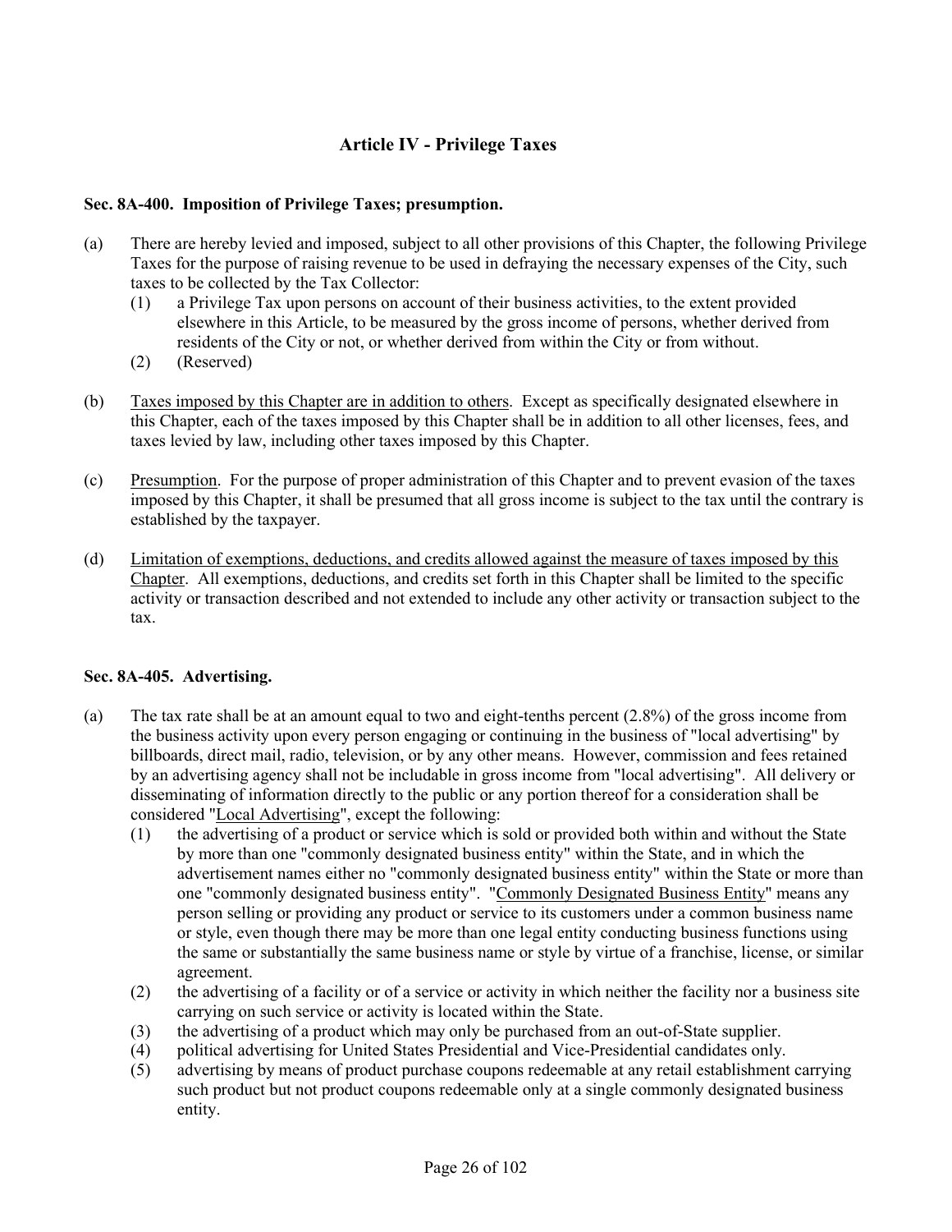## Article IV - Privilege Taxes

### Sec. 8A-400. Imposition of Privilege Taxes; presumption.

(a) There are hereby levied and imposed, subject to all other provisions of this Chapter, the following Privilege Taxes for the purpose of raising revenue to be used in defraying the necessary expenses of the City, such taxes to be collected by the Tax Collector:

(1) a Privilege Tax upon persons on account of their business activities, to the extent provided elsewhere in this Article, to be measured by the gross income of persons, whether derived from residents of the City or not, or whether derived from within the City or from without.

(2) (Reserved)

(b) Taxes imposed by this Chapter are in addition to others. Except as specifically designated elsewhere in this Chapter, each of the taxes imposed by this Chapter shall be in addition to all other licenses, fees, and taxes levied by law, including other taxes imposed by this Chapter.

(c) Presumption. For the purpose of proper administration of this Chapter and to prevent evasion of the taxes imposed by this Chapter, it shall be presumed that all gross income is subject to the tax until the contrary is established by the taxpayer.

(d) Limitation of exemptions, deductions, and credits allowed against the measure of taxes imposed by this Chapter. All exemptions, deductions, and credits set forth in this Chapter shall be limited to the specific activity or transaction described and not extended to include any other activity or transaction subject to the tax.

### Sec. 8A-405. Advertising.

(a) The tax rate shall be at an amount equal to two and eight-tenths percent (2.8%) of the gross income from the business activity upon every person engaging or continuing in the business of "local advertising" by billboards, direct mail, radio, television, or by any other means. However, commission and fees retained by an advertising agency shall not be includable in gross income from "local advertising". All delivery or disseminating of information directly to the public or any portion thereof for a consideration shall be considered "Local Advertising", except the following:

(1) the advertising of a product or service which is sold or provided both within and without the State by more than one "commonly designated business entity" within the State, and in which the advertisement names either no "commonly designated business entity" within the State or more than one "commonly designated business entity". "Commonly Designated Business Entity" means any person selling or providing any product or service to its customers under a common business name or style, even though there may be more than one legal entity conducting business functions using the same or substantially the same business name or style by virtue of a franchise, license, or similar agreement.

(2) the advertising of a facility or of a service or activity in which neither the facility nor a business site carrying on such service or activity is located within the State.

(3) the advertising of a product which may only be purchased from an out-of-State supplier.

(4) political advertising for United States Presidential and Vice-Presidential candidates only.

(5) advertising by means of product purchase coupons redeemable at any retail establishment carrying such product but not product coupons redeemable only at a single commonly designated business entity.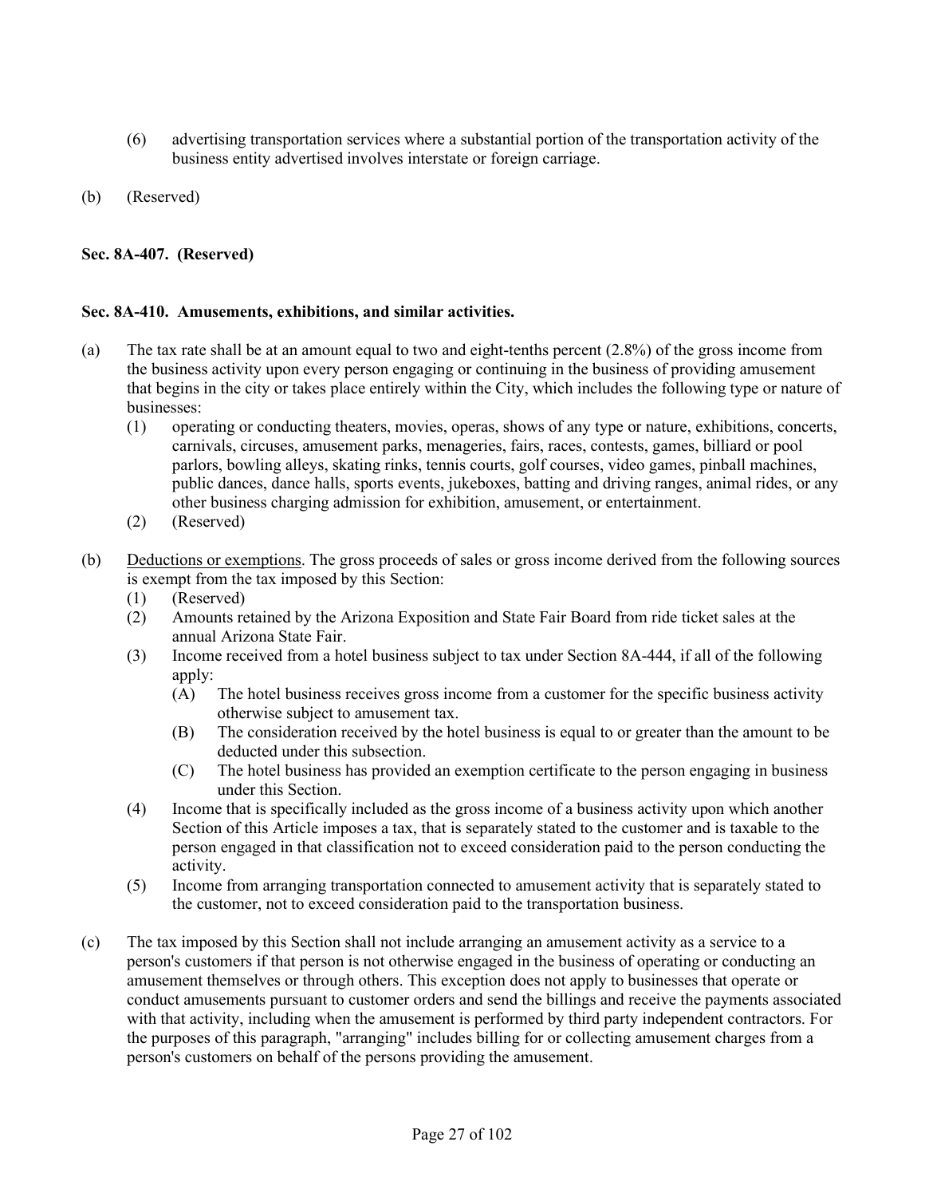(6) advertising transportation services where a substantial portion of the transportation activity of the business entity advertised involves interstate or foreign carriage.

(b) (Reserved)

**Sec. 8A-407. (Reserved)**

**Sec. 8A-410. Amusements, exhibitions, and similar activities.**

(a) The tax rate shall be at an amount equal to two and eight-tenths percent (2.8%) of the gross income from the business activity upon every person engaging or continuing in the business of providing amusement that begins in the city or takes place entirely within the City, which includes the following type or nature of businesses:

   (1) operating or conducting theaters, movies, operas, shows of any type or nature, exhibitions, concerts, carnivals, circuses, amusement parks, menageries, fairs, races, contests, games, billiard or pool parlors, bowling alleys, skating rinks, tennis courts, golf courses, video games, pinball machines, public dances, dance halls, sports events, jukeboxes, batting and driving ranges, animal rides, or any other business charging admission for exhibition, amusement, or entertainment.

   (2) (Reserved)

(b) Deductions or exemptions. The gross proceeds of sales or gross income derived from the following sources is exempt from the tax imposed by this Section:

   (1) (Reserved)

   (2) Amounts retained by the Arizona Exposition and State Fair Board from ride ticket sales at the annual Arizona State Fair.

   (3) Income received from a hotel business subject to tax under Section 8A-444, if all of the following apply:

      (A) The hotel business receives gross income from a customer for the specific business activity otherwise subject to amusement tax.

      (B) The consideration received by the hotel business is equal to or greater than the amount to be deducted under this subsection.

      (C) The hotel business has provided an exemption certificate to the person engaging in business under this Section.

   (4) Income that is specifically included as the gross income of a business activity upon which another Section of this Article imposes a tax, that is separately stated to the customer and is taxable to the person engaged in that classification not to exceed consideration paid to the person conducting the activity.

   (5) Income from arranging transportation connected to amusement activity that is separately stated to the customer, not to exceed consideration paid to the transportation business.

(c) The tax imposed by this Section shall not include arranging an amusement activity as a service to a person's customers if that person is not otherwise engaged in the business of operating or conducting an amusement themselves or through others. This exception does not apply to businesses that operate or conduct amusements pursuant to customer orders and send the billings and receive the payments associated with that activity, including when the amusement is performed by third party independent contractors. For the purposes of this paragraph, "arranging" includes billing for or collecting amusement charges from a person's customers on behalf of the persons providing the amusement.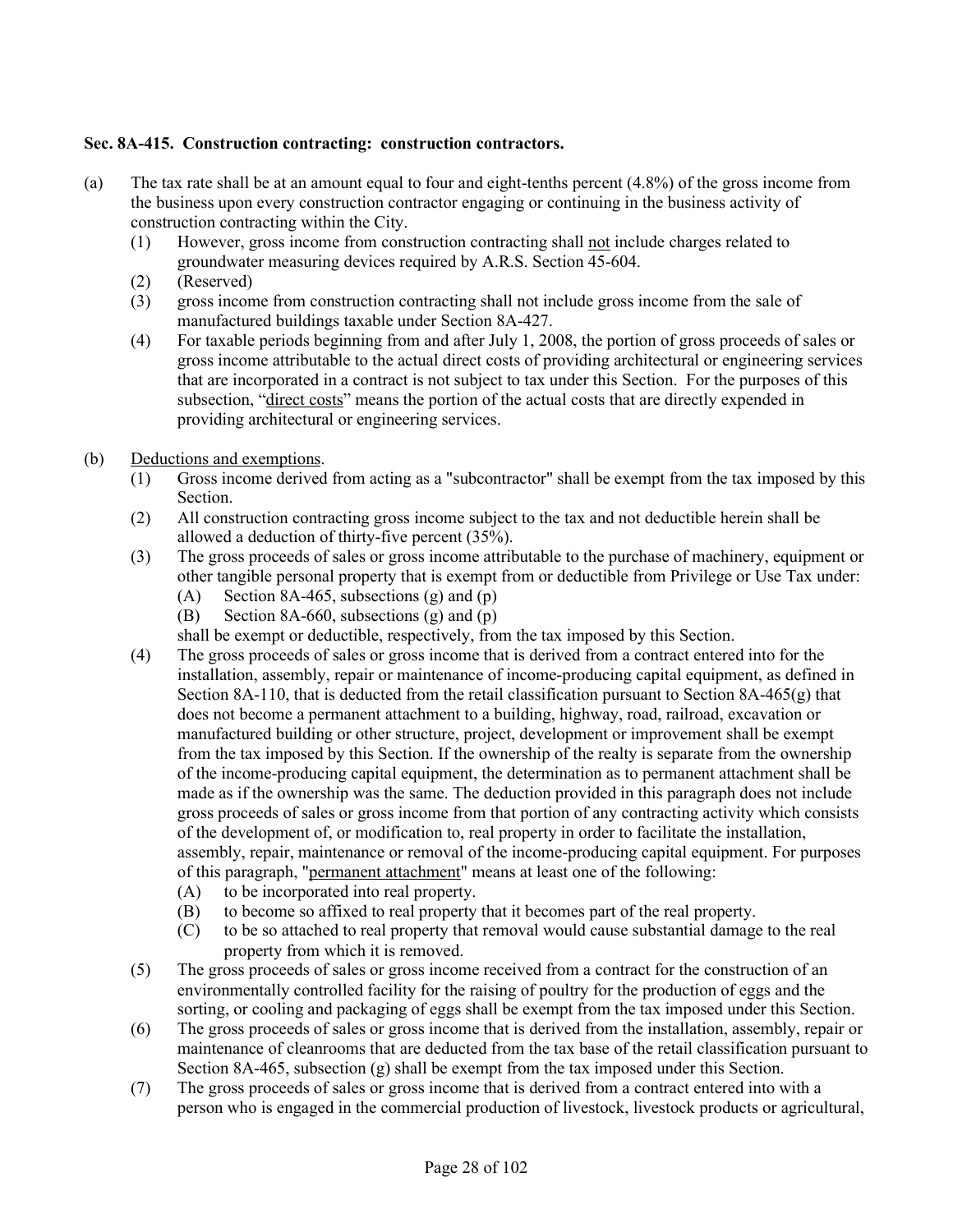**Sec. 8A-415. Construction contracting: construction contractors.**

(a) The tax rate shall be at an amount equal to four and eight-tenths percent (4.8%) of the gross income from the business upon every construction contractor engaging or continuing in the business activity of construction contracting within the City.

  (1) However, gross income from construction contracting shall not include charges related to groundwater measuring devices required by A.R.S. Section 45-604.

  (2) (Reserved)

  (3) gross income from construction contracting shall not include gross income from the sale of manufactured buildings taxable under Section 8A-427.

  (4) For taxable periods beginning from and after July 1, 2008, the portion of gross proceeds of sales or gross income attributable to the actual direct costs of providing architectural or engineering services that are incorporated in a contract is not subject to tax under this Section. For the purposes of this subsection, "direct costs" means the portion of the actual costs that are directly expended in providing architectural or engineering services.

(b) Deductions and exemptions.

  (1) Gross income derived from acting as a "subcontractor" shall be exempt from the tax imposed by this Section.

  (2) All construction contracting gross income subject to the tax and not deductible herein shall be allowed a deduction of thirty-five percent (35%).

  (3) The gross proceeds of sales or gross income attributable to the purchase of machinery, equipment or other tangible personal property that is exempt from or deductible from Privilege or Use Tax under:

    (A) Section 8A-465, subsections (g) and (p)

    (B) Section 8A-660, subsections (g) and (p)

  shall be exempt or deductible, respectively, from the tax imposed by this Section.

  (4) The gross proceeds of sales or gross income that is derived from a contract entered into for the installation, assembly, repair or maintenance of income-producing capital equipment, as defined in Section 8A-110, that is deducted from the retail classification pursuant to Section 8A-465(g) that does not become a permanent attachment to a building, highway, road, railroad, excavation or manufactured building or other structure, project, development or improvement shall be exempt from the tax imposed by this Section. If the ownership of the realty is separate from the ownership of the income-producing capital equipment, the determination as to permanent attachment shall be made as if the ownership was the same. The deduction provided in this paragraph does not include gross proceeds of sales or gross income from that portion of any contracting activity which consists of the development of, or modification to, real property in order to facilitate the installation, assembly, repair, maintenance or removal of the income-producing capital equipment. For purposes of this paragraph, "permanent attachment" means at least one of the following:

    (A) to be incorporated into real property.

    (B) to become so affixed to real property that it becomes part of the real property.

    (C) to be so attached to real property that removal would cause substantial damage to the real property from which it is removed.

  (5) The gross proceeds of sales or gross income received from a contract for the construction of an environmentally controlled facility for the raising of poultry for the production of eggs and the sorting, or cooling and packaging of eggs shall be exempt from the tax imposed under this Section.

  (6) The gross proceeds of sales or gross income that is derived from the installation, assembly, repair or maintenance of cleanrooms that are deducted from the tax base of the retail classification pursuant to Section 8A-465, subsection (g) shall be exempt from the tax imposed under this Section.

  (7) The gross proceeds of sales or gross income that is derived from a contract entered into with a person who is engaged in the commercial production of livestock, livestock products or agricultural,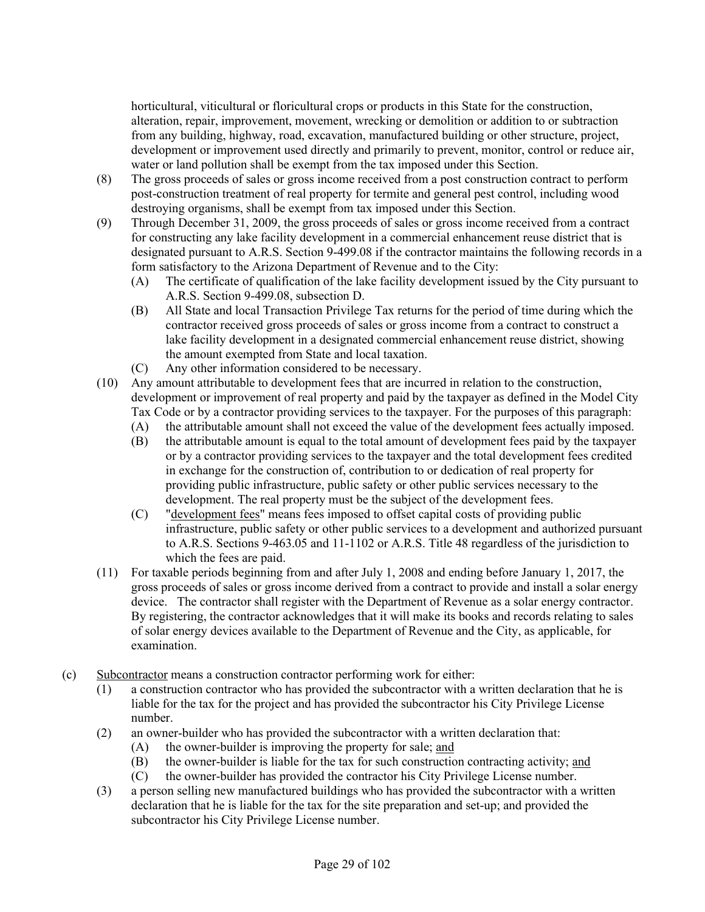horticultural, viticultural or floricultural crops or products in this State for the construction, alteration, repair, improvement, movement, wrecking or demolition or addition to or subtraction from any building, highway, road, excavation, manufactured building or other structure, project, development or improvement used directly and primarily to prevent, monitor, control or reduce air, water or land pollution shall be exempt from the tax imposed under this Section.

(8) The gross proceeds of sales or gross income received from a post construction contract to perform post-construction treatment of real property for termite and general pest control, including wood destroying organisms, shall be exempt from tax imposed under this Section.

(9) Through December 31, 2009, the gross proceeds of sales or gross income received from a contract for constructing any lake facility development in a commercial enhancement reuse district that is designated pursuant to A.R.S. Section 9-499.08 if the contractor maintains the following records in a form satisfactory to the Arizona Department of Revenue and to the City:
   - (A) The certificate of qualification of the lake facility development issued by the City pursuant to A.R.S. Section 9-499.08, subsection D.
   - (B) All State and local Transaction Privilege Tax returns for the period of time during which the contractor received gross proceeds of sales or gross income from a contract to construct a lake facility development in a designated commercial enhancement reuse district, showing the amount exempted from State and local taxation.
   - (C) Any other information considered to be necessary.

(10) Any amount attributable to development fees that are incurred in relation to the construction, development or improvement of real property and paid by the taxpayer as defined in the Model City Tax Code or by a contractor providing services to the taxpayer. For the purposes of this paragraph:
   - (A) the attributable amount shall not exceed the value of the development fees actually imposed.
   - (B) the attributable amount is equal to the total amount of development fees paid by the taxpayer or by a contractor providing services to the taxpayer and the total development fees credited in exchange for the construction of, contribution to or dedication of real property for providing public infrastructure, public safety or other public services necessary to the development. The real property must be the subject of the development fees.
   - (C) "<u>development fees</u>" means fees imposed to offset capital costs of providing public infrastructure, public safety or other public services to a development and authorized pursuant to A.R.S. Sections 9-463.05 and 11-1102 or A.R.S. Title 48 regardless of the jurisdiction to which the fees are paid.

(11) For taxable periods beginning from and after July 1, 2008 and ending before January 1, 2017, the gross proceeds of sales or gross income derived from a contract to provide and install a solar energy device. The contractor shall register with the Department of Revenue as a solar energy contractor. By registering, the contractor acknowledges that it will make its books and records relating to sales of solar energy devices available to the Department of Revenue and the City, as applicable, for examination.

(c) <u>Subcontractor</u> means a construction contractor performing work for either:
   - (1) a construction contractor who has provided the subcontractor with a written declaration that he is liable for the tax for the project and has provided the subcontractor his City Privilege License number.
   - (2) an owner-builder who has provided the subcontractor with a written declaration that:
     - (A) the owner-builder is improving the property for sale; <u>and</u>
     - (B) the owner-builder is liable for the tax for such construction contracting activity; <u>and</u>
     - (C) the owner-builder has provided the contractor his City Privilege License number.
   - (3) a person selling new manufactured buildings who has provided the subcontractor with a written declaration that he is liable for the tax for the site preparation and set-up; and provided the subcontractor his City Privilege License number.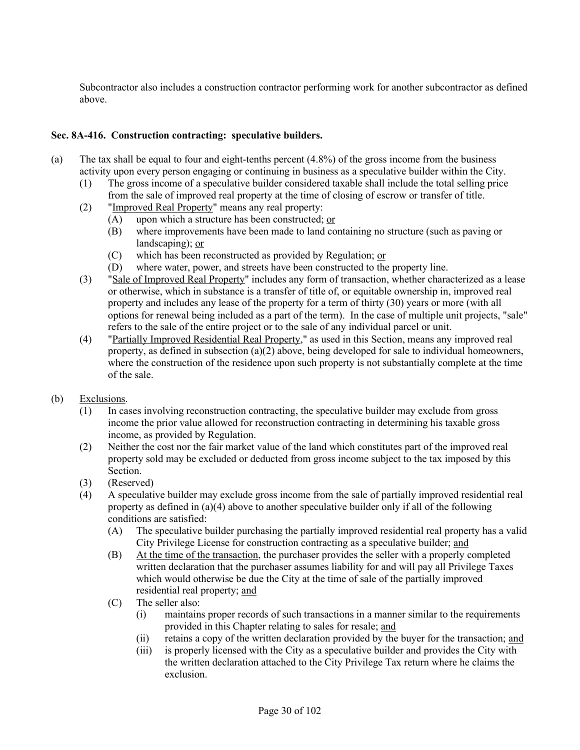Subcontractor also includes a construction contractor performing work for another subcontractor as defined above.

### Sec. 8A-416. Construction contracting: speculative builders.

(a) The tax shall be equal to four and eight-tenths percent (4.8%) of the gross income from the business activity upon every person engaging or continuing in business as a speculative builder within the City.

   (1) The gross income of a speculative builder considered taxable shall include the total selling price from the sale of improved real property at the time of closing of escrow or transfer of title.

   (2) "Improved Real Property" means any real property:

      (A) upon which a structure has been constructed; or

      (B) where improvements have been made to land containing no structure (such as paving or landscaping); or

      (C) which has been reconstructed as provided by Regulation; or

      (D) where water, power, and streets have been constructed to the property line.

   (3) "Sale of Improved Real Property" includes any form of transaction, whether characterized as a lease or otherwise, which in substance is a transfer of title of, or equitable ownership in, improved real property and includes any lease of the property for a term of thirty (30) years or more (with all options for renewal being included as a part of the term). In the case of multiple unit projects, "sale" refers to the sale of the entire project or to the sale of any individual parcel or unit.

   (4) "Partially Improved Residential Real Property," as used in this Section, means any improved real property, as defined in subsection (a)(2) above, being developed for sale to individual homeowners, where the construction of the residence upon such property is not substantially complete at the time of the sale.

(b) Exclusions.

   (1) In cases involving reconstruction contracting, the speculative builder may exclude from gross income the prior value allowed for reconstruction contracting in determining his taxable gross income, as provided by Regulation.

   (2) Neither the cost nor the fair market value of the land which constitutes part of the improved real property sold may be excluded or deducted from gross income subject to the tax imposed by this Section.

   (3) (Reserved)

   (4) A speculative builder may exclude gross income from the sale of partially improved residential real property as defined in (a)(4) above to another speculative builder only if all of the following conditions are satisfied:

      (A) The speculative builder purchasing the partially improved residential real property has a valid City Privilege License for construction contracting as a speculative builder; and

      (B) At the time of the transaction, the purchaser provides the seller with a properly completed written declaration that the purchaser assumes liability for and will pay all Privilege Taxes which would otherwise be due the City at the time of sale of the partially improved residential real property; and

      (C) The seller also:

         (i) maintains proper records of such transactions in a manner similar to the requirements provided in this Chapter relating to sales for resale; and

         (ii) retains a copy of the written declaration provided by the buyer for the transaction; and

         (iii) is properly licensed with the City as a speculative builder and provides the City with the written declaration attached to the City Privilege Tax return where he claims the exclusion.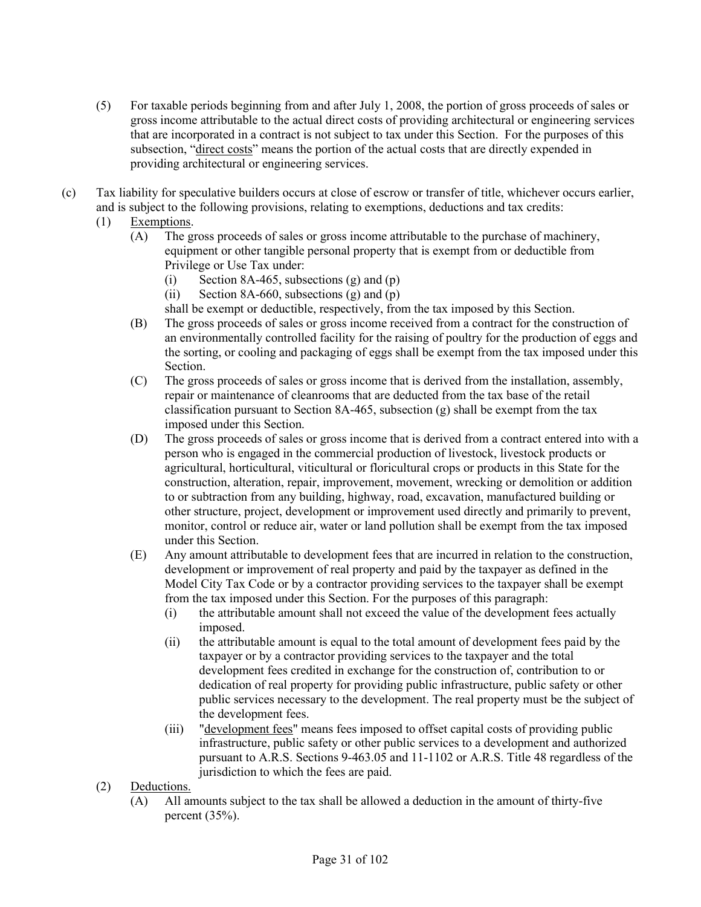(5) For taxable periods beginning from and after July 1, 2008, the portion of gross proceeds of sales or gross income attributable to the actual direct costs of providing architectural or engineering services that are incorporated in a contract is not subject to tax under this Section. For the purposes of this subsection, "direct costs" means the portion of the actual costs that are directly expended in providing architectural or engineering services.

(c) Tax liability for speculative builders occurs at close of escrow or transfer of title, whichever occurs earlier, and is subject to the following provisions, relating to exemptions, deductions and tax credits:

(1) Exemptions.

(A) The gross proceeds of sales or gross income attributable to the purchase of machinery, equipment or other tangible personal property that is exempt from or deductible from Privilege or Use Tax under:

(i) Section 8A-465, subsections (g) and (p)

(ii) Section 8A-660, subsections (g) and (p)

shall be exempt or deductible, respectively, from the tax imposed by this Section.

(B) The gross proceeds of sales or gross income received from a contract for the construction of an environmentally controlled facility for the raising of poultry for the production of eggs and the sorting, or cooling and packaging of eggs shall be exempt from the tax imposed under this Section.

(C) The gross proceeds of sales or gross income that is derived from the installation, assembly, repair or maintenance of cleanrooms that are deducted from the tax base of the retail classification pursuant to Section 8A-465, subsection (g) shall be exempt from the tax imposed under this Section.

(D) The gross proceeds of sales or gross income that is derived from a contract entered into with a person who is engaged in the commercial production of livestock, livestock products or agricultural, horticultural, viticultural or floricultural crops or products in this State for the construction, alteration, repair, improvement, movement, wrecking or demolition or addition to or subtraction from any building, highway, road, excavation, manufactured building or other structure, project, development or improvement used directly and primarily to prevent, monitor, control or reduce air, water or land pollution shall be exempt from the tax imposed under this Section.

(E) Any amount attributable to development fees that are incurred in relation to the construction, development or improvement of real property and paid by the taxpayer as defined in the Model City Tax Code or by a contractor providing services to the taxpayer shall be exempt from the tax imposed under this Section. For the purposes of this paragraph:

(i) the attributable amount shall not exceed the value of the development fees actually imposed.

(ii) the attributable amount is equal to the total amount of development fees paid by the taxpayer or by a contractor providing services to the taxpayer and the total development fees credited in exchange for the construction of, contribution to or dedication of real property for providing public infrastructure, public safety or other public services necessary to the development. The real property must be the subject of the development fees.

(iii) "development fees" means fees imposed to offset capital costs of providing public infrastructure, public safety or other public services to a development and authorized pursuant to A.R.S. Sections 9-463.05 and 11-1102 or A.R.S. Title 48 regardless of the jurisdiction to which the fees are paid.

(2) Deductions.

(A) All amounts subject to the tax shall be allowed a deduction in the amount of thirty-five percent (35%).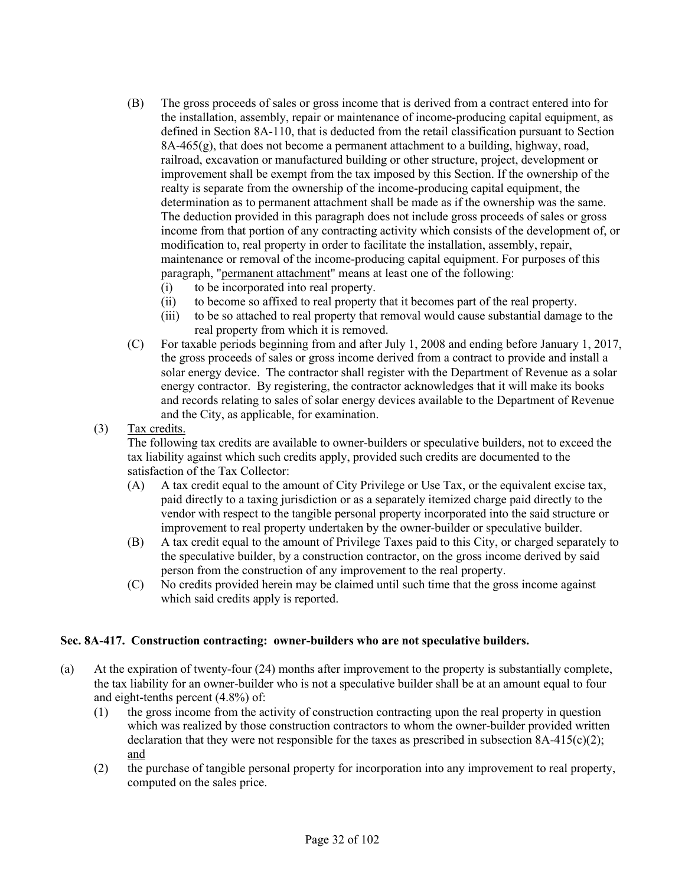(B) The gross proceeds of sales or gross income that is derived from a contract entered into for the installation, assembly, repair or maintenance of income-producing capital equipment, as defined in Section 8A-110, that is deducted from the retail classification pursuant to Section 8A-465(g), that does not become a permanent attachment to a building, highway, road, railroad, excavation or manufactured building or other structure, project, development or improvement shall be exempt from the tax imposed by this Section. If the ownership of the realty is separate from the ownership of the income-producing capital equipment, the determination as to permanent attachment shall be made as if the ownership was the same. The deduction provided in this paragraph does not include gross proceeds of sales or gross income from that portion of any contracting activity which consists of the development of, or modification to, real property in order to facilitate the installation, assembly, repair, maintenance or removal of the income-producing capital equipment. For purposes of this paragraph, "permanent attachment" means at least one of the following:

   (i) to be incorporated into real property.

   (ii) to become so affixed to real property that it becomes part of the real property.

   (iii) to be so attached to real property that removal would cause substantial damage to the real property from which it is removed.

(C) For taxable periods beginning from and after July 1, 2008 and ending before January 1, 2017, the gross proceeds of sales or gross income derived from a contract to provide and install a solar energy device. The contractor shall register with the Department of Revenue as a solar energy contractor. By registering, the contractor acknowledges that it will make its books and records relating to sales of solar energy devices available to the Department of Revenue and the City, as applicable, for examination.

(3) Tax credits.

The following tax credits are available to owner-builders or speculative builders, not to exceed the tax liability against which such credits apply, provided such credits are documented to the satisfaction of the Tax Collector:

   (A) A tax credit equal to the amount of City Privilege or Use Tax, or the equivalent excise tax, paid directly to a taxing jurisdiction or as a separately itemized charge paid directly to the vendor with respect to the tangible personal property incorporated into the said structure or improvement to real property undertaken by the owner-builder or speculative builder.

   (B) A tax credit equal to the amount of Privilege Taxes paid to this City, or charged separately to the speculative builder, by a construction contractor, on the gross income derived by said person from the construction of any improvement to the real property.

   (C) No credits provided herein may be claimed until such time that the gross income against which said credits apply is reported.

**Sec. 8A-417. Construction contracting: owner-builders who are not speculative builders.**

(a) At the expiration of twenty-four (24) months after improvement to the property is substantially complete, the tax liability for an owner-builder who is not a speculative builder shall be at an amount equal to four and eight-tenths percent (4.8%) of:

   (1) the gross income from the activity of construction contracting upon the real property in question which was realized by those construction contractors to whom the owner-builder provided written declaration that they were not responsible for the taxes as prescribed in subsection 8A-415(c)(2); and

   (2) the purchase of tangible personal property for incorporation into any improvement to real property, computed on the sales price.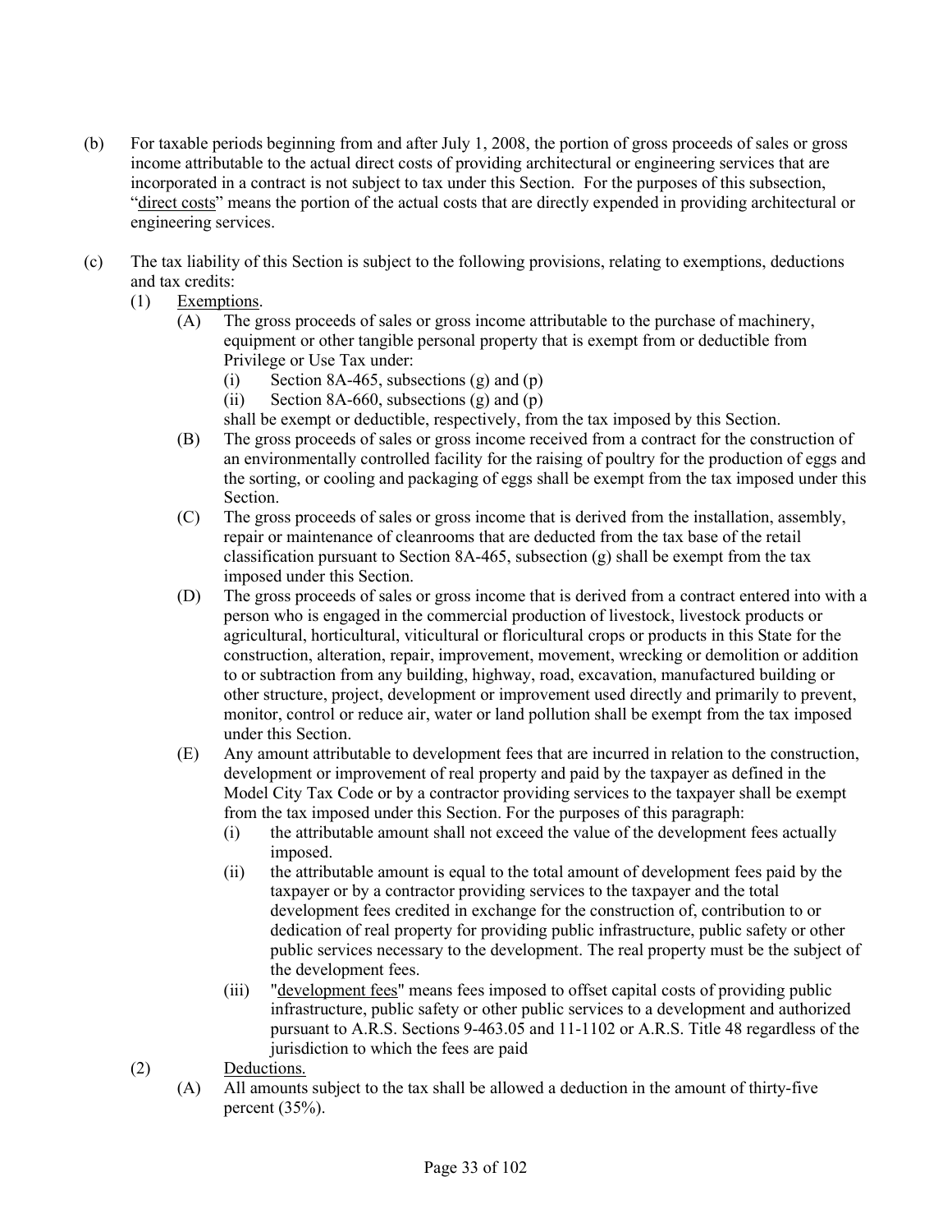(b) For taxable periods beginning from and after July 1, 2008, the portion of gross proceeds of sales or gross income attributable to the actual direct costs of providing architectural or engineering services that are incorporated in a contract is not subject to tax under this Section. For the purposes of this subsection, "<u>direct costs</u>" means the portion of the actual costs that are directly expended in providing architectural or engineering services.

(c) The tax liability of this Section is subject to the following provisions, relating to exemptions, deductions and tax credits:

(1) <u>Exemptions</u>.

(A) The gross proceeds of sales or gross income attributable to the purchase of machinery, equipment or other tangible personal property that is exempt from or deductible from Privilege or Use Tax under:

(i) Section 8A-465, subsections (g) and (p)

(ii) Section 8A-660, subsections (g) and (p)

shall be exempt or deductible, respectively, from the tax imposed by this Section.

(B) The gross proceeds of sales or gross income received from a contract for the construction of an environmentally controlled facility for the raising of poultry for the production of eggs and the sorting, or cooling and packaging of eggs shall be exempt from the tax imposed under this Section.

(C) The gross proceeds of sales or gross income that is derived from the installation, assembly, repair or maintenance of cleanrooms that are deducted from the tax base of the retail classification pursuant to Section 8A-465, subsection (g) shall be exempt from the tax imposed under this Section.

(D) The gross proceeds of sales or gross income that is derived from a contract entered into with a person who is engaged in the commercial production of livestock, livestock products or agricultural, horticultural, viticultural or floricultural crops or products in this State for the construction, alteration, repair, improvement, movement, wrecking or demolition or addition to or subtraction from any building, highway, road, excavation, manufactured building or other structure, project, development or improvement used directly and primarily to prevent, monitor, control or reduce air, water or land pollution shall be exempt from the tax imposed under this Section.

(E) Any amount attributable to development fees that are incurred in relation to the construction, development or improvement of real property and paid by the taxpayer as defined in the Model City Tax Code or by a contractor providing services to the taxpayer shall be exempt from the tax imposed under this Section. For the purposes of this paragraph:

(i) the attributable amount shall not exceed the value of the development fees actually imposed.

(ii) the attributable amount is equal to the total amount of development fees paid by the taxpayer or by a contractor providing services to the taxpayer and the total development fees credited in exchange for the construction of, contribution to or dedication of real property for providing public infrastructure, public safety or other public services necessary to the development. The real property must be the subject of the development fees.

(iii) "<u>development fees</u>" means fees imposed to offset capital costs of providing public infrastructure, public safety or other public services to a development and authorized pursuant to A.R.S. Sections 9-463.05 and 11-1102 or A.R.S. Title 48 regardless of the jurisdiction to which the fees are paid

(2) <u>Deductions.</u>

(A) All amounts subject to the tax shall be allowed a deduction in the amount of thirty-five percent (35%).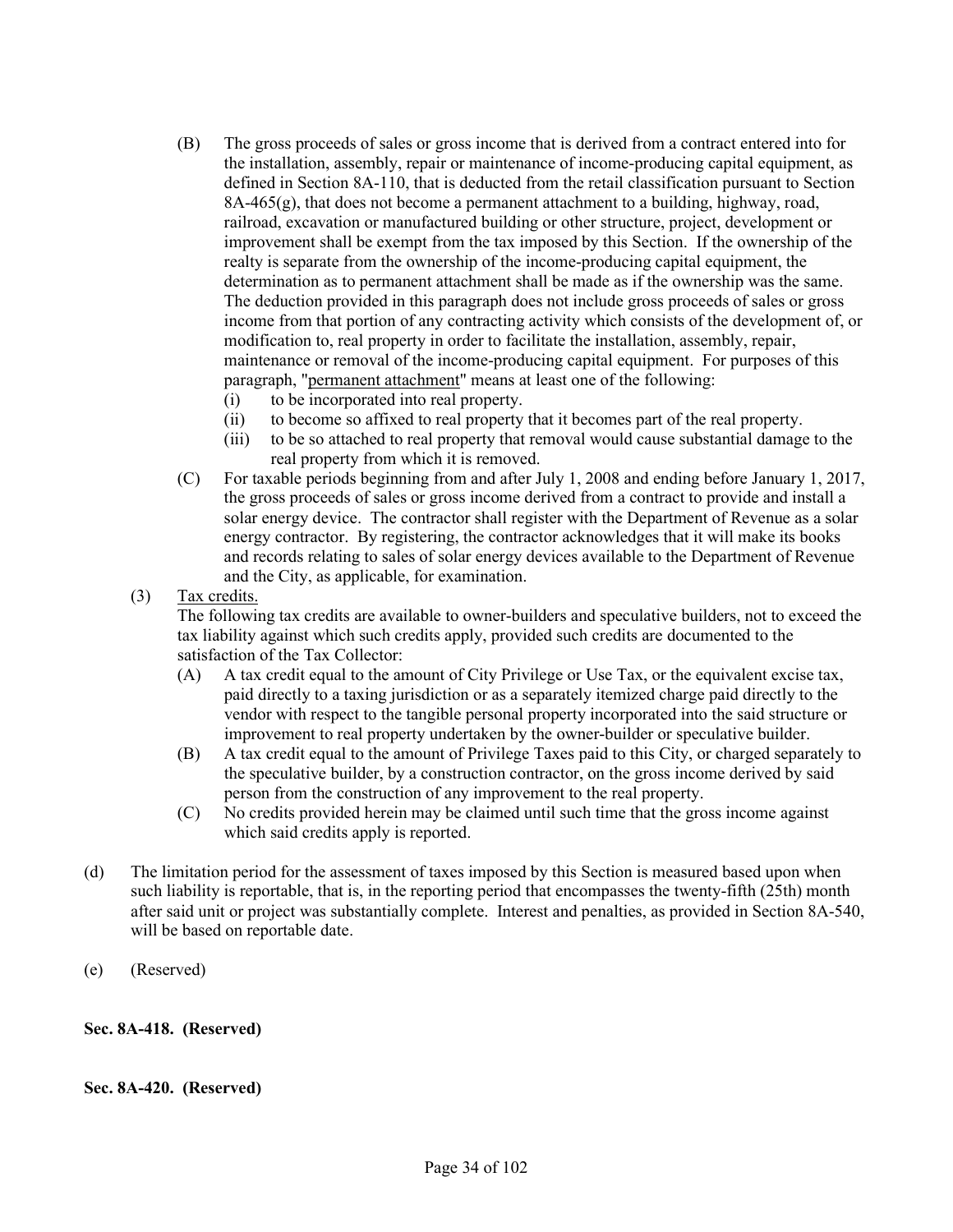(B) The gross proceeds of sales or gross income that is derived from a contract entered into for the installation, assembly, repair or maintenance of income-producing capital equipment, as defined in Section 8A-110, that is deducted from the retail classification pursuant to Section 8A-465(g), that does not become a permanent attachment to a building, highway, road, railroad, excavation or manufactured building or other structure, project, development or improvement shall be exempt from the tax imposed by this Section. If the ownership of the realty is separate from the ownership of the income-producing capital equipment, the determination as to permanent attachment shall be made as if the ownership was the same. The deduction provided in this paragraph does not include gross proceeds of sales or gross income from that portion of any contracting activity which consists of the development of, or modification to, real property in order to facilitate the installation, assembly, repair, maintenance or removal of the income-producing capital equipment. For purposes of this paragraph, "<u>permanent attachment</u>" means at least one of the following:

   (i) to be incorporated into real property.

   (ii) to become so affixed to real property that it becomes part of the real property.

   (iii) to be so attached to real property that removal would cause substantial damage to the real property from which it is removed.

(C) For taxable periods beginning from and after July 1, 2008 and ending before January 1, 2017, the gross proceeds of sales or gross income derived from a contract to provide and install a solar energy device. The contractor shall register with the Department of Revenue as a solar energy contractor. By registering, the contractor acknowledges that it will make its books and records relating to sales of solar energy devices available to the Department of Revenue and the City, as applicable, for examination.

(3) <u>Tax credits.</u>

The following tax credits are available to owner-builders and speculative builders, not to exceed the tax liability against which such credits apply, provided such credits are documented to the satisfaction of the Tax Collector:

(A) A tax credit equal to the amount of City Privilege or Use Tax, or the equivalent excise tax, paid directly to a taxing jurisdiction or as a separately itemized charge paid directly to the vendor with respect to the tangible personal property incorporated into the said structure or improvement to real property undertaken by the owner-builder or speculative builder.

(B) A tax credit equal to the amount of Privilege Taxes paid to this City, or charged separately to the speculative builder, by a construction contractor, on the gross income derived by said person from the construction of any improvement to the real property.

(C) No credits provided herein may be claimed until such time that the gross income against which said credits apply is reported.

(d) The limitation period for the assessment of taxes imposed by this Section is measured based upon when such liability is reportable, that is, in the reporting period that encompasses the twenty-fifth (25th) month after said unit or project was substantially complete. Interest and penalties, as provided in Section 8A-540, will be based on reportable date.

(e) (Reserved)

**Sec. 8A-418. (Reserved)**

**Sec. 8A-420. (Reserved)**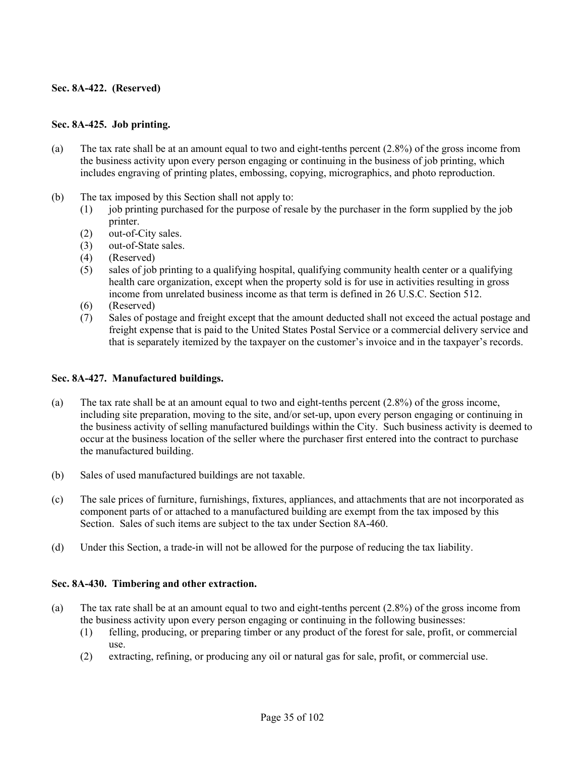**Sec. 8A-422. (Reserved)**

**Sec. 8A-425. Job printing.**

(a) The tax rate shall be at an amount equal to two and eight-tenths percent (2.8%) of the gross income from the business activity upon every person engaging or continuing in the business of job printing, which includes engraving of printing plates, embossing, copying, micrographics, and photo reproduction.

(b) The tax imposed by this Section shall not apply to:
  (1) job printing purchased for the purpose of resale by the purchaser in the form supplied by the job printer.
  (2) out-of-City sales.
  (3) out-of-State sales.
  (4) (Reserved)
  (5) sales of job printing to a qualifying hospital, qualifying community health center or a qualifying health care organization, except when the property sold is for use in activities resulting in gross income from unrelated business income as that term is defined in 26 U.S.C. Section 512.
  (6) (Reserved)
  (7) Sales of postage and freight except that the amount deducted shall not exceed the actual postage and freight expense that is paid to the United States Postal Service or a commercial delivery service and that is separately itemized by the taxpayer on the customer's invoice and in the taxpayer's records.

**Sec. 8A-427. Manufactured buildings.**

(a) The tax rate shall be at an amount equal to two and eight-tenths percent (2.8%) of the gross income, including site preparation, moving to the site, and/or set-up, upon every person engaging or continuing in the business activity of selling manufactured buildings within the City. Such business activity is deemed to occur at the business location of the seller where the purchaser first entered into the contract to purchase the manufactured building.

(b) Sales of used manufactured buildings are not taxable.

(c) The sale prices of furniture, furnishings, fixtures, appliances, and attachments that are not incorporated as component parts of or attached to a manufactured building are exempt from the tax imposed by this Section. Sales of such items are subject to the tax under Section 8A-460.

(d) Under this Section, a trade-in will not be allowed for the purpose of reducing the tax liability.

**Sec. 8A-430. Timbering and other extraction.**

(a) The tax rate shall be at an amount equal to two and eight-tenths percent (2.8%) of the gross income from the business activity upon every person engaging or continuing in the following businesses:
  (1) felling, producing, or preparing timber or any product of the forest for sale, profit, or commercial use.
  (2) extracting, refining, or producing any oil or natural gas for sale, profit, or commercial use.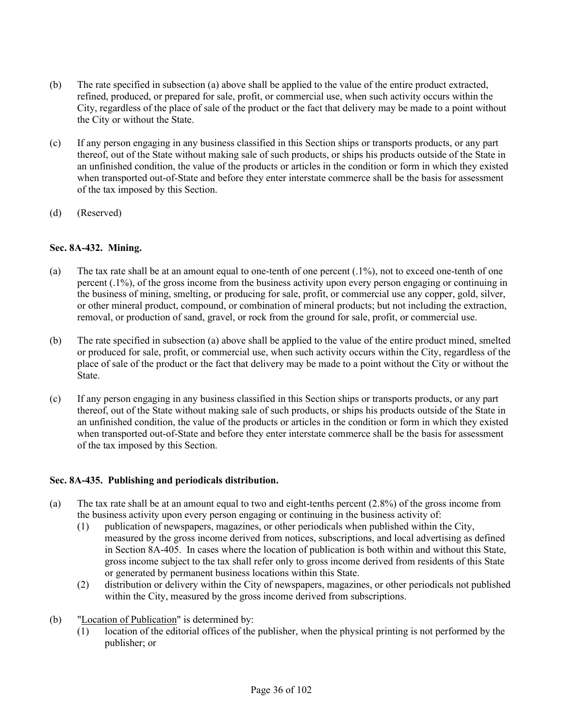(b) The rate specified in subsection (a) above shall be applied to the value of the entire product extracted, refined, produced, or prepared for sale, profit, or commercial use, when such activity occurs within the City, regardless of the place of sale of the product or the fact that delivery may be made to a point without the City or without the State.

(c) If any person engaging in any business classified in this Section ships or transports products, or any part thereof, out of the State without making sale of such products, or ships his products outside of the State in an unfinished condition, the value of the products or articles in the condition or form in which they existed when transported out-of-State and before they enter interstate commerce shall be the basis for assessment of the tax imposed by this Section.

(d) (Reserved)

**Sec. 8A-432. Mining.**

(a) The tax rate shall be at an amount equal to one-tenth of one percent (.1%), not to exceed one-tenth of one percent (.1%), of the gross income from the business activity upon every person engaging or continuing in the business of mining, smelting, or producing for sale, profit, or commercial use any copper, gold, silver, or other mineral product, compound, or combination of mineral products; but not including the extraction, removal, or production of sand, gravel, or rock from the ground for sale, profit, or commercial use.

(b) The rate specified in subsection (a) above shall be applied to the value of the entire product mined, smelted or produced for sale, profit, or commercial use, when such activity occurs within the City, regardless of the place of sale of the product or the fact that delivery may be made to a point without the City or without the State.

(c) If any person engaging in any business classified in this Section ships or transports products, or any part thereof, out of the State without making sale of such products, or ships his products outside of the State in an unfinished condition, the value of the products or articles in the condition or form in which they existed when transported out-of-State and before they enter interstate commerce shall be the basis for assessment of the tax imposed by this Section.

**Sec. 8A-435. Publishing and periodicals distribution.**

(a) The tax rate shall be at an amount equal to two and eight-tenths percent (2.8%) of the gross income from the business activity upon every person engaging or continuing in the business activity of:
   (1) publication of newspapers, magazines, or other periodicals when published within the City, measured by the gross income derived from notices, subscriptions, and local advertising as defined in Section 8A-405. In cases where the location of publication is both within and without this State, gross income subject to the tax shall refer only to gross income derived from residents of this State or generated by permanent business locations within this State.
   (2) distribution or delivery within the City of newspapers, magazines, or other periodicals not published within the City, measured by the gross income derived from subscriptions.

(b) "Location of Publication" is determined by:
   (1) location of the editorial offices of the publisher, when the physical printing is not performed by the publisher; or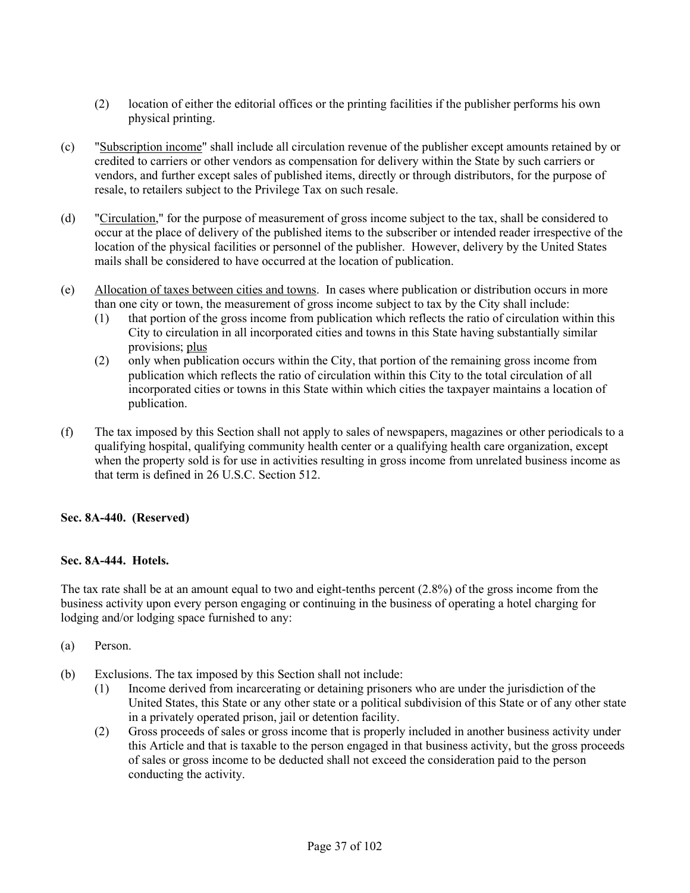(2) location of either the editorial offices or the printing facilities if the publisher performs his own physical printing.

(c) "Subscription income" shall include all circulation revenue of the publisher except amounts retained by or credited to carriers or other vendors as compensation for delivery within the State by such carriers or vendors, and further except sales of published items, directly or through distributors, for the purpose of resale, to retailers subject to the Privilege Tax on such resale.

(d) "Circulation," for the purpose of measurement of gross income subject to the tax, shall be considered to occur at the place of delivery of the published items to the subscriber or intended reader irrespective of the location of the physical facilities or personnel of the publisher. However, delivery by the United States mails shall be considered to have occurred at the location of publication.

(e) Allocation of taxes between cities and towns. In cases where publication or distribution occurs in more than one city or town, the measurement of gross income subject to tax by the City shall include:

   (1) that portion of the gross income from publication which reflects the ratio of circulation within this City to circulation in all incorporated cities and towns in this State having substantially similar provisions; plus

   (2) only when publication occurs within the City, that portion of the remaining gross income from publication which reflects the ratio of circulation within this City to the total circulation of all incorporated cities or towns in this State within which cities the taxpayer maintains a location of publication.

(f) The tax imposed by this Section shall not apply to sales of newspapers, magazines or other periodicals to a qualifying hospital, qualifying community health center or a qualifying health care organization, except when the property sold is for use in activities resulting in gross income from unrelated business income as that term is defined in 26 U.S.C. Section 512.

**Sec. 8A-440. (Reserved)**

**Sec. 8A-444. Hotels.**

The tax rate shall be at an amount equal to two and eight-tenths percent (2.8%) of the gross income from the business activity upon every person engaging or continuing in the business of operating a hotel charging for lodging and/or lodging space furnished to any:

(a) Person.

(b) Exclusions. The tax imposed by this Section shall not include:

   (1) Income derived from incarcerating or detaining prisoners who are under the jurisdiction of the United States, this State or any other state or a political subdivision of this State or of any other state in a privately operated prison, jail or detention facility.

   (2) Gross proceeds of sales or gross income that is properly included in another business activity under this Article and that is taxable to the person engaged in that business activity, but the gross proceeds of sales or gross income to be deducted shall not exceed the consideration paid to the person conducting the activity.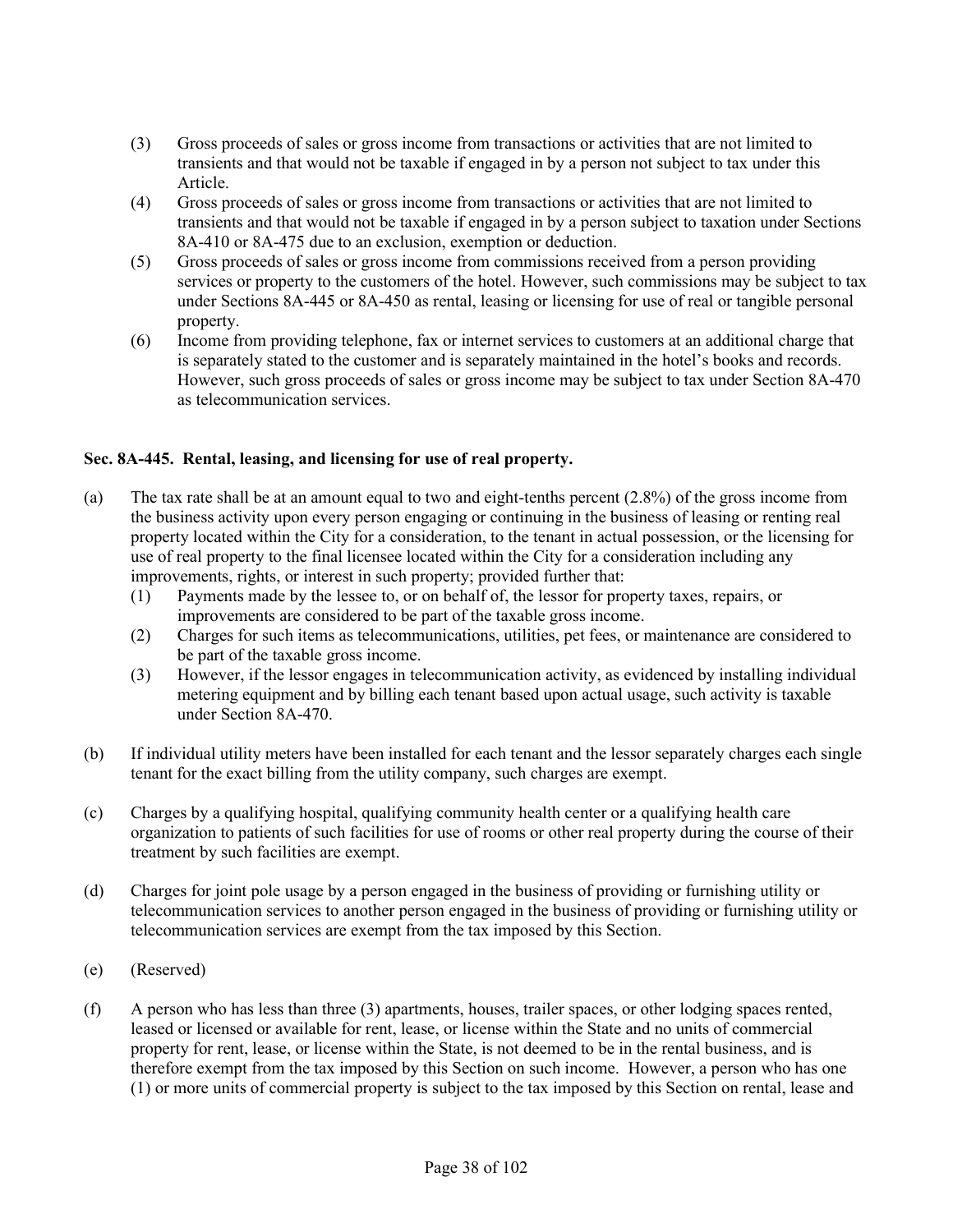(3) Gross proceeds of sales or gross income from transactions or activities that are not limited to transients and that would not be taxable if engaged in by a person not subject to tax under this Article.

(4) Gross proceeds of sales or gross income from transactions or activities that are not limited to transients and that would not be taxable if engaged in by a person subject to taxation under Sections 8A-410 or 8A-475 due to an exclusion, exemption or deduction.

(5) Gross proceeds of sales or gross income from commissions received from a person providing services or property to the customers of the hotel. However, such commissions may be subject to tax under Sections 8A-445 or 8A-450 as rental, leasing or licensing for use of real or tangible personal property.

(6) Income from providing telephone, fax or internet services to customers at an additional charge that is separately stated to the customer and is separately maintained in the hotel's books and records. However, such gross proceeds of sales or gross income may be subject to tax under Section 8A-470 as telecommunication services.

**Sec. 8A-445. Rental, leasing, and licensing for use of real property.**

(a) The tax rate shall be at an amount equal to two and eight-tenths percent (2.8%) of the gross income from the business activity upon every person engaging or continuing in the business of leasing or renting real property located within the City for a consideration, to the tenant in actual possession, or the licensing for use of real property to the final licensee located within the City for a consideration including any improvements, rights, or interest in such property; provided further that:

 (1) Payments made by the lessee to, or on behalf of, the lessor for property taxes, repairs, or improvements are considered to be part of the taxable gross income.

 (2) Charges for such items as telecommunications, utilities, pet fees, or maintenance are considered to be part of the taxable gross income.

 (3) However, if the lessor engages in telecommunication activity, as evidenced by installing individual metering equipment and by billing each tenant based upon actual usage, such activity is taxable under Section 8A-470.

(b) If individual utility meters have been installed for each tenant and the lessor separately charges each single tenant for the exact billing from the utility company, such charges are exempt.

(c) Charges by a qualifying hospital, qualifying community health center or a qualifying health care organization to patients of such facilities for use of rooms or other real property during the course of their treatment by such facilities are exempt.

(d) Charges for joint pole usage by a person engaged in the business of providing or furnishing utility or telecommunication services to another person engaged in the business of providing or furnishing utility or telecommunication services are exempt from the tax imposed by this Section.

(e) (Reserved)

(f) A person who has less than three (3) apartments, houses, trailer spaces, or other lodging spaces rented, leased or licensed or available for rent, lease, or license within the State and no units of commercial property for rent, lease, or license within the State, is not deemed to be in the rental business, and is therefore exempt from the tax imposed by this Section on such income. However, a person who has one (1) or more units of commercial property is subject to the tax imposed by this Section on rental, lease and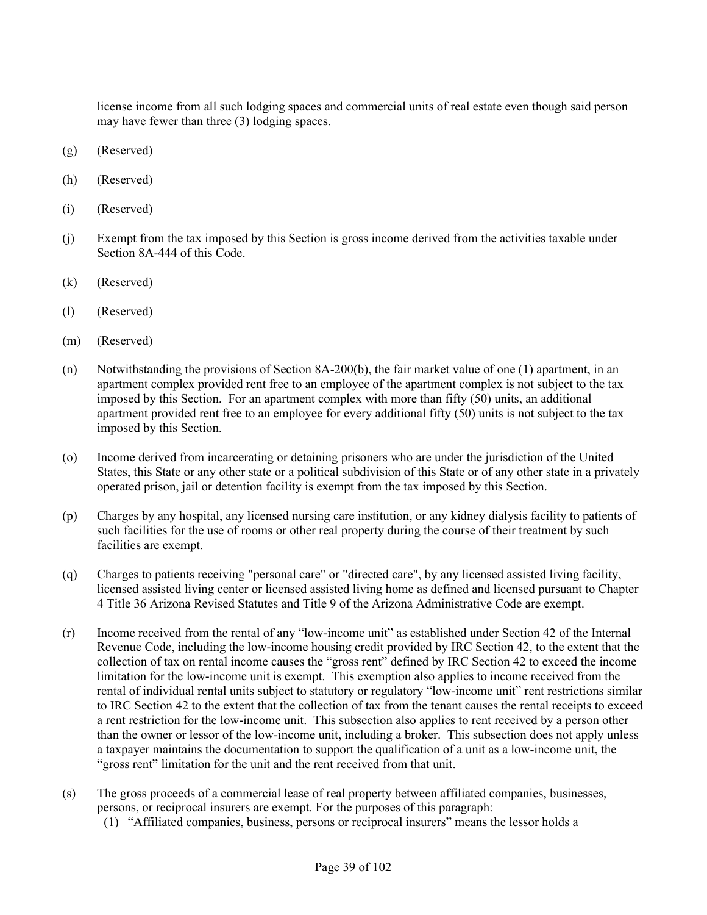license income from all such lodging spaces and commercial units of real estate even though said person may have fewer than three (3) lodging spaces.

(g) (Reserved)

(h) (Reserved)

(i) (Reserved)

(j) Exempt from the tax imposed by this Section is gross income derived from the activities taxable under Section 8A-444 of this Code.

(k) (Reserved)

(l) (Reserved)

(m) (Reserved)

(n) Notwithstanding the provisions of Section 8A-200(b), the fair market value of one (1) apartment, in an apartment complex provided rent free to an employee of the apartment complex is not subject to the tax imposed by this Section. For an apartment complex with more than fifty (50) units, an additional apartment provided rent free to an employee for every additional fifty (50) units is not subject to the tax imposed by this Section.

(o) Income derived from incarcerating or detaining prisoners who are under the jurisdiction of the United States, this State or any other state or a political subdivision of this State or of any other state in a privately operated prison, jail or detention facility is exempt from the tax imposed by this Section.

(p) Charges by any hospital, any licensed nursing care institution, or any kidney dialysis facility to patients of such facilities for the use of rooms or other real property during the course of their treatment by such facilities are exempt.

(q) Charges to patients receiving "personal care" or "directed care", by any licensed assisted living facility, licensed assisted living center or licensed assisted living home as defined and licensed pursuant to Chapter 4 Title 36 Arizona Revised Statutes and Title 9 of the Arizona Administrative Code are exempt.

(r) Income received from the rental of any "low-income unit" as established under Section 42 of the Internal Revenue Code, including the low-income housing credit provided by IRC Section 42, to the extent that the collection of tax on rental income causes the "gross rent" defined by IRC Section 42 to exceed the income limitation for the low-income unit is exempt. This exemption also applies to income received from the rental of individual rental units subject to statutory or regulatory "low-income unit" rent restrictions similar to IRC Section 42 to the extent that the collection of tax from the tenant causes the rental receipts to exceed a rent restriction for the low-income unit. This subsection also applies to rent received by a person other than the owner or lessor of the low-income unit, including a broker. This subsection does not apply unless a taxpayer maintains the documentation to support the qualification of a unit as a low-income unit, the "gross rent" limitation for the unit and the rent received from that unit.

(s) The gross proceeds of a commercial lease of real property between affiliated companies, businesses, persons, or reciprocal insurers are exempt. For the purposes of this paragraph:

(1) "Affiliated companies, business, persons or reciprocal insurers" means the lessor holds a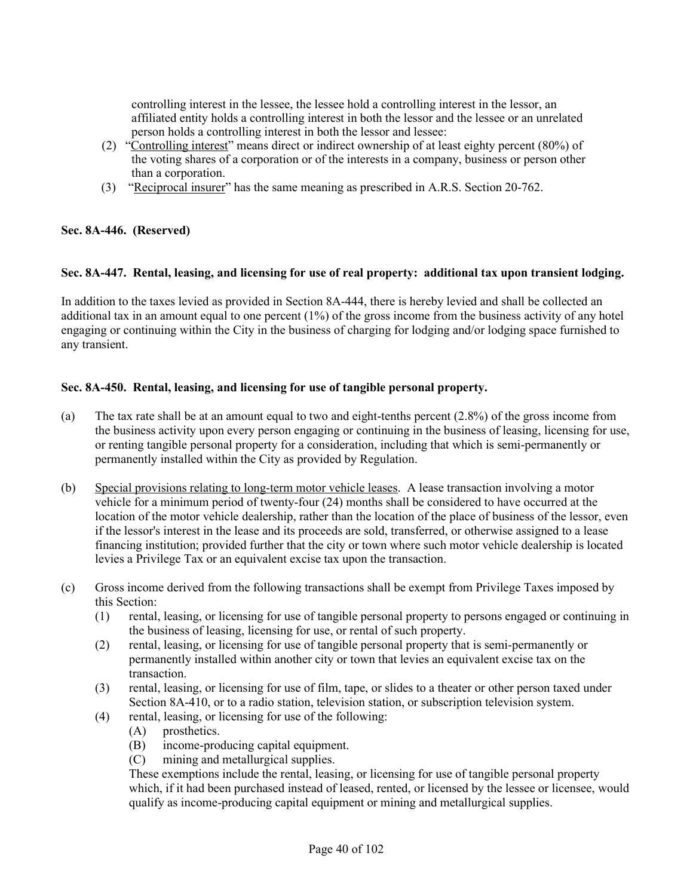controlling interest in the lessee, the lessee hold a controlling interest in the lessor, an affiliated entity holds a controlling interest in both the lessor and the lessee or an unrelated person holds a controlling interest in both the lessor and lessee:

(2) "Controlling interest" means direct or indirect ownership of at least eighty percent (80%) of the voting shares of a corporation or of the interests in a company, business or person other than a corporation.

(3) "Reciprocal insurer" has the same meaning as prescribed in A.R.S. Section 20-762.

**Sec. 8A-446. (Reserved)**

**Sec. 8A-447. Rental, leasing, and licensing for use of real property: additional tax upon transient lodging.**

In addition to the taxes levied as provided in Section 8A-444, there is hereby levied and shall be collected an additional tax in an amount equal to one percent (1%) of the gross income from the business activity of any hotel engaging or continuing within the City in the business of charging for lodging and/or lodging space furnished to any transient.

**Sec. 8A-450. Rental, leasing, and licensing for use of tangible personal property.**

(a) The tax rate shall be at an amount equal to two and eight-tenths percent (2.8%) of the gross income from the business activity upon every person engaging or continuing in the business of leasing, licensing for use, or renting tangible personal property for a consideration, including that which is semi-permanently or permanently installed within the City as provided by Regulation.

(b) Special provisions relating to long-term motor vehicle leases. A lease transaction involving a motor vehicle for a minimum period of twenty-four (24) months shall be considered to have occurred at the location of the motor vehicle dealership, rather than the location of the place of business of the lessor, even if the lessor's interest in the lease and its proceeds are sold, transferred, or otherwise assigned to a lease financing institution; provided further that the city or town where such motor vehicle dealership is located levies a Privilege Tax or an equivalent excise tax upon the transaction.

(c) Gross income derived from the following transactions shall be exempt from Privilege Taxes imposed by this Section:

(1) rental, leasing, or licensing for use of tangible personal property to persons engaged or continuing in the business of leasing, licensing for use, or rental of such property.

(2) rental, leasing, or licensing for use of tangible personal property that is semi-permanently or permanently installed within another city or town that levies an equivalent excise tax on the transaction.

(3) rental, leasing, or licensing for use of film, tape, or slides to a theater or other person taxed under Section 8A-410, or to a radio station, television station, or subscription television system.

(4) rental, leasing, or licensing for use of the following:

(A) prosthetics.

(B) income-producing capital equipment.

(C) mining and metallurgical supplies.

These exemptions include the rental, leasing, or licensing for use of tangible personal property which, if it had been purchased instead of leased, rented, or licensed by the lessee or licensee, would qualify as income-producing capital equipment or mining and metallurgical supplies.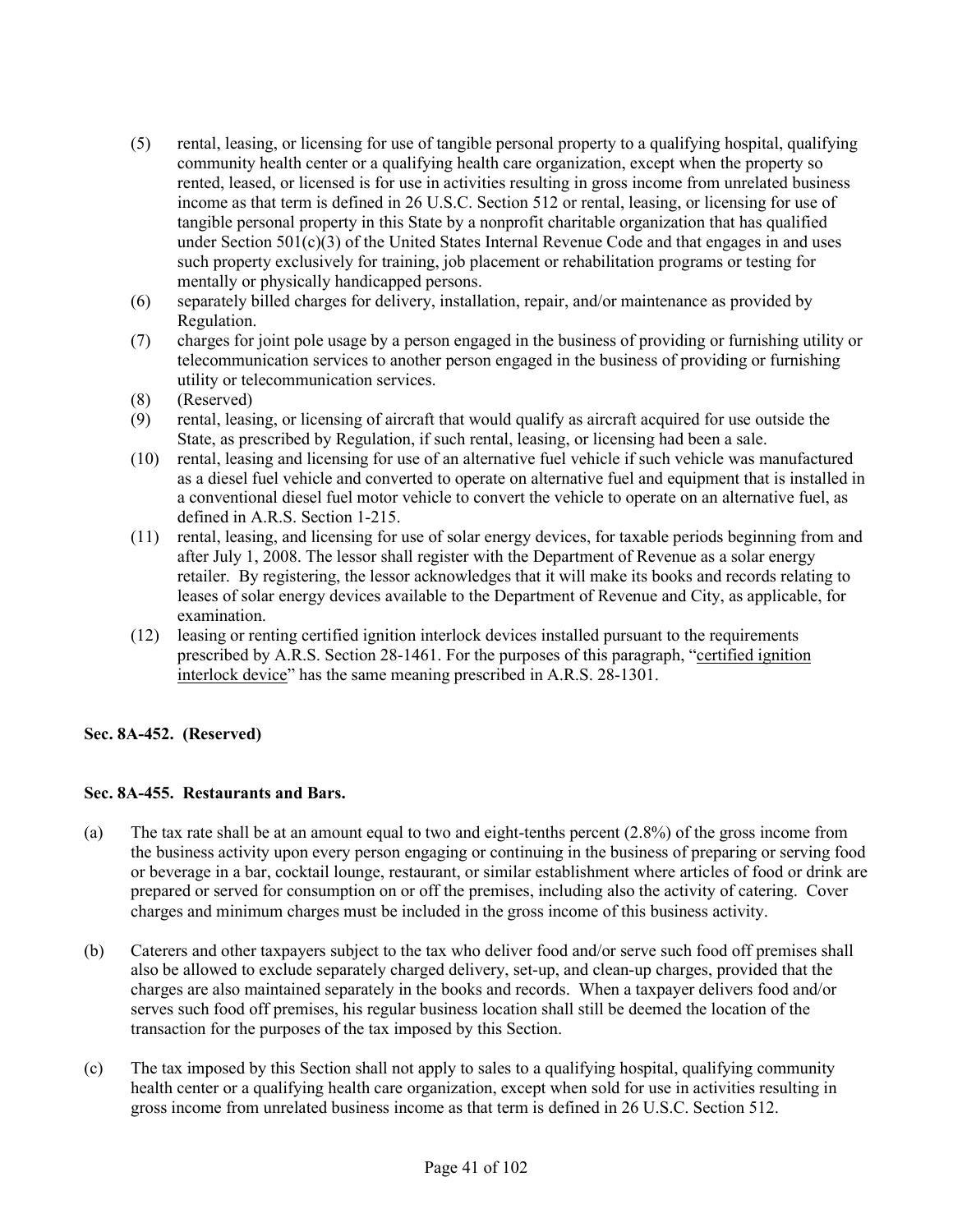(5) rental, leasing, or licensing for use of tangible personal property to a qualifying hospital, qualifying community health center or a qualifying health care organization, except when the property so rented, leased, or licensed is for use in activities resulting in gross income from unrelated business income as that term is defined in 26 U.S.C. Section 512 or rental, leasing, or licensing for use of tangible personal property in this State by a nonprofit charitable organization that has qualified under Section 501(c)(3) of the United States Internal Revenue Code and that engages in and uses such property exclusively for training, job placement or rehabilitation programs or testing for mentally or physically handicapped persons.

(6) separately billed charges for delivery, installation, repair, and/or maintenance as provided by Regulation.

(7) charges for joint pole usage by a person engaged in the business of providing or furnishing utility or telecommunication services to another person engaged in the business of providing or furnishing utility or telecommunication services.

(8) (Reserved)

(9) rental, leasing, or licensing of aircraft that would qualify as aircraft acquired for use outside the State, as prescribed by Regulation, if such rental, leasing, or licensing had been a sale.

(10) rental, leasing and licensing for use of an alternative fuel vehicle if such vehicle was manufactured as a diesel fuel vehicle and converted to operate on alternative fuel and equipment that is installed in a conventional diesel fuel motor vehicle to convert the vehicle to operate on an alternative fuel, as defined in A.R.S. Section 1-215.

(11) rental, leasing, and licensing for use of solar energy devices, for taxable periods beginning from and after July 1, 2008. The lessor shall register with the Department of Revenue as a solar energy retailer. By registering, the lessor acknowledges that it will make its books and records relating to leases of solar energy devices available to the Department of Revenue and City, as applicable, for examination.

(12) leasing or renting certified ignition interlock devices installed pursuant to the requirements prescribed by A.R.S. Section 28-1461. For the purposes of this paragraph, "certified ignition interlock device" has the same meaning prescribed in A.R.S. 28-1301.

**Sec. 8A-452. (Reserved)**

**Sec. 8A-455. Restaurants and Bars.**

(a) The tax rate shall be at an amount equal to two and eight-tenths percent (2.8%) of the gross income from the business activity upon every person engaging or continuing in the business of preparing or serving food or beverage in a bar, cocktail lounge, restaurant, or similar establishment where articles of food or drink are prepared or served for consumption on or off the premises, including also the activity of catering. Cover charges and minimum charges must be included in the gross income of this business activity.

(b) Caterers and other taxpayers subject to the tax who deliver food and/or serve such food off premises shall also be allowed to exclude separately charged delivery, set-up, and clean-up charges, provided that the charges are also maintained separately in the books and records. When a taxpayer delivers food and/or serves such food off premises, his regular business location shall still be deemed the location of the transaction for the purposes of the tax imposed by this Section.

(c) The tax imposed by this Section shall not apply to sales to a qualifying hospital, qualifying community health center or a qualifying health care organization, except when sold for use in activities resulting in gross income from unrelated business income as that term is defined in 26 U.S.C. Section 512.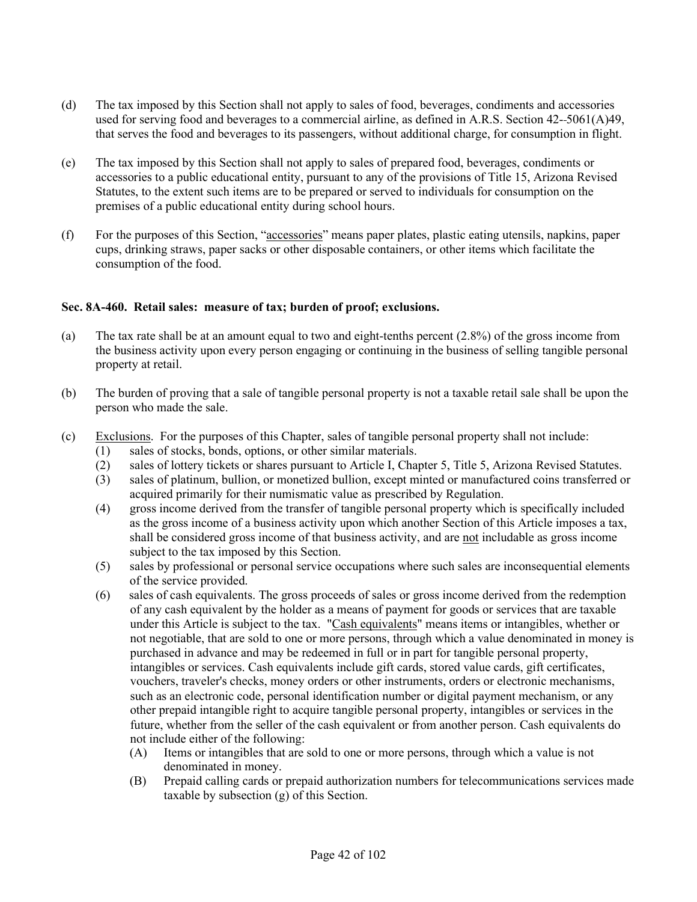(d) The tax imposed by this Section shall not apply to sales of food, beverages, condiments and accessories used for serving food and beverages to a commercial airline, as defined in A.R.S. Section 42--5061(A)49, that serves the food and beverages to its passengers, without additional charge, for consumption in flight.

(e) The tax imposed by this Section shall not apply to sales of prepared food, beverages, condiments or accessories to a public educational entity, pursuant to any of the provisions of Title 15, Arizona Revised Statutes, to the extent such items are to be prepared or served to individuals for consumption on the premises of a public educational entity during school hours.

(f) For the purposes of this Section, "accessories" means paper plates, plastic eating utensils, napkins, paper cups, drinking straws, paper sacks or other disposable containers, or other items which facilitate the consumption of the food.

**Sec. 8A-460. Retail sales: measure of tax; burden of proof; exclusions.**

(a) The tax rate shall be at an amount equal to two and eight-tenths percent (2.8%) of the gross income from the business activity upon every person engaging or continuing in the business of selling tangible personal property at retail.

(b) The burden of proving that a sale of tangible personal property is not a taxable retail sale shall be upon the person who made the sale.

(c) Exclusions. For the purposes of this Chapter, sales of tangible personal property shall not include:

(1) sales of stocks, bonds, options, or other similar materials.

(2) sales of lottery tickets or shares pursuant to Article I, Chapter 5, Title 5, Arizona Revised Statutes.

(3) sales of platinum, bullion, or monetized bullion, except minted or manufactured coins transferred or acquired primarily for their numismatic value as prescribed by Regulation.

(4) gross income derived from the transfer of tangible personal property which is specifically included as the gross income of a business activity upon which another Section of this Article imposes a tax, shall be considered gross income of that business activity, and are not includable as gross income subject to the tax imposed by this Section.

(5) sales by professional or personal service occupations where such sales are inconsequential elements of the service provided.

(6) sales of cash equivalents. The gross proceeds of sales or gross income derived from the redemption of any cash equivalent by the holder as a means of payment for goods or services that are taxable under this Article is subject to the tax. "Cash equivalents" means items or intangibles, whether or not negotiable, that are sold to one or more persons, through which a value denominated in money is purchased in advance and may be redeemed in full or in part for tangible personal property, intangibles or services. Cash equivalents include gift cards, stored value cards, gift certificates, vouchers, traveler's checks, money orders or other instruments, orders or electronic mechanisms, such as an electronic code, personal identification number or digital payment mechanism, or any other prepaid intangible right to acquire tangible personal property, intangibles or services in the future, whether from the seller of the cash equivalent or from another person. Cash equivalents do not include either of the following:

(A) Items or intangibles that are sold to one or more persons, through which a value is not denominated in money.

(B) Prepaid calling cards or prepaid authorization numbers for telecommunications services made taxable by subsection (g) of this Section.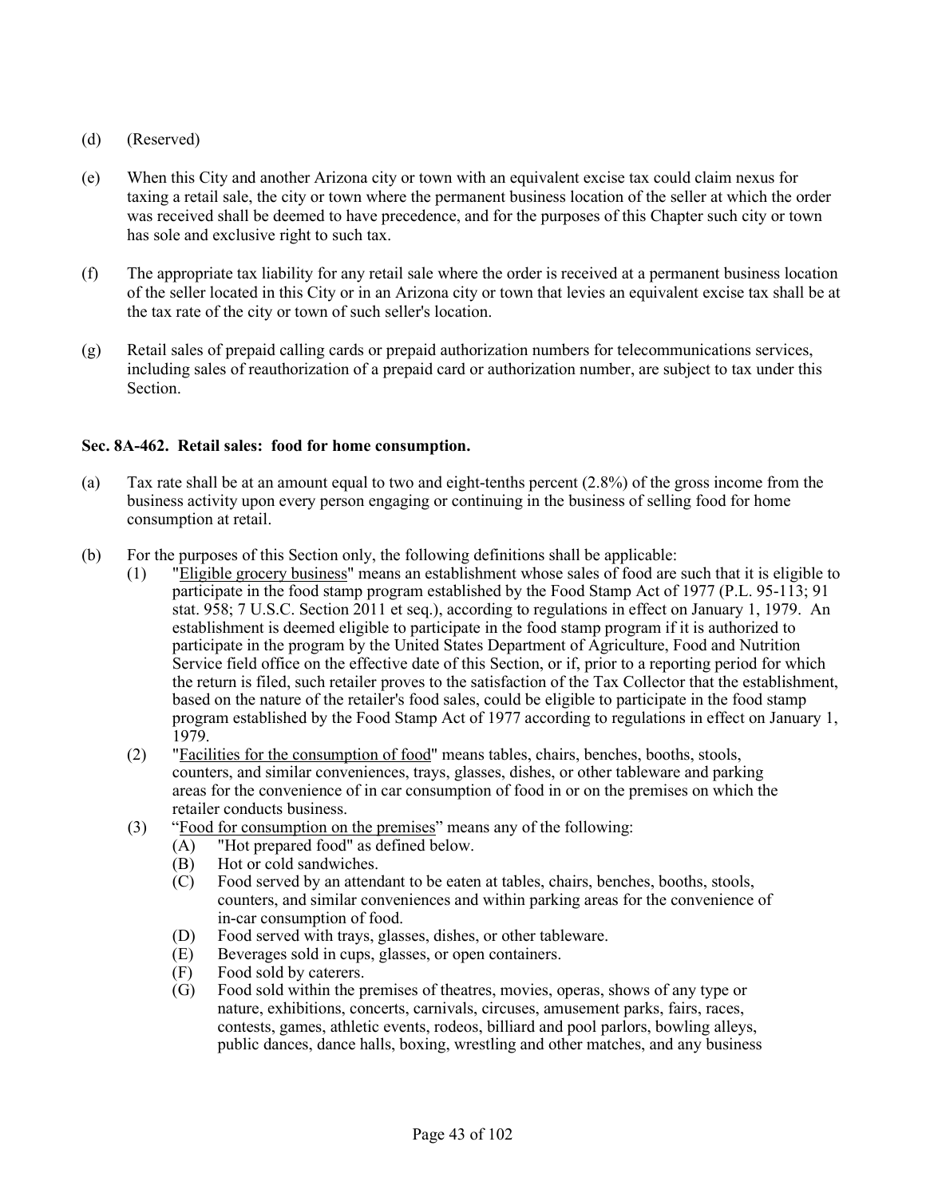(d) (Reserved)

(e) When this City and another Arizona city or town with an equivalent excise tax could claim nexus for taxing a retail sale, the city or town where the permanent business location of the seller at which the order was received shall be deemed to have precedence, and for the purposes of this Chapter such city or town has sole and exclusive right to such tax.

(f) The appropriate tax liability for any retail sale where the order is received at a permanent business location of the seller located in this City or in an Arizona city or town that levies an equivalent excise tax shall be at the tax rate of the city or town of such seller's location.

(g) Retail sales of prepaid calling cards or prepaid authorization numbers for telecommunications services, including sales of reauthorization of a prepaid card or authorization number, are subject to tax under this Section.

**Sec. 8A-462. Retail sales: food for home consumption.**

(a) Tax rate shall be at an amount equal to two and eight-tenths percent (2.8%) of the gross income from the business activity upon every person engaging or continuing in the business of selling food for home consumption at retail.

(b) For the purposes of this Section only, the following definitions shall be applicable:

- (1) "Eligible grocery business" means an establishment whose sales of food are such that it is eligible to participate in the food stamp program established by the Food Stamp Act of 1977 (P.L. 95-113; 91 stat. 958; 7 U.S.C. Section 2011 et seq.), according to regulations in effect on January 1, 1979. An establishment is deemed eligible to participate in the food stamp program if it is authorized to participate in the program by the United States Department of Agriculture, Food and Nutrition Service field office on the effective date of this Section, or if, prior to a reporting period for which the return is filed, such retailer proves to the satisfaction of the Tax Collector that the establishment, based on the nature of the retailer's food sales, could be eligible to participate in the food stamp program established by the Food Stamp Act of 1977 according to regulations in effect on January 1, 1979.
- (2) "Facilities for the consumption of food" means tables, chairs, benches, booths, stools, counters, and similar conveniences, trays, glasses, dishes, or other tableware and parking areas for the convenience of in car consumption of food in or on the premises on which the retailer conducts business.
- (3) "Food for consumption on the premises" means any of the following:
  - (A) "Hot prepared food" as defined below.
  - (B) Hot or cold sandwiches.
  - (C) Food served by an attendant to be eaten at tables, chairs, benches, booths, stools, counters, and similar conveniences and within parking areas for the convenience of in-car consumption of food.
  - (D) Food served with trays, glasses, dishes, or other tableware.
  - (E) Beverages sold in cups, glasses, or open containers.
  - (F) Food sold by caterers.
  - (G) Food sold within the premises of theatres, movies, operas, shows of any type or nature, exhibitions, concerts, carnivals, circuses, amusement parks, fairs, races, contests, games, athletic events, rodeos, billiard and pool parlors, bowling alleys, public dances, dance halls, boxing, wrestling and other matches, and any business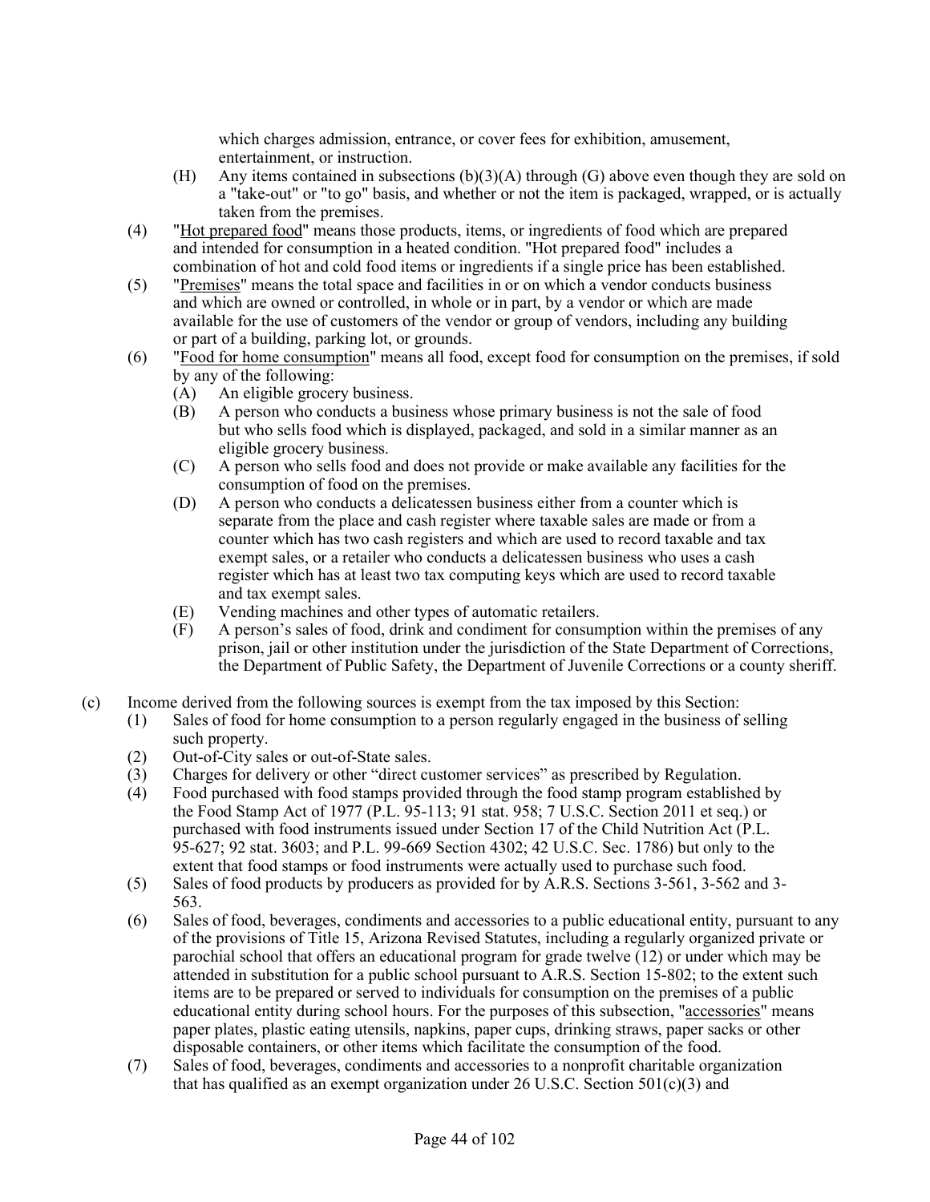which charges admission, entrance, or cover fees for exhibition, amusement, entertainment, or instruction.

(H) Any items contained in subsections (b)(3)(A) through (G) above even though they are sold on a "take-out" or "to go" basis, and whether or not the item is packaged, wrapped, or is actually taken from the premises.

(4) "Hot prepared food" means those products, items, or ingredients of food which are prepared and intended for consumption in a heated condition. "Hot prepared food" includes a combination of hot and cold food items or ingredients if a single price has been established.

(5) "Premises" means the total space and facilities in or on which a vendor conducts business and which are owned or controlled, in whole or in part, by a vendor or which are made available for the use of customers of the vendor or group of vendors, including any building or part of a building, parking lot, or grounds.

(6) "Food for home consumption" means all food, except food for consumption on the premises, if sold by any of the following:

(A) An eligible grocery business.

(B) A person who conducts a business whose primary business is not the sale of food but who sells food which is displayed, packaged, and sold in a similar manner as an eligible grocery business.

(C) A person who sells food and does not provide or make available any facilities for the consumption of food on the premises.

(D) A person who conducts a delicatessen business either from a counter which is separate from the place and cash register where taxable sales are made or from a counter which has two cash registers and which are used to record taxable and tax exempt sales, or a retailer who conducts a delicatessen business who uses a cash register which has at least two tax computing keys which are used to record taxable and tax exempt sales.

(E) Vending machines and other types of automatic retailers.

(F) A person's sales of food, drink and condiment for consumption within the premises of any prison, jail or other institution under the jurisdiction of the State Department of Corrections, the Department of Public Safety, the Department of Juvenile Corrections or a county sheriff.

(c) Income derived from the following sources is exempt from the tax imposed by this Section:

(1) Sales of food for home consumption to a person regularly engaged in the business of selling such property.

(2) Out-of-City sales or out-of-State sales.

(3) Charges for delivery or other "direct customer services" as prescribed by Regulation.

(4) Food purchased with food stamps provided through the food stamp program established by the Food Stamp Act of 1977 (P.L. 95-113; 91 stat. 958; 7 U.S.C. Section 2011 et seq.) or purchased with food instruments issued under Section 17 of the Child Nutrition Act (P.L. 95-627; 92 stat. 3603; and P.L. 99-669 Section 4302; 42 U.S.C. Sec. 1786) but only to the extent that food stamps or food instruments were actually used to purchase such food.

(5) Sales of food products by producers as provided for by A.R.S. Sections 3-561, 3-562 and 3-563.

(6) Sales of food, beverages, condiments and accessories to a public educational entity, pursuant to any of the provisions of Title 15, Arizona Revised Statutes, including a regularly organized private or parochial school that offers an educational program for grade twelve (12) or under which may be attended in substitution for a public school pursuant to A.R.S. Section 15-802; to the extent such items are to be prepared or served to individuals for consumption on the premises of a public educational entity during school hours. For the purposes of this subsection, "accessories" means paper plates, plastic eating utensils, napkins, paper cups, drinking straws, paper sacks or other disposable containers, or other items which facilitate the consumption of the food.

(7) Sales of food, beverages, condiments and accessories to a nonprofit charitable organization that has qualified as an exempt organization under 26 U.S.C. Section 501(c)(3) and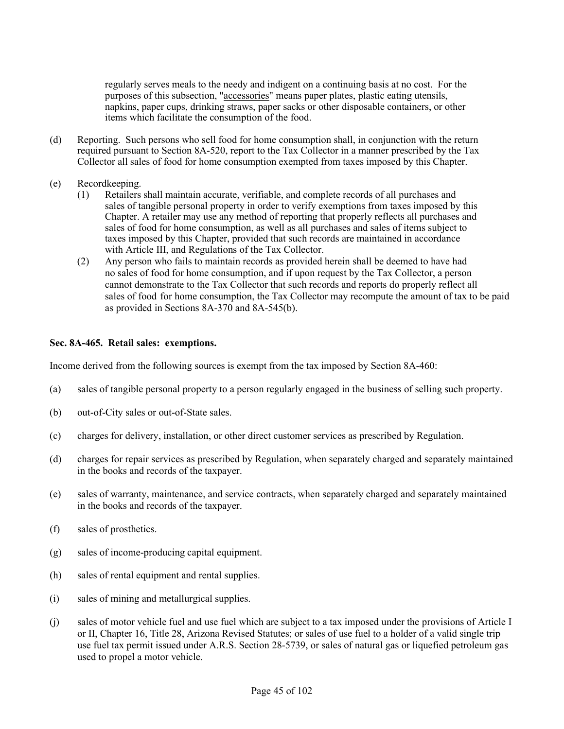regularly serves meals to the needy and indigent on a continuing basis at no cost. For the purposes of this subsection, "accessories" means paper plates, plastic eating utensils, napkins, paper cups, drinking straws, paper sacks or other disposable containers, or other items which facilitate the consumption of the food.

(d) Reporting. Such persons who sell food for home consumption shall, in conjunction with the return required pursuant to Section 8A-520, report to the Tax Collector in a manner prescribed by the Tax Collector all sales of food for home consumption exempted from taxes imposed by this Chapter.

(e) Recordkeeping.
   (1) Retailers shall maintain accurate, verifiable, and complete records of all purchases and sales of tangible personal property in order to verify exemptions from taxes imposed by this Chapter. A retailer may use any method of reporting that properly reflects all purchases and sales of food for home consumption, as well as all purchases and sales of items subject to taxes imposed by this Chapter, provided that such records are maintained in accordance with Article III, and Regulations of the Tax Collector.
   (2) Any person who fails to maintain records as provided herein shall be deemed to have had no sales of food for home consumption, and if upon request by the Tax Collector, a person cannot demonstrate to the Tax Collector that such records and reports do properly reflect all sales of food for home consumption, the Tax Collector may recompute the amount of tax to be paid as provided in Sections 8A-370 and 8A-545(b).

**Sec. 8A-465. Retail sales: exemptions.**

Income derived from the following sources is exempt from the tax imposed by Section 8A-460:

(a) sales of tangible personal property to a person regularly engaged in the business of selling such property.

(b) out-of-City sales or out-of-State sales.

(c) charges for delivery, installation, or other direct customer services as prescribed by Regulation.

(d) charges for repair services as prescribed by Regulation, when separately charged and separately maintained in the books and records of the taxpayer.

(e) sales of warranty, maintenance, and service contracts, when separately charged and separately maintained in the books and records of the taxpayer.

(f) sales of prosthetics.

(g) sales of income-producing capital equipment.

(h) sales of rental equipment and rental supplies.

(i) sales of mining and metallurgical supplies.

(j) sales of motor vehicle fuel and use fuel which are subject to a tax imposed under the provisions of Article I or II, Chapter 16, Title 28, Arizona Revised Statutes; or sales of use fuel to a holder of a valid single trip use fuel tax permit issued under A.R.S. Section 28-5739, or sales of natural gas or liquefied petroleum gas used to propel a motor vehicle.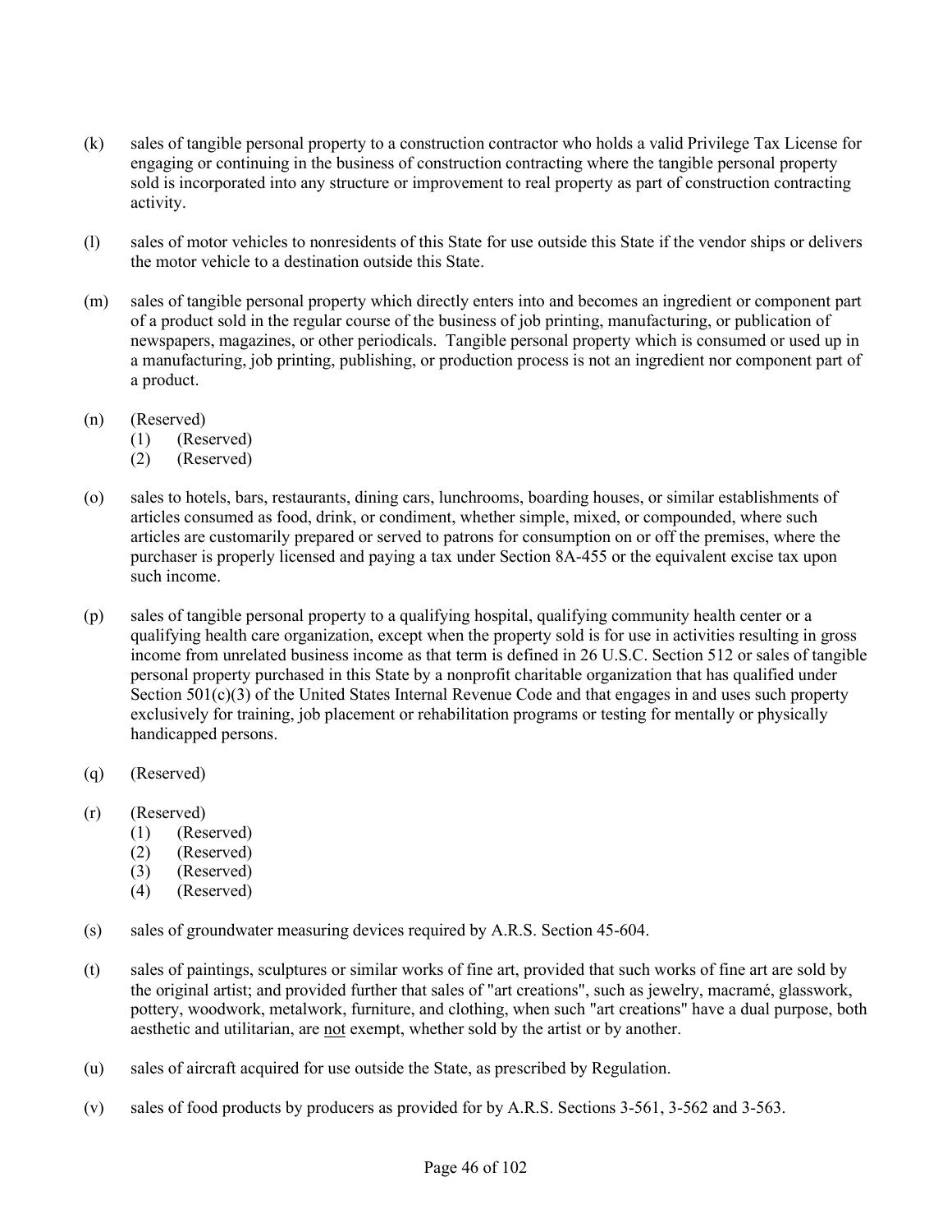(k) sales of tangible personal property to a construction contractor who holds a valid Privilege Tax License for engaging or continuing in the business of construction contracting where the tangible personal property sold is incorporated into any structure or improvement to real property as part of construction contracting activity.

(l) sales of motor vehicles to nonresidents of this State for use outside this State if the vendor ships or delivers the motor vehicle to a destination outside this State.

(m) sales of tangible personal property which directly enters into and becomes an ingredient or component part of a product sold in the regular course of the business of job printing, manufacturing, or publication of newspapers, magazines, or other periodicals. Tangible personal property which is consumed or used up in a manufacturing, job printing, publishing, or production process is not an ingredient nor component part of a product.

(n) (Reserved)
- (1) (Reserved)
- (2) (Reserved)

(o) sales to hotels, bars, restaurants, dining cars, lunchrooms, boarding houses, or similar establishments of articles consumed as food, drink, or condiment, whether simple, mixed, or compounded, where such articles are customarily prepared or served to patrons for consumption on or off the premises, where the purchaser is properly licensed and paying a tax under Section 8A-455 or the equivalent excise tax upon such income.

(p) sales of tangible personal property to a qualifying hospital, qualifying community health center or a qualifying health care organization, except when the property sold is for use in activities resulting in gross income from unrelated business income as that term is defined in 26 U.S.C. Section 512 or sales of tangible personal property purchased in this State by a nonprofit charitable organization that has qualified under Section 501(c)(3) of the United States Internal Revenue Code and that engages in and uses such property exclusively for training, job placement or rehabilitation programs or testing for mentally or physically handicapped persons.

(q) (Reserved)

(r) (Reserved)
- (1) (Reserved)
- (2) (Reserved)
- (3) (Reserved)
- (4) (Reserved)

(s) sales of groundwater measuring devices required by A.R.S. Section 45-604.

(t) sales of paintings, sculptures or similar works of fine art, provided that such works of fine art are sold by the original artist; and provided further that sales of "art creations", such as jewelry, macramé, glasswork, pottery, woodwork, metalwork, furniture, and clothing, when such "art creations" have a dual purpose, both aesthetic and utilitarian, are <u>not</u> exempt, whether sold by the artist or by another.

(u) sales of aircraft acquired for use outside the State, as prescribed by Regulation.

(v) sales of food products by producers as provided for by A.R.S. Sections 3-561, 3-562 and 3-563.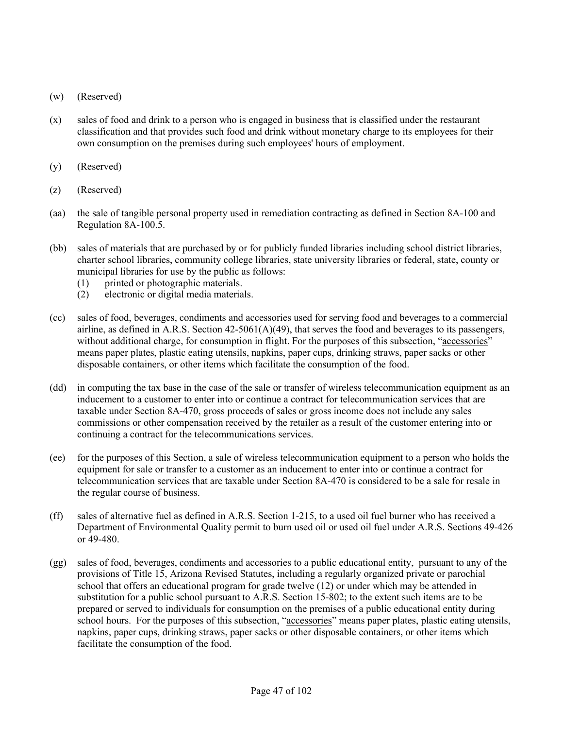(w) (Reserved)

(x) sales of food and drink to a person who is engaged in business that is classified under the restaurant classification and that provides such food and drink without monetary charge to its employees for their own consumption on the premises during such employees' hours of employment.

(y) (Reserved)

(z) (Reserved)

(aa) the sale of tangible personal property used in remediation contracting as defined in Section 8A-100 and Regulation 8A-100.5.

(bb) sales of materials that are purchased by or for publicly funded libraries including school district libraries, charter school libraries, community college libraries, state university libraries or federal, state, county or municipal libraries for use by the public as follows:
- (1) printed or photographic materials.
- (2) electronic or digital media materials.

(cc) sales of food, beverages, condiments and accessories used for serving food and beverages to a commercial airline, as defined in A.R.S. Section 42-5061(A)(49), that serves the food and beverages to its passengers, without additional charge, for consumption in flight. For the purposes of this subsection, "accessories" means paper plates, plastic eating utensils, napkins, paper cups, drinking straws, paper sacks or other disposable containers, or other items which facilitate the consumption of the food.

(dd) in computing the tax base in the case of the sale or transfer of wireless telecommunication equipment as an inducement to a customer to enter into or continue a contract for telecommunication services that are taxable under Section 8A-470, gross proceeds of sales or gross income does not include any sales commissions or other compensation received by the retailer as a result of the customer entering into or continuing a contract for the telecommunications services.

(ee) for the purposes of this Section, a sale of wireless telecommunication equipment to a person who holds the equipment for sale or transfer to a customer as an inducement to enter into or continue a contract for telecommunication services that are taxable under Section 8A-470 is considered to be a sale for resale in the regular course of business.

(ff) sales of alternative fuel as defined in A.R.S. Section 1-215, to a used oil fuel burner who has received a Department of Environmental Quality permit to burn used oil or used oil fuel under A.R.S. Sections 49-426 or 49-480.

(gg) sales of food, beverages, condiments and accessories to a public educational entity, pursuant to any of the provisions of Title 15, Arizona Revised Statutes, including a regularly organized private or parochial school that offers an educational program for grade twelve (12) or under which may be attended in substitution for a public school pursuant to A.R.S. Section 15-802; to the extent such items are to be prepared or served to individuals for consumption on the premises of a public educational entity during school hours. For the purposes of this subsection, "accessories" means paper plates, plastic eating utensils, napkins, paper cups, drinking straws, paper sacks or other disposable containers, or other items which facilitate the consumption of the food.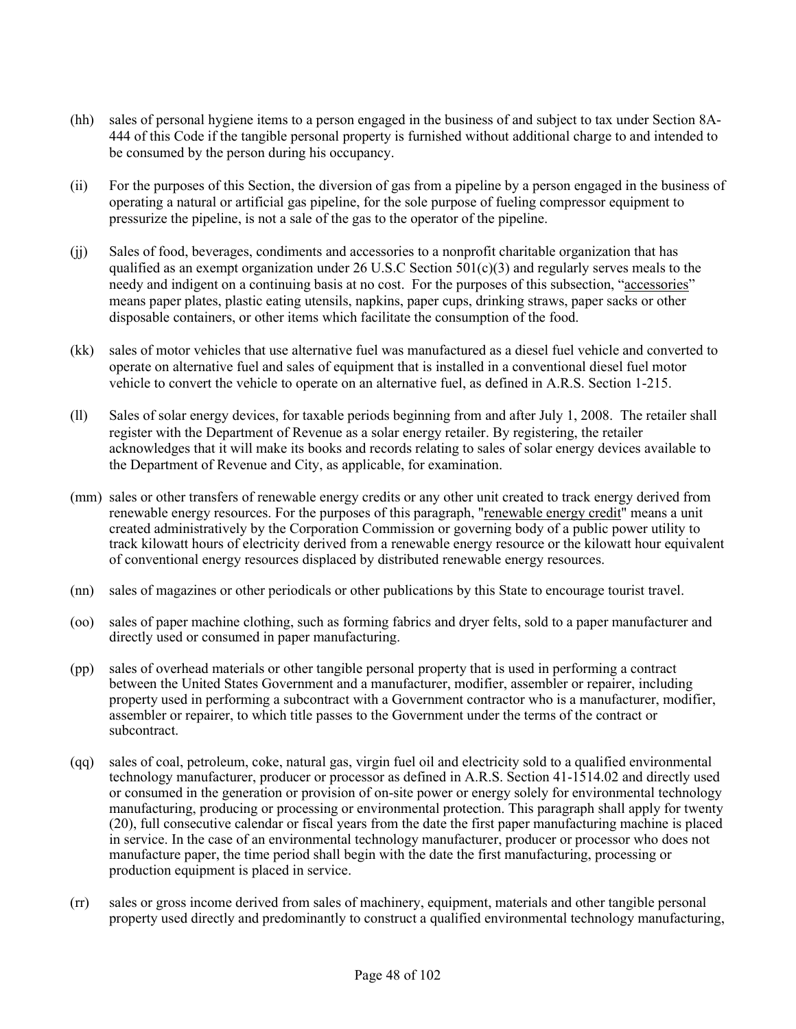(hh) sales of personal hygiene items to a person engaged in the business of and subject to tax under Section 8A-444 of this Code if the tangible personal property is furnished without additional charge to and intended to be consumed by the person during his occupancy.

(ii) For the purposes of this Section, the diversion of gas from a pipeline by a person engaged in the business of operating a natural or artificial gas pipeline, for the sole purpose of fueling compressor equipment to pressurize the pipeline, is not a sale of the gas to the operator of the pipeline.

(jj) Sales of food, beverages, condiments and accessories to a nonprofit charitable organization that has qualified as an exempt organization under 26 U.S.C Section 501(c)(3) and regularly serves meals to the needy and indigent on a continuing basis at no cost. For the purposes of this subsection, "accessories" means paper plates, plastic eating utensils, napkins, paper cups, drinking straws, paper sacks or other disposable containers, or other items which facilitate the consumption of the food.

(kk) sales of motor vehicles that use alternative fuel was manufactured as a diesel fuel vehicle and converted to operate on alternative fuel and sales of equipment that is installed in a conventional diesel fuel motor vehicle to convert the vehicle to operate on an alternative fuel, as defined in A.R.S. Section 1-215.

(ll) Sales of solar energy devices, for taxable periods beginning from and after July 1, 2008. The retailer shall register with the Department of Revenue as a solar energy retailer. By registering, the retailer acknowledges that it will make its books and records relating to sales of solar energy devices available to the Department of Revenue and City, as applicable, for examination.

(mm) sales or other transfers of renewable energy credits or any other unit created to track energy derived from renewable energy resources. For the purposes of this paragraph, "renewable energy credit" means a unit created administratively by the Corporation Commission or governing body of a public power utility to track kilowatt hours of electricity derived from a renewable energy resource or the kilowatt hour equivalent of conventional energy resources displaced by distributed renewable energy resources.

(nn) sales of magazines or other periodicals or other publications by this State to encourage tourist travel.

(oo) sales of paper machine clothing, such as forming fabrics and dryer felts, sold to a paper manufacturer and directly used or consumed in paper manufacturing.

(pp) sales of overhead materials or other tangible personal property that is used in performing a contract between the United States Government and a manufacturer, modifier, assembler or repairer, including property used in performing a subcontract with a Government contractor who is a manufacturer, modifier, assembler or repairer, to which title passes to the Government under the terms of the contract or subcontract.

(qq) sales of coal, petroleum, coke, natural gas, virgin fuel oil and electricity sold to a qualified environmental technology manufacturer, producer or processor as defined in A.R.S. Section 41-1514.02 and directly used or consumed in the generation or provision of on-site power or energy solely for environmental technology manufacturing, producing or processing or environmental protection. This paragraph shall apply for twenty (20), full consecutive calendar or fiscal years from the date the first paper manufacturing machine is placed in service. In the case of an environmental technology manufacturer, producer or processor who does not manufacture paper, the time period shall begin with the date the first manufacturing, processing or production equipment is placed in service.

(rr) sales or gross income derived from sales of machinery, equipment, materials and other tangible personal property used directly and predominantly to construct a qualified environmental technology manufacturing,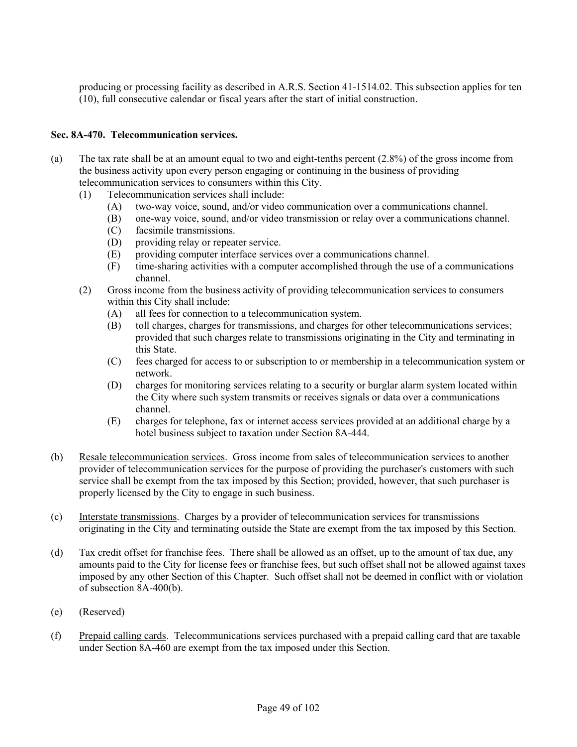producing or processing facility as described in A.R.S. Section 41-1514.02. This subsection applies for ten (10), full consecutive calendar or fiscal years after the start of initial construction.

**Sec. 8A-470. Telecommunication services.**

(a) The tax rate shall be at an amount equal to two and eight-tenths percent (2.8%) of the gross income from the business activity upon every person engaging or continuing in the business of providing telecommunication services to consumers within this City.

  (1) Telecommunication services shall include:

    (A) two-way voice, sound, and/or video communication over a communications channel.

    (B) one-way voice, sound, and/or video transmission or relay over a communications channel.

    (C) facsimile transmissions.

    (D) providing relay or repeater service.

    (E) providing computer interface services over a communications channel.

    (F) time-sharing activities with a computer accomplished through the use of a communications channel.

  (2) Gross income from the business activity of providing telecommunication services to consumers within this City shall include:

    (A) all fees for connection to a telecommunication system.

    (B) toll charges, charges for transmissions, and charges for other telecommunications services; provided that such charges relate to transmissions originating in the City and terminating in this State.

    (C) fees charged for access to or subscription to or membership in a telecommunication system or network.

    (D) charges for monitoring services relating to a security or burglar alarm system located within the City where such system transmits or receives signals or data over a communications channel.

    (E) charges for telephone, fax or internet access services provided at an additional charge by a hotel business subject to taxation under Section 8A-444.

(b) Resale telecommunication services. Gross income from sales of telecommunication services to another provider of telecommunication services for the purpose of providing the purchaser's customers with such service shall be exempt from the tax imposed by this Section; provided, however, that such purchaser is properly licensed by the City to engage in such business.

(c) Interstate transmissions. Charges by a provider of telecommunication services for transmissions originating in the City and terminating outside the State are exempt from the tax imposed by this Section.

(d) Tax credit offset for franchise fees. There shall be allowed as an offset, up to the amount of tax due, any amounts paid to the City for license fees or franchise fees, but such offset shall not be allowed against taxes imposed by any other Section of this Chapter. Such offset shall not be deemed in conflict with or violation of subsection 8A-400(b).

(e) (Reserved)

(f) Prepaid calling cards. Telecommunications services purchased with a prepaid calling card that are taxable under Section 8A-460 are exempt from the tax imposed under this Section.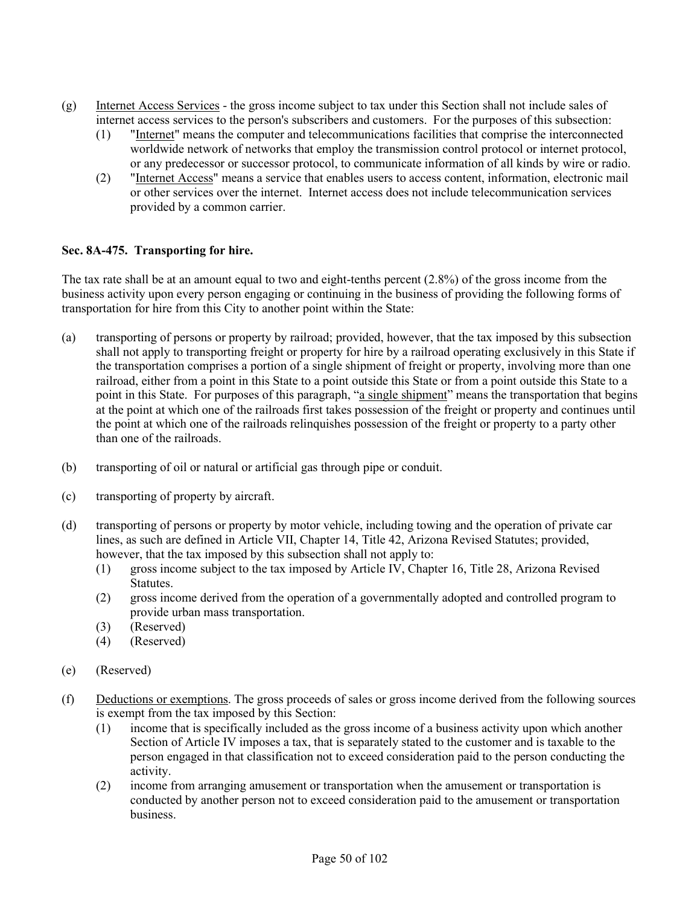(g) Internet Access Services - the gross income subject to tax under this Section shall not include sales of internet access services to the person's subscribers and customers. For the purposes of this subsection:
  (1) "Internet" means the computer and telecommunications facilities that comprise the interconnected worldwide network of networks that employ the transmission control protocol or internet protocol, or any predecessor or successor protocol, to communicate information of all kinds by wire or radio.
  (2) "Internet Access" means a service that enables users to access content, information, electronic mail or other services over the internet. Internet access does not include telecommunication services provided by a common carrier.

**Sec. 8A-475. Transporting for hire.**

The tax rate shall be at an amount equal to two and eight-tenths percent (2.8%) of the gross income from the business activity upon every person engaging or continuing in the business of providing the following forms of transportation for hire from this City to another point within the State:

(a) transporting of persons or property by railroad; provided, however, that the tax imposed by this subsection shall not apply to transporting freight or property for hire by a railroad operating exclusively in this State if the transportation comprises a portion of a single shipment of freight or property, involving more than one railroad, either from a point in this State to a point outside this State or from a point outside this State to a point in this State. For purposes of this paragraph, "a single shipment" means the transportation that begins at the point at which one of the railroads first takes possession of the freight or property and continues until the point at which one of the railroads relinquishes possession of the freight or property to a party other than one of the railroads.

(b) transporting of oil or natural or artificial gas through pipe or conduit.

(c) transporting of property by aircraft.

(d) transporting of persons or property by motor vehicle, including towing and the operation of private car lines, as such are defined in Article VII, Chapter 14, Title 42, Arizona Revised Statutes; provided, however, that the tax imposed by this subsection shall not apply to:
  (1) gross income subject to the tax imposed by Article IV, Chapter 16, Title 28, Arizona Revised Statutes.
  (2) gross income derived from the operation of a governmentally adopted and controlled program to provide urban mass transportation.
  (3) (Reserved)
  (4) (Reserved)

(e) (Reserved)

(f) Deductions or exemptions. The gross proceeds of sales or gross income derived from the following sources is exempt from the tax imposed by this Section:
  (1) income that is specifically included as the gross income of a business activity upon which another Section of Article IV imposes a tax, that is separately stated to the customer and is taxable to the person engaged in that classification not to exceed consideration paid to the person conducting the activity.
  (2) income from arranging amusement or transportation when the amusement or transportation is conducted by another person not to exceed consideration paid to the amusement or transportation business.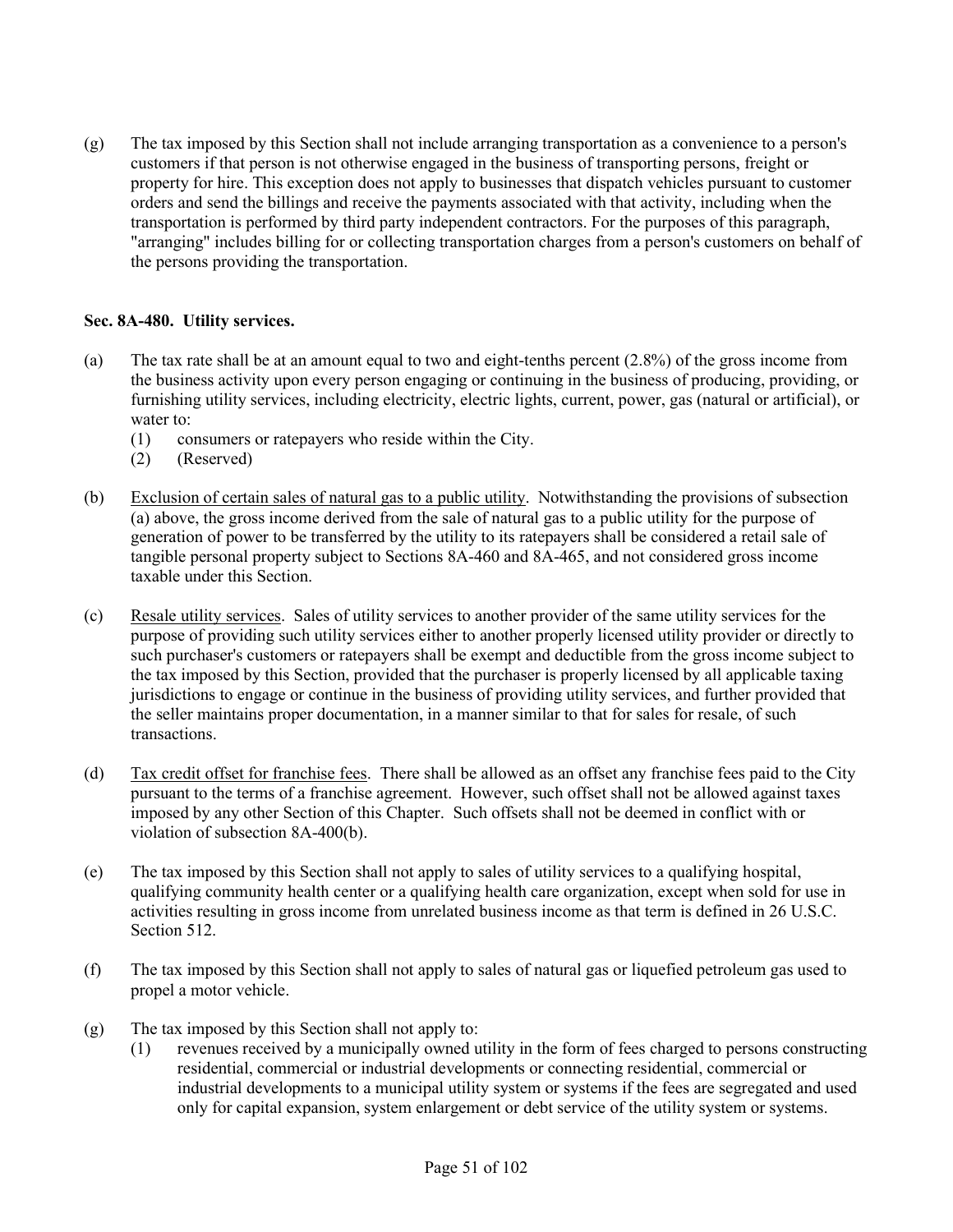(g) The tax imposed by this Section shall not include arranging transportation as a convenience to a person's customers if that person is not otherwise engaged in the business of transporting persons, freight or property for hire. This exception does not apply to businesses that dispatch vehicles pursuant to customer orders and send the billings and receive the payments associated with that activity, including when the transportation is performed by third party independent contractors. For the purposes of this paragraph, "arranging" includes billing for or collecting transportation charges from a person's customers on behalf of the persons providing the transportation.

**Sec. 8A-480. Utility services.**

(a) The tax rate shall be at an amount equal to two and eight-tenths percent (2.8%) of the gross income from the business activity upon every person engaging or continuing in the business of producing, providing, or furnishing utility services, including electricity, electric lights, current, power, gas (natural or artificial), or water to:
  (1) consumers or ratepayers who reside within the City.
  (2) (Reserved)

(b) Exclusion of certain sales of natural gas to a public utility. Notwithstanding the provisions of subsection (a) above, the gross income derived from the sale of natural gas to a public utility for the purpose of generation of power to be transferred by the utility to its ratepayers shall be considered a retail sale of tangible personal property subject to Sections 8A-460 and 8A-465, and not considered gross income taxable under this Section.

(c) Resale utility services. Sales of utility services to another provider of the same utility services for the purpose of providing such utility services either to another properly licensed utility provider or directly to such purchaser's customers or ratepayers shall be exempt and deductible from the gross income subject to the tax imposed by this Section, provided that the purchaser is properly licensed by all applicable taxing jurisdictions to engage or continue in the business of providing utility services, and further provided that the seller maintains proper documentation, in a manner similar to that for sales for resale, of such transactions.

(d) Tax credit offset for franchise fees. There shall be allowed as an offset any franchise fees paid to the City pursuant to the terms of a franchise agreement. However, such offset shall not be allowed against taxes imposed by any other Section of this Chapter. Such offsets shall not be deemed in conflict with or violation of subsection 8A-400(b).

(e) The tax imposed by this Section shall not apply to sales of utility services to a qualifying hospital, qualifying community health center or a qualifying health care organization, except when sold for use in activities resulting in gross income from unrelated business income as that term is defined in 26 U.S.C. Section 512.

(f) The tax imposed by this Section shall not apply to sales of natural gas or liquefied petroleum gas used to propel a motor vehicle.

(g) The tax imposed by this Section shall not apply to:
  (1) revenues received by a municipally owned utility in the form of fees charged to persons constructing residential, commercial or industrial developments or connecting residential, commercial or industrial developments to a municipal utility system or systems if the fees are segregated and used only for capital expansion, system enlargement or debt service of the utility system or systems.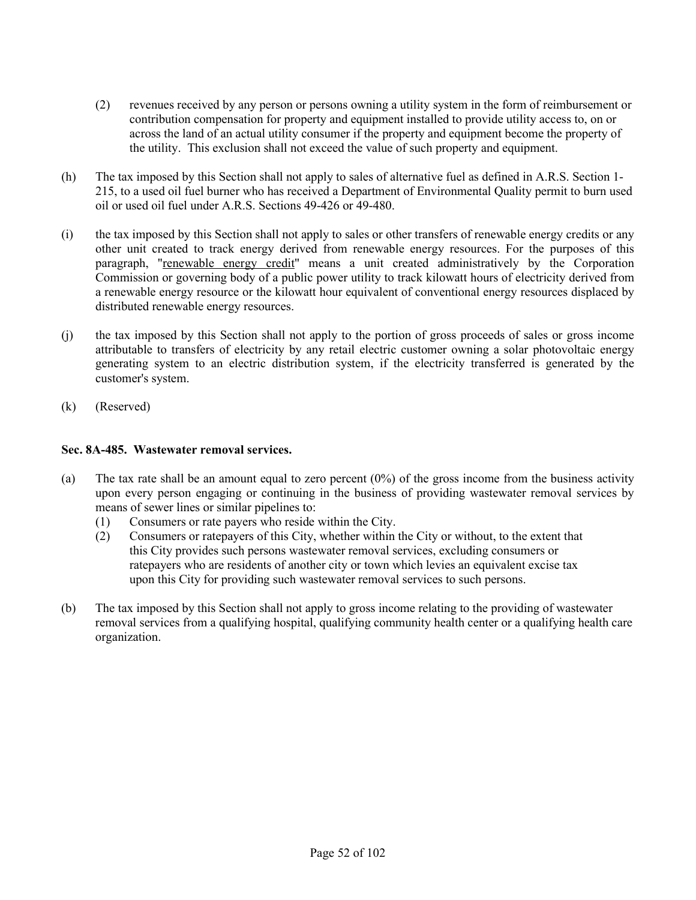(2) revenues received by any person or persons owning a utility system in the form of reimbursement or contribution compensation for property and equipment installed to provide utility access to, on or across the land of an actual utility consumer if the property and equipment become the property of the utility. This exclusion shall not exceed the value of such property and equipment.

(h) The tax imposed by this Section shall not apply to sales of alternative fuel as defined in A.R.S. Section 1-215, to a used oil fuel burner who has received a Department of Environmental Quality permit to burn used oil or used oil fuel under A.R.S. Sections 49-426 or 49-480.

(i) the tax imposed by this Section shall not apply to sales or other transfers of renewable energy credits or any other unit created to track energy derived from renewable energy resources. For the purposes of this paragraph, "renewable energy credit" means a unit created administratively by the Corporation Commission or governing body of a public power utility to track kilowatt hours of electricity derived from a renewable energy resource or the kilowatt hour equivalent of conventional energy resources displaced by distributed renewable energy resources.

(j) the tax imposed by this Section shall not apply to the portion of gross proceeds of sales or gross income attributable to transfers of electricity by any retail electric customer owning a solar photovoltaic energy generating system to an electric distribution system, if the electricity transferred is generated by the customer's system.

(k) (Reserved)

**Sec. 8A-485. Wastewater removal services.**

(a) The tax rate shall be an amount equal to zero percent (0%) of the gross income from the business activity upon every person engaging or continuing in the business of providing wastewater removal services by means of sewer lines or similar pipelines to:
   (1) Consumers or rate payers who reside within the City.
   (2) Consumers or ratepayers of this City, whether within the City or without, to the extent that this City provides such persons wastewater removal services, excluding consumers or ratepayers who are residents of another city or town which levies an equivalent excise tax upon this City for providing such wastewater removal services to such persons.

(b) The tax imposed by this Section shall not apply to gross income relating to the providing of wastewater removal services from a qualifying hospital, qualifying community health center or a qualifying health care organization.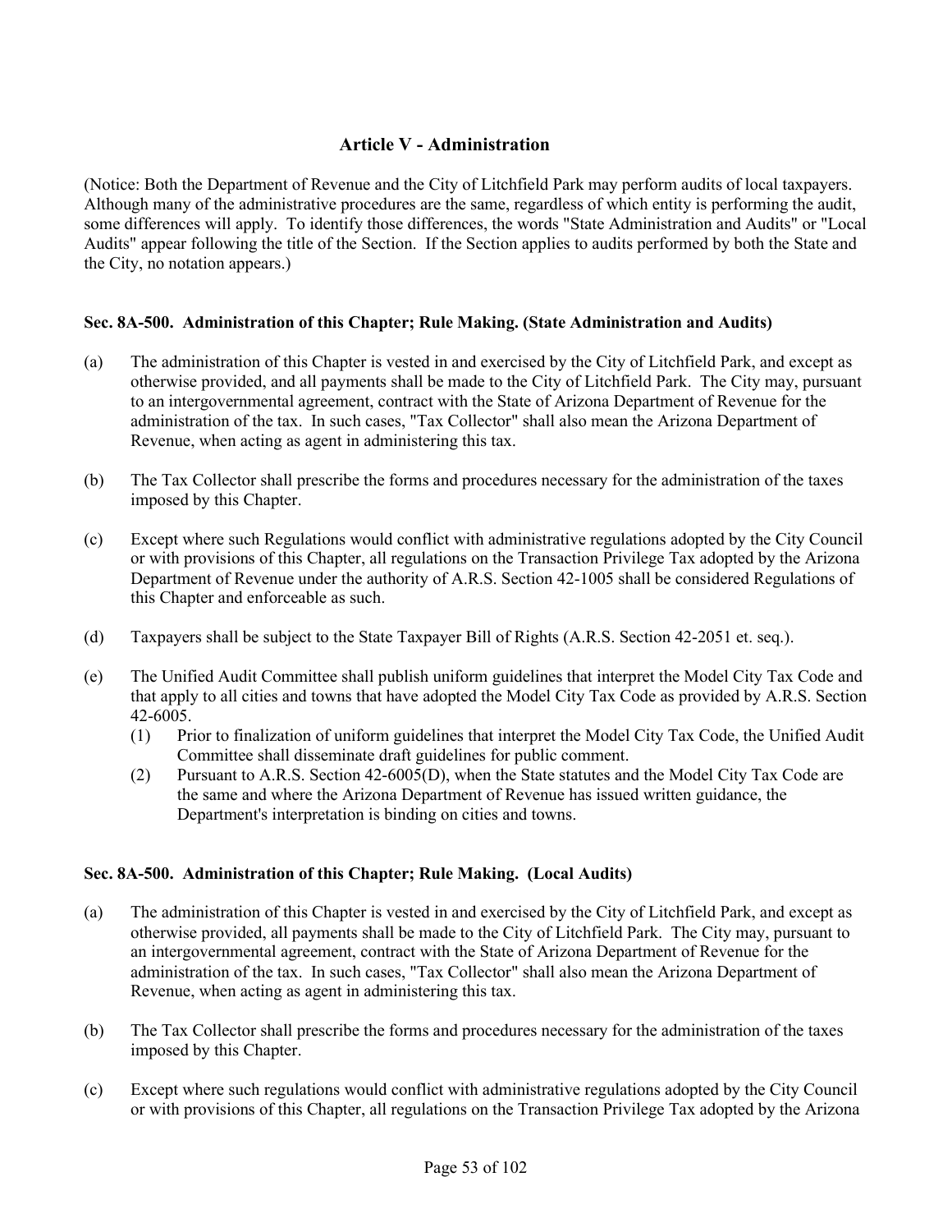## Article V - Administration

(Notice: Both the Department of Revenue and the City of Litchfield Park may perform audits of local taxpayers. Although many of the administrative procedures are the same, regardless of which entity is performing the audit, some differences will apply. To identify those differences, the words "State Administration and Audits" or "Local Audits" appear following the title of the Section. If the Section applies to audits performed by both the State and the City, no notation appears.)

### Sec. 8A-500. Administration of this Chapter; Rule Making. (State Administration and Audits)

(a) The administration of this Chapter is vested in and exercised by the City of Litchfield Park, and except as otherwise provided, and all payments shall be made to the City of Litchfield Park. The City may, pursuant to an intergovernmental agreement, contract with the State of Arizona Department of Revenue for the administration of the tax. In such cases, "Tax Collector" shall also mean the Arizona Department of Revenue, when acting as agent in administering this tax.

(b) The Tax Collector shall prescribe the forms and procedures necessary for the administration of the taxes imposed by this Chapter.

(c) Except where such Regulations would conflict with administrative regulations adopted by the City Council or with provisions of this Chapter, all regulations on the Transaction Privilege Tax adopted by the Arizona Department of Revenue under the authority of A.R.S. Section 42-1005 shall be considered Regulations of this Chapter and enforceable as such.

(d) Taxpayers shall be subject to the State Taxpayer Bill of Rights (A.R.S. Section 42-2051 et. seq.).

(e) The Unified Audit Committee shall publish uniform guidelines that interpret the Model City Tax Code and that apply to all cities and towns that have adopted the Model City Tax Code as provided by A.R.S. Section 42-6005.
   - (1) Prior to finalization of uniform guidelines that interpret the Model City Tax Code, the Unified Audit Committee shall disseminate draft guidelines for public comment.
   - (2) Pursuant to A.R.S. Section 42-6005(D), when the State statutes and the Model City Tax Code are the same and where the Arizona Department of Revenue has issued written guidance, the Department's interpretation is binding on cities and towns.

### Sec. 8A-500. Administration of this Chapter; Rule Making. (Local Audits)

(a) The administration of this Chapter is vested in and exercised by the City of Litchfield Park, and except as otherwise provided, all payments shall be made to the City of Litchfield Park. The City may, pursuant to an intergovernmental agreement, contract with the State of Arizona Department of Revenue for the administration of the tax. In such cases, "Tax Collector" shall also mean the Arizona Department of Revenue, when acting as agent in administering this tax.

(b) The Tax Collector shall prescribe the forms and procedures necessary for the administration of the taxes imposed by this Chapter.

(c) Except where such regulations would conflict with administrative regulations adopted by the City Council or with provisions of this Chapter, all regulations on the Transaction Privilege Tax adopted by the Arizona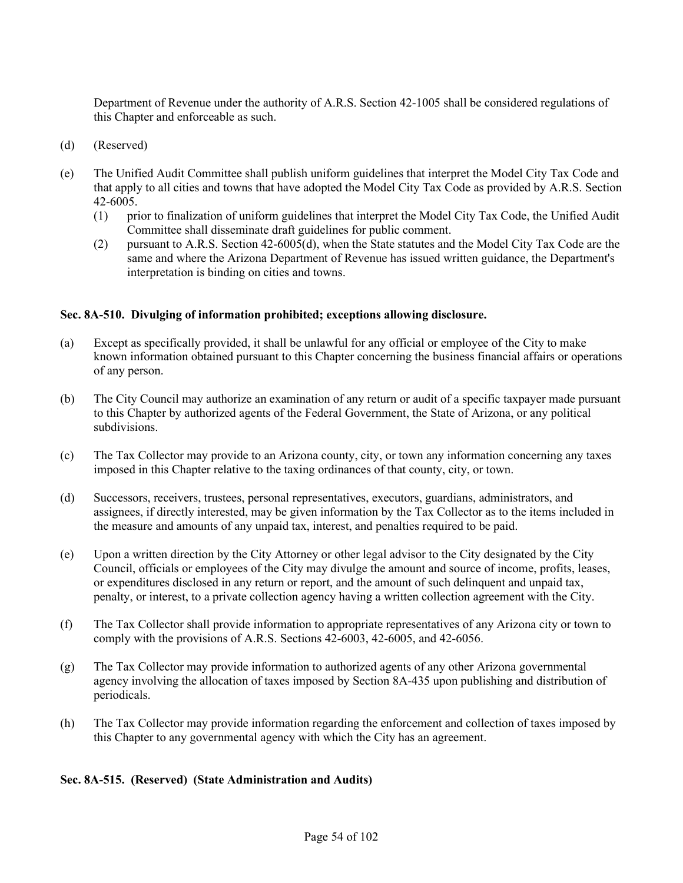Department of Revenue under the authority of A.R.S. Section 42-1005 shall be considered regulations of this Chapter and enforceable as such.

(d) (Reserved)

(e) The Unified Audit Committee shall publish uniform guidelines that interpret the Model City Tax Code and that apply to all cities and towns that have adopted the Model City Tax Code as provided by A.R.S. Section 42-6005.

 (1) prior to finalization of uniform guidelines that interpret the Model City Tax Code, the Unified Audit Committee shall disseminate draft guidelines for public comment.

 (2) pursuant to A.R.S. Section 42-6005(d), when the State statutes and the Model City Tax Code are the same and where the Arizona Department of Revenue has issued written guidance, the Department's interpretation is binding on cities and towns.

**Sec. 8A-510. Divulging of information prohibited; exceptions allowing disclosure.**

(a) Except as specifically provided, it shall be unlawful for any official or employee of the City to make known information obtained pursuant to this Chapter concerning the business financial affairs or operations of any person.

(b) The City Council may authorize an examination of any return or audit of a specific taxpayer made pursuant to this Chapter by authorized agents of the Federal Government, the State of Arizona, or any political subdivisions.

(c) The Tax Collector may provide to an Arizona county, city, or town any information concerning any taxes imposed in this Chapter relative to the taxing ordinances of that county, city, or town.

(d) Successors, receivers, trustees, personal representatives, executors, guardians, administrators, and assignees, if directly interested, may be given information by the Tax Collector as to the items included in the measure and amounts of any unpaid tax, interest, and penalties required to be paid.

(e) Upon a written direction by the City Attorney or other legal advisor to the City designated by the City Council, officials or employees of the City may divulge the amount and source of income, profits, leases, or expenditures disclosed in any return or report, and the amount of such delinquent and unpaid tax, penalty, or interest, to a private collection agency having a written collection agreement with the City.

(f) The Tax Collector shall provide information to appropriate representatives of any Arizona city or town to comply with the provisions of A.R.S. Sections 42-6003, 42-6005, and 42-6056.

(g) The Tax Collector may provide information to authorized agents of any other Arizona governmental agency involving the allocation of taxes imposed by Section 8A-435 upon publishing and distribution of periodicals.

(h) The Tax Collector may provide information regarding the enforcement and collection of taxes imposed by this Chapter to any governmental agency with which the City has an agreement.

**Sec. 8A-515. (Reserved) (State Administration and Audits)**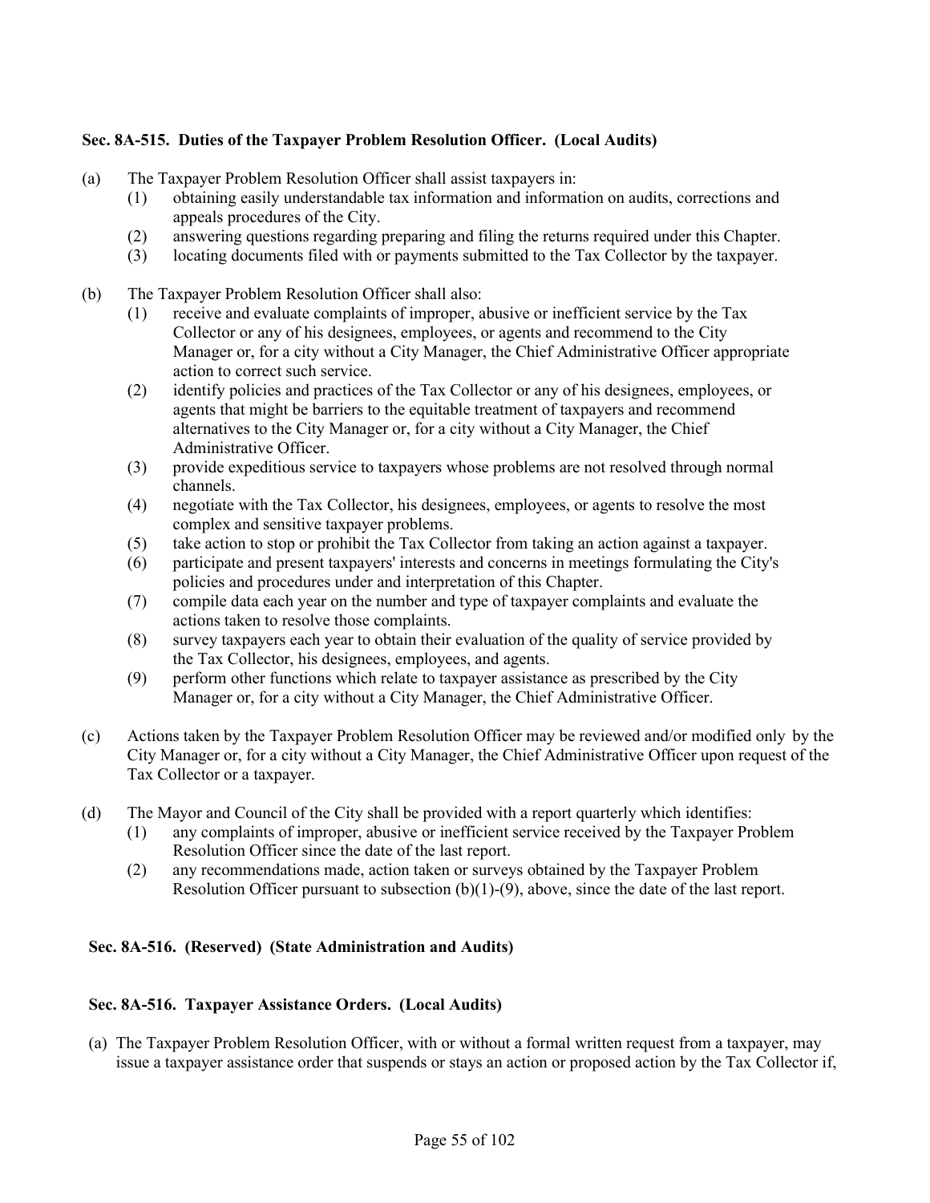**Sec. 8A-515. Duties of the Taxpayer Problem Resolution Officer. (Local Audits)**

(a) The Taxpayer Problem Resolution Officer shall assist taxpayers in:

  (1) obtaining easily understandable tax information and information on audits, corrections and appeals procedures of the City.

  (2) answering questions regarding preparing and filing the returns required under this Chapter.

  (3) locating documents filed with or payments submitted to the Tax Collector by the taxpayer.

(b) The Taxpayer Problem Resolution Officer shall also:

  (1) receive and evaluate complaints of improper, abusive or inefficient service by the Tax Collector or any of his designees, employees, or agents and recommend to the City Manager or, for a city without a City Manager, the Chief Administrative Officer appropriate action to correct such service.

  (2) identify policies and practices of the Tax Collector or any of his designees, employees, or agents that might be barriers to the equitable treatment of taxpayers and recommend alternatives to the City Manager or, for a city without a City Manager, the Chief Administrative Officer.

  (3) provide expeditious service to taxpayers whose problems are not resolved through normal channels.

  (4) negotiate with the Tax Collector, his designees, employees, or agents to resolve the most complex and sensitive taxpayer problems.

  (5) take action to stop or prohibit the Tax Collector from taking an action against a taxpayer.

  (6) participate and present taxpayers' interests and concerns in meetings formulating the City's policies and procedures under and interpretation of this Chapter.

  (7) compile data each year on the number and type of taxpayer complaints and evaluate the actions taken to resolve those complaints.

  (8) survey taxpayers each year to obtain their evaluation of the quality of service provided by the Tax Collector, his designees, employees, and agents.

  (9) perform other functions which relate to taxpayer assistance as prescribed by the City Manager or, for a city without a City Manager, the Chief Administrative Officer.

(c) Actions taken by the Taxpayer Problem Resolution Officer may be reviewed and/or modified only by the City Manager or, for a city without a City Manager, the Chief Administrative Officer upon request of the Tax Collector or a taxpayer.

(d) The Mayor and Council of the City shall be provided with a report quarterly which identifies:

  (1) any complaints of improper, abusive or inefficient service received by the Taxpayer Problem Resolution Officer since the date of the last report.

  (2) any recommendations made, action taken or surveys obtained by the Taxpayer Problem Resolution Officer pursuant to subsection (b)(1)-(9), above, since the date of the last report.

**Sec. 8A-516. (Reserved) (State Administration and Audits)**

**Sec. 8A-516. Taxpayer Assistance Orders. (Local Audits)**

(a) The Taxpayer Problem Resolution Officer, with or without a formal written request from a taxpayer, may issue a taxpayer assistance order that suspends or stays an action or proposed action by the Tax Collector if,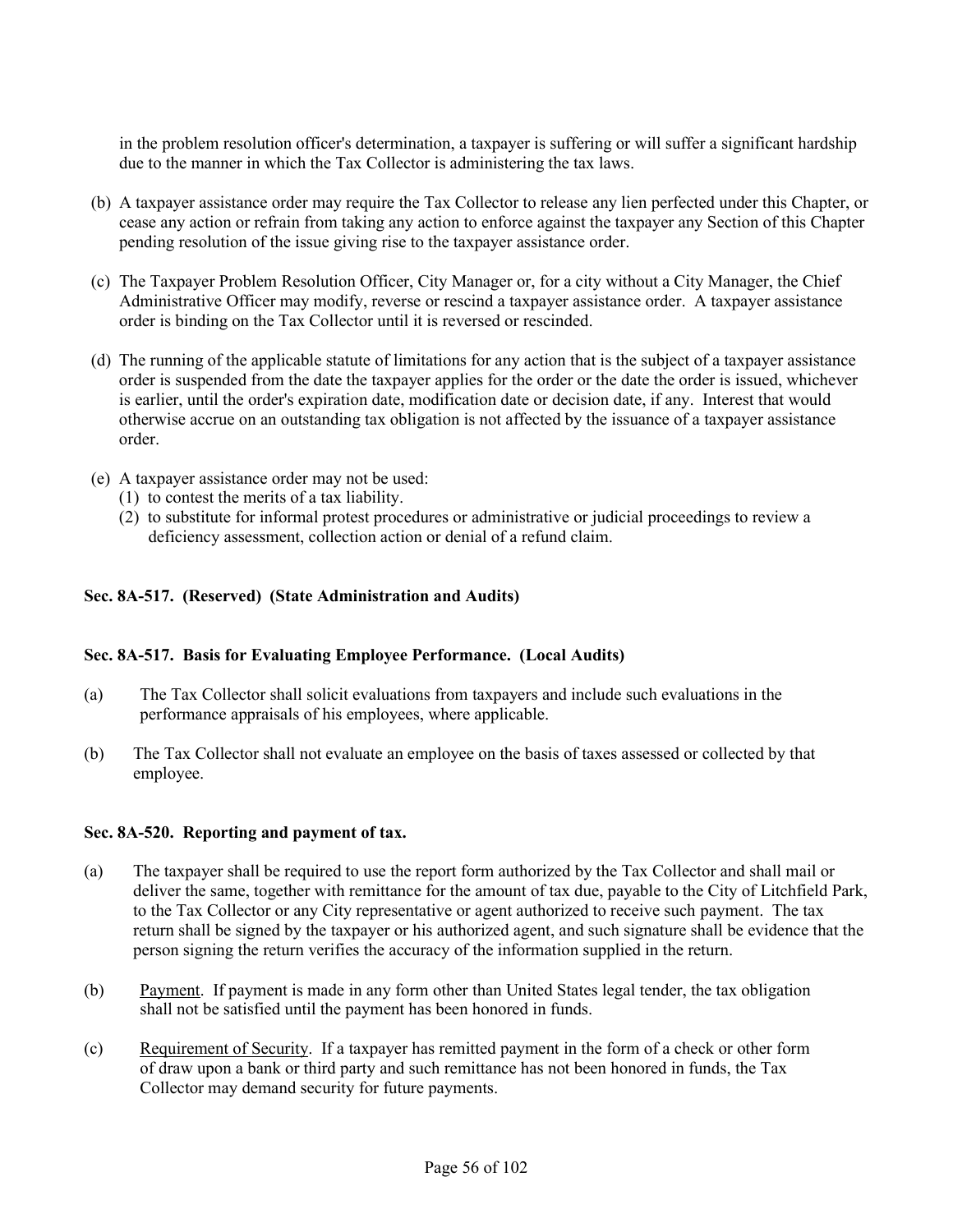in the problem resolution officer's determination, a taxpayer is suffering or will suffer a significant hardship due to the manner in which the Tax Collector is administering the tax laws.

(b) A taxpayer assistance order may require the Tax Collector to release any lien perfected under this Chapter, or cease any action or refrain from taking any action to enforce against the taxpayer any Section of this Chapter pending resolution of the issue giving rise to the taxpayer assistance order.

(c) The Taxpayer Problem Resolution Officer, City Manager or, for a city without a City Manager, the Chief Administrative Officer may modify, reverse or rescind a taxpayer assistance order. A taxpayer assistance order is binding on the Tax Collector until it is reversed or rescinded.

(d) The running of the applicable statute of limitations for any action that is the subject of a taxpayer assistance order is suspended from the date the taxpayer applies for the order or the date the order is issued, whichever is earlier, until the order's expiration date, modification date or decision date, if any. Interest that would otherwise accrue on an outstanding tax obligation is not affected by the issuance of a taxpayer assistance order.

(e) A taxpayer assistance order may not be used:
   (1) to contest the merits of a tax liability.
   (2) to substitute for informal protest procedures or administrative or judicial proceedings to review a deficiency assessment, collection action or denial of a refund claim.

**Sec. 8A-517. (Reserved) (State Administration and Audits)**

**Sec. 8A-517. Basis for Evaluating Employee Performance. (Local Audits)**

(a) The Tax Collector shall solicit evaluations from taxpayers and include such evaluations in the performance appraisals of his employees, where applicable.

(b) The Tax Collector shall not evaluate an employee on the basis of taxes assessed or collected by that employee.

**Sec. 8A-520. Reporting and payment of tax.**

(a) The taxpayer shall be required to use the report form authorized by the Tax Collector and shall mail or deliver the same, together with remittance for the amount of tax due, payable to the City of Litchfield Park, to the Tax Collector or any City representative or agent authorized to receive such payment. The tax return shall be signed by the taxpayer or his authorized agent, and such signature shall be evidence that the person signing the return verifies the accuracy of the information supplied in the return.

(b) Payment. If payment is made in any form other than United States legal tender, the tax obligation shall not be satisfied until the payment has been honored in funds.

(c) Requirement of Security. If a taxpayer has remitted payment in the form of a check or other form of draw upon a bank or third party and such remittance has not been honored in funds, the Tax Collector may demand security for future payments.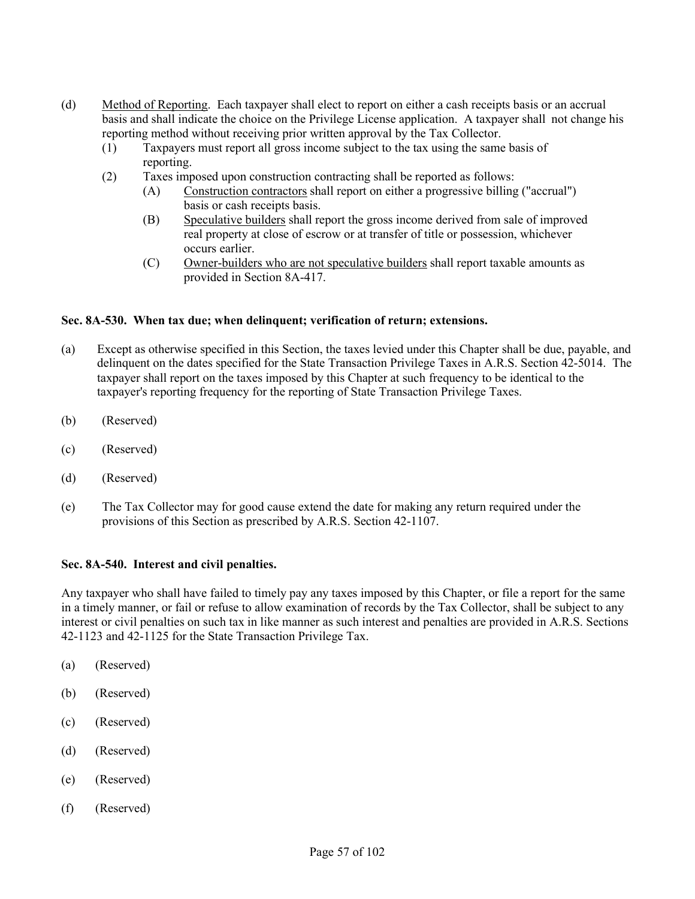(d) Method of Reporting. Each taxpayer shall elect to report on either a cash receipts basis or an accrual basis and shall indicate the choice on the Privilege License application. A taxpayer shall not change his reporting method without receiving prior written approval by the Tax Collector.

  (1) Taxpayers must report all gross income subject to the tax using the same basis of reporting.

  (2) Taxes imposed upon construction contracting shall be reported as follows:

    (A) Construction contractors shall report on either a progressive billing ("accrual") basis or cash receipts basis.

    (B) Speculative builders shall report the gross income derived from sale of improved real property at close of escrow or at transfer of title or possession, whichever occurs earlier.

    (C) Owner-builders who are not speculative builders shall report taxable amounts as provided in Section 8A-417.

**Sec. 8A-530. When tax due; when delinquent; verification of return; extensions.**

(a) Except as otherwise specified in this Section, the taxes levied under this Chapter shall be due, payable, and delinquent on the dates specified for the State Transaction Privilege Taxes in A.R.S. Section 42-5014. The taxpayer shall report on the taxes imposed by this Chapter at such frequency to be identical to the taxpayer's reporting frequency for the reporting of State Transaction Privilege Taxes.

(b) (Reserved)

(c) (Reserved)

(d) (Reserved)

(e) The Tax Collector may for good cause extend the date for making any return required under the provisions of this Section as prescribed by A.R.S. Section 42-1107.

**Sec. 8A-540. Interest and civil penalties.**

Any taxpayer who shall have failed to timely pay any taxes imposed by this Chapter, or file a report for the same in a timely manner, or fail or refuse to allow examination of records by the Tax Collector, shall be subject to any interest or civil penalties on such tax in like manner as such interest and penalties are provided in A.R.S. Sections 42-1123 and 42-1125 for the State Transaction Privilege Tax.

(a) (Reserved)

(b) (Reserved)

(c) (Reserved)

(d) (Reserved)

(e) (Reserved)

(f) (Reserved)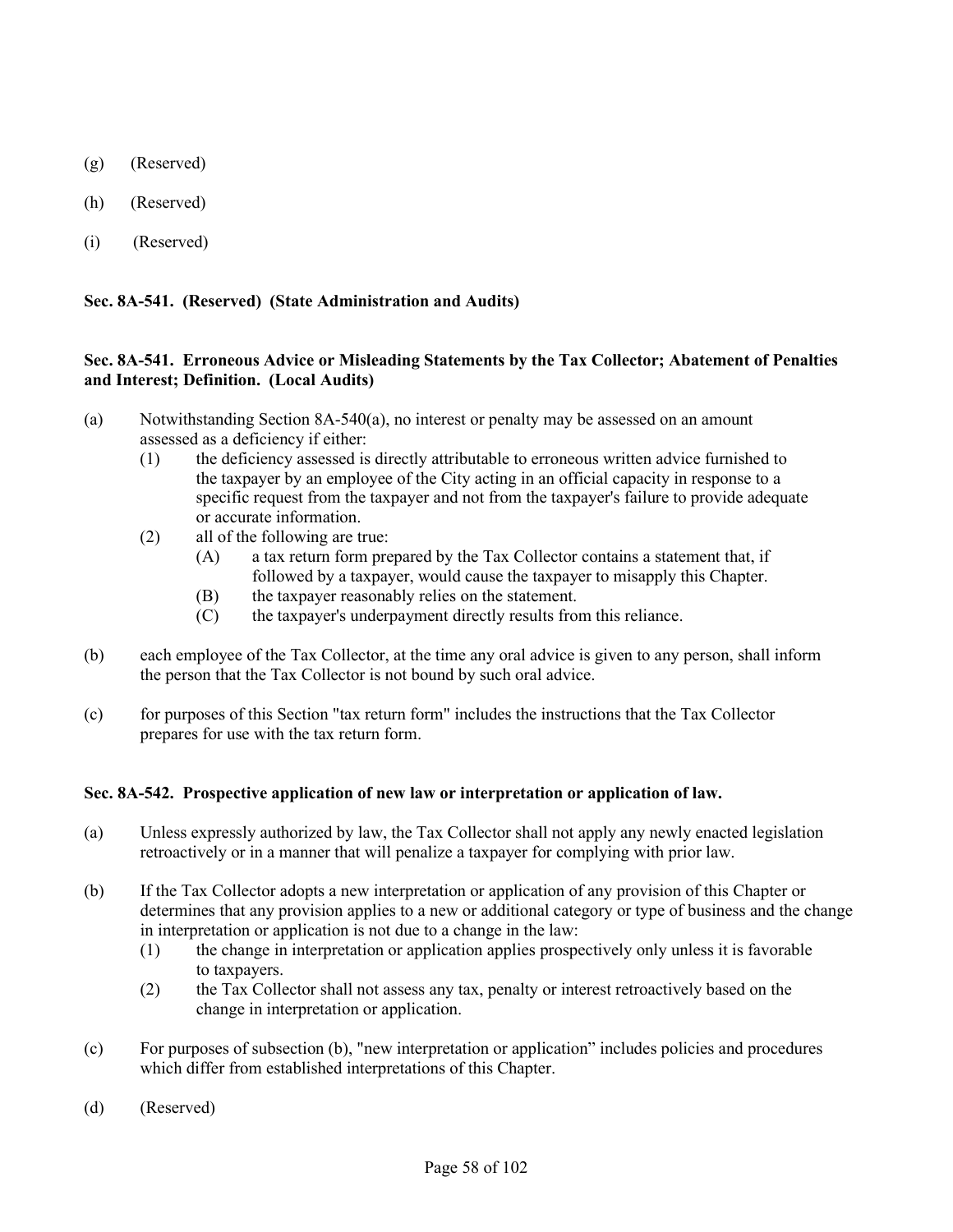(g) (Reserved)

(h) (Reserved)

(i) (Reserved)

**Sec. 8A-541. (Reserved) (State Administration and Audits)**

**Sec. 8A-541. Erroneous Advice or Misleading Statements by the Tax Collector; Abatement of Penalties and Interest; Definition. (Local Audits)**

(a) Notwithstanding Section 8A-540(a), no interest or penalty may be assessed on an amount assessed as a deficiency if either:
   - (1) the deficiency assessed is directly attributable to erroneous written advice furnished to the taxpayer by an employee of the City acting in an official capacity in response to a specific request from the taxpayer and not from the taxpayer's failure to provide adequate or accurate information.
   - (2) all of the following are true:
     - (A) a tax return form prepared by the Tax Collector contains a statement that, if followed by a taxpayer, would cause the taxpayer to misapply this Chapter.
     - (B) the taxpayer reasonably relies on the statement.
     - (C) the taxpayer's underpayment directly results from this reliance.

(b) each employee of the Tax Collector, at the time any oral advice is given to any person, shall inform the person that the Tax Collector is not bound by such oral advice.

(c) for purposes of this Section "tax return form" includes the instructions that the Tax Collector prepares for use with the tax return form.

**Sec. 8A-542. Prospective application of new law or interpretation or application of law.**

(a) Unless expressly authorized by law, the Tax Collector shall not apply any newly enacted legislation retroactively or in a manner that will penalize a taxpayer for complying with prior law.

(b) If the Tax Collector adopts a new interpretation or application of any provision of this Chapter or determines that any provision applies to a new or additional category or type of business and the change in interpretation or application is not due to a change in the law:
   - (1) the change in interpretation or application applies prospectively only unless it is favorable to taxpayers.
   - (2) the Tax Collector shall not assess any tax, penalty or interest retroactively based on the change in interpretation or application.

(c) For purposes of subsection (b), "new interpretation or application" includes policies and procedures which differ from established interpretations of this Chapter.

(d) (Reserved)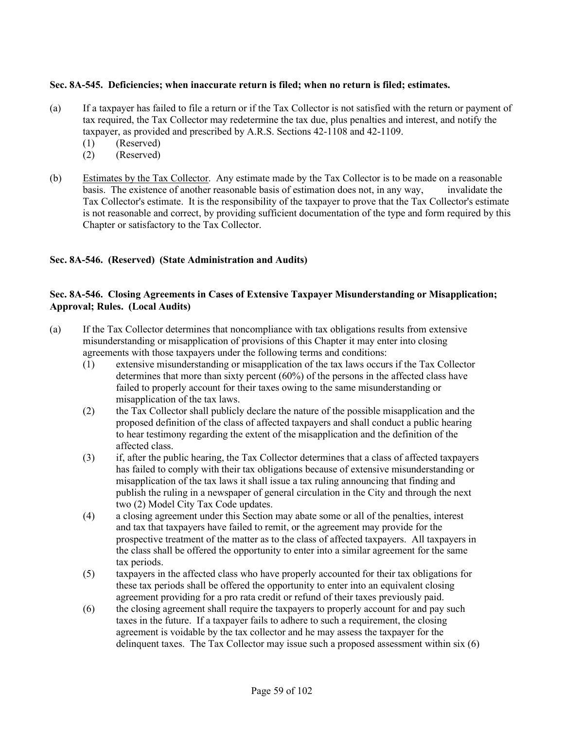**Sec. 8A-545. Deficiencies; when inaccurate return is filed; when no return is filed; estimates.**

(a) If a taxpayer has failed to file a return or if the Tax Collector is not satisfied with the return or payment of tax required, the Tax Collector may redetermine the tax due, plus penalties and interest, and notify the taxpayer, as provided and prescribed by A.R.S. Sections 42-1108 and 42-1109.

- (1) (Reserved)
- (2) (Reserved)

(b) Estimates by the Tax Collector. Any estimate made by the Tax Collector is to be made on a reasonable basis. The existence of another reasonable basis of estimation does not, in any way, invalidate the Tax Collector's estimate. It is the responsibility of the taxpayer to prove that the Tax Collector's estimate is not reasonable and correct, by providing sufficient documentation of the type and form required by this Chapter or satisfactory to the Tax Collector.

**Sec. 8A-546. (Reserved) (State Administration and Audits)**

**Sec. 8A-546. Closing Agreements in Cases of Extensive Taxpayer Misunderstanding or Misapplication; Approval; Rules. (Local Audits)**

(a) If the Tax Collector determines that noncompliance with tax obligations results from extensive misunderstanding or misapplication of provisions of this Chapter it may enter into closing agreements with those taxpayers under the following terms and conditions:

- (1) extensive misunderstanding or misapplication of the tax laws occurs if the Tax Collector determines that more than sixty percent (60%) of the persons in the affected class have failed to properly account for their taxes owing to the same misunderstanding or misapplication of the tax laws.
- (2) the Tax Collector shall publicly declare the nature of the possible misapplication and the proposed definition of the class of affected taxpayers and shall conduct a public hearing to hear testimony regarding the extent of the misapplication and the definition of the affected class.
- (3) if, after the public hearing, the Tax Collector determines that a class of affected taxpayers has failed to comply with their tax obligations because of extensive misunderstanding or misapplication of the tax laws it shall issue a tax ruling announcing that finding and publish the ruling in a newspaper of general circulation in the City and through the next two (2) Model City Tax Code updates.
- (4) a closing agreement under this Section may abate some or all of the penalties, interest and tax that taxpayers have failed to remit, or the agreement may provide for the prospective treatment of the matter as to the class of affected taxpayers. All taxpayers in the class shall be offered the opportunity to enter into a similar agreement for the same tax periods.
- (5) taxpayers in the affected class who have properly accounted for their tax obligations for these tax periods shall be offered the opportunity to enter into an equivalent closing agreement providing for a pro rata credit or refund of their taxes previously paid.
- (6) the closing agreement shall require the taxpayers to properly account for and pay such taxes in the future. If a taxpayer fails to adhere to such a requirement, the closing agreement is voidable by the tax collector and he may assess the taxpayer for the delinquent taxes. The Tax Collector may issue such a proposed assessment within six (6)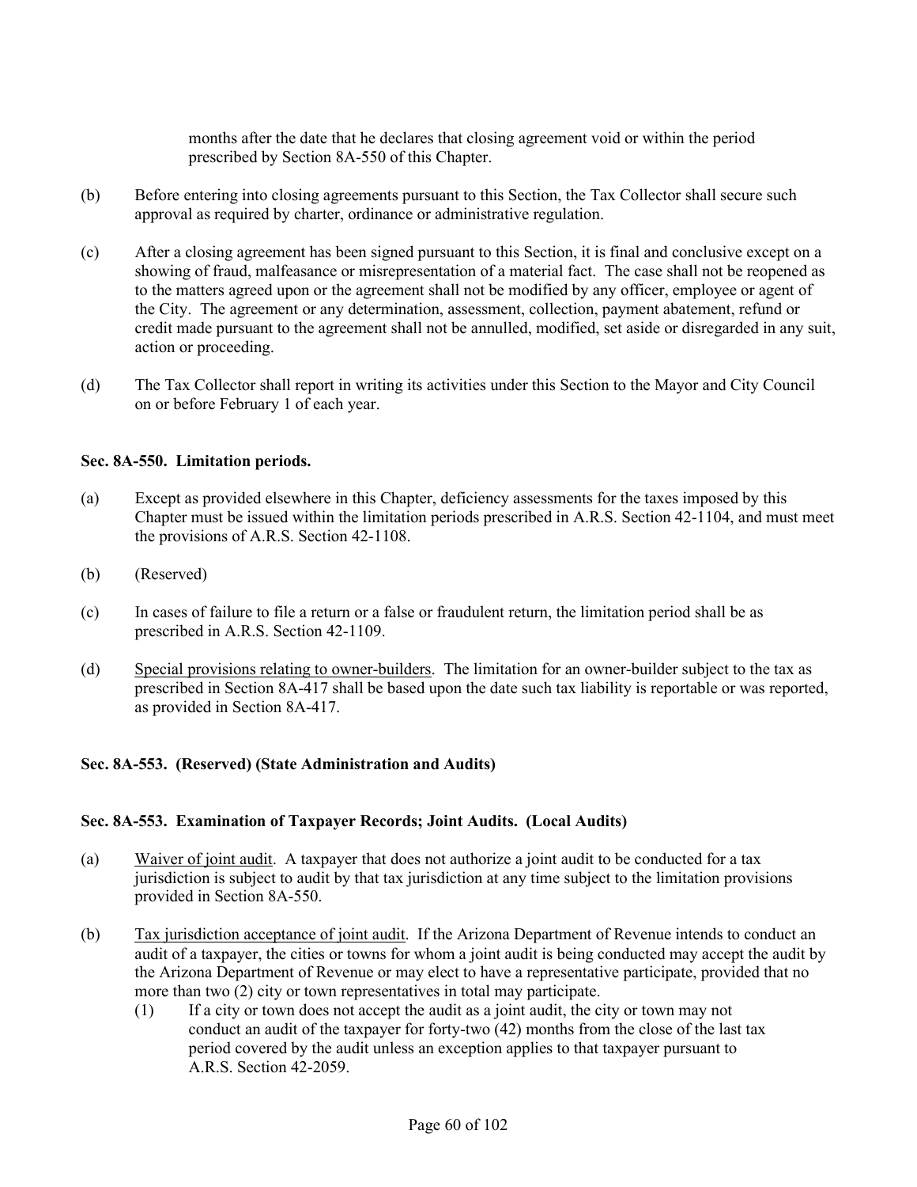months after the date that he declares that closing agreement void or within the period prescribed by Section 8A-550 of this Chapter.

(b) Before entering into closing agreements pursuant to this Section, the Tax Collector shall secure such approval as required by charter, ordinance or administrative regulation.

(c) After a closing agreement has been signed pursuant to this Section, it is final and conclusive except on a showing of fraud, malfeasance or misrepresentation of a material fact. The case shall not be reopened as to the matters agreed upon or the agreement shall not be modified by any officer, employee or agent of the City. The agreement or any determination, assessment, collection, payment abatement, refund or credit made pursuant to the agreement shall not be annulled, modified, set aside or disregarded in any suit, action or proceeding.

(d) The Tax Collector shall report in writing its activities under this Section to the Mayor and City Council on or before February 1 of each year.

**Sec. 8A-550. Limitation periods.**

(a) Except as provided elsewhere in this Chapter, deficiency assessments for the taxes imposed by this Chapter must be issued within the limitation periods prescribed in A.R.S. Section 42-1104, and must meet the provisions of A.R.S. Section 42-1108.

(b) (Reserved)

(c) In cases of failure to file a return or a false or fraudulent return, the limitation period shall be as prescribed in A.R.S. Section 42-1109.

(d) Special provisions relating to owner-builders. The limitation for an owner-builder subject to the tax as prescribed in Section 8A-417 shall be based upon the date such tax liability is reportable or was reported, as provided in Section 8A-417.

**Sec. 8A-553. (Reserved) (State Administration and Audits)**

**Sec. 8A-553. Examination of Taxpayer Records; Joint Audits. (Local Audits)**

(a) Waiver of joint audit. A taxpayer that does not authorize a joint audit to be conducted for a tax jurisdiction is subject to audit by that tax jurisdiction at any time subject to the limitation provisions provided in Section 8A-550.

(b) Tax jurisdiction acceptance of joint audit. If the Arizona Department of Revenue intends to conduct an audit of a taxpayer, the cities or towns for whom a joint audit is being conducted may accept the audit by the Arizona Department of Revenue or may elect to have a representative participate, provided that no more than two (2) city or town representatives in total may participate.

   (1) If a city or town does not accept the audit as a joint audit, the city or town may not conduct an audit of the taxpayer for forty-two (42) months from the close of the last tax period covered by the audit unless an exception applies to that taxpayer pursuant to A.R.S. Section 42-2059.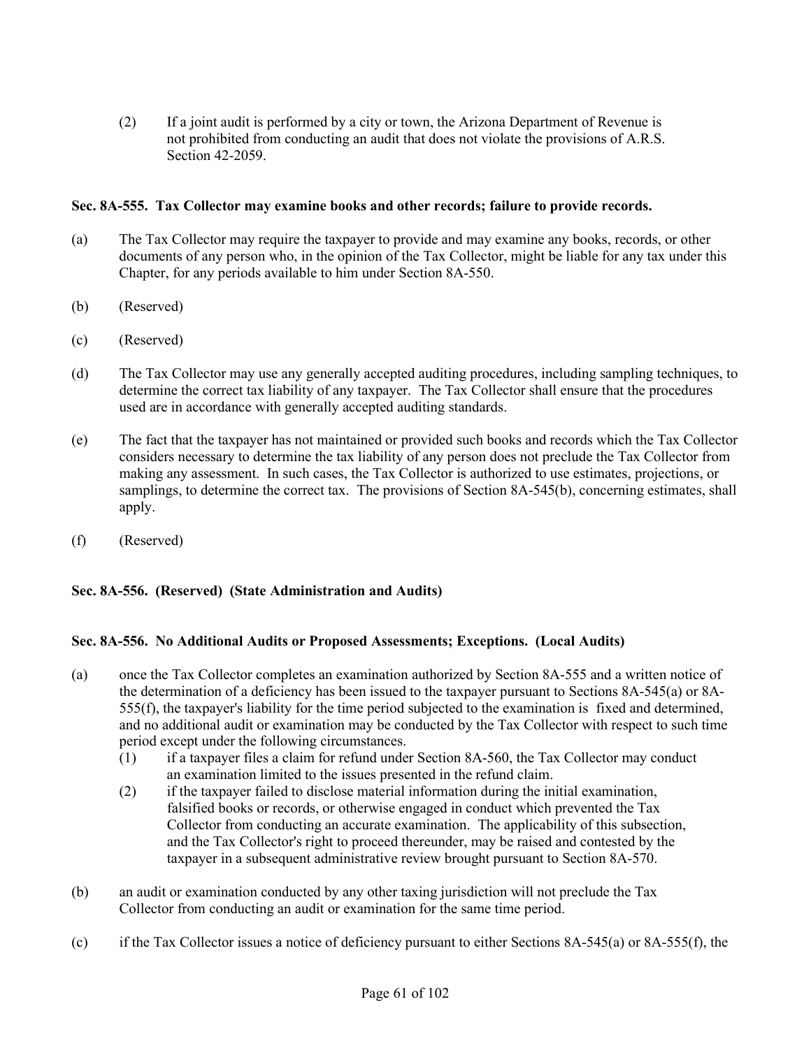(2) If a joint audit is performed by a city or town, the Arizona Department of Revenue is not prohibited from conducting an audit that does not violate the provisions of A.R.S. Section 42-2059.

**Sec. 8A-555. Tax Collector may examine books and other records; failure to provide records.**

(a) The Tax Collector may require the taxpayer to provide and may examine any books, records, or other documents of any person who, in the opinion of the Tax Collector, might be liable for any tax under this Chapter, for any periods available to him under Section 8A-550.

(b) (Reserved)

(c) (Reserved)

(d) The Tax Collector may use any generally accepted auditing procedures, including sampling techniques, to determine the correct tax liability of any taxpayer. The Tax Collector shall ensure that the procedures used are in accordance with generally accepted auditing standards.

(e) The fact that the taxpayer has not maintained or provided such books and records which the Tax Collector considers necessary to determine the tax liability of any person does not preclude the Tax Collector from making any assessment. In such cases, the Tax Collector is authorized to use estimates, projections, or samplings, to determine the correct tax. The provisions of Section 8A-545(b), concerning estimates, shall apply.

(f) (Reserved)

**Sec. 8A-556. (Reserved) (State Administration and Audits)**

**Sec. 8A-556. No Additional Audits or Proposed Assessments; Exceptions. (Local Audits)**

(a) once the Tax Collector completes an examination authorized by Section 8A-555 and a written notice of the determination of a deficiency has been issued to the taxpayer pursuant to Sections 8A-545(a) or 8A-555(f), the taxpayer's liability for the time period subjected to the examination is fixed and determined, and no additional audit or examination may be conducted by the Tax Collector with respect to such time period except under the following circumstances.

   (1) if a taxpayer files a claim for refund under Section 8A-560, the Tax Collector may conduct an examination limited to the issues presented in the refund claim.

   (2) if the taxpayer failed to disclose material information during the initial examination, falsified books or records, or otherwise engaged in conduct which prevented the Tax Collector from conducting an accurate examination. The applicability of this subsection, and the Tax Collector's right to proceed thereunder, may be raised and contested by the taxpayer in a subsequent administrative review brought pursuant to Section 8A-570.

(b) an audit or examination conducted by any other taxing jurisdiction will not preclude the Tax Collector from conducting an audit or examination for the same time period.

(c) if the Tax Collector issues a notice of deficiency pursuant to either Sections 8A-545(a) or 8A-555(f), the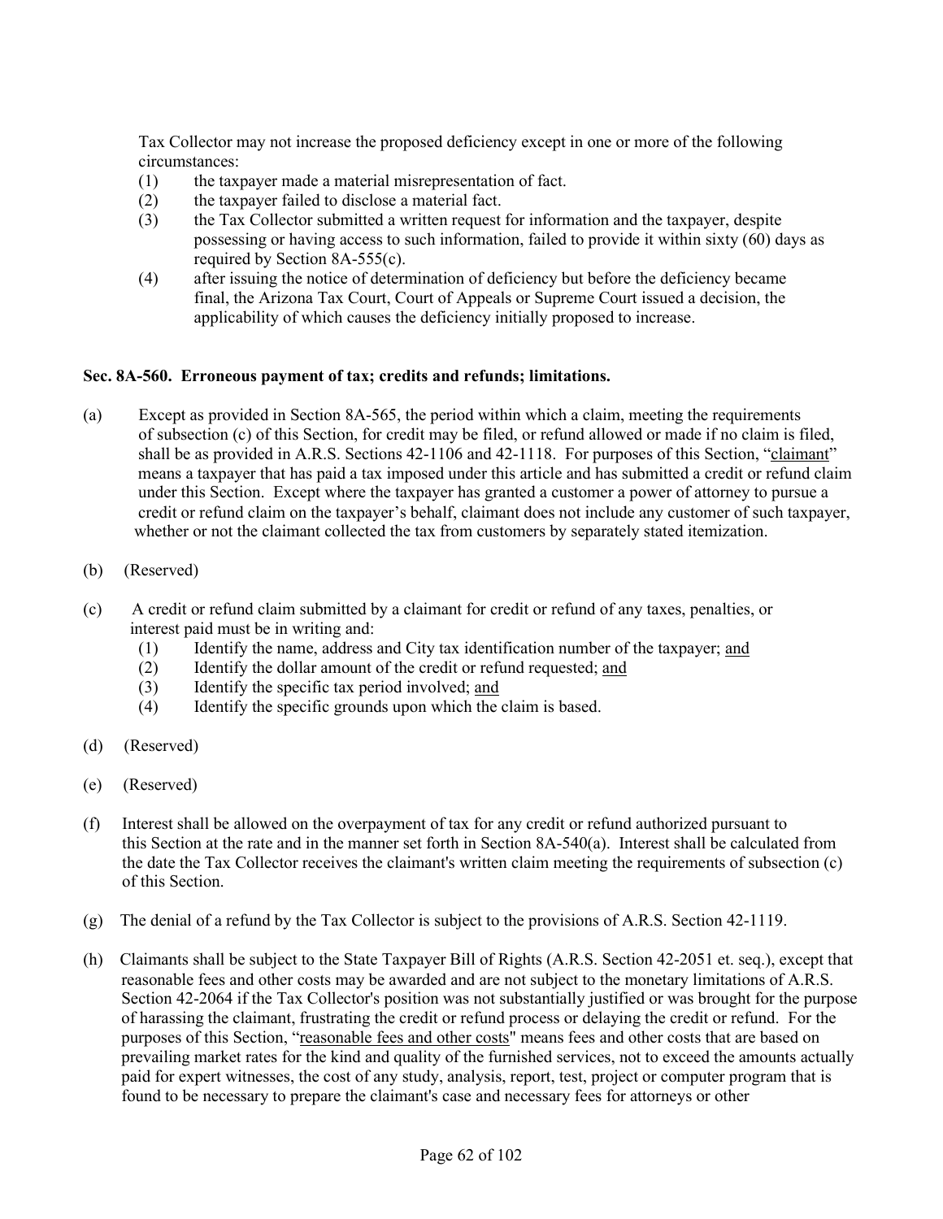Tax Collector may not increase the proposed deficiency except in one or more of the following circumstances:

(1) the taxpayer made a material misrepresentation of fact.
(2) the taxpayer failed to disclose a material fact.
(3) the Tax Collector submitted a written request for information and the taxpayer, despite possessing or having access to such information, failed to provide it within sixty (60) days as required by Section 8A-555(c).
(4) after issuing the notice of determination of deficiency but before the deficiency became final, the Arizona Tax Court, Court of Appeals or Supreme Court issued a decision, the applicability of which causes the deficiency initially proposed to increase.

**Sec. 8A-560. Erroneous payment of tax; credits and refunds; limitations.**

(a) Except as provided in Section 8A-565, the period within which a claim, meeting the requirements of subsection (c) of this Section, for credit may be filed, or refund allowed or made if no claim is filed, shall be as provided in A.R.S. Sections 42-1106 and 42-1118. For purposes of this Section, "claimant" means a taxpayer that has paid a tax imposed under this article and has submitted a credit or refund claim under this Section. Except where the taxpayer has granted a customer a power of attorney to pursue a credit or refund claim on the taxpayer's behalf, claimant does not include any customer of such taxpayer, whether or not the claimant collected the tax from customers by separately stated itemization.

(b) (Reserved)

(c) A credit or refund claim submitted by a claimant for credit or refund of any taxes, penalties, or interest paid must be in writing and:

(1) Identify the name, address and City tax identification number of the taxpayer; and
(2) Identify the dollar amount of the credit or refund requested; and
(3) Identify the specific tax period involved; and
(4) Identify the specific grounds upon which the claim is based.

(d) (Reserved)

(e) (Reserved)

(f) Interest shall be allowed on the overpayment of tax for any credit or refund authorized pursuant to this Section at the rate and in the manner set forth in Section 8A-540(a). Interest shall be calculated from the date the Tax Collector receives the claimant's written claim meeting the requirements of subsection (c) of this Section.

(g) The denial of a refund by the Tax Collector is subject to the provisions of A.R.S. Section 42-1119.

(h) Claimants shall be subject to the State Taxpayer Bill of Rights (A.R.S. Section 42-2051 et. seq.), except that reasonable fees and other costs may be awarded and are not subject to the monetary limitations of A.R.S. Section 42-2064 if the Tax Collector's position was not substantially justified or was brought for the purpose of harassing the claimant, frustrating the credit or refund process or delaying the credit or refund. For the purposes of this Section, "reasonable fees and other costs" means fees and other costs that are based on prevailing market rates for the kind and quality of the furnished services, not to exceed the amounts actually paid for expert witnesses, the cost of any study, analysis, report, test, project or computer program that is found to be necessary to prepare the claimant's case and necessary fees for attorneys or other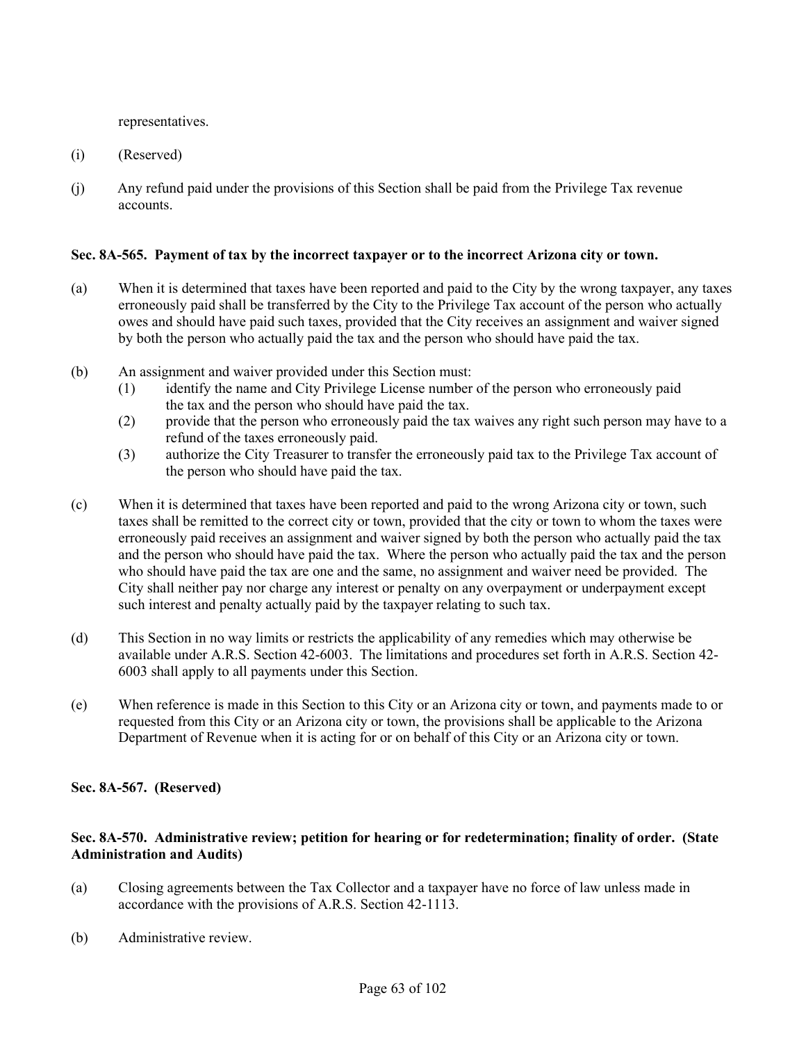representatives.

(i) (Reserved)

(j) Any refund paid under the provisions of this Section shall be paid from the Privilege Tax revenue accounts.

**Sec. 8A-565. Payment of tax by the incorrect taxpayer or to the incorrect Arizona city or town.**

(a) When it is determined that taxes have been reported and paid to the City by the wrong taxpayer, any taxes erroneously paid shall be transferred by the City to the Privilege Tax account of the person who actually owes and should have paid such taxes, provided that the City receives an assignment and waiver signed by both the person who actually paid the tax and the person who should have paid the tax.

(b) An assignment and waiver provided under this Section must:
   (1) identify the name and City Privilege License number of the person who erroneously paid the tax and the person who should have paid the tax.
   (2) provide that the person who erroneously paid the tax waives any right such person may have to a refund of the taxes erroneously paid.
   (3) authorize the City Treasurer to transfer the erroneously paid tax to the Privilege Tax account of the person who should have paid the tax.

(c) When it is determined that taxes have been reported and paid to the wrong Arizona city or town, such taxes shall be remitted to the correct city or town, provided that the city or town to whom the taxes were erroneously paid receives an assignment and waiver signed by both the person who actually paid the tax and the person who should have paid the tax. Where the person who actually paid the tax and the person who should have paid the tax are one and the same, no assignment and waiver need be provided. The City shall neither pay nor charge any interest or penalty on any overpayment or underpayment except such interest and penalty actually paid by the taxpayer relating to such tax.

(d) This Section in no way limits or restricts the applicability of any remedies which may otherwise be available under A.R.S. Section 42-6003. The limitations and procedures set forth in A.R.S. Section 42-6003 shall apply to all payments under this Section.

(e) When reference is made in this Section to this City or an Arizona city or town, and payments made to or requested from this City or an Arizona city or town, the provisions shall be applicable to the Arizona Department of Revenue when it is acting for or on behalf of this City or an Arizona city or town.

**Sec. 8A-567. (Reserved)**

**Sec. 8A-570. Administrative review; petition for hearing or for redetermination; finality of order. (State Administration and Audits)**

(a) Closing agreements between the Tax Collector and a taxpayer have no force of law unless made in accordance with the provisions of A.R.S. Section 42-1113.

(b) Administrative review.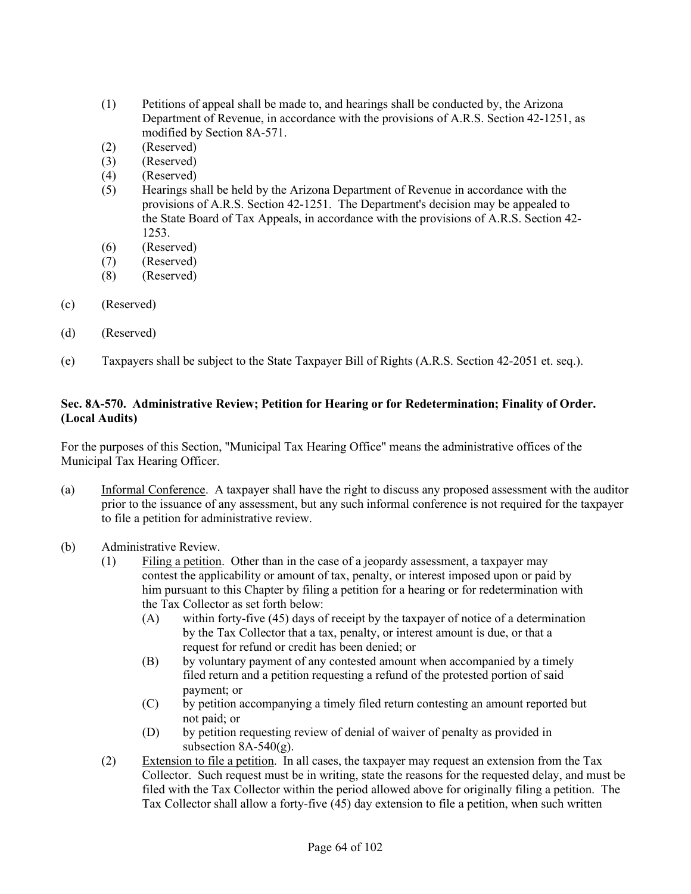(1) Petitions of appeal shall be made to, and hearings shall be conducted by, the Arizona Department of Revenue, in accordance with the provisions of A.R.S. Section 42-1251, as modified by Section 8A-571.

(2) (Reserved)

(3) (Reserved)

(4) (Reserved)

(5) Hearings shall be held by the Arizona Department of Revenue in accordance with the provisions of A.R.S. Section 42-1251. The Department's decision may be appealed to the State Board of Tax Appeals, in accordance with the provisions of A.R.S. Section 42-1253.

(6) (Reserved)

(7) (Reserved)

(8) (Reserved)

(c) (Reserved)

(d) (Reserved)

(e) Taxpayers shall be subject to the State Taxpayer Bill of Rights (A.R.S. Section 42-2051 et. seq.).

**Sec. 8A-570. Administrative Review; Petition for Hearing or for Redetermination; Finality of Order. (Local Audits)**

For the purposes of this Section, "Municipal Tax Hearing Office" means the administrative offices of the Municipal Tax Hearing Officer.

(a) Informal Conference. A taxpayer shall have the right to discuss any proposed assessment with the auditor prior to the issuance of any assessment, but any such informal conference is not required for the taxpayer to file a petition for administrative review.

(b) Administrative Review.

(1) Filing a petition. Other than in the case of a jeopardy assessment, a taxpayer may contest the applicability or amount of tax, penalty, or interest imposed upon or paid by him pursuant to this Chapter by filing a petition for a hearing or for redetermination with the Tax Collector as set forth below:

(A) within forty-five (45) days of receipt by the taxpayer of notice of a determination by the Tax Collector that a tax, penalty, or interest amount is due, or that a request for refund or credit has been denied; or

(B) by voluntary payment of any contested amount when accompanied by a timely filed return and a petition requesting a refund of the protested portion of said payment; or

(C) by petition accompanying a timely filed return contesting an amount reported but not paid; or

(D) by petition requesting review of denial of waiver of penalty as provided in subsection 8A-540(g).

(2) Extension to file a petition. In all cases, the taxpayer may request an extension from the Tax Collector. Such request must be in writing, state the reasons for the requested delay, and must be filed with the Tax Collector within the period allowed above for originally filing a petition. The Tax Collector shall allow a forty-five (45) day extension to file a petition, when such written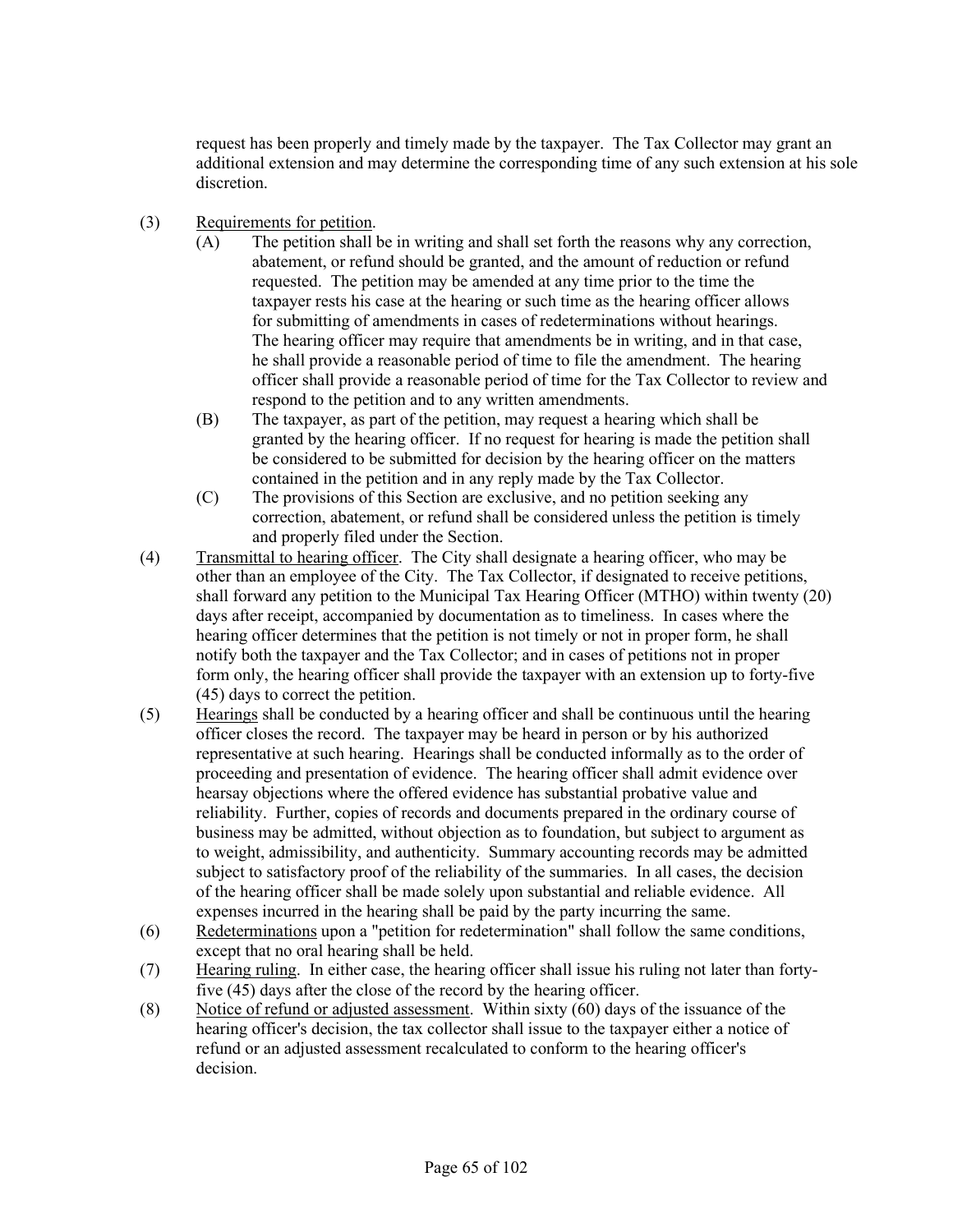request has been properly and timely made by the taxpayer. The Tax Collector may grant an additional extension and may determine the corresponding time of any such extension at his sole discretion.

(3) Requirements for petition.

(A) The petition shall be in writing and shall set forth the reasons why any correction, abatement, or refund should be granted, and the amount of reduction or refund requested. The petition may be amended at any time prior to the time the taxpayer rests his case at the hearing or such time as the hearing officer allows for submitting of amendments in cases of redeterminations without hearings. The hearing officer may require that amendments be in writing, and in that case, he shall provide a reasonable period of time to file the amendment. The hearing officer shall provide a reasonable period of time for the Tax Collector to review and respond to the petition and to any written amendments.

(B) The taxpayer, as part of the petition, may request a hearing which shall be granted by the hearing officer. If no request for hearing is made the petition shall be considered to be submitted for decision by the hearing officer on the matters contained in the petition and in any reply made by the Tax Collector.

(C) The provisions of this Section are exclusive, and no petition seeking any correction, abatement, or refund shall be considered unless the petition is timely and properly filed under the Section.

(4) Transmittal to hearing officer. The City shall designate a hearing officer, who may be other than an employee of the City. The Tax Collector, if designated to receive petitions, shall forward any petition to the Municipal Tax Hearing Officer (MTHO) within twenty (20) days after receipt, accompanied by documentation as to timeliness. In cases where the hearing officer determines that the petition is not timely or not in proper form, he shall notify both the taxpayer and the Tax Collector; and in cases of petitions not in proper form only, the hearing officer shall provide the taxpayer with an extension up to forty-five (45) days to correct the petition.

(5) Hearings shall be conducted by a hearing officer and shall be continuous until the hearing officer closes the record. The taxpayer may be heard in person or by his authorized representative at such hearing. Hearings shall be conducted informally as to the order of proceeding and presentation of evidence. The hearing officer shall admit evidence over hearsay objections where the offered evidence has substantial probative value and reliability. Further, copies of records and documents prepared in the ordinary course of business may be admitted, without objection as to foundation, but subject to argument as to weight, admissibility, and authenticity. Summary accounting records may be admitted subject to satisfactory proof of the reliability of the summaries. In all cases, the decision of the hearing officer shall be made solely upon substantial and reliable evidence. All expenses incurred in the hearing shall be paid by the party incurring the same.

(6) Redeterminations upon a "petition for redetermination" shall follow the same conditions, except that no oral hearing shall be held.

(7) Hearing ruling. In either case, the hearing officer shall issue his ruling not later than forty-five (45) days after the close of the record by the hearing officer.

(8) Notice of refund or adjusted assessment. Within sixty (60) days of the issuance of the hearing officer's decision, the tax collector shall issue to the taxpayer either a notice of refund or an adjusted assessment recalculated to conform to the hearing officer's decision.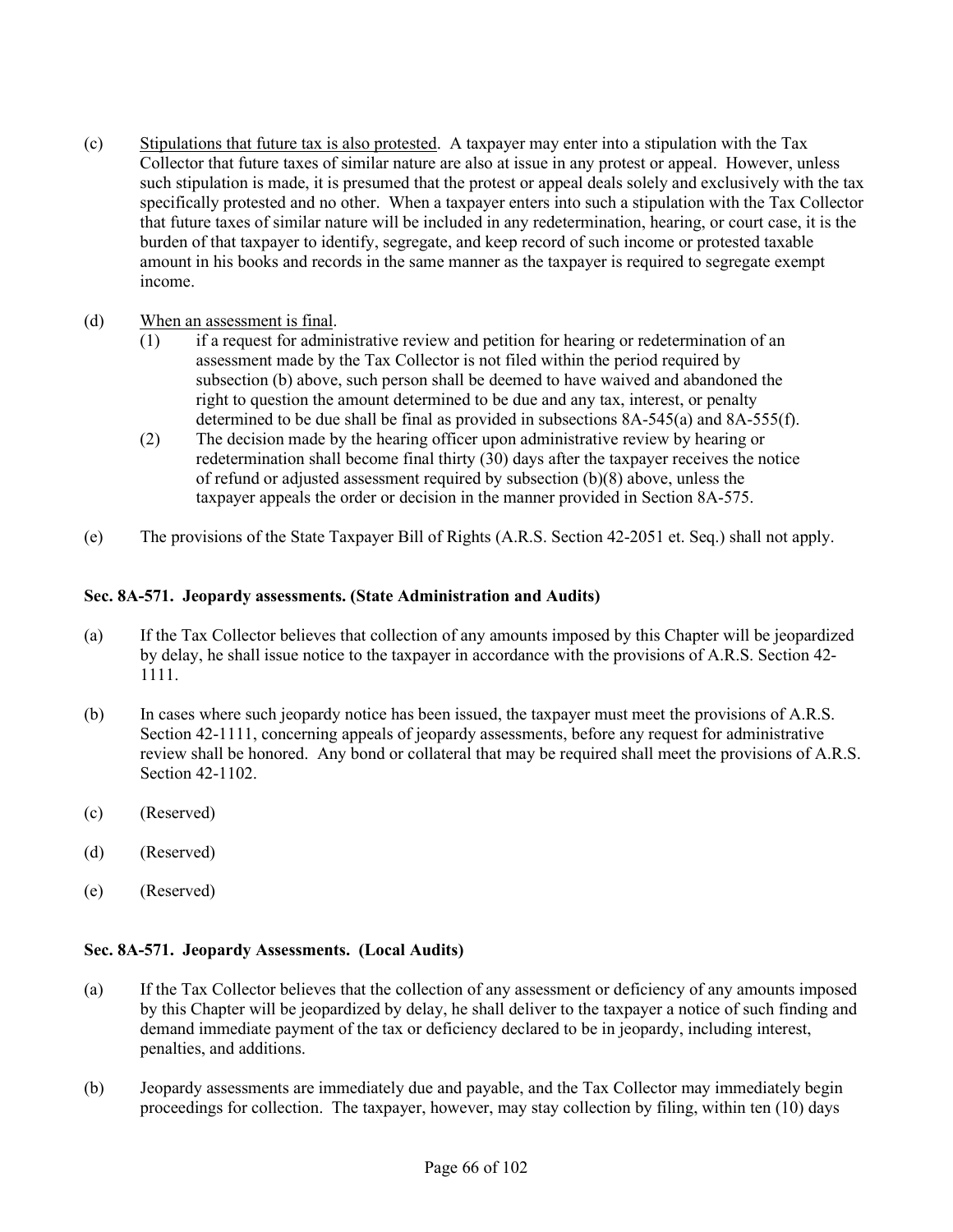(c) Stipulations that future tax is also protested. A taxpayer may enter into a stipulation with the Tax Collector that future taxes of similar nature are also at issue in any protest or appeal. However, unless such stipulation is made, it is presumed that the protest or appeal deals solely and exclusively with the tax specifically protested and no other. When a taxpayer enters into such a stipulation with the Tax Collector that future taxes of similar nature will be included in any redetermination, hearing, or court case, it is the burden of that taxpayer to identify, segregate, and keep record of such income or protested taxable amount in his books and records in the same manner as the taxpayer is required to segregate exempt income.

(d) When an assessment is final.

   (1) if a request for administrative review and petition for hearing or redetermination of an assessment made by the Tax Collector is not filed within the period required by subsection (b) above, such person shall be deemed to have waived and abandoned the right to question the amount determined to be due and any tax, interest, or penalty determined to be due shall be final as provided in subsections 8A-545(a) and 8A-555(f).

   (2) The decision made by the hearing officer upon administrative review by hearing or redetermination shall become final thirty (30) days after the taxpayer receives the notice of refund or adjusted assessment required by subsection (b)(8) above, unless the taxpayer appeals the order or decision in the manner provided in Section 8A-575.

(e) The provisions of the State Taxpayer Bill of Rights (A.R.S. Section 42-2051 et. Seq.) shall not apply.

**Sec. 8A-571. Jeopardy assessments. (State Administration and Audits)**

(a) If the Tax Collector believes that collection of any amounts imposed by this Chapter will be jeopardized by delay, he shall issue notice to the taxpayer in accordance with the provisions of A.R.S. Section 42-1111.

(b) In cases where such jeopardy notice has been issued, the taxpayer must meet the provisions of A.R.S. Section 42-1111, concerning appeals of jeopardy assessments, before any request for administrative review shall be honored. Any bond or collateral that may be required shall meet the provisions of A.R.S. Section 42-1102.

(c) (Reserved)

(d) (Reserved)

(e) (Reserved)

**Sec. 8A-571. Jeopardy Assessments. (Local Audits)**

(a) If the Tax Collector believes that the collection of any assessment or deficiency of any amounts imposed by this Chapter will be jeopardized by delay, he shall deliver to the taxpayer a notice of such finding and demand immediate payment of the tax or deficiency declared to be in jeopardy, including interest, penalties, and additions.

(b) Jeopardy assessments are immediately due and payable, and the Tax Collector may immediately begin proceedings for collection. The taxpayer, however, may stay collection by filing, within ten (10) days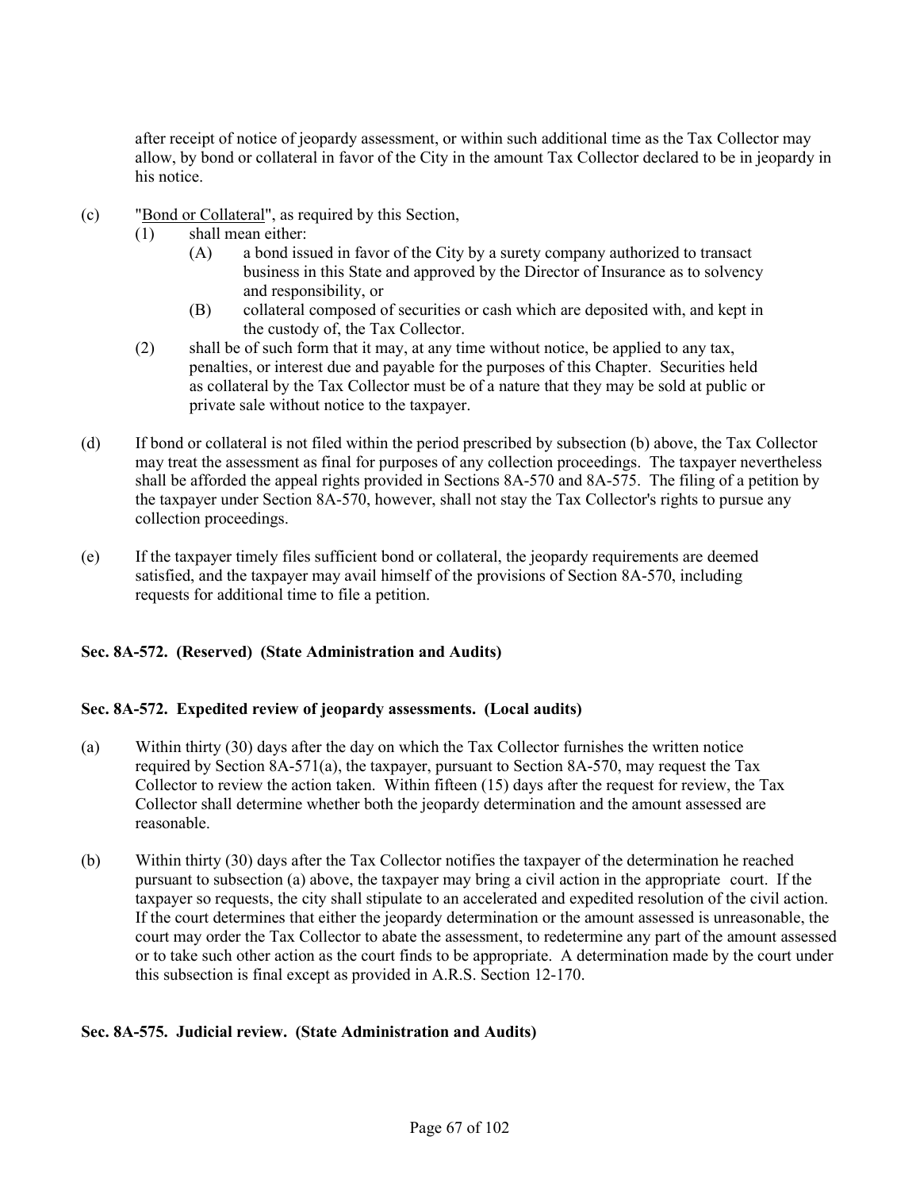after receipt of notice of jeopardy assessment, or within such additional time as the Tax Collector may allow, by bond or collateral in favor of the City in the amount Tax Collector declared to be in jeopardy in his notice.

(c) "Bond or Collateral", as required by this Section,

(1) shall mean either:

(A) a bond issued in favor of the City by a surety company authorized to transact business in this State and approved by the Director of Insurance as to solvency and responsibility, or

(B) collateral composed of securities or cash which are deposited with, and kept in the custody of, the Tax Collector.

(2) shall be of such form that it may, at any time without notice, be applied to any tax, penalties, or interest due and payable for the purposes of this Chapter. Securities held as collateral by the Tax Collector must be of a nature that they may be sold at public or private sale without notice to the taxpayer.

(d) If bond or collateral is not filed within the period prescribed by subsection (b) above, the Tax Collector may treat the assessment as final for purposes of any collection proceedings. The taxpayer nevertheless shall be afforded the appeal rights provided in Sections 8A-570 and 8A-575. The filing of a petition by the taxpayer under Section 8A-570, however, shall not stay the Tax Collector's rights to pursue any collection proceedings.

(e) If the taxpayer timely files sufficient bond or collateral, the jeopardy requirements are deemed satisfied, and the taxpayer may avail himself of the provisions of Section 8A-570, including requests for additional time to file a petition.

**Sec. 8A-572. (Reserved) (State Administration and Audits)**

**Sec. 8A-572. Expedited review of jeopardy assessments. (Local audits)**

(a) Within thirty (30) days after the day on which the Tax Collector furnishes the written notice required by Section 8A-571(a), the taxpayer, pursuant to Section 8A-570, may request the Tax Collector to review the action taken. Within fifteen (15) days after the request for review, the Tax Collector shall determine whether both the jeopardy determination and the amount assessed are reasonable.

(b) Within thirty (30) days after the Tax Collector notifies the taxpayer of the determination he reached pursuant to subsection (a) above, the taxpayer may bring a civil action in the appropriate court. If the taxpayer so requests, the city shall stipulate to an accelerated and expedited resolution of the civil action. If the court determines that either the jeopardy determination or the amount assessed is unreasonable, the court may order the Tax Collector to abate the assessment, to redetermine any part of the amount assessed or to take such other action as the court finds to be appropriate. A determination made by the court under this subsection is final except as provided in A.R.S. Section 12-170.

**Sec. 8A-575. Judicial review. (State Administration and Audits)**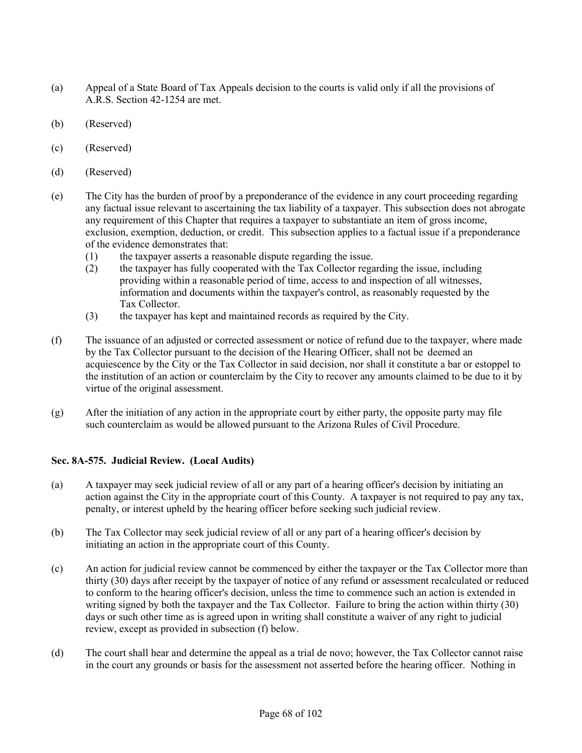(a) Appeal of a State Board of Tax Appeals decision to the courts is valid only if all the provisions of A.R.S. Section 42-1254 are met.

(b) (Reserved)

(c) (Reserved)

(d) (Reserved)

(e) The City has the burden of proof by a preponderance of the evidence in any court proceeding regarding any factual issue relevant to ascertaining the tax liability of a taxpayer. This subsection does not abrogate any requirement of this Chapter that requires a taxpayer to substantiate an item of gross income, exclusion, exemption, deduction, or credit. This subsection applies to a factual issue if a preponderance of the evidence demonstrates that:
   (1) the taxpayer asserts a reasonable dispute regarding the issue.
   (2) the taxpayer has fully cooperated with the Tax Collector regarding the issue, including providing within a reasonable period of time, access to and inspection of all witnesses, information and documents within the taxpayer's control, as reasonably requested by the Tax Collector.
   (3) the taxpayer has kept and maintained records as required by the City.

(f) The issuance of an adjusted or corrected assessment or notice of refund due to the taxpayer, where made by the Tax Collector pursuant to the decision of the Hearing Officer, shall not be deemed an acquiescence by the City or the Tax Collector in said decision, nor shall it constitute a bar or estoppel to the institution of an action or counterclaim by the City to recover any amounts claimed to be due to it by virtue of the original assessment.

(g) After the initiation of any action in the appropriate court by either party, the opposite party may file such counterclaim as would be allowed pursuant to the Arizona Rules of Civil Procedure.

**Sec. 8A-575. Judicial Review. (Local Audits)**

(a) A taxpayer may seek judicial review of all or any part of a hearing officer's decision by initiating an action against the City in the appropriate court of this County. A taxpayer is not required to pay any tax, penalty, or interest upheld by the hearing officer before seeking such judicial review.

(b) The Tax Collector may seek judicial review of all or any part of a hearing officer's decision by initiating an action in the appropriate court of this County.

(c) An action for judicial review cannot be commenced by either the taxpayer or the Tax Collector more than thirty (30) days after receipt by the taxpayer of notice of any refund or assessment recalculated or reduced to conform to the hearing officer's decision, unless the time to commence such an action is extended in writing signed by both the taxpayer and the Tax Collector. Failure to bring the action within thirty (30) days or such other time as is agreed upon in writing shall constitute a waiver of any right to judicial review, except as provided in subsection (f) below.

(d) The court shall hear and determine the appeal as a trial de novo; however, the Tax Collector cannot raise in the court any grounds or basis for the assessment not asserted before the hearing officer. Nothing in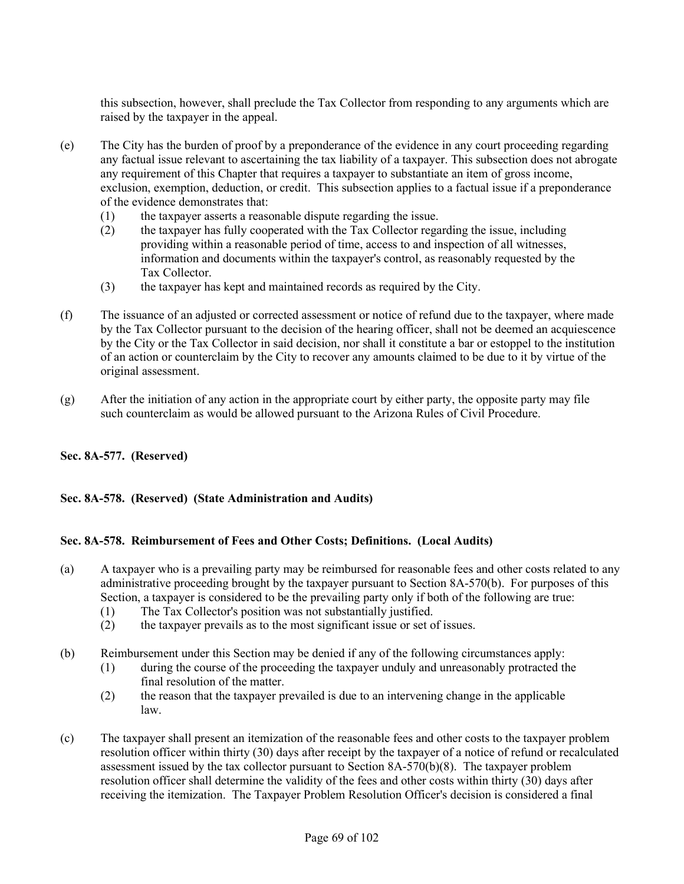this subsection, however, shall preclude the Tax Collector from responding to any arguments which are raised by the taxpayer in the appeal.

(e) The City has the burden of proof by a preponderance of the evidence in any court proceeding regarding any factual issue relevant to ascertaining the tax liability of a taxpayer. This subsection does not abrogate any requirement of this Chapter that requires a taxpayer to substantiate an item of gross income, exclusion, exemption, deduction, or credit. This subsection applies to a factual issue if a preponderance of the evidence demonstrates that:
   (1) the taxpayer asserts a reasonable dispute regarding the issue.
   (2) the taxpayer has fully cooperated with the Tax Collector regarding the issue, including providing within a reasonable period of time, access to and inspection of all witnesses, information and documents within the taxpayer's control, as reasonably requested by the Tax Collector.
   (3) the taxpayer has kept and maintained records as required by the City.

(f) The issuance of an adjusted or corrected assessment or notice of refund due to the taxpayer, where made by the Tax Collector pursuant to the decision of the hearing officer, shall not be deemed an acquiescence by the City or the Tax Collector in said decision, nor shall it constitute a bar or estoppel to the institution of an action or counterclaim by the City to recover any amounts claimed to be due to it by virtue of the original assessment.

(g) After the initiation of any action in the appropriate court by either party, the opposite party may file such counterclaim as would be allowed pursuant to the Arizona Rules of Civil Procedure.

**Sec. 8A-577. (Reserved)**

**Sec. 8A-578. (Reserved) (State Administration and Audits)**

**Sec. 8A-578. Reimbursement of Fees and Other Costs; Definitions. (Local Audits)**

(a) A taxpayer who is a prevailing party may be reimbursed for reasonable fees and other costs related to any administrative proceeding brought by the taxpayer pursuant to Section 8A-570(b). For purposes of this Section, a taxpayer is considered to be the prevailing party only if both of the following are true:
   (1) The Tax Collector's position was not substantially justified.
   (2) the taxpayer prevails as to the most significant issue or set of issues.

(b) Reimbursement under this Section may be denied if any of the following circumstances apply:
   (1) during the course of the proceeding the taxpayer unduly and unreasonably protracted the final resolution of the matter.
   (2) the reason that the taxpayer prevailed is due to an intervening change in the applicable law.

(c) The taxpayer shall present an itemization of the reasonable fees and other costs to the taxpayer problem resolution officer within thirty (30) days after receipt by the taxpayer of a notice of refund or recalculated assessment issued by the tax collector pursuant to Section 8A-570(b)(8). The taxpayer problem resolution officer shall determine the validity of the fees and other costs within thirty (30) days after receiving the itemization. The Taxpayer Problem Resolution Officer's decision is considered a final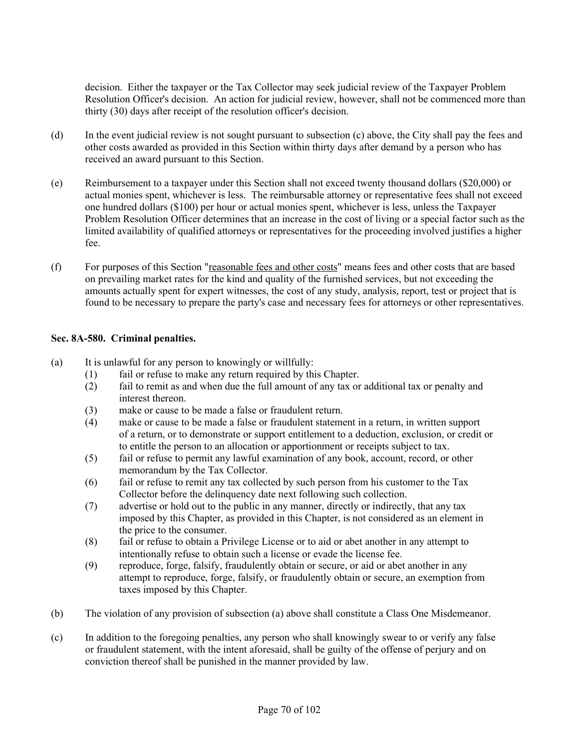decision. Either the taxpayer or the Tax Collector may seek judicial review of the Taxpayer Problem Resolution Officer's decision. An action for judicial review, however, shall not be commenced more than thirty (30) days after receipt of the resolution officer's decision.

(d) In the event judicial review is not sought pursuant to subsection (c) above, the City shall pay the fees and other costs awarded as provided in this Section within thirty days after demand by a person who has received an award pursuant to this Section.

(e) Reimbursement to a taxpayer under this Section shall not exceed twenty thousand dollars ($20,000) or actual monies spent, whichever is less. The reimbursable attorney or representative fees shall not exceed one hundred dollars ($100) per hour or actual monies spent, whichever is less, unless the Taxpayer Problem Resolution Officer determines that an increase in the cost of living or a special factor such as the limited availability of qualified attorneys or representatives for the proceeding involved justifies a higher fee.

(f) For purposes of this Section "reasonable fees and other costs" means fees and other costs that are based on prevailing market rates for the kind and quality of the furnished services, but not exceeding the amounts actually spent for expert witnesses, the cost of any study, analysis, report, test or project that is found to be necessary to prepare the party's case and necessary fees for attorneys or other representatives.

**Sec. 8A-580. Criminal penalties.**

(a) It is unlawful for any person to knowingly or willfully:
   (1) fail or refuse to make any return required by this Chapter.
   (2) fail to remit as and when due the full amount of any tax or additional tax or penalty and interest thereon.
   (3) make or cause to be made a false or fraudulent return.
   (4) make or cause to be made a false or fraudulent statement in a return, in written support of a return, or to demonstrate or support entitlement to a deduction, exclusion, or credit or to entitle the person to an allocation or apportionment or receipts subject to tax.
   (5) fail or refuse to permit any lawful examination of any book, account, record, or other memorandum by the Tax Collector.
   (6) fail or refuse to remit any tax collected by such person from his customer to the Tax Collector before the delinquency date next following such collection.
   (7) advertise or hold out to the public in any manner, directly or indirectly, that any tax imposed by this Chapter, as provided in this Chapter, is not considered as an element in the price to the consumer.
   (8) fail or refuse to obtain a Privilege License or to aid or abet another in any attempt to intentionally refuse to obtain such a license or evade the license fee.
   (9) reproduce, forge, falsify, fraudulently obtain or secure, or aid or abet another in any attempt to reproduce, forge, falsify, or fraudulently obtain or secure, an exemption from taxes imposed by this Chapter.

(b) The violation of any provision of subsection (a) above shall constitute a Class One Misdemeanor.

(c) In addition to the foregoing penalties, any person who shall knowingly swear to or verify any false or fraudulent statement, with the intent aforesaid, shall be guilty of the offense of perjury and on conviction thereof shall be punished in the manner provided by law.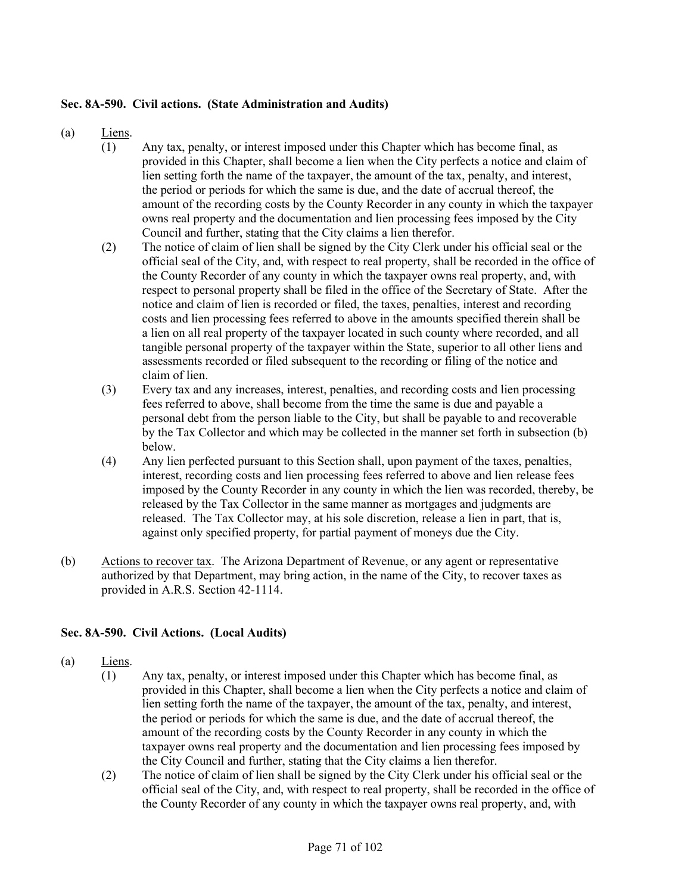### Sec. 8A-590. Civil actions. (State Administration and Audits)

(a) Liens.

(1) Any tax, penalty, or interest imposed under this Chapter which has become final, as provided in this Chapter, shall become a lien when the City perfects a notice and claim of lien setting forth the name of the taxpayer, the amount of the tax, penalty, and interest, the period or periods for which the same is due, and the date of accrual thereof, the amount of the recording costs by the County Recorder in any county in which the taxpayer owns real property and the documentation and lien processing fees imposed by the City Council and further, stating that the City claims a lien therefor.

(2) The notice of claim of lien shall be signed by the City Clerk under his official seal or the official seal of the City, and, with respect to real property, shall be recorded in the office of the County Recorder of any county in which the taxpayer owns real property, and, with respect to personal property shall be filed in the office of the Secretary of State. After the notice and claim of lien is recorded or filed, the taxes, penalties, interest and recording costs and lien processing fees referred to above in the amounts specified therein shall be a lien on all real property of the taxpayer located in such county where recorded, and all tangible personal property of the taxpayer within the State, superior to all other liens and assessments recorded or filed subsequent to the recording or filing of the notice and claim of lien.

(3) Every tax and any increases, interest, penalties, and recording costs and lien processing fees referred to above, shall become from the time the same is due and payable a personal debt from the person liable to the City, but shall be payable to and recoverable by the Tax Collector and which may be collected in the manner set forth in subsection (b) below.

(4) Any lien perfected pursuant to this Section shall, upon payment of the taxes, penalties, interest, recording costs and lien processing fees referred to above and lien release fees imposed by the County Recorder in any county in which the lien was recorded, thereby, be released by the Tax Collector in the same manner as mortgages and judgments are released. The Tax Collector may, at his sole discretion, release a lien in part, that is, against only specified property, for partial payment of moneys due the City.

(b) Actions to recover tax. The Arizona Department of Revenue, or any agent or representative authorized by that Department, may bring action, in the name of the City, to recover taxes as provided in A.R.S. Section 42-1114.

### Sec. 8A-590. Civil Actions. (Local Audits)

(a) Liens.

(1) Any tax, penalty, or interest imposed under this Chapter which has become final, as provided in this Chapter, shall become a lien when the City perfects a notice and claim of lien setting forth the name of the taxpayer, the amount of the tax, penalty, and interest, the period or periods for which the same is due, and the date of accrual thereof, the amount of the recording costs by the County Recorder in any county in which the taxpayer owns real property and the documentation and lien processing fees imposed by the City Council and further, stating that the City claims a lien therefor.

(2) The notice of claim of lien shall be signed by the City Clerk under his official seal or the official seal of the City, and, with respect to real property, shall be recorded in the office of the County Recorder of any county in which the taxpayer owns real property, and, with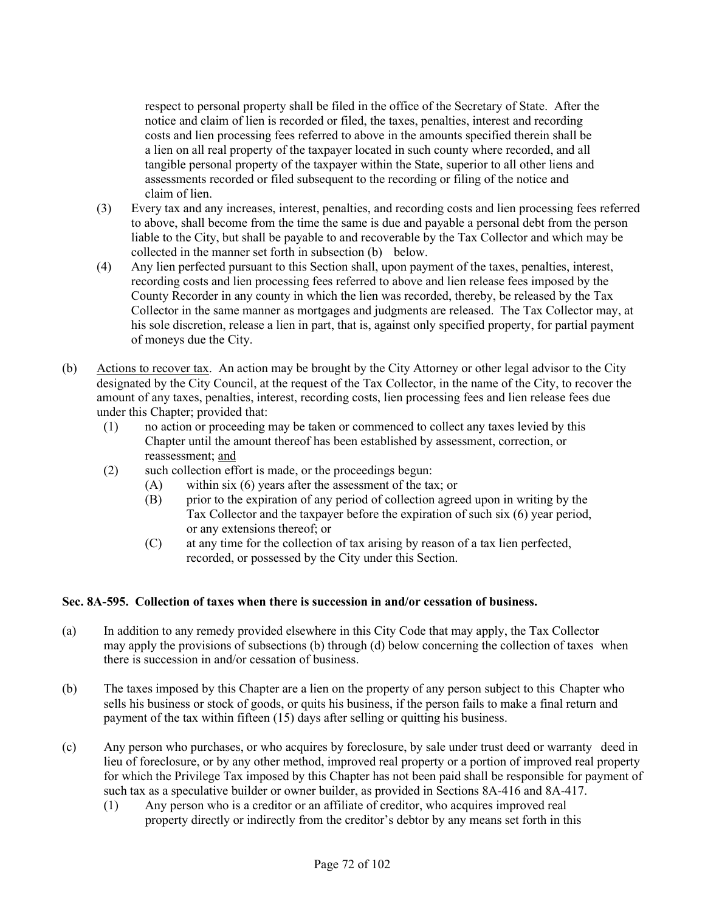respect to personal property shall be filed in the office of the Secretary of State. After the notice and claim of lien is recorded or filed, the taxes, penalties, interest and recording costs and lien processing fees referred to above in the amounts specified therein shall be a lien on all real property of the taxpayer located in such county where recorded, and all tangible personal property of the taxpayer within the State, superior to all other liens and assessments recorded or filed subsequent to the recording or filing of the notice and claim of lien.

(3) Every tax and any increases, interest, penalties, and recording costs and lien processing fees referred to above, shall become from the time the same is due and payable a personal debt from the person liable to the City, but shall be payable to and recoverable by the Tax Collector and which may be collected in the manner set forth in subsection (b) below.

(4) Any lien perfected pursuant to this Section shall, upon payment of the taxes, penalties, interest, recording costs and lien processing fees referred to above and lien release fees imposed by the County Recorder in any county in which the lien was recorded, thereby, be released by the Tax Collector in the same manner as mortgages and judgments are released. The Tax Collector may, at his sole discretion, release a lien in part, that is, against only specified property, for partial payment of moneys due the City.

(b) Actions to recover tax. An action may be brought by the City Attorney or other legal advisor to the City designated by the City Council, at the request of the Tax Collector, in the name of the City, to recover the amount of any taxes, penalties, interest, recording costs, lien processing fees and lien release fees due under this Chapter; provided that:

(1) no action or proceeding may be taken or commenced to collect any taxes levied by this Chapter until the amount thereof has been established by assessment, correction, or reassessment; and

(2) such collection effort is made, or the proceedings begun:

(A) within six (6) years after the assessment of the tax; or

(B) prior to the expiration of any period of collection agreed upon in writing by the Tax Collector and the taxpayer before the expiration of such six (6) year period, or any extensions thereof; or

(C) at any time for the collection of tax arising by reason of a tax lien perfected, recorded, or possessed by the City under this Section.

**Sec. 8A-595. Collection of taxes when there is succession in and/or cessation of business.**

(a) In addition to any remedy provided elsewhere in this City Code that may apply, the Tax Collector may apply the provisions of subsections (b) through (d) below concerning the collection of taxes when there is succession in and/or cessation of business.

(b) The taxes imposed by this Chapter are a lien on the property of any person subject to this Chapter who sells his business or stock of goods, or quits his business, if the person fails to make a final return and payment of the tax within fifteen (15) days after selling or quitting his business.

(c) Any person who purchases, or who acquires by foreclosure, by sale under trust deed or warranty deed in lieu of foreclosure, or by any other method, improved real property or a portion of improved real property for which the Privilege Tax imposed by this Chapter has not been paid shall be responsible for payment of such tax as a speculative builder or owner builder, as provided in Sections 8A-416 and 8A-417.

(1) Any person who is a creditor or an affiliate of creditor, who acquires improved real property directly or indirectly from the creditor's debtor by any means set forth in this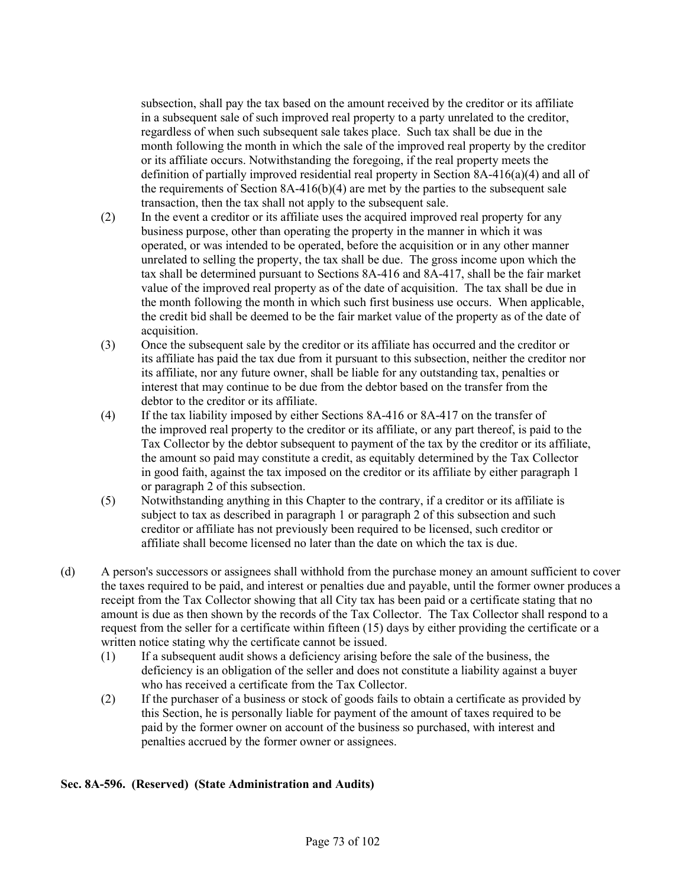subsection, shall pay the tax based on the amount received by the creditor or its affiliate in a subsequent sale of such improved real property to a party unrelated to the creditor, regardless of when such subsequent sale takes place. Such tax shall be due in the month following the month in which the sale of the improved real property by the creditor or its affiliate occurs. Notwithstanding the foregoing, if the real property meets the definition of partially improved residential real property in Section 8A-416(a)(4) and all of the requirements of Section 8A-416(b)(4) are met by the parties to the subsequent sale transaction, then the tax shall not apply to the subsequent sale.

(2) In the event a creditor or its affiliate uses the acquired improved real property for any business purpose, other than operating the property in the manner in which it was operated, or was intended to be operated, before the acquisition or in any other manner unrelated to selling the property, the tax shall be due. The gross income upon which the tax shall be determined pursuant to Sections 8A-416 and 8A-417, shall be the fair market value of the improved real property as of the date of acquisition. The tax shall be due in the month following the month in which such first business use occurs. When applicable, the credit bid shall be deemed to be the fair market value of the property as of the date of acquisition.

(3) Once the subsequent sale by the creditor or its affiliate has occurred and the creditor or its affiliate has paid the tax due from it pursuant to this subsection, neither the creditor nor its affiliate, nor any future owner, shall be liable for any outstanding tax, penalties or interest that may continue to be due from the debtor based on the transfer from the debtor to the creditor or its affiliate.

(4) If the tax liability imposed by either Sections 8A-416 or 8A-417 on the transfer of the improved real property to the creditor or its affiliate, or any part thereof, is paid to the Tax Collector by the debtor subsequent to payment of the tax by the creditor or its affiliate, the amount so paid may constitute a credit, as equitably determined by the Tax Collector in good faith, against the tax imposed on the creditor or its affiliate by either paragraph 1 or paragraph 2 of this subsection.

(5) Notwithstanding anything in this Chapter to the contrary, if a creditor or its affiliate is subject to tax as described in paragraph 1 or paragraph 2 of this subsection and such creditor or affiliate has not previously been required to be licensed, such creditor or affiliate shall become licensed no later than the date on which the tax is due.

(d) A person's successors or assignees shall withhold from the purchase money an amount sufficient to cover the taxes required to be paid, and interest or penalties due and payable, until the former owner produces a receipt from the Tax Collector showing that all City tax has been paid or a certificate stating that no amount is due as then shown by the records of the Tax Collector. The Tax Collector shall respond to a request from the seller for a certificate within fifteen (15) days by either providing the certificate or a written notice stating why the certificate cannot be issued.

(1) If a subsequent audit shows a deficiency arising before the sale of the business, the deficiency is an obligation of the seller and does not constitute a liability against a buyer who has received a certificate from the Tax Collector.

(2) If the purchaser of a business or stock of goods fails to obtain a certificate as provided by this Section, he is personally liable for payment of the amount of taxes required to be paid by the former owner on account of the business so purchased, with interest and penalties accrued by the former owner or assignees.

**Sec. 8A-596. (Reserved) (State Administration and Audits)**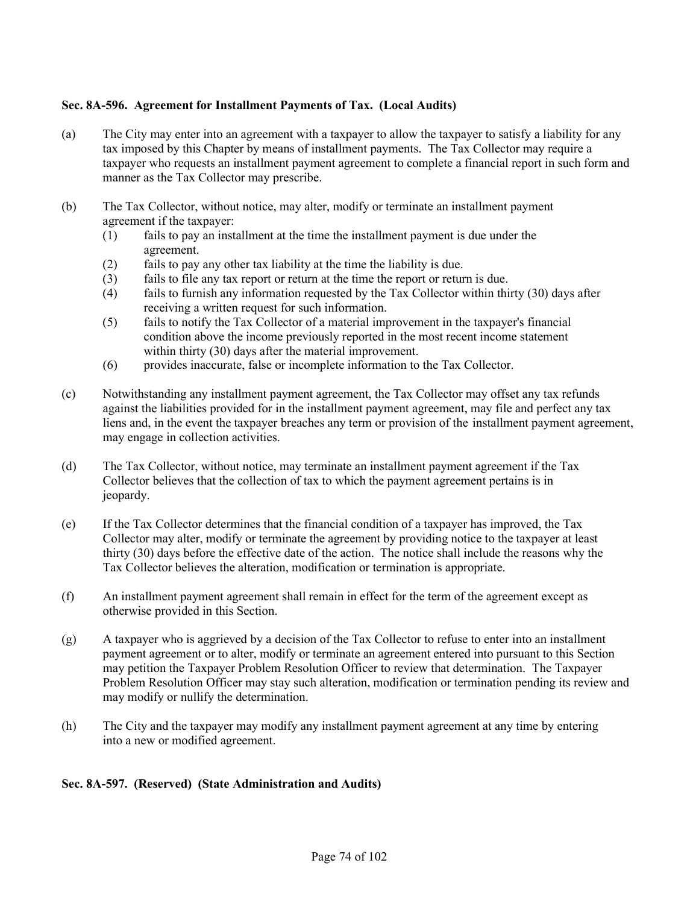### Sec. 8A-596. Agreement for Installment Payments of Tax. (Local Audits)

(a) The City may enter into an agreement with a taxpayer to allow the taxpayer to satisfy a liability for any tax imposed by this Chapter by means of installment payments. The Tax Collector may require a taxpayer who requests an installment payment agreement to complete a financial report in such form and manner as the Tax Collector may prescribe.

(b) The Tax Collector, without notice, may alter, modify or terminate an installment payment agreement if the taxpayer:

(1) fails to pay an installment at the time the installment payment is due under the agreement.

(2) fails to pay any other tax liability at the time the liability is due.

(3) fails to file any tax report or return at the time the report or return is due.

(4) fails to furnish any information requested by the Tax Collector within thirty (30) days after receiving a written request for such information.

(5) fails to notify the Tax Collector of a material improvement in the taxpayer's financial condition above the income previously reported in the most recent income statement within thirty (30) days after the material improvement.

(6) provides inaccurate, false or incomplete information to the Tax Collector.

(c) Notwithstanding any installment payment agreement, the Tax Collector may offset any tax refunds against the liabilities provided for in the installment payment agreement, may file and perfect any tax liens and, in the event the taxpayer breaches any term or provision of the installment payment agreement, may engage in collection activities.

(d) The Tax Collector, without notice, may terminate an installment payment agreement if the Tax Collector believes that the collection of tax to which the payment agreement pertains is in jeopardy.

(e) If the Tax Collector determines that the financial condition of a taxpayer has improved, the Tax Collector may alter, modify or terminate the agreement by providing notice to the taxpayer at least thirty (30) days before the effective date of the action. The notice shall include the reasons why the Tax Collector believes the alteration, modification or termination is appropriate.

(f) An installment payment agreement shall remain in effect for the term of the agreement except as otherwise provided in this Section.

(g) A taxpayer who is aggrieved by a decision of the Tax Collector to refuse to enter into an installment payment agreement or to alter, modify or terminate an agreement entered into pursuant to this Section may petition the Taxpayer Problem Resolution Officer to review that determination. The Taxpayer Problem Resolution Officer may stay such alteration, modification or termination pending its review and may modify or nullify the determination.

(h) The City and the taxpayer may modify any installment payment agreement at any time by entering into a new or modified agreement.

### Sec. 8A-597. (Reserved) (State Administration and Audits)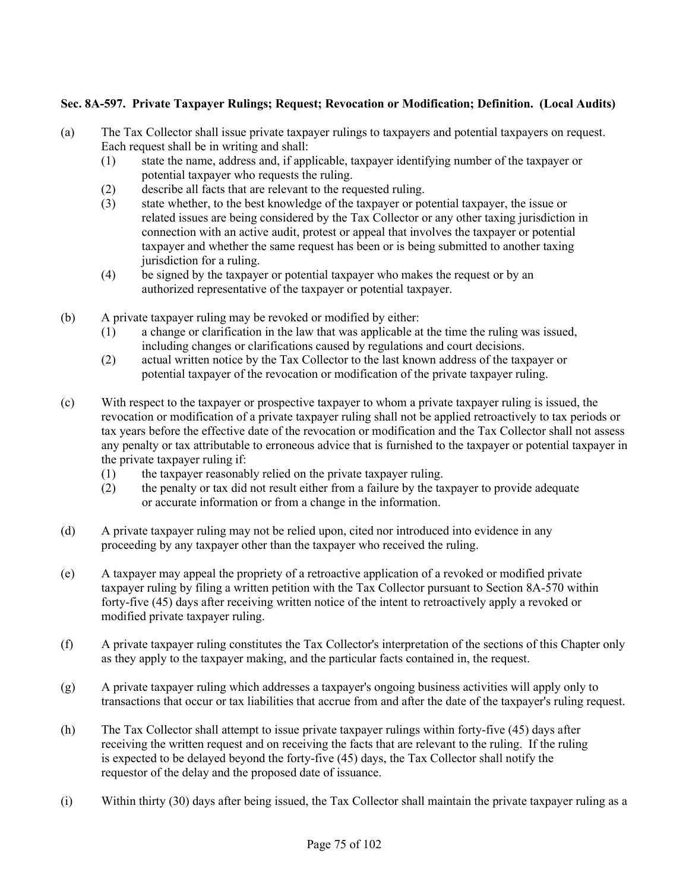**Sec. 8A-597. Private Taxpayer Rulings; Request; Revocation or Modification; Definition. (Local Audits)**

(a) The Tax Collector shall issue private taxpayer rulings to taxpayers and potential taxpayers on request. Each request shall be in writing and shall:

  (1) state the name, address and, if applicable, taxpayer identifying number of the taxpayer or potential taxpayer who requests the ruling.

  (2) describe all facts that are relevant to the requested ruling.

  (3) state whether, to the best knowledge of the taxpayer or potential taxpayer, the issue or related issues are being considered by the Tax Collector or any other taxing jurisdiction in connection with an active audit, protest or appeal that involves the taxpayer or potential taxpayer and whether the same request has been or is being submitted to another taxing jurisdiction for a ruling.

  (4) be signed by the taxpayer or potential taxpayer who makes the request or by an authorized representative of the taxpayer or potential taxpayer.

(b) A private taxpayer ruling may be revoked or modified by either:

  (1) a change or clarification in the law that was applicable at the time the ruling was issued, including changes or clarifications caused by regulations and court decisions.

  (2) actual written notice by the Tax Collector to the last known address of the taxpayer or potential taxpayer of the revocation or modification of the private taxpayer ruling.

(c) With respect to the taxpayer or prospective taxpayer to whom a private taxpayer ruling is issued, the revocation or modification of a private taxpayer ruling shall not be applied retroactively to tax periods or tax years before the effective date of the revocation or modification and the Tax Collector shall not assess any penalty or tax attributable to erroneous advice that is furnished to the taxpayer or potential taxpayer in the private taxpayer ruling if:

  (1) the taxpayer reasonably relied on the private taxpayer ruling.

  (2) the penalty or tax did not result either from a failure by the taxpayer to provide adequate or accurate information or from a change in the information.

(d) A private taxpayer ruling may not be relied upon, cited nor introduced into evidence in any proceeding by any taxpayer other than the taxpayer who received the ruling.

(e) A taxpayer may appeal the propriety of a retroactive application of a revoked or modified private taxpayer ruling by filing a written petition with the Tax Collector pursuant to Section 8A-570 within forty-five (45) days after receiving written notice of the intent to retroactively apply a revoked or modified private taxpayer ruling.

(f) A private taxpayer ruling constitutes the Tax Collector's interpretation of the sections of this Chapter only as they apply to the taxpayer making, and the particular facts contained in, the request.

(g) A private taxpayer ruling which addresses a taxpayer's ongoing business activities will apply only to transactions that occur or tax liabilities that accrue from and after the date of the taxpayer's ruling request.

(h) The Tax Collector shall attempt to issue private taxpayer rulings within forty-five (45) days after receiving the written request and on receiving the facts that are relevant to the ruling. If the ruling is expected to be delayed beyond the forty-five (45) days, the Tax Collector shall notify the requestor of the delay and the proposed date of issuance.

(i) Within thirty (30) days after being issued, the Tax Collector shall maintain the private taxpayer ruling as a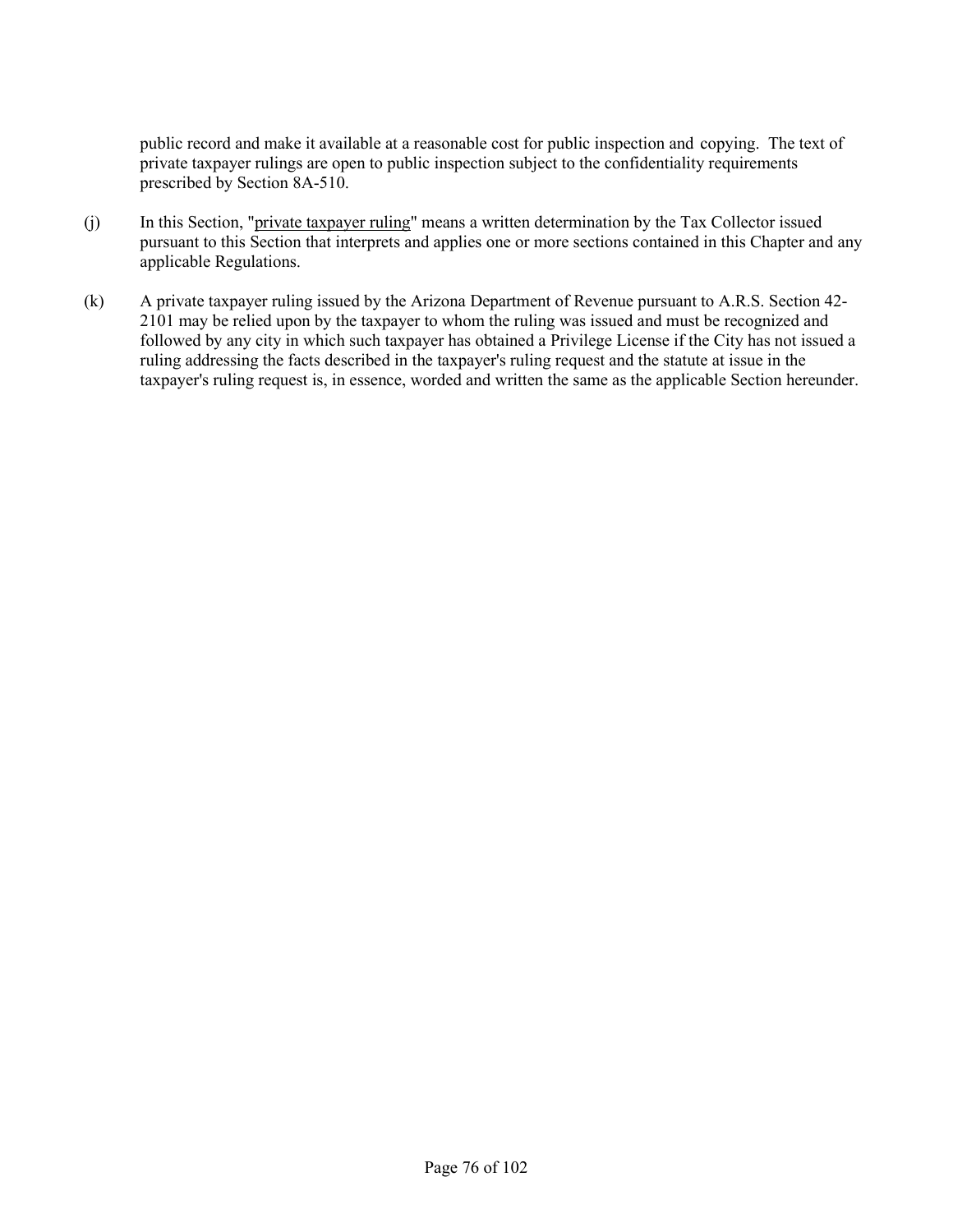public record and make it available at a reasonable cost for public inspection and copying. The text of private taxpayer rulings are open to public inspection subject to the confidentiality requirements prescribed by Section 8A-510.

(j) In this Section, "private taxpayer ruling" means a written determination by the Tax Collector issued pursuant to this Section that interprets and applies one or more sections contained in this Chapter and any applicable Regulations.

(k) A private taxpayer ruling issued by the Arizona Department of Revenue pursuant to A.R.S. Section 42-2101 may be relied upon by the taxpayer to whom the ruling was issued and must be recognized and followed by any city in which such taxpayer has obtained a Privilege License if the City has not issued a ruling addressing the facts described in the taxpayer's ruling request and the statute at issue in the taxpayer's ruling request is, in essence, worded and written the same as the applicable Section hereunder.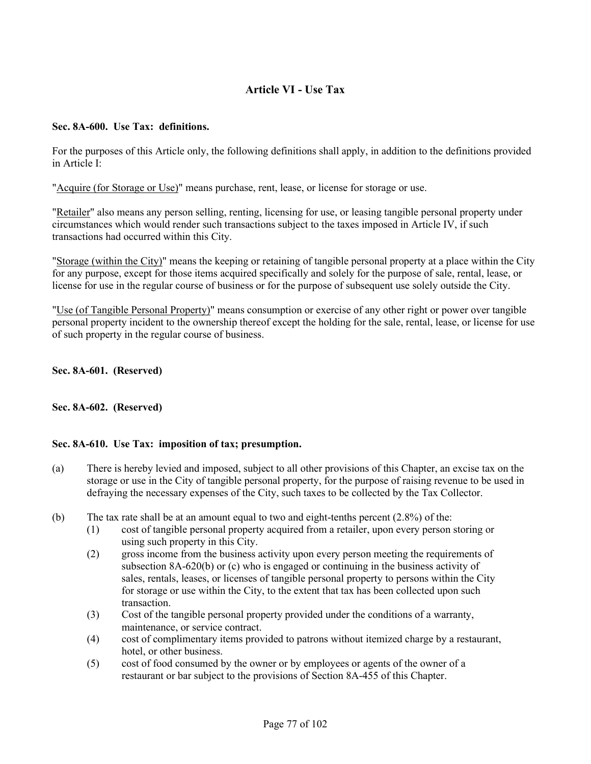## Article VI - Use Tax

### Sec. 8A-600. Use Tax: definitions.

For the purposes of this Article only, the following definitions shall apply, in addition to the definitions provided in Article I:

"Acquire (for Storage or Use)" means purchase, rent, lease, or license for storage or use.

"Retailer" also means any person selling, renting, licensing for use, or leasing tangible personal property under circumstances which would render such transactions subject to the taxes imposed in Article IV, if such transactions had occurred within this City.

"Storage (within the City)" means the keeping or retaining of tangible personal property at a place within the City for any purpose, except for those items acquired specifically and solely for the purpose of sale, rental, lease, or license for use in the regular course of business or for the purpose of subsequent use solely outside the City.

"Use (of Tangible Personal Property)" means consumption or exercise of any other right or power over tangible personal property incident to the ownership thereof except the holding for the sale, rental, lease, or license for use of such property in the regular course of business.

### Sec. 8A-601. (Reserved)

### Sec. 8A-602. (Reserved)

### Sec. 8A-610. Use Tax: imposition of tax; presumption.

(a) There is hereby levied and imposed, subject to all other provisions of this Chapter, an excise tax on the storage or use in the City of tangible personal property, for the purpose of raising revenue to be used in defraying the necessary expenses of the City, such taxes to be collected by the Tax Collector.

(b) The tax rate shall be at an amount equal to two and eight-tenths percent (2.8%) of the:

(1) cost of tangible personal property acquired from a retailer, upon every person storing or using such property in this City.

(2) gross income from the business activity upon every person meeting the requirements of subsection 8A-620(b) or (c) who is engaged or continuing in the business activity of sales, rentals, leases, or licenses of tangible personal property to persons within the City for storage or use within the City, to the extent that tax has been collected upon such transaction.

(3) Cost of the tangible personal property provided under the conditions of a warranty, maintenance, or service contract.

(4) cost of complimentary items provided to patrons without itemized charge by a restaurant, hotel, or other business.

(5) cost of food consumed by the owner or by employees or agents of the owner of a restaurant or bar subject to the provisions of Section 8A-455 of this Chapter.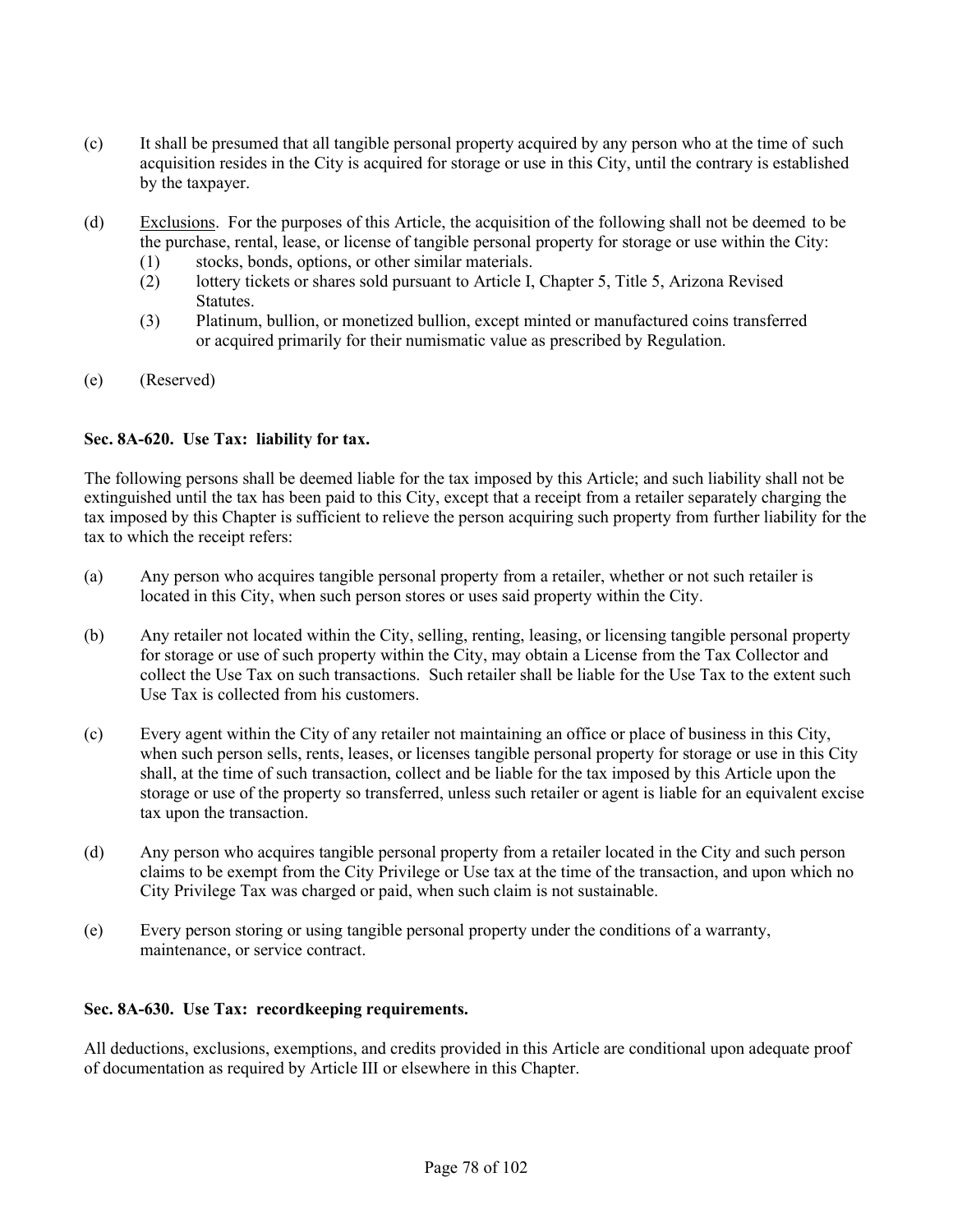(c) It shall be presumed that all tangible personal property acquired by any person who at the time of such acquisition resides in the City is acquired for storage or use in this City, until the contrary is established by the taxpayer.

(d) Exclusions. For the purposes of this Article, the acquisition of the following shall not be deemed to be the purchase, rental, lease, or license of tangible personal property for storage or use within the City:

(1) stocks, bonds, options, or other similar materials.

(2) lottery tickets or shares sold pursuant to Article I, Chapter 5, Title 5, Arizona Revised Statutes.

(3) Platinum, bullion, or monetized bullion, except minted or manufactured coins transferred or acquired primarily for their numismatic value as prescribed by Regulation.

(e) (Reserved)

**Sec. 8A-620. Use Tax: liability for tax.**

The following persons shall be deemed liable for the tax imposed by this Article; and such liability shall not be extinguished until the tax has been paid to this City, except that a receipt from a retailer separately charging the tax imposed by this Chapter is sufficient to relieve the person acquiring such property from further liability for the tax to which the receipt refers:

(a) Any person who acquires tangible personal property from a retailer, whether or not such retailer is located in this City, when such person stores or uses said property within the City.

(b) Any retailer not located within the City, selling, renting, leasing, or licensing tangible personal property for storage or use of such property within the City, may obtain a License from the Tax Collector and collect the Use Tax on such transactions. Such retailer shall be liable for the Use Tax to the extent such Use Tax is collected from his customers.

(c) Every agent within the City of any retailer not maintaining an office or place of business in this City, when such person sells, rents, leases, or licenses tangible personal property for storage or use in this City shall, at the time of such transaction, collect and be liable for the tax imposed by this Article upon the storage or use of the property so transferred, unless such retailer or agent is liable for an equivalent excise tax upon the transaction.

(d) Any person who acquires tangible personal property from a retailer located in the City and such person claims to be exempt from the City Privilege or Use tax at the time of the transaction, and upon which no City Privilege Tax was charged or paid, when such claim is not sustainable.

(e) Every person storing or using tangible personal property under the conditions of a warranty, maintenance, or service contract.

**Sec. 8A-630. Use Tax: recordkeeping requirements.**

All deductions, exclusions, exemptions, and credits provided in this Article are conditional upon adequate proof of documentation as required by Article III or elsewhere in this Chapter.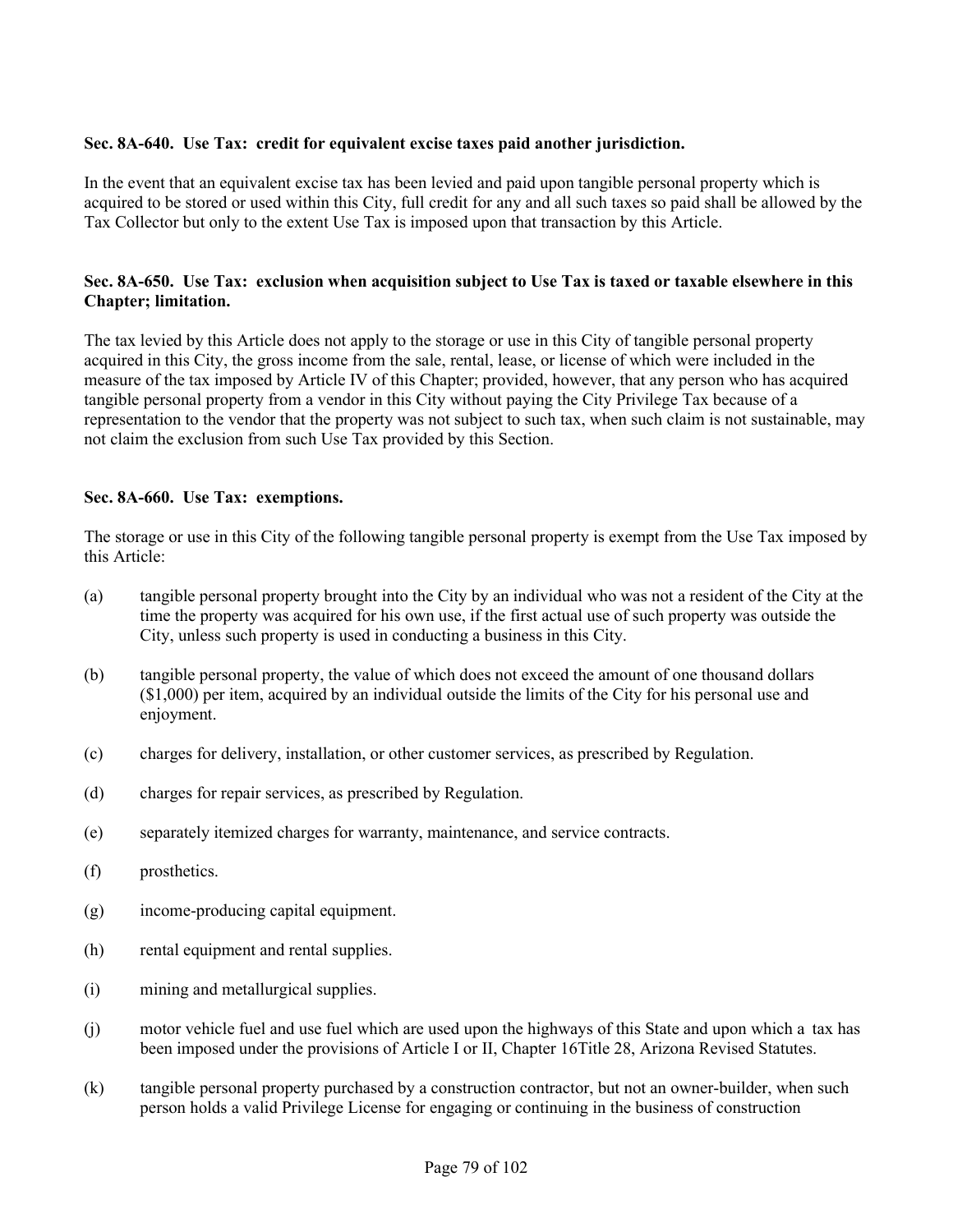**Sec. 8A-640. Use Tax: credit for equivalent excise taxes paid another jurisdiction.**

In the event that an equivalent excise tax has been levied and paid upon tangible personal property which is acquired to be stored or used within this City, full credit for any and all such taxes so paid shall be allowed by the Tax Collector but only to the extent Use Tax is imposed upon that transaction by this Article.

**Sec. 8A-650. Use Tax: exclusion when acquisition subject to Use Tax is taxed or taxable elsewhere in this Chapter; limitation.**

The tax levied by this Article does not apply to the storage or use in this City of tangible personal property acquired in this City, the gross income from the sale, rental, lease, or license of which were included in the measure of the tax imposed by Article IV of this Chapter; provided, however, that any person who has acquired tangible personal property from a vendor in this City without paying the City Privilege Tax because of a representation to the vendor that the property was not subject to such tax, when such claim is not sustainable, may not claim the exclusion from such Use Tax provided by this Section.

**Sec. 8A-660. Use Tax: exemptions.**

The storage or use in this City of the following tangible personal property is exempt from the Use Tax imposed by this Article:

(a) tangible personal property brought into the City by an individual who was not a resident of the City at the time the property was acquired for his own use, if the first actual use of such property was outside the City, unless such property is used in conducting a business in this City.

(b) tangible personal property, the value of which does not exceed the amount of one thousand dollars ($1,000) per item, acquired by an individual outside the limits of the City for his personal use and enjoyment.

(c) charges for delivery, installation, or other customer services, as prescribed by Regulation.

(d) charges for repair services, as prescribed by Regulation.

(e) separately itemized charges for warranty, maintenance, and service contracts.

(f) prosthetics.

(g) income-producing capital equipment.

(h) rental equipment and rental supplies.

(i) mining and metallurgical supplies.

(j) motor vehicle fuel and use fuel which are used upon the highways of this State and upon which a tax has been imposed under the provisions of Article I or II, Chapter 16Title 28, Arizona Revised Statutes.

(k) tangible personal property purchased by a construction contractor, but not an owner-builder, when such person holds a valid Privilege License for engaging or continuing in the business of construction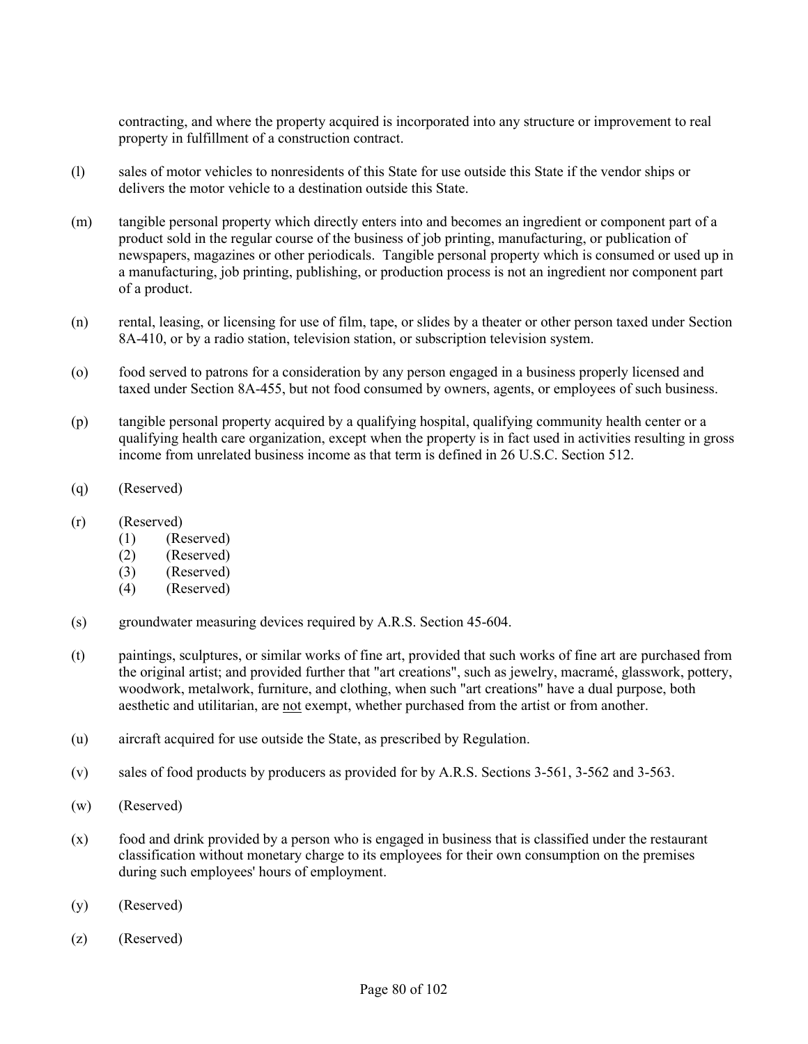contracting, and where the property acquired is incorporated into any structure or improvement to real property in fulfillment of a construction contract.

(l) sales of motor vehicles to nonresidents of this State for use outside this State if the vendor ships or delivers the motor vehicle to a destination outside this State.

(m) tangible personal property which directly enters into and becomes an ingredient or component part of a product sold in the regular course of the business of job printing, manufacturing, or publication of newspapers, magazines or other periodicals. Tangible personal property which is consumed or used up in a manufacturing, job printing, publishing, or production process is not an ingredient nor component part of a product.

(n) rental, leasing, or licensing for use of film, tape, or slides by a theater or other person taxed under Section 8A-410, or by a radio station, television station, or subscription television system.

(o) food served to patrons for a consideration by any person engaged in a business properly licensed and taxed under Section 8A-455, but not food consumed by owners, agents, or employees of such business.

(p) tangible personal property acquired by a qualifying hospital, qualifying community health center or a qualifying health care organization, except when the property is in fact used in activities resulting in gross income from unrelated business income as that term is defined in 26 U.S.C. Section 512.

(q) (Reserved)

(r) (Reserved)
 (1) (Reserved)
 (2) (Reserved)
 (3) (Reserved)
 (4) (Reserved)

(s) groundwater measuring devices required by A.R.S. Section 45-604.

(t) paintings, sculptures, or similar works of fine art, provided that such works of fine art are purchased from the original artist; and provided further that "art creations", such as jewelry, macramé, glasswork, pottery, woodwork, metalwork, furniture, and clothing, when such "art creations" have a dual purpose, both aesthetic and utilitarian, are <u>not</u> exempt, whether purchased from the artist or from another.

(u) aircraft acquired for use outside the State, as prescribed by Regulation.

(v) sales of food products by producers as provided for by A.R.S. Sections 3-561, 3-562 and 3-563.

(w) (Reserved)

(x) food and drink provided by a person who is engaged in business that is classified under the restaurant classification without monetary charge to its employees for their own consumption on the premises during such employees' hours of employment.

(y) (Reserved)

(z) (Reserved)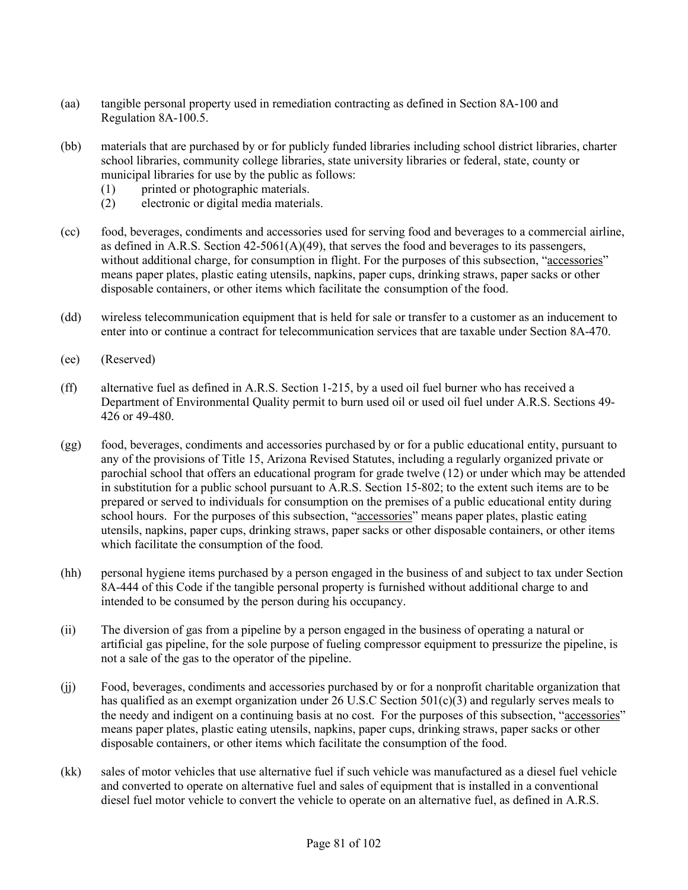(aa) tangible personal property used in remediation contracting as defined in Section 8A-100 and Regulation 8A-100.5.

(bb) materials that are purchased by or for publicly funded libraries including school district libraries, charter school libraries, community college libraries, state university libraries or federal, state, county or municipal libraries for use by the public as follows:
   (1) printed or photographic materials.
   (2) electronic or digital media materials.

(cc) food, beverages, condiments and accessories used for serving food and beverages to a commercial airline, as defined in A.R.S. Section 42-5061(A)(49), that serves the food and beverages to its passengers, without additional charge, for consumption in flight. For the purposes of this subsection, "accessories" means paper plates, plastic eating utensils, napkins, paper cups, drinking straws, paper sacks or other disposable containers, or other items which facilitate the consumption of the food.

(dd) wireless telecommunication equipment that is held for sale or transfer to a customer as an inducement to enter into or continue a contract for telecommunication services that are taxable under Section 8A-470.

(ee) (Reserved)

(ff) alternative fuel as defined in A.R.S. Section 1-215, by a used oil fuel burner who has received a Department of Environmental Quality permit to burn used oil or used oil fuel under A.R.S. Sections 49-426 or 49-480.

(gg) food, beverages, condiments and accessories purchased by or for a public educational entity, pursuant to any of the provisions of Title 15, Arizona Revised Statutes, including a regularly organized private or parochial school that offers an educational program for grade twelve (12) or under which may be attended in substitution for a public school pursuant to A.R.S. Section 15-802; to the extent such items are to be prepared or served to individuals for consumption on the premises of a public educational entity during school hours. For the purposes of this subsection, "accessories" means paper plates, plastic eating utensils, napkins, paper cups, drinking straws, paper sacks or other disposable containers, or other items which facilitate the consumption of the food.

(hh) personal hygiene items purchased by a person engaged in the business of and subject to tax under Section 8A-444 of this Code if the tangible personal property is furnished without additional charge to and intended to be consumed by the person during his occupancy.

(ii) The diversion of gas from a pipeline by a person engaged in the business of operating a natural or artificial gas pipeline, for the sole purpose of fueling compressor equipment to pressurize the pipeline, is not a sale of the gas to the operator of the pipeline.

(jj) Food, beverages, condiments and accessories purchased by or for a nonprofit charitable organization that has qualified as an exempt organization under 26 U.S.C Section 501(c)(3) and regularly serves meals to the needy and indigent on a continuing basis at no cost. For the purposes of this subsection, "accessories" means paper plates, plastic eating utensils, napkins, paper cups, drinking straws, paper sacks or other disposable containers, or other items which facilitate the consumption of the food.

(kk) sales of motor vehicles that use alternative fuel if such vehicle was manufactured as a diesel fuel vehicle and converted to operate on alternative fuel and sales of equipment that is installed in a conventional diesel fuel motor vehicle to convert the vehicle to operate on an alternative fuel, as defined in A.R.S.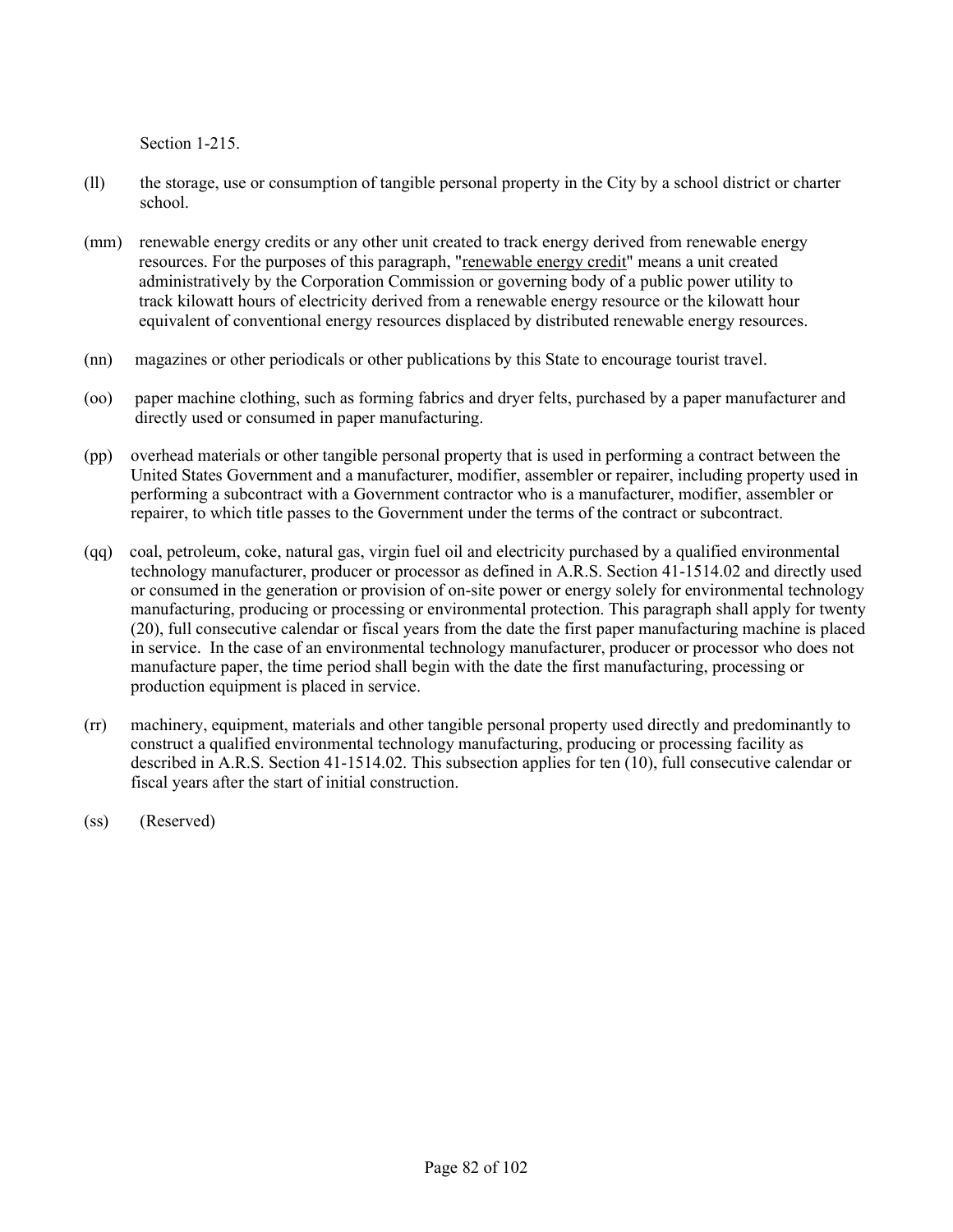Section 1-215.

(ll) the storage, use or consumption of tangible personal property in the City by a school district or charter school.

(mm) renewable energy credits or any other unit created to track energy derived from renewable energy resources. For the purposes of this paragraph, "renewable energy credit" means a unit created administratively by the Corporation Commission or governing body of a public power utility to track kilowatt hours of electricity derived from a renewable energy resource or the kilowatt hour equivalent of conventional energy resources displaced by distributed renewable energy resources.

(nn) magazines or other periodicals or other publications by this State to encourage tourist travel.

(oo) paper machine clothing, such as forming fabrics and dryer felts, purchased by a paper manufacturer and directly used or consumed in paper manufacturing.

(pp) overhead materials or other tangible personal property that is used in performing a contract between the United States Government and a manufacturer, modifier, assembler or repairer, including property used in performing a subcontract with a Government contractor who is a manufacturer, modifier, assembler or repairer, to which title passes to the Government under the terms of the contract or subcontract.

(qq) coal, petroleum, coke, natural gas, virgin fuel oil and electricity purchased by a qualified environmental technology manufacturer, producer or processor as defined in A.R.S. Section 41-1514.02 and directly used or consumed in the generation or provision of on-site power or energy solely for environmental technology manufacturing, producing or processing or environmental protection. This paragraph shall apply for twenty (20), full consecutive calendar or fiscal years from the date the first paper manufacturing machine is placed in service. In the case of an environmental technology manufacturer, producer or processor who does not manufacture paper, the time period shall begin with the date the first manufacturing, processing or production equipment is placed in service.

(rr) machinery, equipment, materials and other tangible personal property used directly and predominantly to construct a qualified environmental technology manufacturing, producing or processing facility as described in A.R.S. Section 41-1514.02. This subsection applies for ten (10), full consecutive calendar or fiscal years after the start of initial construction.

(ss) (Reserved)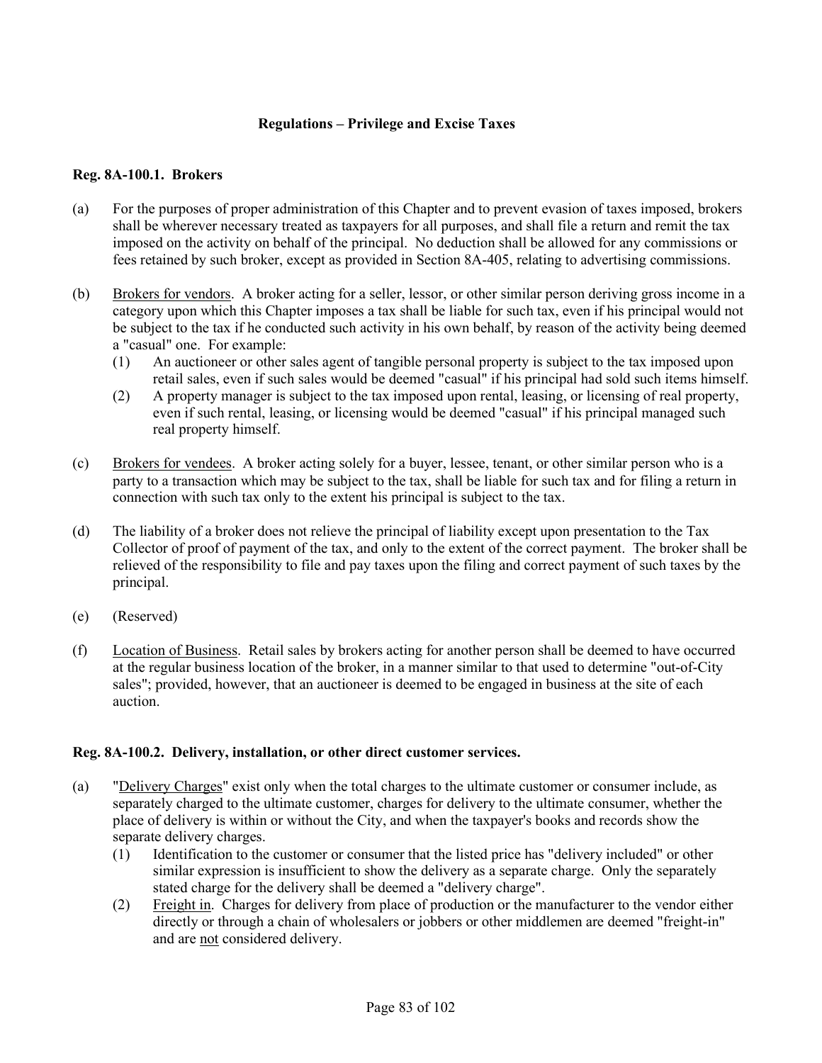**Regulations – Privilege and Excise Taxes**

**Reg. 8A-100.1. Brokers**

(a) For the purposes of proper administration of this Chapter and to prevent evasion of taxes imposed, brokers shall be wherever necessary treated as taxpayers for all purposes, and shall file a return and remit the tax imposed on the activity on behalf of the principal. No deduction shall be allowed for any commissions or fees retained by such broker, except as provided in Section 8A-405, relating to advertising commissions.

(b) Brokers for vendors. A broker acting for a seller, lessor, or other similar person deriving gross income in a category upon which this Chapter imposes a tax shall be liable for such tax, even if his principal would not be subject to the tax if he conducted such activity in his own behalf, by reason of the activity being deemed a "casual" one. For example:
  (1) An auctioneer or other sales agent of tangible personal property is subject to the tax imposed upon retail sales, even if such sales would be deemed "casual" if his principal had sold such items himself.
  (2) A property manager is subject to the tax imposed upon rental, leasing, or licensing of real property, even if such rental, leasing, or licensing would be deemed "casual" if his principal managed such real property himself.

(c) Brokers for vendees. A broker acting solely for a buyer, lessee, tenant, or other similar person who is a party to a transaction which may be subject to the tax, shall be liable for such tax and for filing a return in connection with such tax only to the extent his principal is subject to the tax.

(d) The liability of a broker does not relieve the principal of liability except upon presentation to the Tax Collector of proof of payment of the tax, and only to the extent of the correct payment. The broker shall be relieved of the responsibility to file and pay taxes upon the filing and correct payment of such taxes by the principal.

(e) (Reserved)

(f) Location of Business. Retail sales by brokers acting for another person shall be deemed to have occurred at the regular business location of the broker, in a manner similar to that used to determine "out-of-City sales"; provided, however, that an auctioneer is deemed to be engaged in business at the site of each auction.

**Reg. 8A-100.2. Delivery, installation, or other direct customer services.**

(a) "Delivery Charges" exist only when the total charges to the ultimate customer or consumer include, as separately charged to the ultimate customer, charges for delivery to the ultimate consumer, whether the place of delivery is within or without the City, and when the taxpayer's books and records show the separate delivery charges.
  (1) Identification to the customer or consumer that the listed price has "delivery included" or other similar expression is insufficient to show the delivery as a separate charge. Only the separately stated charge for the delivery shall be deemed a "delivery charge".
  (2) Freight in. Charges for delivery from place of production or the manufacturer to the vendor either directly or through a chain of wholesalers or jobbers or other middlemen are deemed "freight-in" and are not considered delivery.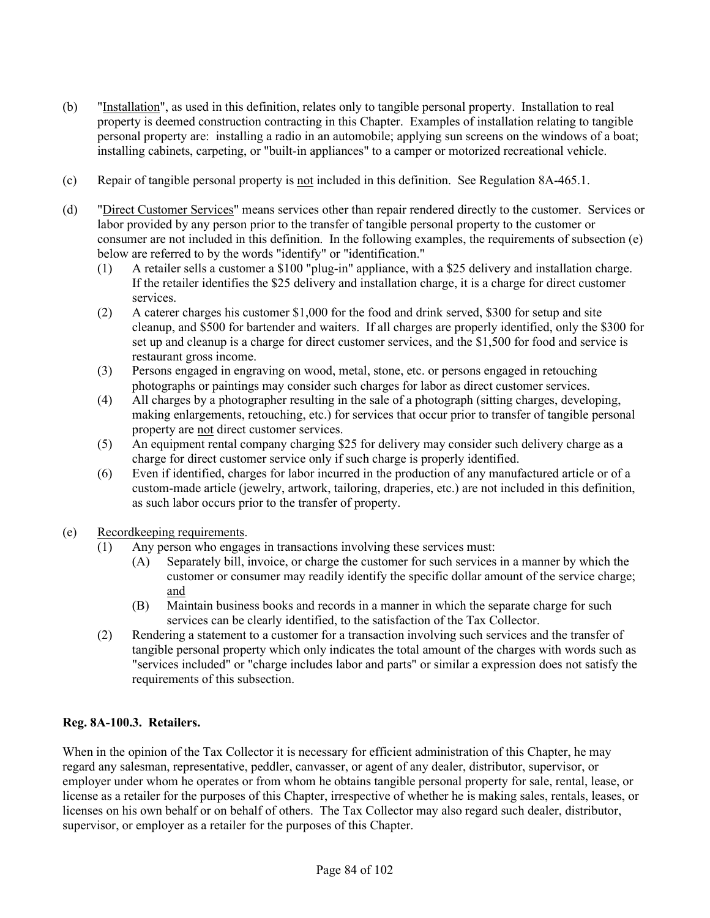(b) "Installation", as used in this definition, relates only to tangible personal property. Installation to real property is deemed construction contracting in this Chapter. Examples of installation relating to tangible personal property are: installing a radio in an automobile; applying sun screens on the windows of a boat; installing cabinets, carpeting, or "built-in appliances" to a camper or motorized recreational vehicle.

(c) Repair of tangible personal property is not included in this definition. See Regulation 8A-465.1.

(d) "Direct Customer Services" means services other than repair rendered directly to the customer. Services or labor provided by any person prior to the transfer of tangible personal property to the customer or consumer are not included in this definition. In the following examples, the requirements of subsection (e) below are referred to by the words "identify" or "identification."

   (1) A retailer sells a customer a $100 "plug-in" appliance, with a $25 delivery and installation charge. If the retailer identifies the $25 delivery and installation charge, it is a charge for direct customer services.
   (2) A caterer charges his customer $1,000 for the food and drink served, $300 for setup and site cleanup, and $500 for bartender and waiters. If all charges are properly identified, only the $300 for set up and cleanup is a charge for direct customer services, and the $1,500 for food and service is restaurant gross income.
   (3) Persons engaged in engraving on wood, metal, stone, etc. or persons engaged in retouching photographs or paintings may consider such charges for labor as direct customer services.
   (4) All charges by a photographer resulting in the sale of a photograph (sitting charges, developing, making enlargements, retouching, etc.) for services that occur prior to transfer of tangible personal property are not direct customer services.
   (5) An equipment rental company charging $25 for delivery may consider such delivery charge as a charge for direct customer service only if such charge is properly identified.
   (6) Even if identified, charges for labor incurred in the production of any manufactured article or of a custom-made article (jewelry, artwork, tailoring, draperies, etc.) are not included in this definition, as such labor occurs prior to the transfer of property.

(e) Recordkeeping requirements.

   (1) Any person who engages in transactions involving these services must:
      (A) Separately bill, invoice, or charge the customer for such services in a manner by which the customer or consumer may readily identify the specific dollar amount of the service charge; and
      (B) Maintain business books and records in a manner in which the separate charge for such services can be clearly identified, to the satisfaction of the Tax Collector.
   (2) Rendering a statement to a customer for a transaction involving such services and the transfer of tangible personal property which only indicates the total amount of the charges with words such as "services included" or "charge includes labor and parts" or similar a expression does not satisfy the requirements of this subsection.

**Reg. 8A-100.3. Retailers.**

When in the opinion of the Tax Collector it is necessary for efficient administration of this Chapter, he may regard any salesman, representative, peddler, canvasser, or agent of any dealer, distributor, supervisor, or employer under whom he operates or from whom he obtains tangible personal property for sale, rental, lease, or license as a retailer for the purposes of this Chapter, irrespective of whether he is making sales, rentals, leases, or licenses on his own behalf or on behalf of others. The Tax Collector may also regard such dealer, distributor, supervisor, or employer as a retailer for the purposes of this Chapter.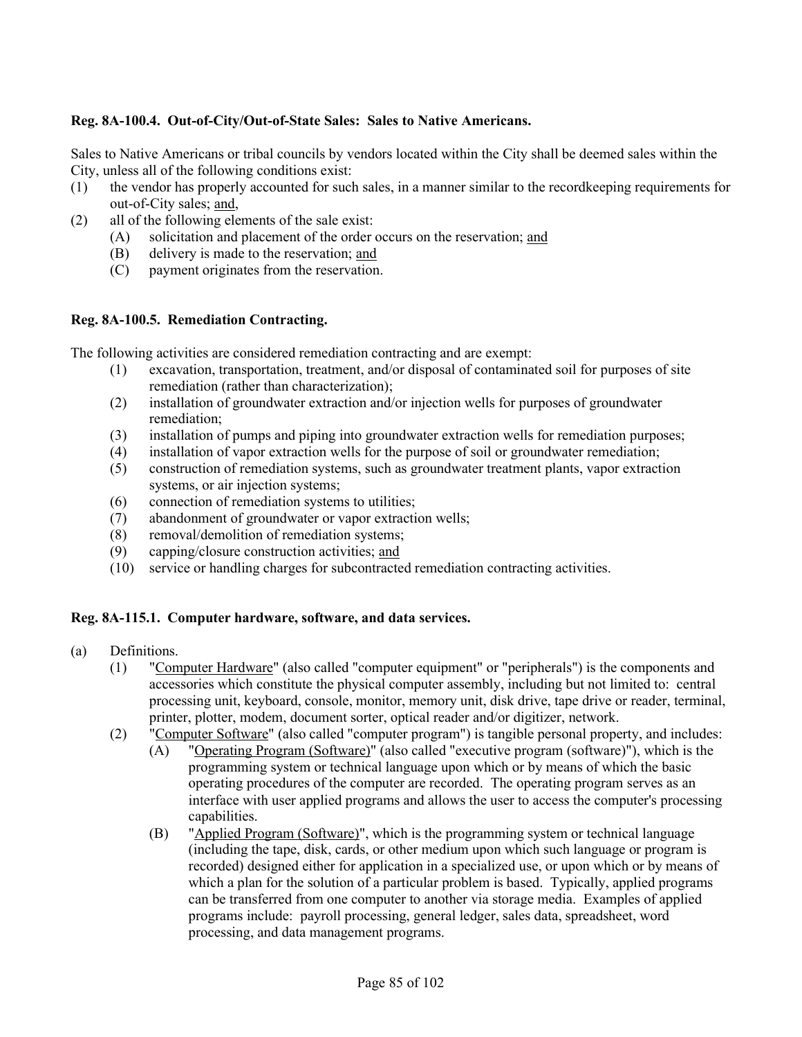**Reg. 8A-100.4. Out-of-City/Out-of-State Sales: Sales to Native Americans.**

Sales to Native Americans or tribal councils by vendors located within the City shall be deemed sales within the City, unless all of the following conditions exist:

(1) the vendor has properly accounted for such sales, in a manner similar to the recordkeeping requirements for out-of-City sales; <u>and</u>,

(2) all of the following elements of the sale exist:
   - (A) solicitation and placement of the order occurs on the reservation; <u>and</u>
   - (B) delivery is made to the reservation; <u>and</u>
   - (C) payment originates from the reservation.

**Reg. 8A-100.5. Remediation Contracting.**

The following activities are considered remediation contracting and are exempt:

(1) excavation, transportation, treatment, and/or disposal of contaminated soil for purposes of site remediation (rather than characterization);

(2) installation of groundwater extraction and/or injection wells for purposes of groundwater remediation;

(3) installation of pumps and piping into groundwater extraction wells for remediation purposes;

(4) installation of vapor extraction wells for the purpose of soil or groundwater remediation;

(5) construction of remediation systems, such as groundwater treatment plants, vapor extraction systems, or air injection systems;

(6) connection of remediation systems to utilities;

(7) abandonment of groundwater or vapor extraction wells;

(8) removal/demolition of remediation systems;

(9) capping/closure construction activities; <u>and</u>

(10) service or handling charges for subcontracted remediation contracting activities.

**Reg. 8A-115.1. Computer hardware, software, and data services.**

(a) Definitions.

(1) "<u>Computer Hardware</u>" (also called "computer equipment" or "peripherals") is the components and accessories which constitute the physical computer assembly, including but not limited to: central processing unit, keyboard, console, monitor, memory unit, disk drive, tape drive or reader, terminal, printer, plotter, modem, document sorter, optical reader and/or digitizer, network.

(2) "<u>Computer Software</u>" (also called "computer program") is tangible personal property, and includes:

   - (A) "<u>Operating Program (Software)</u>" (also called "executive program (software)"), which is the programming system or technical language upon which or by means of which the basic operating procedures of the computer are recorded. The operating program serves as an interface with user applied programs and allows the user to access the computer's processing capabilities.
   - (B) "<u>Applied Program (Software)</u>", which is the programming system or technical language (including the tape, disk, cards, or other medium upon which such language or program is recorded) designed either for application in a specialized use, or upon which or by means of which a plan for the solution of a particular problem is based. Typically, applied programs can be transferred from one computer to another via storage media. Examples of applied programs include: payroll processing, general ledger, sales data, spreadsheet, word processing, and data management programs.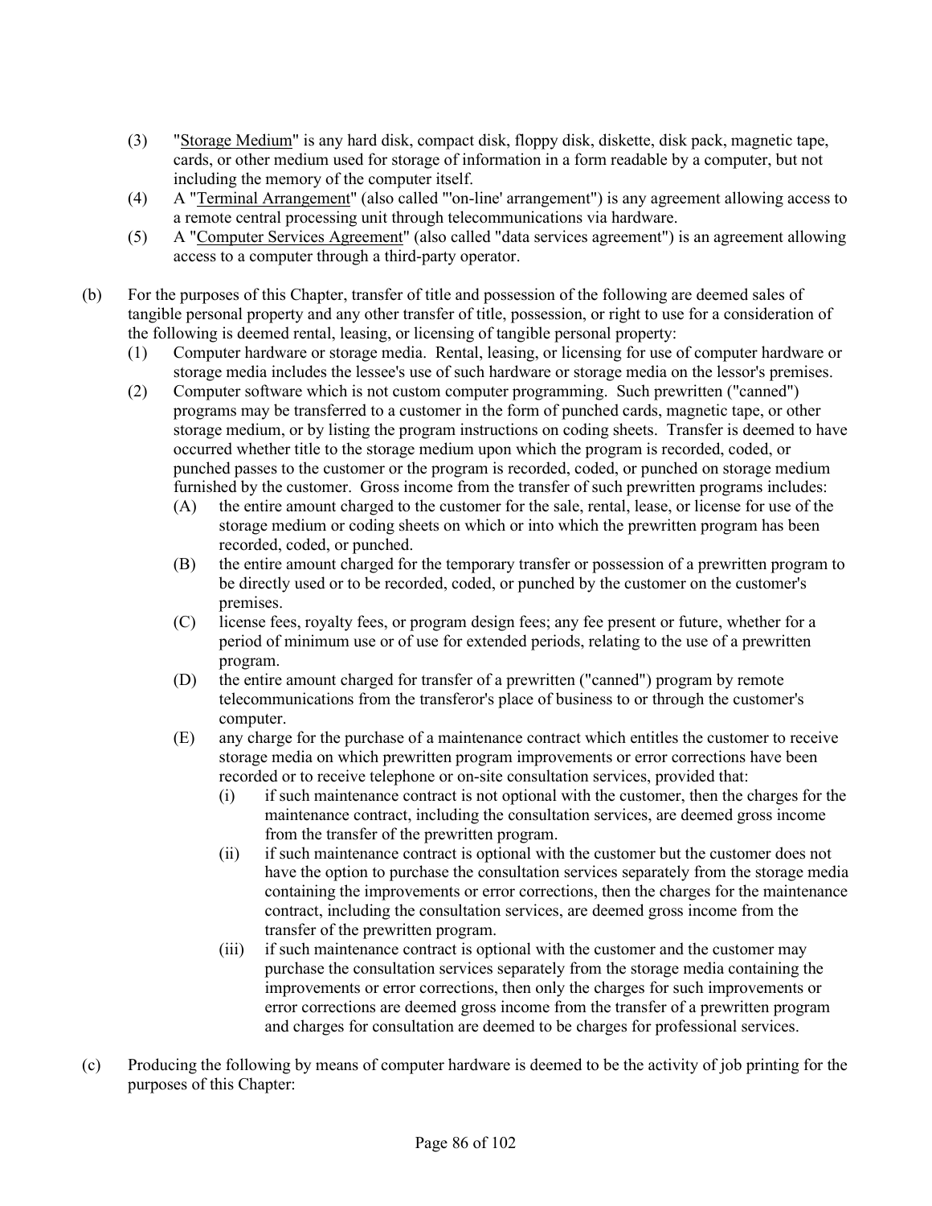(3) "Storage Medium" is any hard disk, compact disk, floppy disk, diskette, disk pack, magnetic tape, cards, or other medium used for storage of information in a form readable by a computer, but not including the memory of the computer itself.

(4) A "Terminal Arrangement" (also called "'on-line' arrangement") is any agreement allowing access to a remote central processing unit through telecommunications via hardware.

(5) A "Computer Services Agreement" (also called "data services agreement") is an agreement allowing access to a computer through a third-party operator.

(b) For the purposes of this Chapter, transfer of title and possession of the following are deemed sales of tangible personal property and any other transfer of title, possession, or right to use for a consideration of the following is deemed rental, leasing, or licensing of tangible personal property:

(1) Computer hardware or storage media. Rental, leasing, or licensing for use of computer hardware or storage media includes the lessee's use of such hardware or storage media on the lessor's premises.

(2) Computer software which is not custom computer programming. Such prewritten ("canned") programs may be transferred to a customer in the form of punched cards, magnetic tape, or other storage medium, or by listing the program instructions on coding sheets. Transfer is deemed to have occurred whether title to the storage medium upon which the program is recorded, coded, or punched passes to the customer or the program is recorded, coded, or punched on storage medium furnished by the customer. Gross income from the transfer of such prewritten programs includes:

(A) the entire amount charged to the customer for the sale, rental, lease, or license for use of the storage medium or coding sheets on which or into which the prewritten program has been recorded, coded, or punched.

(B) the entire amount charged for the temporary transfer or possession of a prewritten program to be directly used or to be recorded, coded, or punched by the customer on the customer's premises.

(C) license fees, royalty fees, or program design fees; any fee present or future, whether for a period of minimum use or of use for extended periods, relating to the use of a prewritten program.

(D) the entire amount charged for transfer of a prewritten ("canned") program by remote telecommunications from the transferor's place of business to or through the customer's computer.

(E) any charge for the purchase of a maintenance contract which entitles the customer to receive storage media on which prewritten program improvements or error corrections have been recorded or to receive telephone or on-site consultation services, provided that:

(i) if such maintenance contract is not optional with the customer, then the charges for the maintenance contract, including the consultation services, are deemed gross income from the transfer of the prewritten program.

(ii) if such maintenance contract is optional with the customer but the customer does not have the option to purchase the consultation services separately from the storage media containing the improvements or error corrections, then the charges for the maintenance contract, including the consultation services, are deemed gross income from the transfer of the prewritten program.

(iii) if such maintenance contract is optional with the customer and the customer may purchase the consultation services separately from the storage media containing the improvements or error corrections, then only the charges for such improvements or error corrections are deemed gross income from the transfer of a prewritten program and charges for consultation are deemed to be charges for professional services.

(c) Producing the following by means of computer hardware is deemed to be the activity of job printing for the purposes of this Chapter: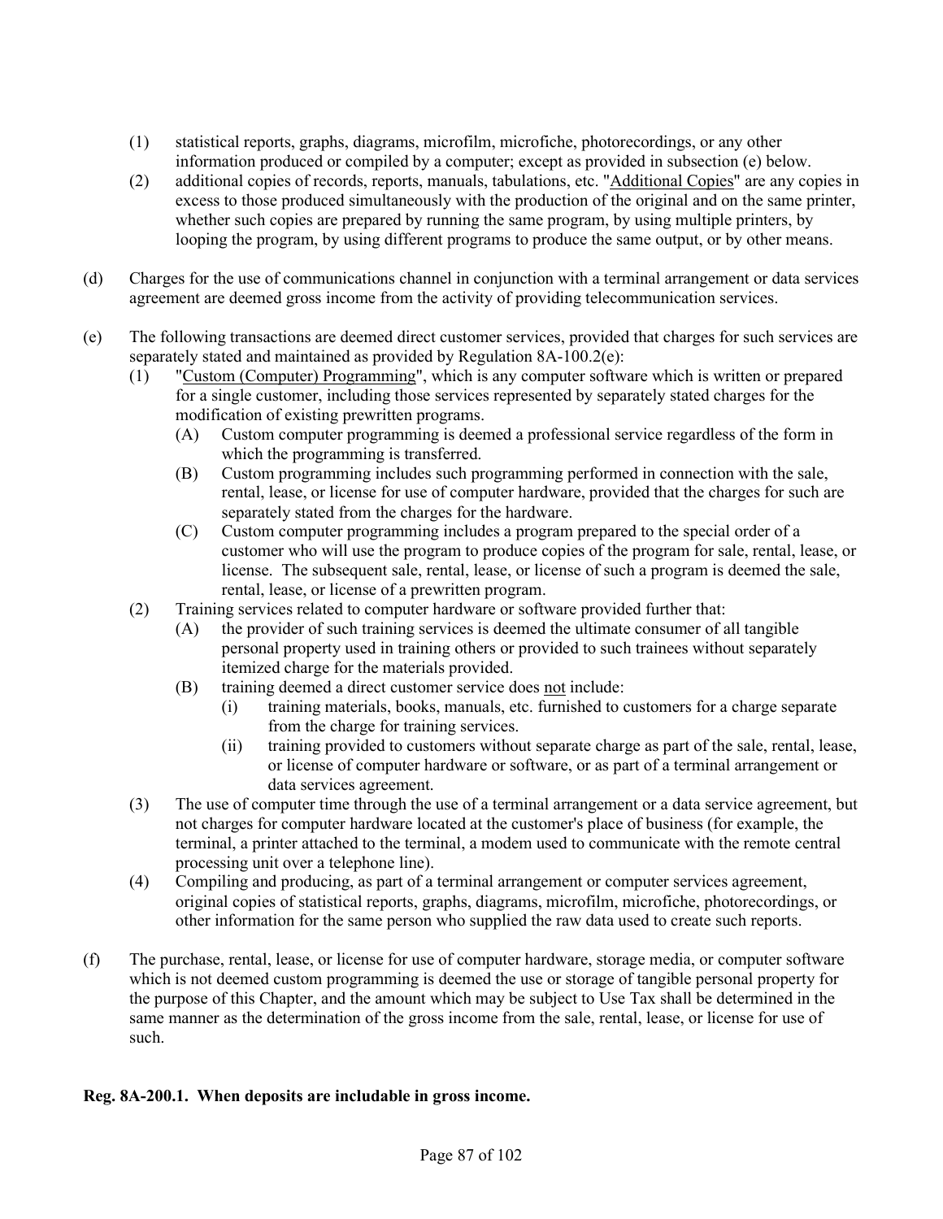(1) statistical reports, graphs, diagrams, microfilm, microfiche, photorecordings, or any other information produced or compiled by a computer; except as provided in subsection (e) below.

(2) additional copies of records, reports, manuals, tabulations, etc. "Additional Copies" are any copies in excess to those produced simultaneously with the production of the original and on the same printer, whether such copies are prepared by running the same program, by using multiple printers, by looping the program, by using different programs to produce the same output, or by other means.

(d) Charges for the use of communications channel in conjunction with a terminal arrangement or data services agreement are deemed gross income from the activity of providing telecommunication services.

(e) The following transactions are deemed direct customer services, provided that charges for such services are separately stated and maintained as provided by Regulation 8A-100.2(e):

- (1) "Custom (Computer) Programming", which is any computer software which is written or prepared for a single customer, including those services represented by separately stated charges for the modification of existing prewritten programs.
  - (A) Custom computer programming is deemed a professional service regardless of the form in which the programming is transferred.
  - (B) Custom programming includes such programming performed in connection with the sale, rental, lease, or license for use of computer hardware, provided that the charges for such are separately stated from the charges for the hardware.
  - (C) Custom computer programming includes a program prepared to the special order of a customer who will use the program to produce copies of the program for sale, rental, lease, or license. The subsequent sale, rental, lease, or license of such a program is deemed the sale, rental, lease, or license of a prewritten program.
- (2) Training services related to computer hardware or software provided further that:
  - (A) the provider of such training services is deemed the ultimate consumer of all tangible personal property used in training others or provided to such trainees without separately itemized charge for the materials provided.
  - (B) training deemed a direct customer service does not include:
    - (i) training materials, books, manuals, etc. furnished to customers for a charge separate from the charge for training services.
    - (ii) training provided to customers without separate charge as part of the sale, rental, lease, or license of computer hardware or software, or as part of a terminal arrangement or data services agreement.
- (3) The use of computer time through the use of a terminal arrangement or a data service agreement, but not charges for computer hardware located at the customer's place of business (for example, the terminal, a printer attached to the terminal, a modem used to communicate with the remote central processing unit over a telephone line).
- (4) Compiling and producing, as part of a terminal arrangement or computer services agreement, original copies of statistical reports, graphs, diagrams, microfilm, microfiche, photorecordings, or other information for the same person who supplied the raw data used to create such reports.

(f) The purchase, rental, lease, or license for use of computer hardware, storage media, or computer software which is not deemed custom programming is deemed the use or storage of tangible personal property for the purpose of this Chapter, and the amount which may be subject to Use Tax shall be determined in the same manner as the determination of the gross income from the sale, rental, lease, or license for use of such.

**Reg. 8A-200.1. When deposits are includable in gross income.**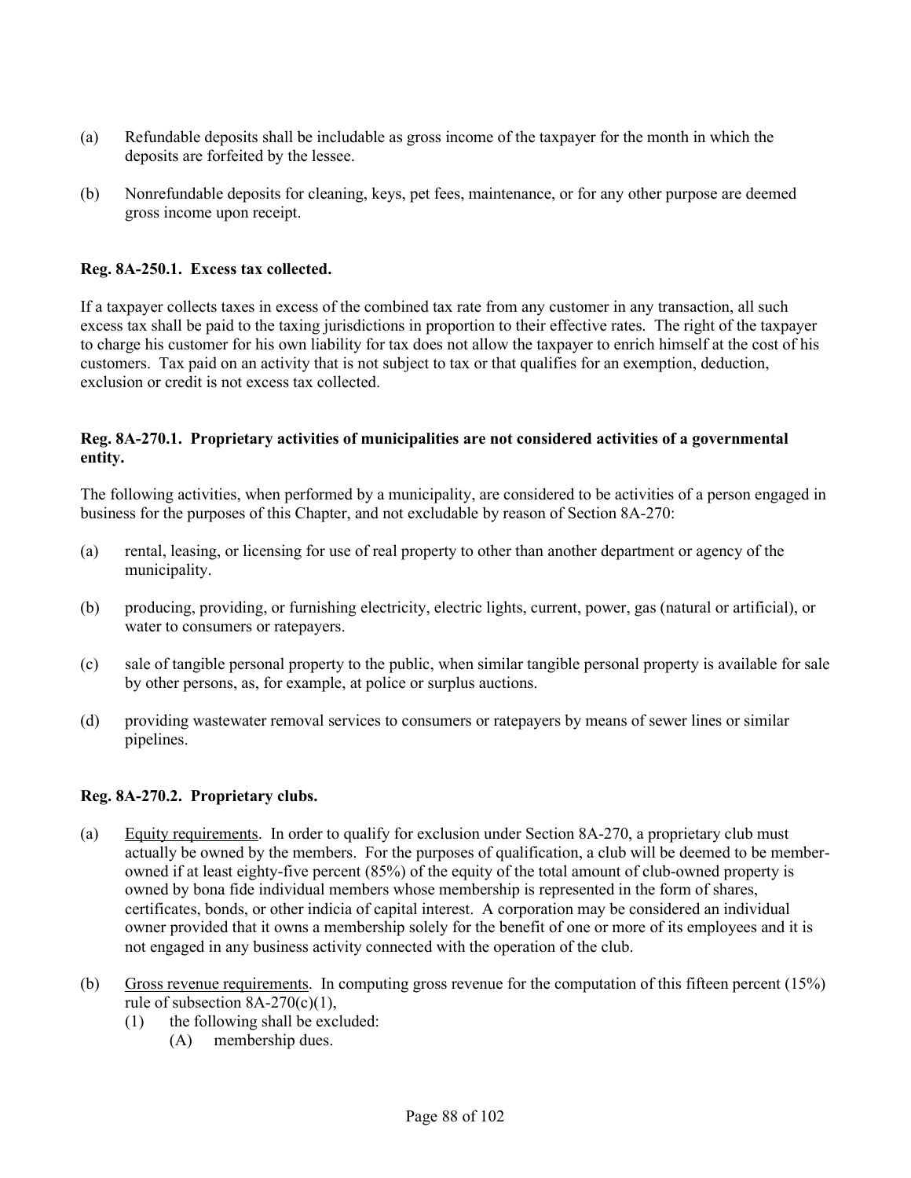(a) Refundable deposits shall be includable as gross income of the taxpayer for the month in which the deposits are forfeited by the lessee.

(b) Nonrefundable deposits for cleaning, keys, pet fees, maintenance, or for any other purpose are deemed gross income upon receipt.

**Reg. 8A-250.1. Excess tax collected.**

If a taxpayer collects taxes in excess of the combined tax rate from any customer in any transaction, all such excess tax shall be paid to the taxing jurisdictions in proportion to their effective rates. The right of the taxpayer to charge his customer for his own liability for tax does not allow the taxpayer to enrich himself at the cost of his customers. Tax paid on an activity that is not subject to tax or that qualifies for an exemption, deduction, exclusion or credit is not excess tax collected.

**Reg. 8A-270.1. Proprietary activities of municipalities are not considered activities of a governmental entity.**

The following activities, when performed by a municipality, are considered to be activities of a person engaged in business for the purposes of this Chapter, and not excludable by reason of Section 8A-270:

(a) rental, leasing, or licensing for use of real property to other than another department or agency of the municipality.

(b) producing, providing, or furnishing electricity, electric lights, current, power, gas (natural or artificial), or water to consumers or ratepayers.

(c) sale of tangible personal property to the public, when similar tangible personal property is available for sale by other persons, as, for example, at police or surplus auctions.

(d) providing wastewater removal services to consumers or ratepayers by means of sewer lines or similar pipelines.

**Reg. 8A-270.2. Proprietary clubs.**

(a) Equity requirements. In order to qualify for exclusion under Section 8A-270, a proprietary club must actually be owned by the members. For the purposes of qualification, a club will be deemed to be member-owned if at least eighty-five percent (85%) of the equity of the total amount of club-owned property is owned by bona fide individual members whose membership is represented in the form of shares, certificates, bonds, or other indicia of capital interest. A corporation may be considered an individual owner provided that it owns a membership solely for the benefit of one or more of its employees and it is not engaged in any business activity connected with the operation of the club.

(b) Gross revenue requirements. In computing gross revenue for the computation of this fifteen percent (15%) rule of subsection 8A-270(c)(1),
    (1) the following shall be excluded:
        (A) membership dues.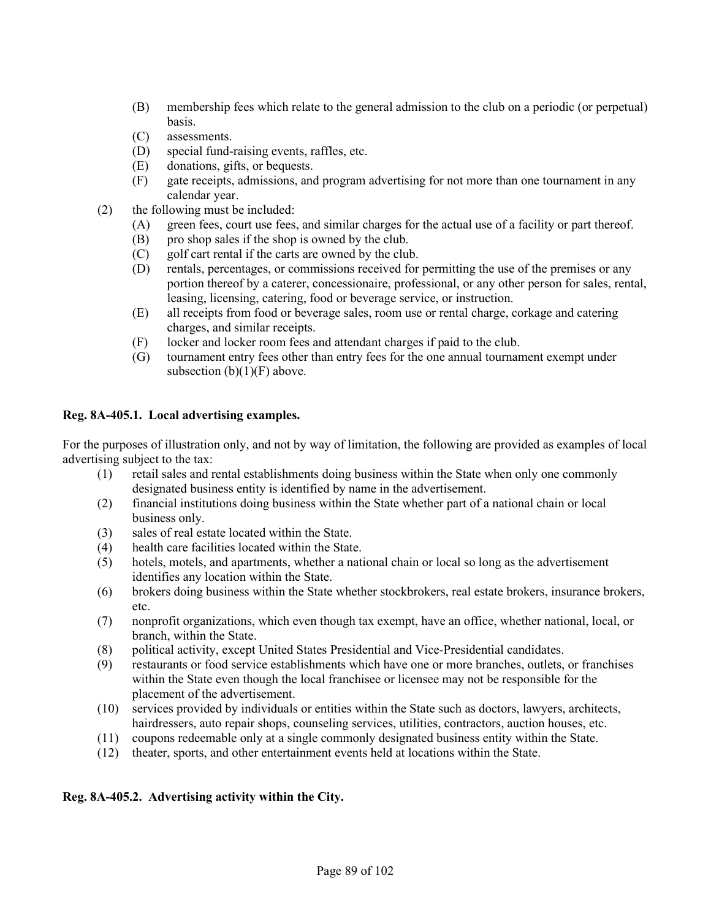- (B) membership fees which relate to the general admission to the club on a periodic (or perpetual) basis.
   - (C) assessments.
   - (D) special fund-raising events, raffles, etc.
   - (E) donations, gifts, or bequests.
   - (F) gate receipts, admissions, and program advertising for not more than one tournament in any calendar year.
- (2) the following must be included:
   - (A) green fees, court use fees, and similar charges for the actual use of a facility or part thereof.
   - (B) pro shop sales if the shop is owned by the club.
   - (C) golf cart rental if the carts are owned by the club.
   - (D) rentals, percentages, or commissions received for permitting the use of the premises or any portion thereof by a caterer, concessionaire, professional, or any other person for sales, rental, leasing, licensing, catering, food or beverage service, or instruction.
   - (E) all receipts from food or beverage sales, room use or rental charge, corkage and catering charges, and similar receipts.
   - (F) locker and locker room fees and attendant charges if paid to the club.
   - (G) tournament entry fees other than entry fees for the one annual tournament exempt under subsection (b)(1)(F) above.

**Reg. 8A-405.1. Local advertising examples.**

For the purposes of illustration only, and not by way of limitation, the following are provided as examples of local advertising subject to the tax:

- (1) retail sales and rental establishments doing business within the State when only one commonly designated business entity is identified by name in the advertisement.
- (2) financial institutions doing business within the State whether part of a national chain or local business only.
- (3) sales of real estate located within the State.
- (4) health care facilities located within the State.
- (5) hotels, motels, and apartments, whether a national chain or local so long as the advertisement identifies any location within the State.
- (6) brokers doing business within the State whether stockbrokers, real estate brokers, insurance brokers, etc.
- (7) nonprofit organizations, which even though tax exempt, have an office, whether national, local, or branch, within the State.
- (8) political activity, except United States Presidential and Vice-Presidential candidates.
- (9) restaurants or food service establishments which have one or more branches, outlets, or franchises within the State even though the local franchisee or licensee may not be responsible for the placement of the advertisement.
- (10) services provided by individuals or entities within the State such as doctors, lawyers, architects, hairdressers, auto repair shops, counseling services, utilities, contractors, auction houses, etc.
- (11) coupons redeemable only at a single commonly designated business entity within the State.
- (12) theater, sports, and other entertainment events held at locations within the State.

**Reg. 8A-405.2. Advertising activity within the City.**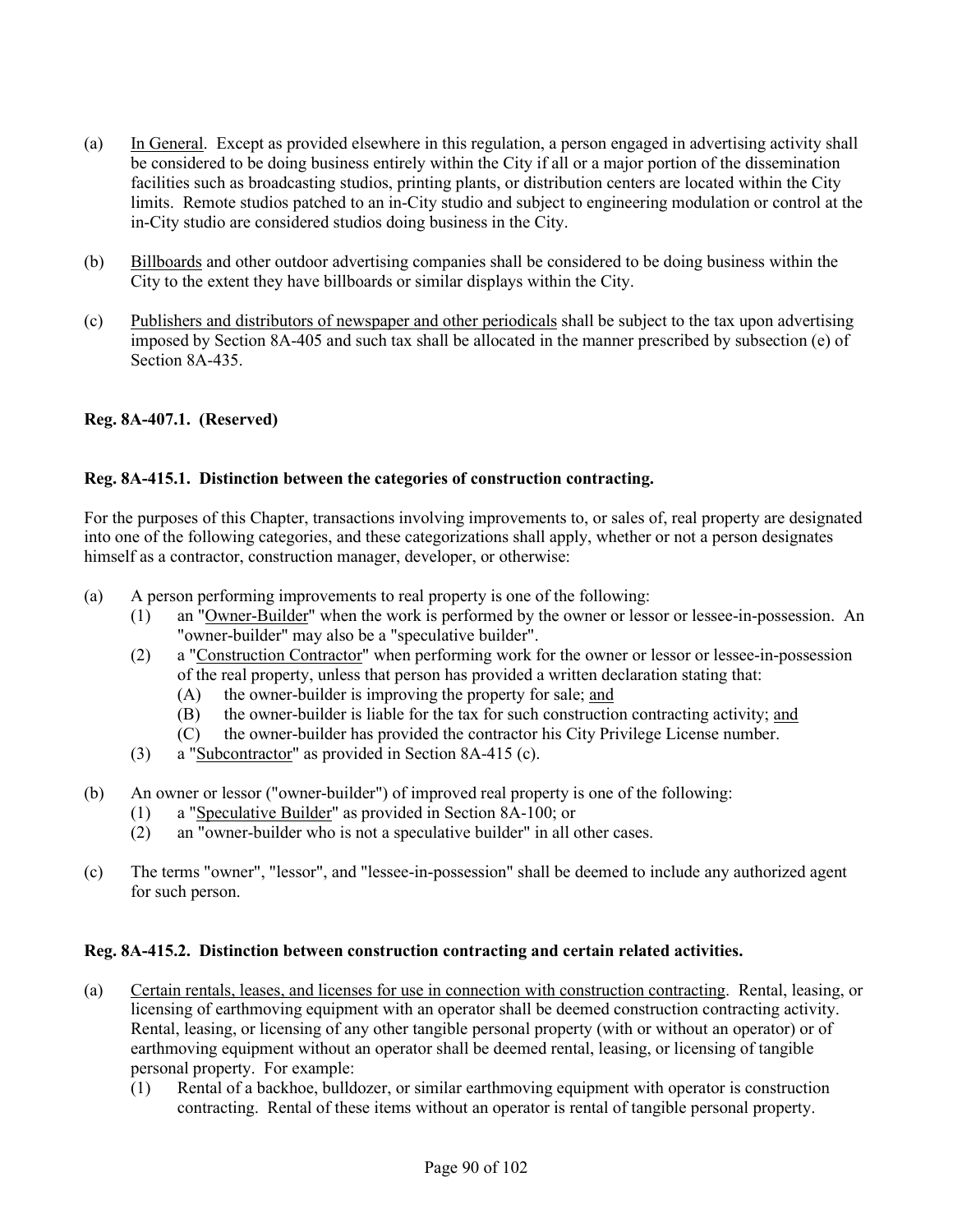(a) In General. Except as provided elsewhere in this regulation, a person engaged in advertising activity shall be considered to be doing business entirely within the City if all or a major portion of the dissemination facilities such as broadcasting studios, printing plants, or distribution centers are located within the City limits. Remote studios patched to an in-City studio and subject to engineering modulation or control at the in-City studio are considered studios doing business in the City.

(b) Billboards and other outdoor advertising companies shall be considered to be doing business within the City to the extent they have billboards or similar displays within the City.

(c) Publishers and distributors of newspaper and other periodicals shall be subject to the tax upon advertising imposed by Section 8A-405 and such tax shall be allocated in the manner prescribed by subsection (e) of Section 8A-435.

**Reg. 8A-407.1. (Reserved)**

**Reg. 8A-415.1. Distinction between the categories of construction contracting.**

For the purposes of this Chapter, transactions involving improvements to, or sales of, real property are designated into one of the following categories, and these categorizations shall apply, whether or not a person designates himself as a contractor, construction manager, developer, or otherwise:

(a) A person performing improvements to real property is one of the following:
   - (1) an "Owner-Builder" when the work is performed by the owner or lessor or lessee-in-possession. An "owner-builder" may also be a "speculative builder".
   - (2) a "Construction Contractor" when performing work for the owner or lessor or lessee-in-possession of the real property, unless that person has provided a written declaration stating that:
     - (A) the owner-builder is improving the property for sale; and
     - (B) the owner-builder is liable for the tax for such construction contracting activity; and
     - (C) the owner-builder has provided the contractor his City Privilege License number.
   - (3) a "Subcontractor" as provided in Section 8A-415 (c).

(b) An owner or lessor ("owner-builder") of improved real property is one of the following:
   - (1) a "Speculative Builder" as provided in Section 8A-100; or
   - (2) an "owner-builder who is not a speculative builder" in all other cases.

(c) The terms "owner", "lessor", and "lessee-in-possession" shall be deemed to include any authorized agent for such person.

**Reg. 8A-415.2. Distinction between construction contracting and certain related activities.**

(a) Certain rentals, leases, and licenses for use in connection with construction contracting. Rental, leasing, or licensing of earthmoving equipment with an operator shall be deemed construction contracting activity. Rental, leasing, or licensing of any other tangible personal property (with or without an operator) or of earthmoving equipment without an operator shall be deemed rental, leasing, or licensing of tangible personal property. For example:
   - (1) Rental of a backhoe, bulldozer, or similar earthmoving equipment with operator is construction contracting. Rental of these items without an operator is rental of tangible personal property.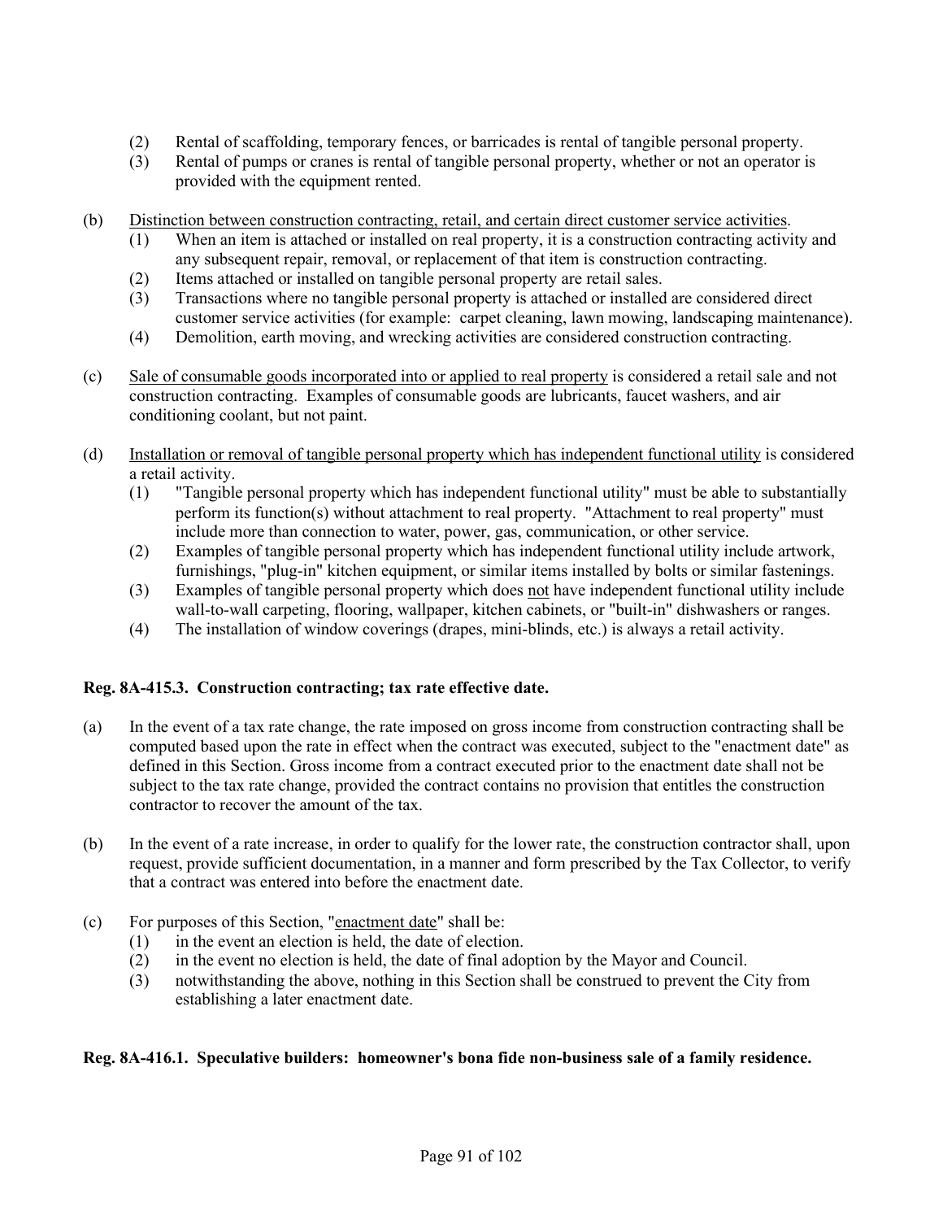(2) Rental of scaffolding, temporary fences, or barricades is rental of tangible personal property.
(3) Rental of pumps or cranes is rental of tangible personal property, whether or not an operator is provided with the equipment rented.

(b) Distinction between construction contracting, retail, and certain direct customer service activities.
  (1) When an item is attached or installed on real property, it is a construction contracting activity and any subsequent repair, removal, or replacement of that item is construction contracting.
  (2) Items attached or installed on tangible personal property are retail sales.
  (3) Transactions where no tangible personal property is attached or installed are considered direct customer service activities (for example: carpet cleaning, lawn mowing, landscaping maintenance).
  (4) Demolition, earth moving, and wrecking activities are considered construction contracting.

(c) Sale of consumable goods incorporated into or applied to real property is considered a retail sale and not construction contracting. Examples of consumable goods are lubricants, faucet washers, and air conditioning coolant, but not paint.

(d) Installation or removal of tangible personal property which has independent functional utility is considered a retail activity.
  (1) "Tangible personal property which has independent functional utility" must be able to substantially perform its function(s) without attachment to real property. "Attachment to real property" must include more than connection to water, power, gas, communication, or other service.
  (2) Examples of tangible personal property which has independent functional utility include artwork, furnishings, "plug-in" kitchen equipment, or similar items installed by bolts or similar fastenings.
  (3) Examples of tangible personal property which does not have independent functional utility include wall-to-wall carpeting, flooring, wallpaper, kitchen cabinets, or "built-in" dishwashers or ranges.
  (4) The installation of window coverings (drapes, mini-blinds, etc.) is always a retail activity.

**Reg. 8A-415.3. Construction contracting; tax rate effective date.**

(a) In the event of a tax rate change, the rate imposed on gross income from construction contracting shall be computed based upon the rate in effect when the contract was executed, subject to the "enactment date" as defined in this Section. Gross income from a contract executed prior to the enactment date shall not be subject to the tax rate change, provided the contract contains no provision that entitles the construction contractor to recover the amount of the tax.

(b) In the event of a rate increase, in order to qualify for the lower rate, the construction contractor shall, upon request, provide sufficient documentation, in a manner and form prescribed by the Tax Collector, to verify that a contract was entered into before the enactment date.

(c) For purposes of this Section, "enactment date" shall be:
  (1) in the event an election is held, the date of election.
  (2) in the event no election is held, the date of final adoption by the Mayor and Council.
  (3) notwithstanding the above, nothing in this Section shall be construed to prevent the City from establishing a later enactment date.

**Reg. 8A-416.1. Speculative builders: homeowner's bona fide non-business sale of a family residence.**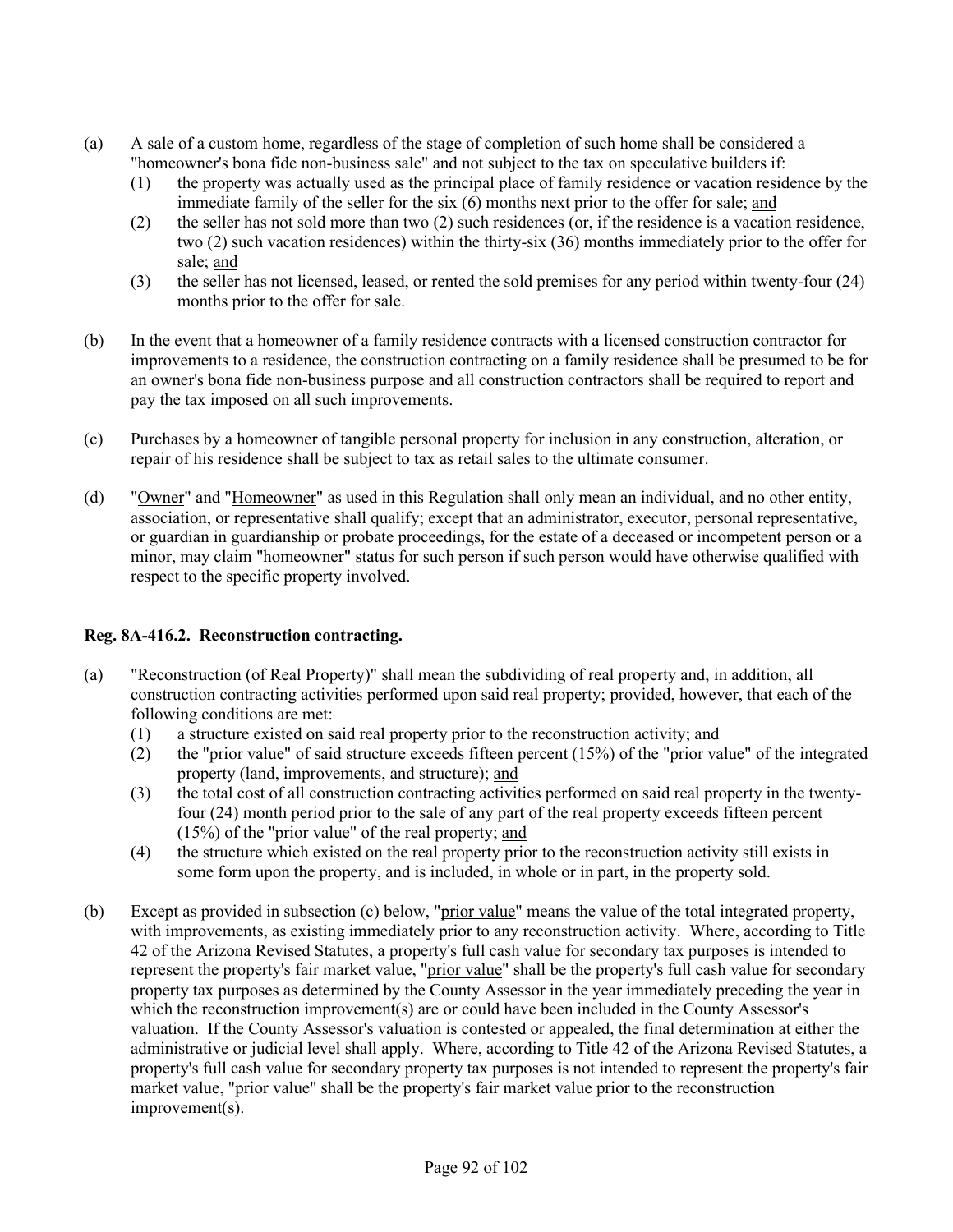(a) A sale of a custom home, regardless of the stage of completion of such home shall be considered a "homeowner's bona fide non-business sale" and not subject to the tax on speculative builders if:
   (1) the property was actually used as the principal place of family residence or vacation residence by the immediate family of the seller for the six (6) months next prior to the offer for sale; and
   (2) the seller has not sold more than two (2) such residences (or, if the residence is a vacation residence, two (2) such vacation residences) within the thirty-six (36) months immediately prior to the offer for sale; and
   (3) the seller has not licensed, leased, or rented the sold premises for any period within twenty-four (24) months prior to the offer for sale.

(b) In the event that a homeowner of a family residence contracts with a licensed construction contractor for improvements to a residence, the construction contracting on a family residence shall be presumed to be for an owner's bona fide non-business purpose and all construction contractors shall be required to report and pay the tax imposed on all such improvements.

(c) Purchases by a homeowner of tangible personal property for inclusion in any construction, alteration, or repair of his residence shall be subject to tax as retail sales to the ultimate consumer.

(d) "Owner" and "Homeowner" as used in this Regulation shall only mean an individual, and no other entity, association, or representative shall qualify; except that an administrator, executor, personal representative, or guardian in guardianship or probate proceedings, for the estate of a deceased or incompetent person or a minor, may claim "homeowner" status for such person if such person would have otherwise qualified with respect to the specific property involved.

**Reg. 8A-416.2. Reconstruction contracting.**

(a) "Reconstruction (of Real Property)" shall mean the subdividing of real property and, in addition, all construction contracting activities performed upon said real property; provided, however, that each of the following conditions are met:
   (1) a structure existed on said real property prior to the reconstruction activity; and
   (2) the "prior value" of said structure exceeds fifteen percent (15%) of the "prior value" of the integrated property (land, improvements, and structure); and
   (3) the total cost of all construction contracting activities performed on said real property in the twenty-four (24) month period prior to the sale of any part of the real property exceeds fifteen percent (15%) of the "prior value" of the real property; and
   (4) the structure which existed on the real property prior to the reconstruction activity still exists in some form upon the property, and is included, in whole or in part, in the property sold.

(b) Except as provided in subsection (c) below, "prior value" means the value of the total integrated property, with improvements, as existing immediately prior to any reconstruction activity. Where, according to Title 42 of the Arizona Revised Statutes, a property's full cash value for secondary tax purposes is intended to represent the property's fair market value, "prior value" shall be the property's full cash value for secondary property tax purposes as determined by the County Assessor in the year immediately preceding the year in which the reconstruction improvement(s) are or could have been included in the County Assessor's valuation. If the County Assessor's valuation is contested or appealed, the final determination at either the administrative or judicial level shall apply. Where, according to Title 42 of the Arizona Revised Statutes, a property's full cash value for secondary property tax purposes is not intended to represent the property's fair market value, "prior value" shall be the property's fair market value prior to the reconstruction improvement(s).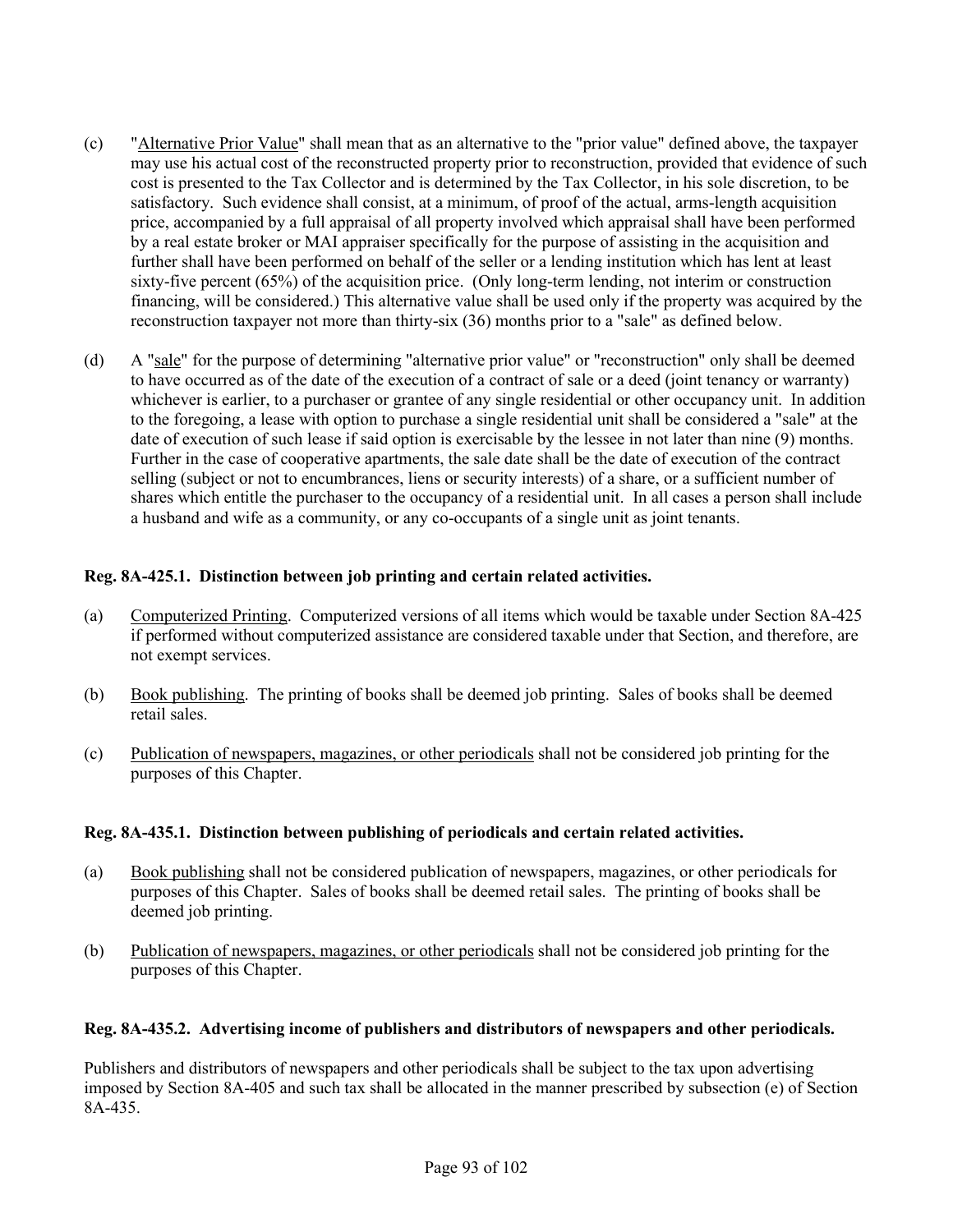(c) "Alternative Prior Value" shall mean that as an alternative to the "prior value" defined above, the taxpayer may use his actual cost of the reconstructed property prior to reconstruction, provided that evidence of such cost is presented to the Tax Collector and is determined by the Tax Collector, in his sole discretion, to be satisfactory. Such evidence shall consist, at a minimum, of proof of the actual, arms-length acquisition price, accompanied by a full appraisal of all property involved which appraisal shall have been performed by a real estate broker or MAI appraiser specifically for the purpose of assisting in the acquisition and further shall have been performed on behalf of the seller or a lending institution which has lent at least sixty-five percent (65%) of the acquisition price. (Only long-term lending, not interim or construction financing, will be considered.) This alternative value shall be used only if the property was acquired by the reconstruction taxpayer not more than thirty-six (36) months prior to a "sale" as defined below.

(d) A "sale" for the purpose of determining "alternative prior value" or "reconstruction" only shall be deemed to have occurred as of the date of the execution of a contract of sale or a deed (joint tenancy or warranty) whichever is earlier, to a purchaser or grantee of any single residential or other occupancy unit. In addition to the foregoing, a lease with option to purchase a single residential unit shall be considered a "sale" at the date of execution of such lease if said option is exercisable by the lessee in not later than nine (9) months. Further in the case of cooperative apartments, the sale date shall be the date of execution of the contract selling (subject or not to encumbrances, liens or security interests) of a share, or a sufficient number of shares which entitle the purchaser to the occupancy of a residential unit. In all cases a person shall include a husband and wife as a community, or any co-occupants of a single unit as joint tenants.

**Reg. 8A-425.1. Distinction between job printing and certain related activities.**

(a) Computerized Printing. Computerized versions of all items which would be taxable under Section 8A-425 if performed without computerized assistance are considered taxable under that Section, and therefore, are not exempt services.

(b) Book publishing. The printing of books shall be deemed job printing. Sales of books shall be deemed retail sales.

(c) Publication of newspapers, magazines, or other periodicals shall not be considered job printing for the purposes of this Chapter.

**Reg. 8A-435.1. Distinction between publishing of periodicals and certain related activities.**

(a) Book publishing shall not be considered publication of newspapers, magazines, or other periodicals for purposes of this Chapter. Sales of books shall be deemed retail sales. The printing of books shall be deemed job printing.

(b) Publication of newspapers, magazines, or other periodicals shall not be considered job printing for the purposes of this Chapter.

**Reg. 8A-435.2. Advertising income of publishers and distributors of newspapers and other periodicals.**

Publishers and distributors of newspapers and other periodicals shall be subject to the tax upon advertising imposed by Section 8A-405 and such tax shall be allocated in the manner prescribed by subsection (e) of Section 8A-435.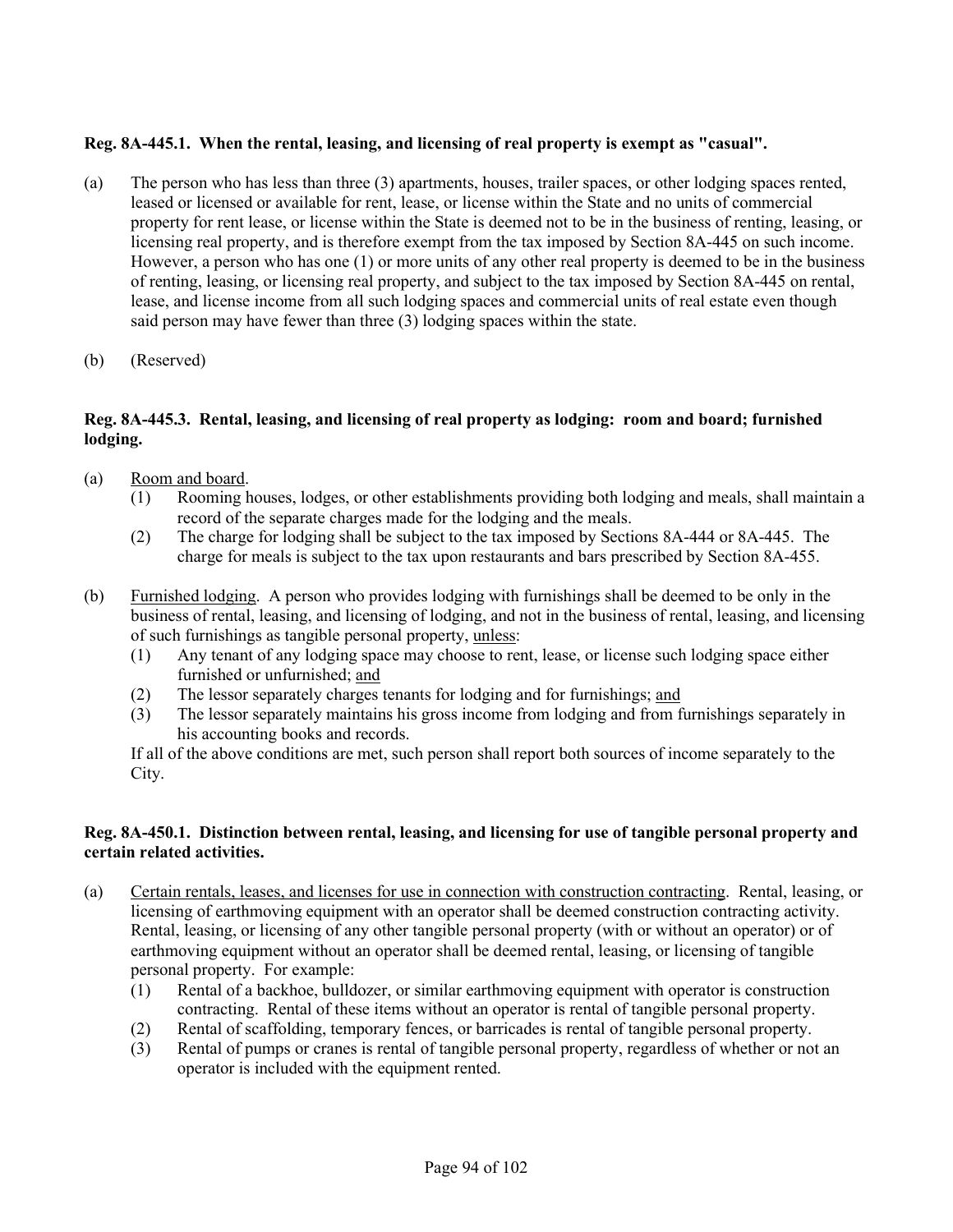**Reg. 8A-445.1. When the rental, leasing, and licensing of real property is exempt as "casual".**

(a) The person who has less than three (3) apartments, houses, trailer spaces, or other lodging spaces rented, leased or licensed or available for rent, lease, or license within the State and no units of commercial property for rent lease, or license within the State is deemed not to be in the business of renting, leasing, or licensing real property, and is therefore exempt from the tax imposed by Section 8A-445 on such income. However, a person who has one (1) or more units of any other real property is deemed to be in the business of renting, leasing, or licensing real property, and subject to the tax imposed by Section 8A-445 on rental, lease, and license income from all such lodging spaces and commercial units of real estate even though said person may have fewer than three (3) lodging spaces within the state.

(b) (Reserved)

**Reg. 8A-445.3. Rental, leasing, and licensing of real property as lodging: room and board; furnished lodging.**

(a) Room and board.
   (1) Rooming houses, lodges, or other establishments providing both lodging and meals, shall maintain a record of the separate charges made for the lodging and the meals.
   (2) The charge for lodging shall be subject to the tax imposed by Sections 8A-444 or 8A-445. The charge for meals is subject to the tax upon restaurants and bars prescribed by Section 8A-455.

(b) Furnished lodging. A person who provides lodging with furnishings shall be deemed to be only in the business of rental, leasing, and licensing of lodging, and not in the business of rental, leasing, and licensing of such furnishings as tangible personal property, unless:
   (1) Any tenant of any lodging space may choose to rent, lease, or license such lodging space either furnished or unfurnished; and
   (2) The lessor separately charges tenants for lodging and for furnishings; and
   (3) The lessor separately maintains his gross income from lodging and from furnishings separately in his accounting books and records.

   If all of the above conditions are met, such person shall report both sources of income separately to the City.

**Reg. 8A-450.1. Distinction between rental, leasing, and licensing for use of tangible personal property and certain related activities.**

(a) Certain rentals, leases, and licenses for use in connection with construction contracting. Rental, leasing, or licensing of earthmoving equipment with an operator shall be deemed construction contracting activity. Rental, leasing, or licensing of any other tangible personal property (with or without an operator) or of earthmoving equipment without an operator shall be deemed rental, leasing, or licensing of tangible personal property. For example:
   (1) Rental of a backhoe, bulldozer, or similar earthmoving equipment with operator is construction contracting. Rental of these items without an operator is rental of tangible personal property.
   (2) Rental of scaffolding, temporary fences, or barricades is rental of tangible personal property.
   (3) Rental of pumps or cranes is rental of tangible personal property, regardless of whether or not an operator is included with the equipment rented.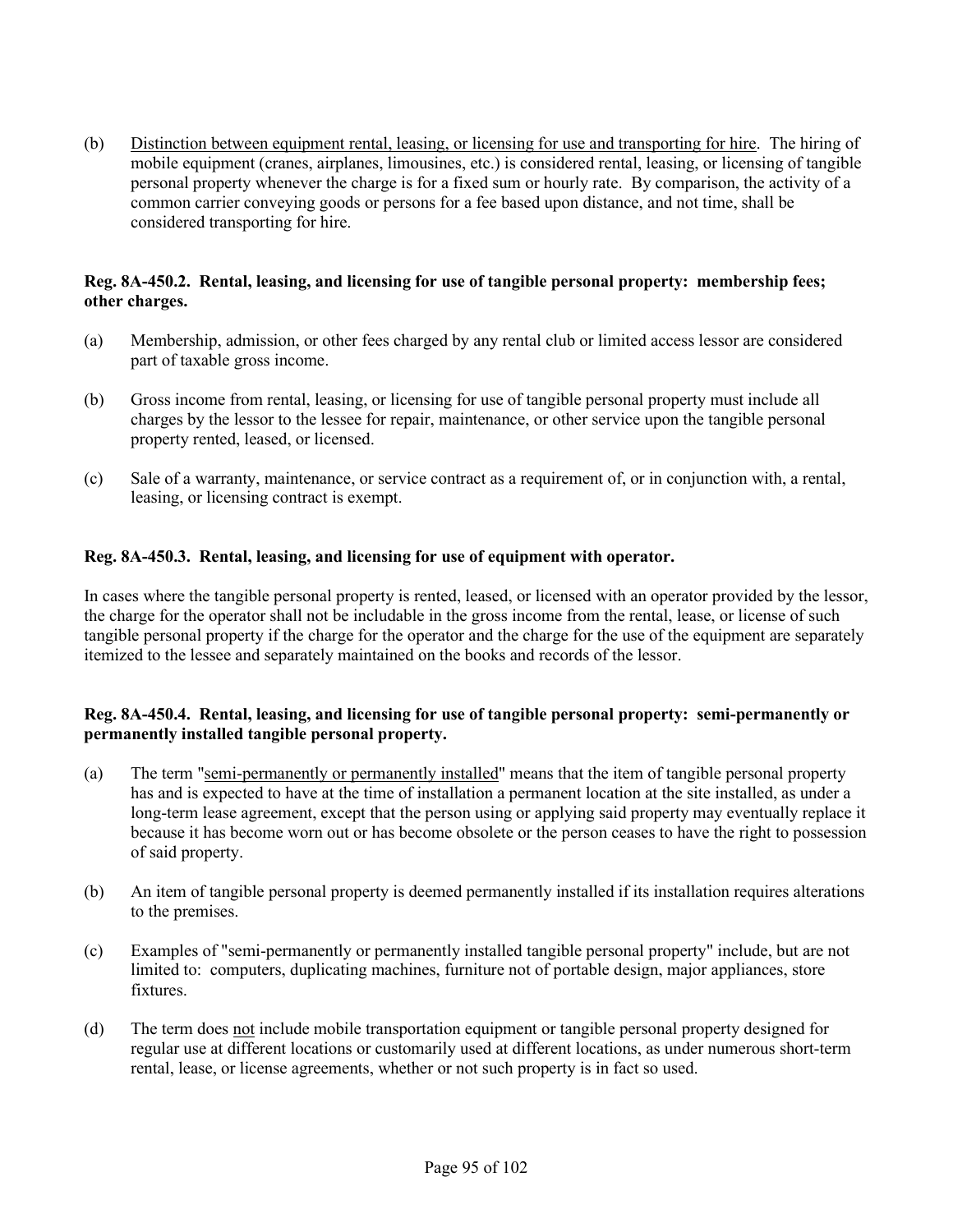(b) Distinction between equipment rental, leasing, or licensing for use and transporting for hire. The hiring of mobile equipment (cranes, airplanes, limousines, etc.) is considered rental, leasing, or licensing of tangible personal property whenever the charge is for a fixed sum or hourly rate. By comparison, the activity of a common carrier conveying goods or persons for a fee based upon distance, and not time, shall be considered transporting for hire.

**Reg. 8A-450.2. Rental, leasing, and licensing for use of tangible personal property: membership fees; other charges.**

(a) Membership, admission, or other fees charged by any rental club or limited access lessor are considered part of taxable gross income.

(b) Gross income from rental, leasing, or licensing for use of tangible personal property must include all charges by the lessor to the lessee for repair, maintenance, or other service upon the tangible personal property rented, leased, or licensed.

(c) Sale of a warranty, maintenance, or service contract as a requirement of, or in conjunction with, a rental, leasing, or licensing contract is exempt.

**Reg. 8A-450.3. Rental, leasing, and licensing for use of equipment with operator.**

In cases where the tangible personal property is rented, leased, or licensed with an operator provided by the lessor, the charge for the operator shall not be includable in the gross income from the rental, lease, or license of such tangible personal property if the charge for the operator and the charge for the use of the equipment are separately itemized to the lessee and separately maintained on the books and records of the lessor.

**Reg. 8A-450.4. Rental, leasing, and licensing for use of tangible personal property: semi-permanently or permanently installed tangible personal property.**

(a) The term "semi-permanently or permanently installed" means that the item of tangible personal property has and is expected to have at the time of installation a permanent location at the site installed, as under a long-term lease agreement, except that the person using or applying said property may eventually replace it because it has become worn out or has become obsolete or the person ceases to have the right to possession of said property.

(b) An item of tangible personal property is deemed permanently installed if its installation requires alterations to the premises.

(c) Examples of "semi-permanently or permanently installed tangible personal property" include, but are not limited to: computers, duplicating machines, furniture not of portable design, major appliances, store fixtures.

(d) The term does not include mobile transportation equipment or tangible personal property designed for regular use at different locations or customarily used at different locations, as under numerous short-term rental, lease, or license agreements, whether or not such property is in fact so used.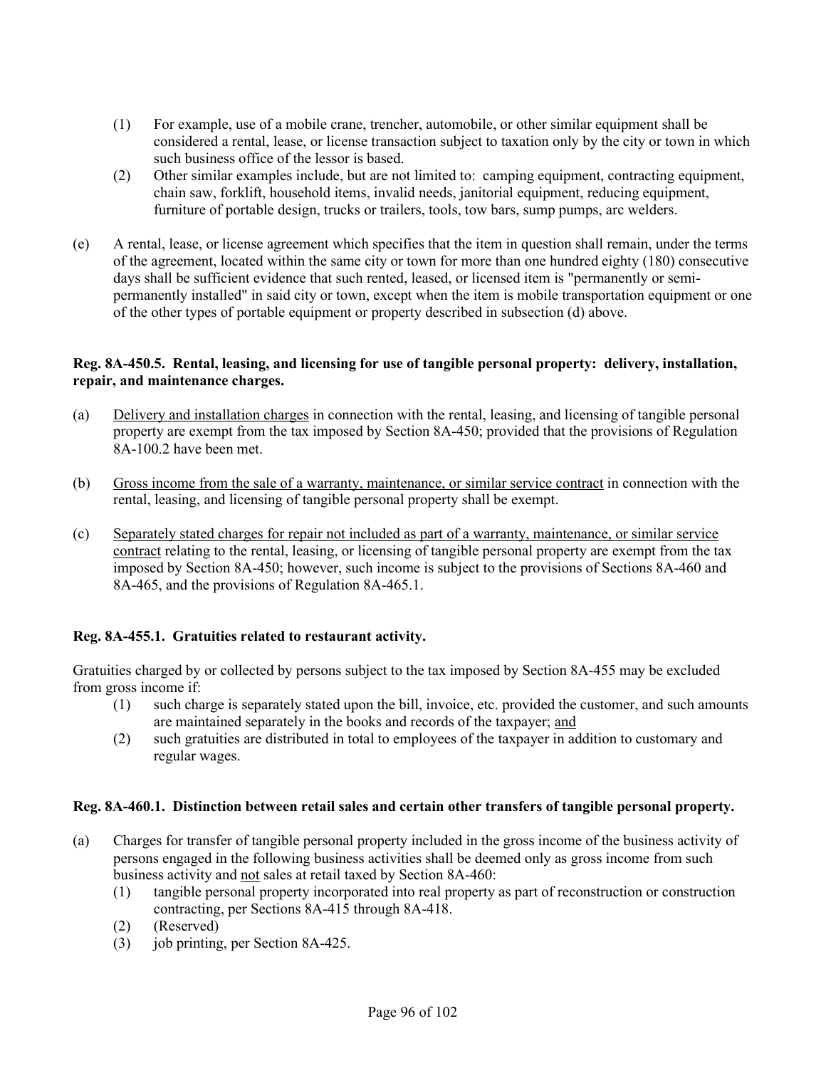(1) For example, use of a mobile crane, trencher, automobile, or other similar equipment shall be considered a rental, lease, or license transaction subject to taxation only by the city or town in which such business office of the lessor is based.

(2) Other similar examples include, but are not limited to: camping equipment, contracting equipment, chain saw, forklift, household items, invalid needs, janitorial equipment, reducing equipment, furniture of portable design, trucks or trailers, tools, tow bars, sump pumps, arc welders.

(e) A rental, lease, or license agreement which specifies that the item in question shall remain, under the terms of the agreement, located within the same city or town for more than one hundred eighty (180) consecutive days shall be sufficient evidence that such rented, leased, or licensed item is "permanently or semi-permanently installed" in said city or town, except when the item is mobile transportation equipment or one of the other types of portable equipment or property described in subsection (d) above.

**Reg. 8A-450.5. Rental, leasing, and licensing for use of tangible personal property: delivery, installation, repair, and maintenance charges.**

(a) Delivery and installation charges in connection with the rental, leasing, and licensing of tangible personal property are exempt from the tax imposed by Section 8A-450; provided that the provisions of Regulation 8A-100.2 have been met.

(b) Gross income from the sale of a warranty, maintenance, or similar service contract in connection with the rental, leasing, and licensing of tangible personal property shall be exempt.

(c) Separately stated charges for repair not included as part of a warranty, maintenance, or similar service contract relating to the rental, leasing, or licensing of tangible personal property are exempt from the tax imposed by Section 8A-450; however, such income is subject to the provisions of Sections 8A-460 and 8A-465, and the provisions of Regulation 8A-465.1.

**Reg. 8A-455.1. Gratuities related to restaurant activity.**

Gratuities charged by or collected by persons subject to the tax imposed by Section 8A-455 may be excluded from gross income if:

(1) such charge is separately stated upon the bill, invoice, etc. provided the customer, and such amounts are maintained separately in the books and records of the taxpayer; and

(2) such gratuities are distributed in total to employees of the taxpayer in addition to customary and regular wages.

**Reg. 8A-460.1. Distinction between retail sales and certain other transfers of tangible personal property.**

(a) Charges for transfer of tangible personal property included in the gross income of the business activity of persons engaged in the following business activities shall be deemed only as gross income from such business activity and not sales at retail taxed by Section 8A-460:

(1) tangible personal property incorporated into real property as part of reconstruction or construction contracting, per Sections 8A-415 through 8A-418.

(2) (Reserved)

(3) job printing, per Section 8A-425.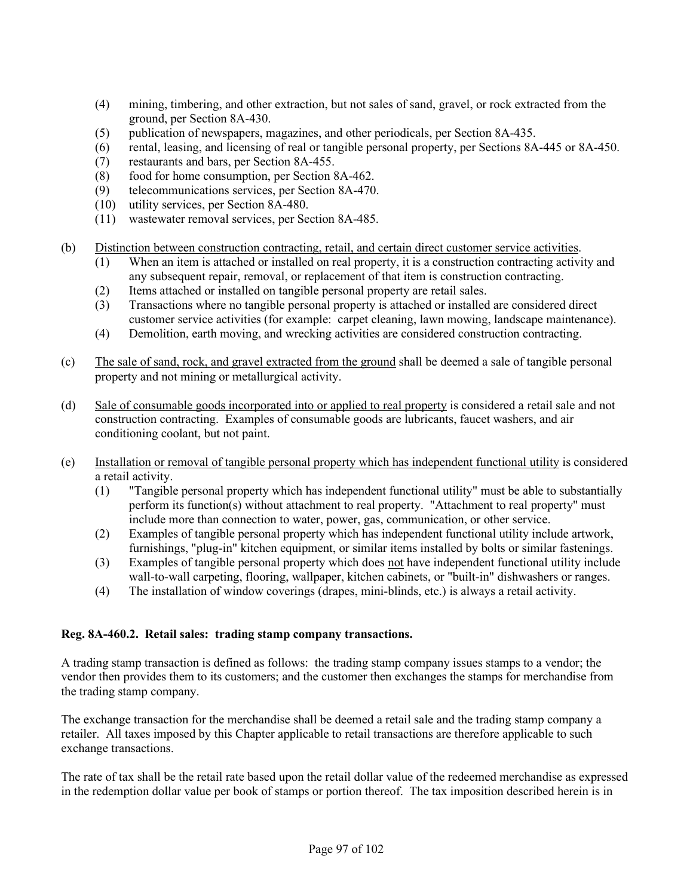(4) mining, timbering, and other extraction, but not sales of sand, gravel, or rock extracted from the ground, per Section 8A-430.
(5) publication of newspapers, magazines, and other periodicals, per Section 8A-435.
(6) rental, leasing, and licensing of real or tangible personal property, per Sections 8A-445 or 8A-450.
(7) restaurants and bars, per Section 8A-455.
(8) food for home consumption, per Section 8A-462.
(9) telecommunications services, per Section 8A-470.
(10) utility services, per Section 8A-480.
(11) wastewater removal services, per Section 8A-485.

(b) Distinction between construction contracting, retail, and certain direct customer service activities.
(1) When an item is attached or installed on real property, it is a construction contracting activity and any subsequent repair, removal, or replacement of that item is construction contracting.
(2) Items attached or installed on tangible personal property are retail sales.
(3) Transactions where no tangible personal property is attached or installed are considered direct customer service activities (for example: carpet cleaning, lawn mowing, landscape maintenance).
(4) Demolition, earth moving, and wrecking activities are considered construction contracting.

(c) The sale of sand, rock, and gravel extracted from the ground shall be deemed a sale of tangible personal property and not mining or metallurgical activity.

(d) Sale of consumable goods incorporated into or applied to real property is considered a retail sale and not construction contracting. Examples of consumable goods are lubricants, faucet washers, and air conditioning coolant, but not paint.

(e) Installation or removal of tangible personal property which has independent functional utility is considered a retail activity.
(1) "Tangible personal property which has independent functional utility" must be able to substantially perform its function(s) without attachment to real property. "Attachment to real property" must include more than connection to water, power, gas, communication, or other service.
(2) Examples of tangible personal property which has independent functional utility include artwork, furnishings, "plug-in" kitchen equipment, or similar items installed by bolts or similar fastenings.
(3) Examples of tangible personal property which does not have independent functional utility include wall-to-wall carpeting, flooring, wallpaper, kitchen cabinets, or "built-in" dishwashers or ranges.
(4) The installation of window coverings (drapes, mini-blinds, etc.) is always a retail activity.

**Reg. 8A-460.2. Retail sales: trading stamp company transactions.**

A trading stamp transaction is defined as follows: the trading stamp company issues stamps to a vendor; the vendor then provides them to its customers; and the customer then exchanges the stamps for merchandise from the trading stamp company.

The exchange transaction for the merchandise shall be deemed a retail sale and the trading stamp company a retailer. All taxes imposed by this Chapter applicable to retail transactions are therefore applicable to such exchange transactions.

The rate of tax shall be the retail rate based upon the retail dollar value of the redeemed merchandise as expressed in the redemption dollar value per book of stamps or portion thereof. The tax imposition described herein is in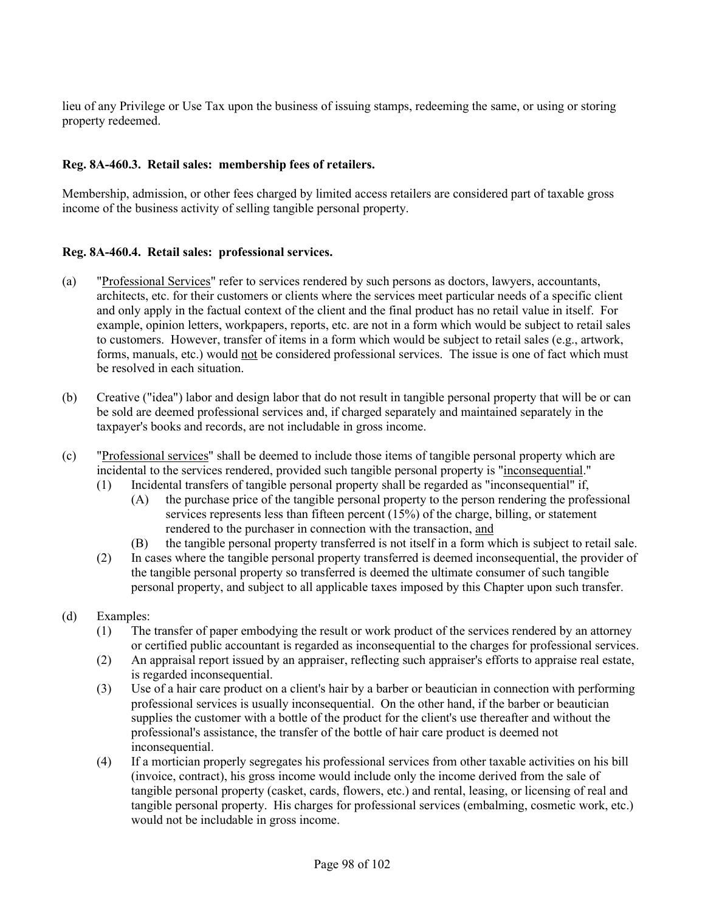lieu of any Privilege or Use Tax upon the business of issuing stamps, redeeming the same, or using or storing property redeemed.

**Reg. 8A-460.3. Retail sales: membership fees of retailers.**

Membership, admission, or other fees charged by limited access retailers are considered part of taxable gross income of the business activity of selling tangible personal property.

**Reg. 8A-460.4. Retail sales: professional services.**

(a) "Professional Services" refer to services rendered by such persons as doctors, lawyers, accountants, architects, etc. for their customers or clients where the services meet particular needs of a specific client and only apply in the factual context of the client and the final product has no retail value in itself. For example, opinion letters, workpapers, reports, etc. are not in a form which would be subject to retail sales to customers. However, transfer of items in a form which would be subject to retail sales (e.g., artwork, forms, manuals, etc.) would not be considered professional services. The issue is one of fact which must be resolved in each situation.

(b) Creative ("idea") labor and design labor that do not result in tangible personal property that will be or can be sold are deemed professional services and, if charged separately and maintained separately in the taxpayer's books and records, are not includable in gross income.

(c) "Professional services" shall be deemed to include those items of tangible personal property which are incidental to the services rendered, provided such tangible personal property is "inconsequential."

  (1) Incidental transfers of tangible personal property shall be regarded as "inconsequential" if,

    (A) the purchase price of the tangible personal property to the person rendering the professional services represents less than fifteen percent (15%) of the charge, billing, or statement rendered to the purchaser in connection with the transaction, and

    (B) the tangible personal property transferred is not itself in a form which is subject to retail sale.

  (2) In cases where the tangible personal property transferred is deemed inconsequential, the provider of the tangible personal property so transferred is deemed the ultimate consumer of such tangible personal property, and subject to all applicable taxes imposed by this Chapter upon such transfer.

(d) Examples:

  (1) The transfer of paper embodying the result or work product of the services rendered by an attorney or certified public accountant is regarded as inconsequential to the charges for professional services.

  (2) An appraisal report issued by an appraiser, reflecting such appraiser's efforts to appraise real estate, is regarded inconsequential.

  (3) Use of a hair care product on a client's hair by a barber or beautician in connection with performing professional services is usually inconsequential. On the other hand, if the barber or beautician supplies the customer with a bottle of the product for the client's use thereafter and without the professional's assistance, the transfer of the bottle of hair care product is deemed not inconsequential.

  (4) If a mortician properly segregates his professional services from other taxable activities on his bill (invoice, contract), his gross income would include only the income derived from the sale of tangible personal property (casket, cards, flowers, etc.) and rental, leasing, or licensing of real and tangible personal property. His charges for professional services (embalming, cosmetic work, etc.) would not be includable in gross income.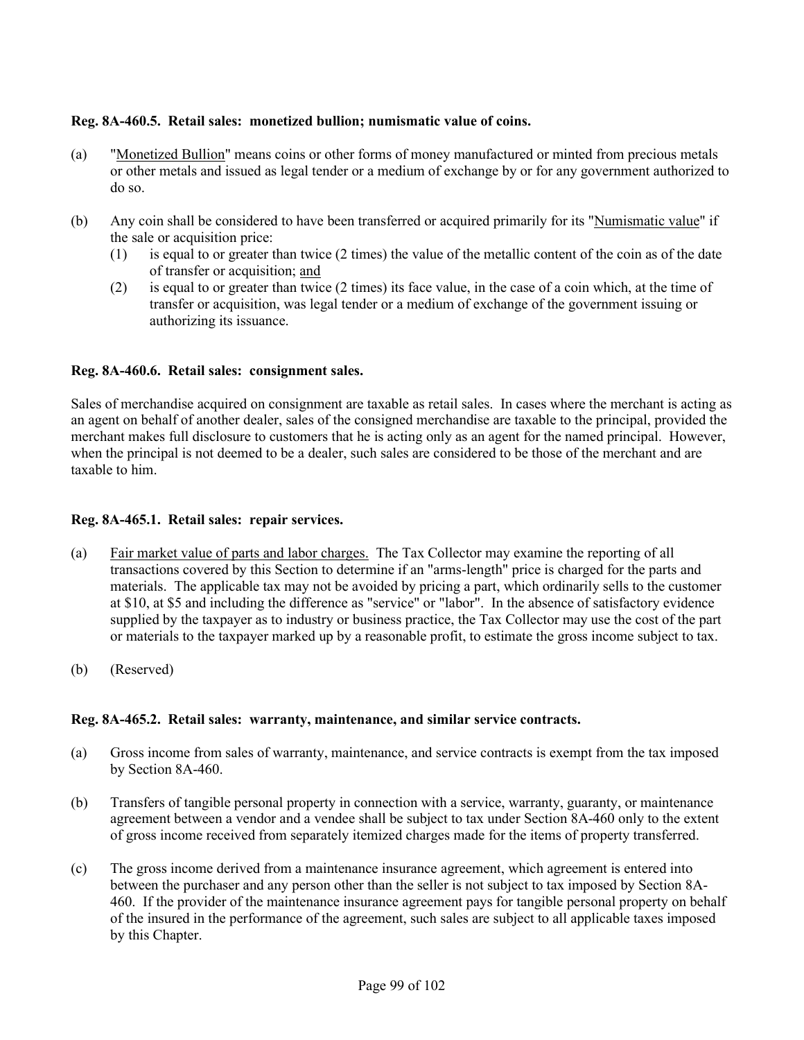**Reg. 8A-460.5. Retail sales: monetized bullion; numismatic value of coins.**

(a) "Monetized Bullion" means coins or other forms of money manufactured or minted from precious metals or other metals and issued as legal tender or a medium of exchange by or for any government authorized to do so.

(b) Any coin shall be considered to have been transferred or acquired primarily for its "Numismatic value" if the sale or acquisition price:

  (1) is equal to or greater than twice (2 times) the value of the metallic content of the coin as of the date of transfer or acquisition; and

  (2) is equal to or greater than twice (2 times) its face value, in the case of a coin which, at the time of transfer or acquisition, was legal tender or a medium of exchange of the government issuing or authorizing its issuance.

**Reg. 8A-460.6. Retail sales: consignment sales.**

Sales of merchandise acquired on consignment are taxable as retail sales. In cases where the merchant is acting as an agent on behalf of another dealer, sales of the consigned merchandise are taxable to the principal, provided the merchant makes full disclosure to customers that he is acting only as an agent for the named principal. However, when the principal is not deemed to be a dealer, such sales are considered to be those of the merchant and are taxable to him.

**Reg. 8A-465.1. Retail sales: repair services.**

(a) Fair market value of parts and labor charges. The Tax Collector may examine the reporting of all transactions covered by this Section to determine if an "arms-length" price is charged for the parts and materials. The applicable tax may not be avoided by pricing a part, which ordinarily sells to the customer at $10, at $5 and including the difference as "service" or "labor". In the absence of satisfactory evidence supplied by the taxpayer as to industry or business practice, the Tax Collector may use the cost of the part or materials to the taxpayer marked up by a reasonable profit, to estimate the gross income subject to tax.

(b) (Reserved)

**Reg. 8A-465.2. Retail sales: warranty, maintenance, and similar service contracts.**

(a) Gross income from sales of warranty, maintenance, and service contracts is exempt from the tax imposed by Section 8A-460.

(b) Transfers of tangible personal property in connection with a service, warranty, guaranty, or maintenance agreement between a vendor and a vendee shall be subject to tax under Section 8A-460 only to the extent of gross income received from separately itemized charges made for the items of property transferred.

(c) The gross income derived from a maintenance insurance agreement, which agreement is entered into between the purchaser and any person other than the seller is not subject to tax imposed by Section 8A-460. If the provider of the maintenance insurance agreement pays for tangible personal property on behalf of the insured in the performance of the agreement, such sales are subject to all applicable taxes imposed by this Chapter.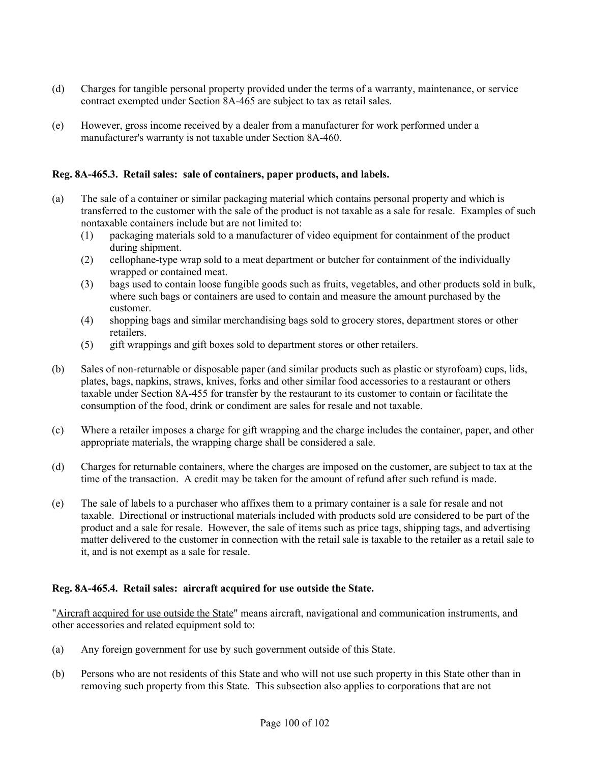(d) Charges for tangible personal property provided under the terms of a warranty, maintenance, or service contract exempted under Section 8A-465 are subject to tax as retail sales.

(e) However, gross income received by a dealer from a manufacturer for work performed under a manufacturer's warranty is not taxable under Section 8A-460.

**Reg. 8A-465.3. Retail sales: sale of containers, paper products, and labels.**

(a) The sale of a container or similar packaging material which contains personal property and which is transferred to the customer with the sale of the product is not taxable as a sale for resale. Examples of such nontaxable containers include but are not limited to:
   (1) packaging materials sold to a manufacturer of video equipment for containment of the product during shipment.
   (2) cellophane-type wrap sold to a meat department or butcher for containment of the individually wrapped or contained meat.
   (3) bags used to contain loose fungible goods such as fruits, vegetables, and other products sold in bulk, where such bags or containers are used to contain and measure the amount purchased by the customer.
   (4) shopping bags and similar merchandising bags sold to grocery stores, department stores or other retailers.
   (5) gift wrappings and gift boxes sold to department stores or other retailers.

(b) Sales of non-returnable or disposable paper (and similar products such as plastic or styrofoam) cups, lids, plates, bags, napkins, straws, knives, forks and other similar food accessories to a restaurant or others taxable under Section 8A-455 for transfer by the restaurant to its customer to contain or facilitate the consumption of the food, drink or condiment are sales for resale and not taxable.

(c) Where a retailer imposes a charge for gift wrapping and the charge includes the container, paper, and other appropriate materials, the wrapping charge shall be considered a sale.

(d) Charges for returnable containers, where the charges are imposed on the customer, are subject to tax at the time of the transaction. A credit may be taken for the amount of refund after such refund is made.

(e) The sale of labels to a purchaser who affixes them to a primary container is a sale for resale and not taxable. Directional or instructional materials included with products sold are considered to be part of the product and a sale for resale. However, the sale of items such as price tags, shipping tags, and advertising matter delivered to the customer in connection with the retail sale is taxable to the retailer as a retail sale to it, and is not exempt as a sale for resale.

**Reg. 8A-465.4. Retail sales: aircraft acquired for use outside the State.**

"Aircraft acquired for use outside the State" means aircraft, navigational and communication instruments, and other accessories and related equipment sold to:

(a) Any foreign government for use by such government outside of this State.

(b) Persons who are not residents of this State and who will not use such property in this State other than in removing such property from this State. This subsection also applies to corporations that are not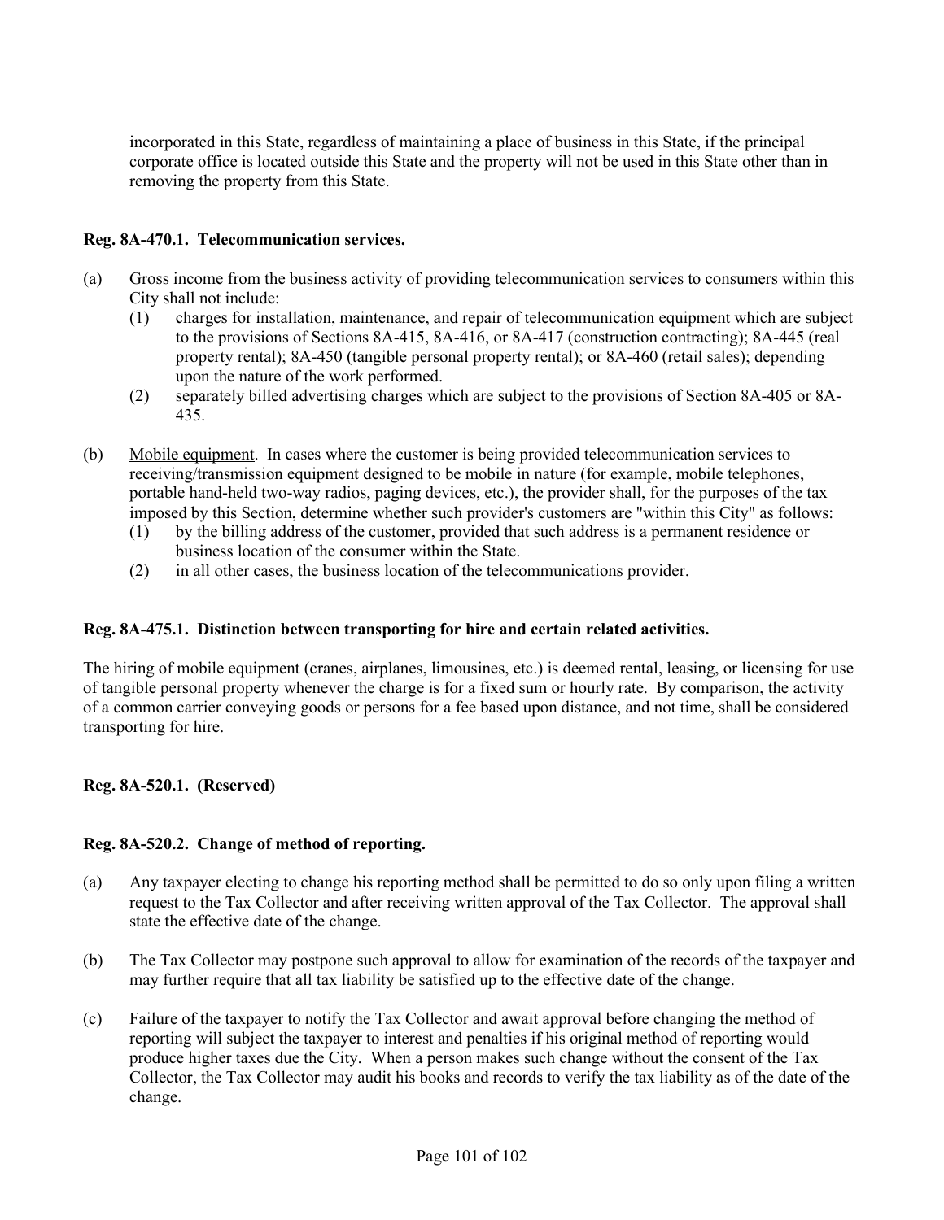incorporated in this State, regardless of maintaining a place of business in this State, if the principal corporate office is located outside this State and the property will not be used in this State other than in removing the property from this State.

**Reg. 8A-470.1. Telecommunication services.**

(a) Gross income from the business activity of providing telecommunication services to consumers within this City shall not include:

(1) charges for installation, maintenance, and repair of telecommunication equipment which are subject to the provisions of Sections 8A-415, 8A-416, or 8A-417 (construction contracting); 8A-445 (real property rental); 8A-450 (tangible personal property rental); or 8A-460 (retail sales); depending upon the nature of the work performed.

(2) separately billed advertising charges which are subject to the provisions of Section 8A-405 or 8A-435.

(b) Mobile equipment. In cases where the customer is being provided telecommunication services to receiving/transmission equipment designed to be mobile in nature (for example, mobile telephones, portable hand-held two-way radios, paging devices, etc.), the provider shall, for the purposes of the tax imposed by this Section, determine whether such provider's customers are "within this City" as follows:

(1) by the billing address of the customer, provided that such address is a permanent residence or business location of the consumer within the State.

(2) in all other cases, the business location of the telecommunications provider.

**Reg. 8A-475.1. Distinction between transporting for hire and certain related activities.**

The hiring of mobile equipment (cranes, airplanes, limousines, etc.) is deemed rental, leasing, or licensing for use of tangible personal property whenever the charge is for a fixed sum or hourly rate. By comparison, the activity of a common carrier conveying goods or persons for a fee based upon distance, and not time, shall be considered transporting for hire.

**Reg. 8A-520.1. (Reserved)**

**Reg. 8A-520.2. Change of method of reporting.**

(a) Any taxpayer electing to change his reporting method shall be permitted to do so only upon filing a written request to the Tax Collector and after receiving written approval of the Tax Collector. The approval shall state the effective date of the change.

(b) The Tax Collector may postpone such approval to allow for examination of the records of the taxpayer and may further require that all tax liability be satisfied up to the effective date of the change.

(c) Failure of the taxpayer to notify the Tax Collector and await approval before changing the method of reporting will subject the taxpayer to interest and penalties if his original method of reporting would produce higher taxes due the City. When a person makes such change without the consent of the Tax Collector, the Tax Collector may audit his books and records to verify the tax liability as of the date of the change.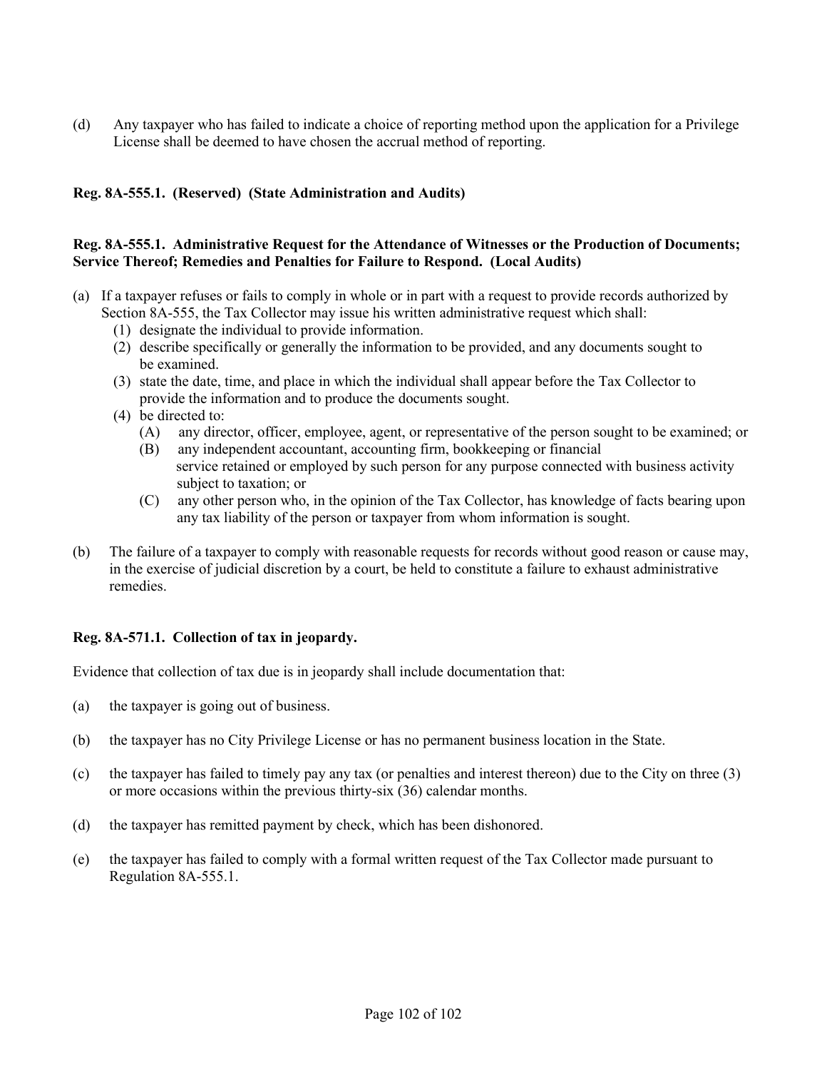(d) Any taxpayer who has failed to indicate a choice of reporting method upon the application for a Privilege License shall be deemed to have chosen the accrual method of reporting.

**Reg. 8A-555.1. (Reserved) (State Administration and Audits)**

**Reg. 8A-555.1. Administrative Request for the Attendance of Witnesses or the Production of Documents; Service Thereof; Remedies and Penalties for Failure to Respond. (Local Audits)**

(a) If a taxpayer refuses or fails to comply in whole or in part with a request to provide records authorized by Section 8A-555, the Tax Collector may issue his written administrative request which shall:
   (1) designate the individual to provide information.
   (2) describe specifically or generally the information to be provided, and any documents sought to be examined.
   (3) state the date, time, and place in which the individual shall appear before the Tax Collector to provide the information and to produce the documents sought.
   (4) be directed to:
      (A) any director, officer, employee, agent, or representative of the person sought to be examined; or
      (B) any independent accountant, accounting firm, bookkeeping or financial service retained or employed by such person for any purpose connected with business activity subject to taxation; or
      (C) any other person who, in the opinion of the Tax Collector, has knowledge of facts bearing upon any tax liability of the person or taxpayer from whom information is sought.

(b) The failure of a taxpayer to comply with reasonable requests for records without good reason or cause may, in the exercise of judicial discretion by a court, be held to constitute a failure to exhaust administrative remedies.

**Reg. 8A-571.1. Collection of tax in jeopardy.**

Evidence that collection of tax due is in jeopardy shall include documentation that:

(a) the taxpayer is going out of business.

(b) the taxpayer has no City Privilege License or has no permanent business location in the State.

(c) the taxpayer has failed to timely pay any tax (or penalties and interest thereon) due to the City on three (3) or more occasions within the previous thirty-six (36) calendar months.

(d) the taxpayer has remitted payment by check, which has been dishonored.

(e) the taxpayer has failed to comply with a formal written request of the Tax Collector made pursuant to Regulation 8A-555.1.